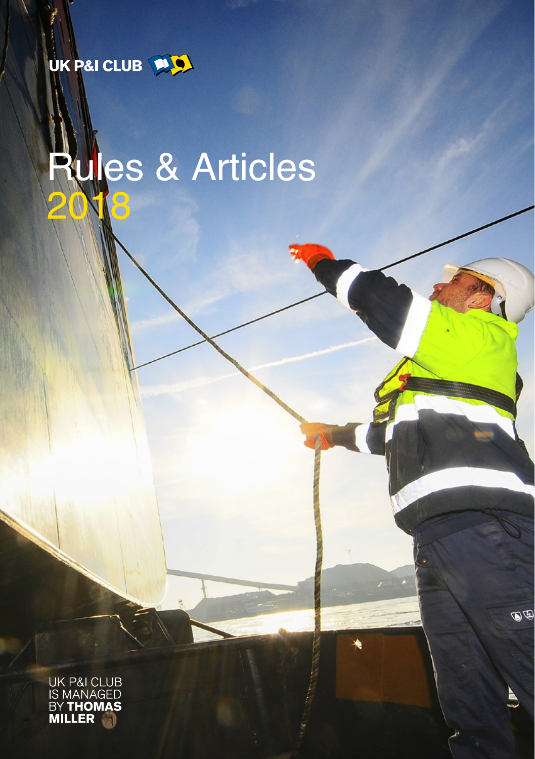UK P&I CLUB

# Rules & Articles 2018

UK P&I CLUB IS MANAGED BY **THOMAS MILLER**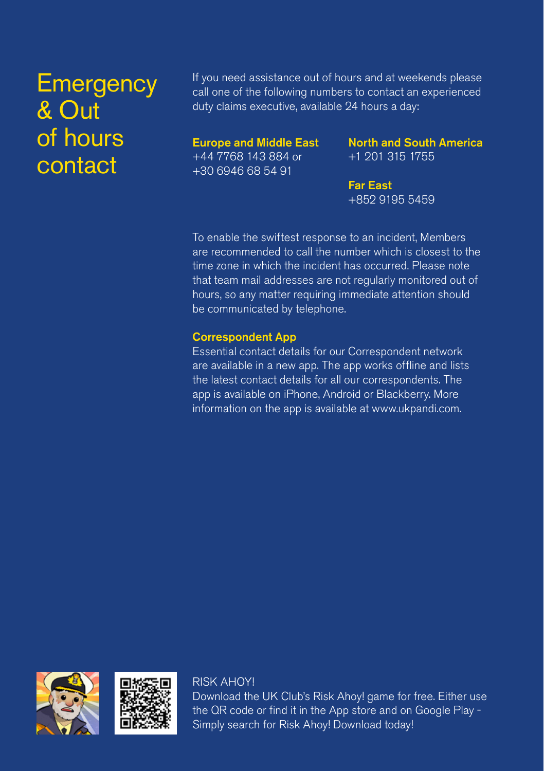# Emergency & Out of hours contact

If you need assistance out of hours and at weekends please call one of the following numbers to contact an experienced duty claims executive, available 24 hours a day:

**Europe and Middle East**
+44 7768 143 884 or
+30 6946 68 54 91

**North and South America**
+1 201 315 1755

**Far East**
+852 9195 5459

To enable the swiftest response to an incident, Members are recommended to call the number which is closest to the time zone in which the incident has occurred. Please note that team mail addresses are not regularly monitored out of hours, so any matter requiring immediate attention should be communicated by telephone.

**Correspondent App**

Essential contact details for our Correspondent network are available in a new app. The app works offline and lists the latest contact details for all our correspondents. The app is available on iPhone, Android or Blackberry. More information on the app is available at www.ukpandi.com.

RISK AHOY!

Download the UK Club's Risk Ahoy! game for free. Either use the QR code or find it in the App store and on Google Play - Simply search for Risk Ahoy! Download today!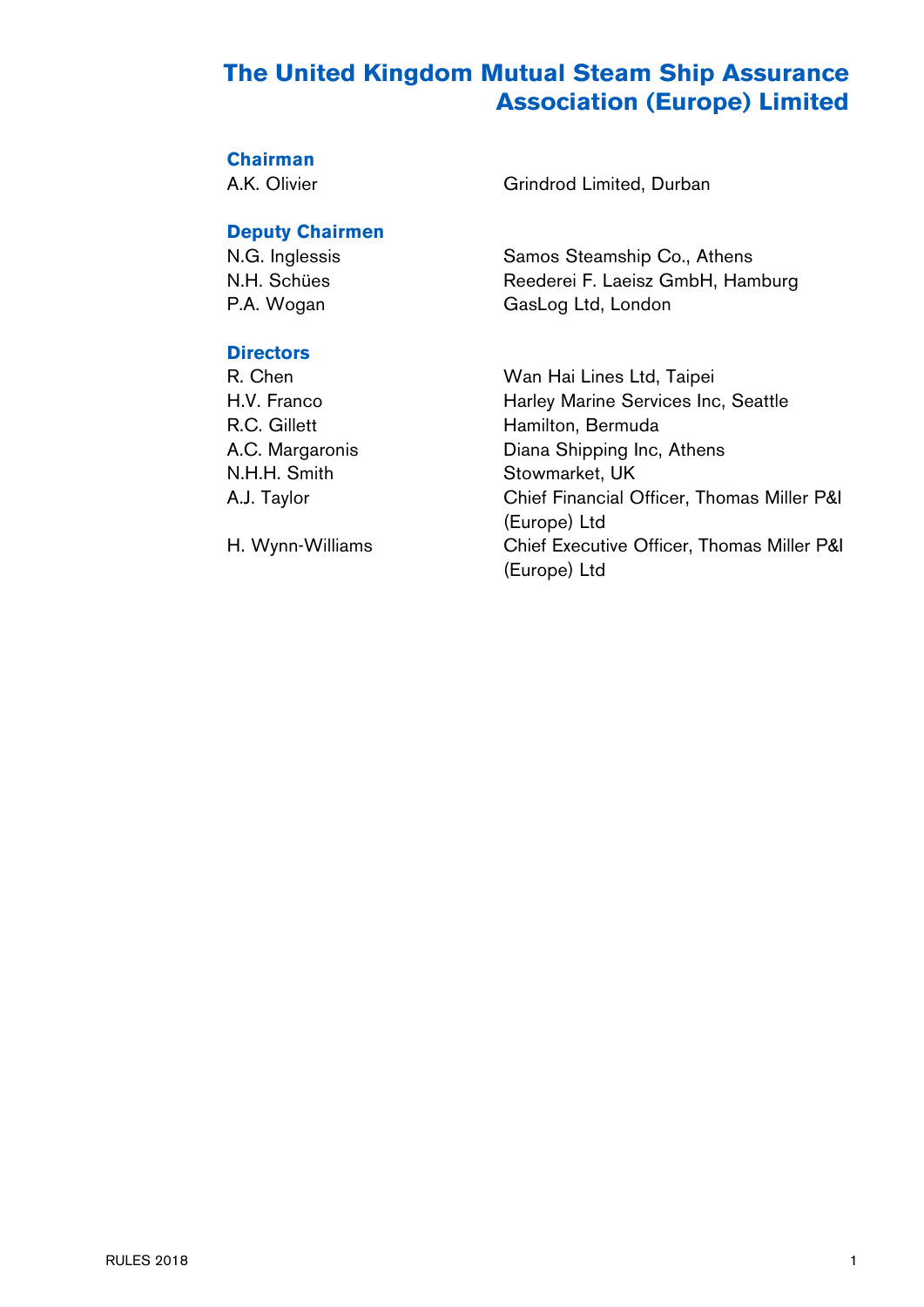# The United Kingdom Mutual Steam Ship Assurance Association (Europe) Limited

### Chairman

| | |
|---|---|
| A.K. Olivier | Grindrod Limited, Durban |

### Deputy Chairmen

| | |
|---|---|
| N.G. Inglessis | Samos Steamship Co., Athens |
| N.H. Schües | Reederei F. Laeisz GmbH, Hamburg |
| P.A. Wogan | GasLog Ltd, London |

### Directors

| | |
|---|---|
| R. Chen | Wan Hai Lines Ltd, Taipei |
| H.V. Franco | Harley Marine Services Inc, Seattle |
| R.C. Gillett | Hamilton, Bermuda |
| A.C. Margaronis | Diana Shipping Inc, Athens |
| N.H.H. Smith | Stowmarket, UK |
| A.J. Taylor | Chief Financial Officer, Thomas Miller P&I (Europe) Ltd |
| H. Wynn-Williams | Chief Executive Officer, Thomas Miller P&I (Europe) Ltd |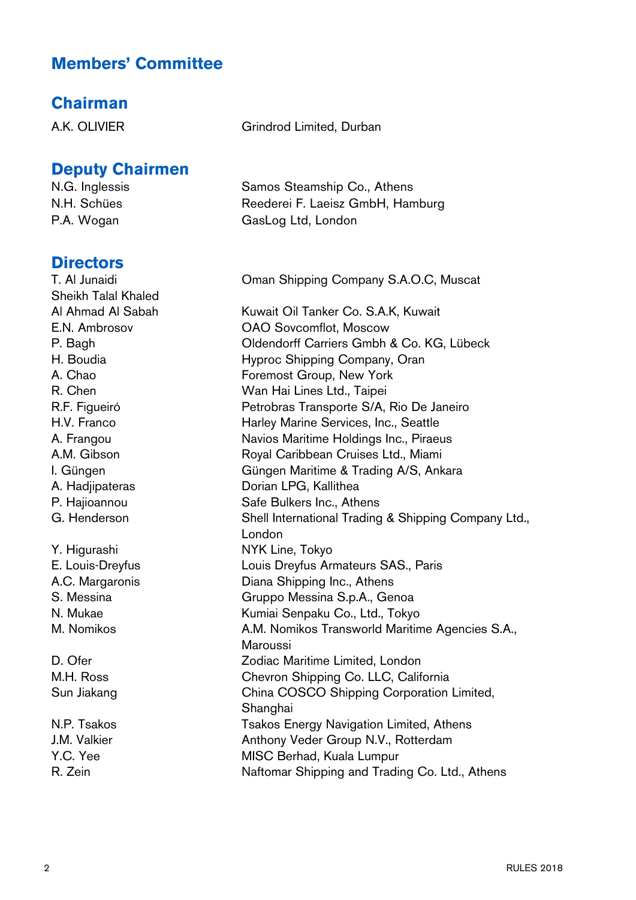# Members' Committee

## Chairman

| | |
|---|---|
| A.K. OLIVIER | Grindrod Limited, Durban |

## Deputy Chairmen

| | |
|---|---|
| N.G. Inglessis | Samos Steamship Co., Athens |
| N.H. Schües | Reederei F. Laeisz GmbH, Hamburg |
| P.A. Wogan | GasLog Ltd, London |

## Directors

| | |
|---|---|
| T. Al Junaidi | Oman Shipping Company S.A.O.C, Muscat |
| Sheikh Talal Khaled Al Ahmad Al Sabah | Kuwait Oil Tanker Co. S.A.K, Kuwait |
| E.N. Ambrosov | OAO Sovcomflot, Moscow |
| P. Bagh | Oldendorff Carriers Gmbh & Co. KG, Lübeck |
| H. Boudia | Hyproc Shipping Company, Oran |
| A. Chao | Foremost Group, New York |
| R. Chen | Wan Hai Lines Ltd., Taipei |
| R.F. Figueiró | Petrobras Transporte S/A, Rio De Janeiro |
| H.V. Franco | Harley Marine Services, Inc., Seattle |
| A. Frangou | Navios Maritime Holdings Inc., Piraeus |
| A.M. Gibson | Royal Caribbean Cruises Ltd., Miami |
| I. Güngen | Güngen Maritime & Trading A/S, Ankara |
| A. Hadjipateras | Dorian LPG, Kallithea |
| P. Hajioannou | Safe Bulkers Inc., Athens |
| G. Henderson | Shell International Trading & Shipping Company Ltd., London |
| Y. Higurashi | NYK Line, Tokyo |
| E. Louis-Dreyfus | Louis Dreyfus Armateurs SAS., Paris |
| A.C. Margaronis | Diana Shipping Inc., Athens |
| S. Messina | Gruppo Messina S.p.A., Genoa |
| N. Mukae | Kumiai Senpaku Co., Ltd., Tokyo |
| M. Nomikos | A.M. Nomikos Transworld Maritime Agencies S.A., Maroussi |
| D. Ofer | Zodiac Maritime Limited, London |
| M.H. Ross | Chevron Shipping Co. LLC, California |
| Sun Jiakang | China COSCO Shipping Corporation Limited, Shanghai |
| N.P. Tsakos | Tsakos Energy Navigation Limited, Athens |
| J.M. Valkier | Anthony Veder Group N.V., Rotterdam |
| Y.C. Yee | MISC Berhad, Kuala Lumpur |
| R. Zein | Naftomar Shipping and Trading Co. Ltd., Athens |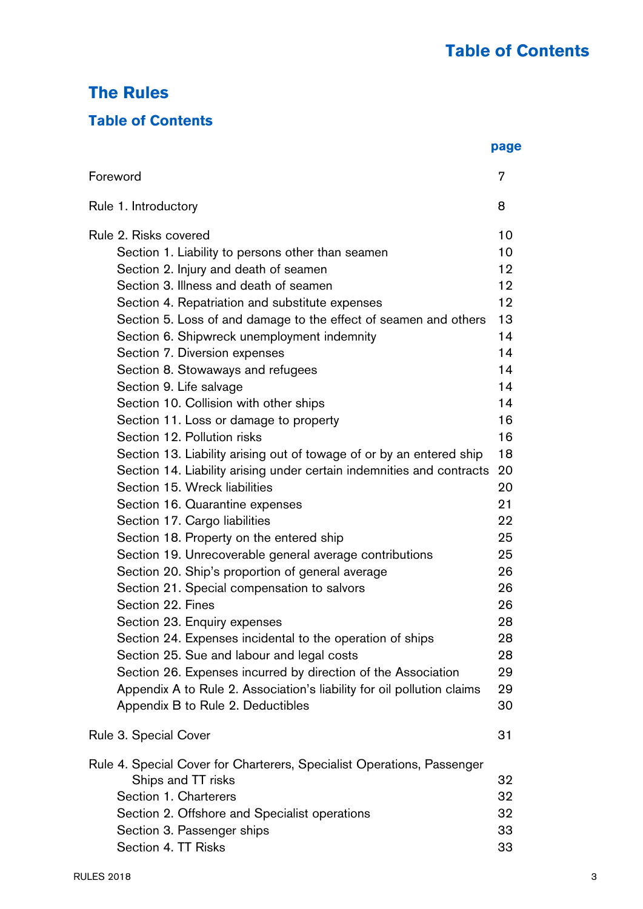# The Rules

## Table of Contents

| | page |
|---|---|
| Foreword | 7 |
| Rule 1. Introductory | 8 |
| Rule 2. Risks covered | 10 |
| Section 1. Liability to persons other than seamen | 10 |
| Section 2. Injury and death of seamen | 12 |
| Section 3. Illness and death of seamen | 12 |
| Section 4. Repatriation and substitute expenses | 12 |
| Section 5. Loss of and damage to the effect of seamen and others | 13 |
| Section 6. Shipwreck unemployment indemnity | 14 |
| Section 7. Diversion expenses | 14 |
| Section 8. Stowaways and refugees | 14 |
| Section 9. Life salvage | 14 |
| Section 10. Collision with other ships | 14 |
| Section 11. Loss or damage to property | 16 |
| Section 12. Pollution risks | 16 |
| Section 13. Liability arising out of towage of or by an entered ship | 18 |
| Section 14. Liability arising under certain indemnities and contracts | 20 |
| Section 15. Wreck liabilities | 20 |
| Section 16. Quarantine expenses | 21 |
| Section 17. Cargo liabilities | 22 |
| Section 18. Property on the entered ship | 25 |
| Section 19. Unrecoverable general average contributions | 25 |
| Section 20. Ship's proportion of general average | 26 |
| Section 21. Special compensation to salvors | 26 |
| Section 22. Fines | 26 |
| Section 23. Enquiry expenses | 28 |
| Section 24. Expenses incidental to the operation of ships | 28 |
| Section 25. Sue and labour and legal costs | 28 |
| Section 26. Expenses incurred by direction of the Association | 29 |
| Appendix A to Rule 2. Association's liability for oil pollution claims | 29 |
| Appendix B to Rule 2. Deductibles | 30 |
| Rule 3. Special Cover | 31 |
| Rule 4. Special Cover for Charterers, Specialist Operations, Passenger Ships and TT risks | 32 |
| Section 1. Charterers | 32 |
| Section 2. Offshore and Specialist operations | 32 |
| Section 3. Passenger ships | 33 |
| Section 4. TT Risks | 33 |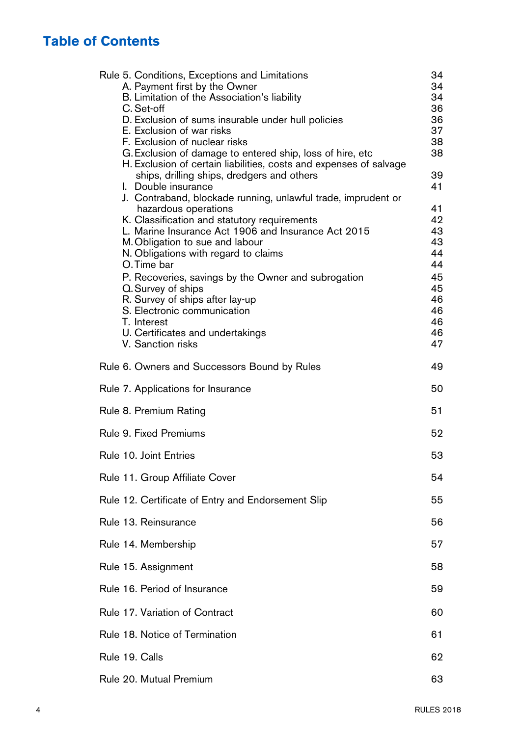## Table of Contents

| | |
|---|---|
| Rule 5. Conditions, Exceptions and Limitations | 34 |
| A. Payment first by the Owner | 34 |
| B. Limitation of the Association's liability | 34 |
| C. Set-off | 36 |
| D. Exclusion of sums insurable under hull policies | 36 |
| E. Exclusion of war risks | 37 |
| F. Exclusion of nuclear risks | 38 |
| G. Exclusion of damage to entered ship, loss of hire, etc | 38 |
| H. Exclusion of certain liabilities, costs and expenses of salvage ships, drilling ships, dredgers and others | 39 |
| I. Double insurance | 41 |
| J. Contraband, blockade running, unlawful trade, imprudent or hazardous operations | 41 |
| K. Classification and statutory requirements | 42 |
| L. Marine Insurance Act 1906 and Insurance Act 2015 | 43 |
| M. Obligation to sue and labour | 43 |
| N. Obligations with regard to claims | 44 |
| O. Time bar | 44 |
| P. Recoveries, savings by the Owner and subrogation | 45 |
| Q. Survey of ships | 45 |
| R. Survey of ships after lay-up | 46 |
| S. Electronic communication | 46 |
| T. Interest | 46 |
| U. Certificates and undertakings | 46 |
| V. Sanction risks | 47 |
| Rule 6. Owners and Successors Bound by Rules | 49 |
| Rule 7. Applications for Insurance | 50 |
| Rule 8. Premium Rating | 51 |
| Rule 9. Fixed Premiums | 52 |
| Rule 10. Joint Entries | 53 |
| Rule 11. Group Affiliate Cover | 54 |
| Rule 12. Certificate of Entry and Endorsement Slip | 55 |
| Rule 13. Reinsurance | 56 |
| Rule 14. Membership | 57 |
| Rule 15. Assignment | 58 |
| Rule 16. Period of Insurance | 59 |
| Rule 17. Variation of Contract | 60 |
| Rule 18. Notice of Termination | 61 |
| Rule 19. Calls | 62 |
| Rule 20. Mutual Premium | 63 |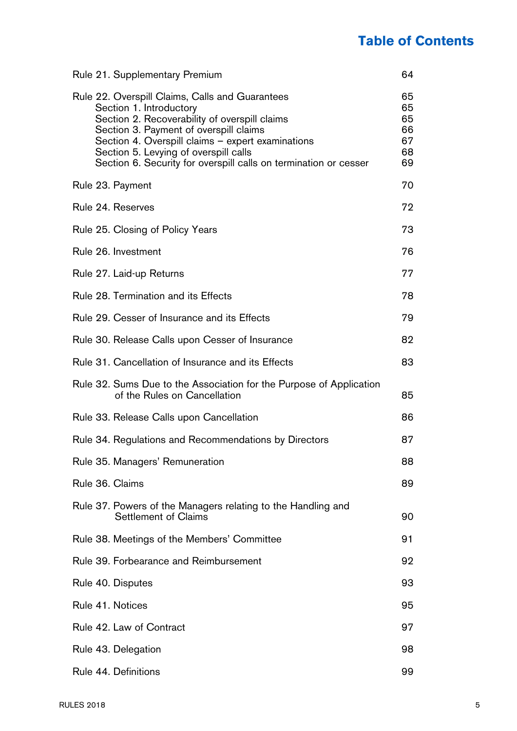# Table of Contents

| | |
|---|---|
| Rule 21. Supplementary Premium | 64 |
| Rule 22. Overspill Claims, Calls and Guarantees | 65 |
| Section 1. Introductory | 65 |
| Section 2. Recoverability of overspill claims | 65 |
| Section 3. Payment of overspill claims | 66 |
| Section 4. Overspill claims – expert examinations | 67 |
| Section 5. Levying of overspill calls | 68 |
| Section 6. Security for overspill calls on termination or cesser | 69 |
| Rule 23. Payment | 70 |
| Rule 24. Reserves | 72 |
| Rule 25. Closing of Policy Years | 73 |
| Rule 26. Investment | 76 |
| Rule 27. Laid-up Returns | 77 |
| Rule 28. Termination and its Effects | 78 |
| Rule 29. Cesser of Insurance and its Effects | 79 |
| Rule 30. Release Calls upon Cesser of Insurance | 82 |
| Rule 31. Cancellation of Insurance and its Effects | 83 |
| Rule 32. Sums Due to the Association for the Purpose of Application of the Rules on Cancellation | 85 |
| Rule 33. Release Calls upon Cancellation | 86 |
| Rule 34. Regulations and Recommendations by Directors | 87 |
| Rule 35. Managers' Remuneration | 88 |
| Rule 36. Claims | 89 |
| Rule 37. Powers of the Managers relating to the Handling and Settlement of Claims | 90 |
| Rule 38. Meetings of the Members' Committee | 91 |
| Rule 39. Forbearance and Reimbursement | 92 |
| Rule 40. Disputes | 93 |
| Rule 41. Notices | 95 |
| Rule 42. Law of Contract | 97 |
| Rule 43. Delegation | 98 |
| Rule 44. Definitions | 99 |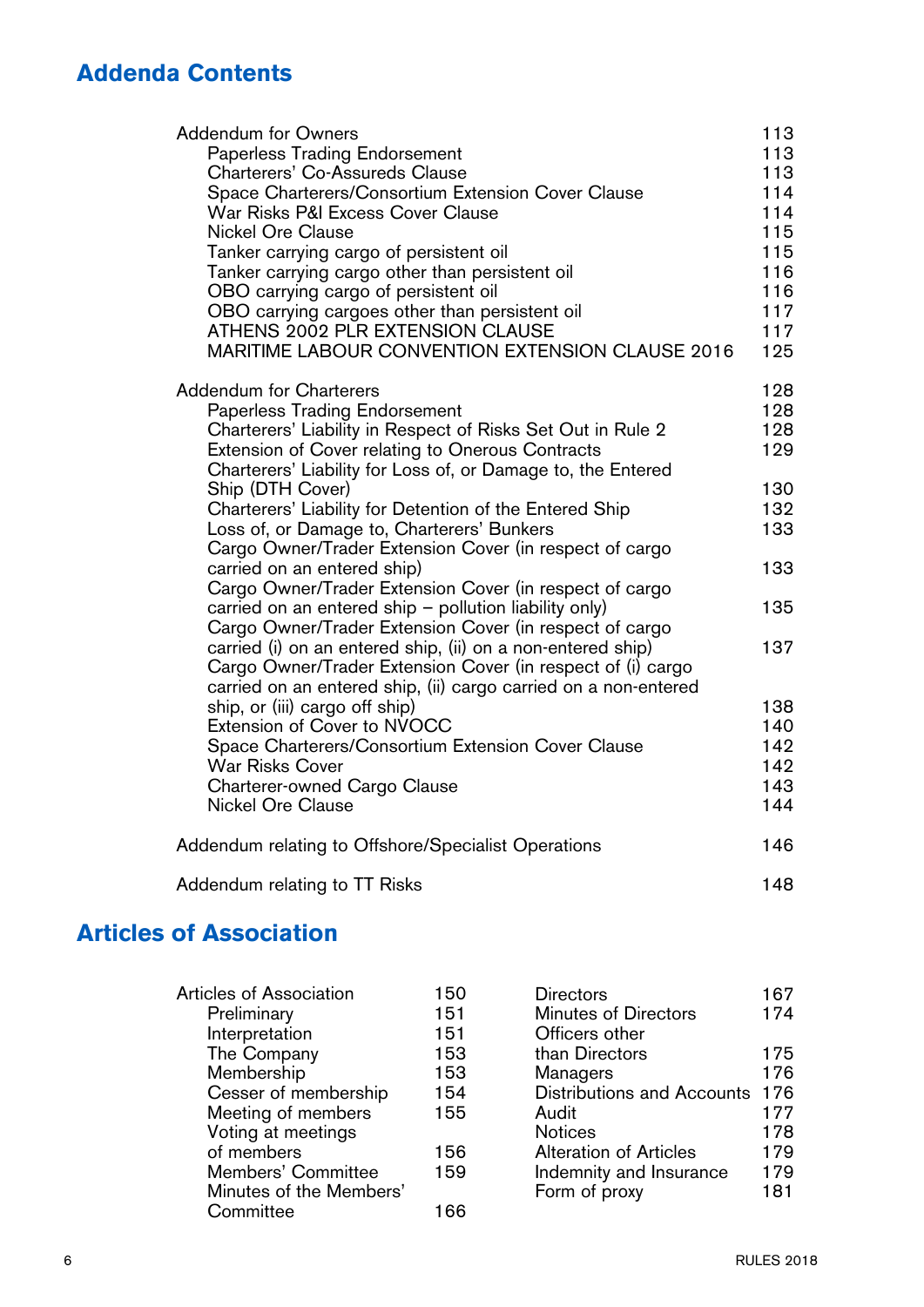## Addenda Contents

| | |
|---|---|
| Addendum for Owners | 113 |
| Paperless Trading Endorsement | 113 |
| Charterers' Co-Assureds Clause | 113 |
| Space Charterers/Consortium Extension Cover Clause | 114 |
| War Risks P&I Excess Cover Clause | 114 |
| Nickel Ore Clause | 115 |
| Tanker carrying cargo of persistent oil | 115 |
| Tanker carrying cargo other than persistent oil | 116 |
| OBO carrying cargo of persistent oil | 116 |
| OBO carrying cargoes other than persistent oil | 117 |
| ATHENS 2002 PLR EXTENSION CLAUSE | 117 |
| MARITIME LABOUR CONVENTION EXTENSION CLAUSE 2016 | 125 |
| Addendum for Charterers | 128 |
| Paperless Trading Endorsement | 128 |
| Charterers' Liability in Respect of Risks Set Out in Rule 2 | 128 |
| Extension of Cover relating to Onerous Contracts | 129 |
| Charterers' Liability for Loss of, or Damage to, the Entered Ship (DTH Cover) | 130 |
| Charterers' Liability for Detention of the Entered Ship | 132 |
| Loss of, or Damage to, Charterers' Bunkers | 133 |
| Cargo Owner/Trader Extension Cover (in respect of cargo carried on an entered ship) | 133 |
| Cargo Owner/Trader Extension Cover (in respect of cargo carried on an entered ship – pollution liability only) | 135 |
| Cargo Owner/Trader Extension Cover (in respect of cargo carried (i) on an entered ship, (ii) on a non-entered ship) | 137 |
| Cargo Owner/Trader Extension Cover (in respect of (i) cargo carried on an entered ship, (ii) cargo carried on a non-entered ship, or (iii) cargo off ship) | 138 |
| Extension of Cover to NVOCC | 140 |
| Space Charterers/Consortium Extension Cover Clause | 142 |
| War Risks Cover | 142 |
| Charterer-owned Cargo Clause | 143 |
| Nickel Ore Clause | 144 |
| Addendum relating to Offshore/Specialist Operations | 146 |
| Addendum relating to TT Risks | 148 |

## Articles of Association

| | |
|---|---|
| Articles of Association | 150 |
| Preliminary | 151 |
| Interpretation | 151 |
| The Company | 153 |
| Membership | 153 |
| Cesser of membership | 154 |
| Meeting of members | 155 |
| Voting at meetings of members | 156 |
| Members' Committee | 159 |
| Minutes of the Members' Committee | 166 |
| Directors | 167 |
| Minutes of Directors | 174 |
| Officers other than Directors | 175 |
| Managers | 176 |
| Distributions and Accounts | 176 |
| Audit | 177 |
| Notices | 178 |
| Alteration of Articles | 179 |
| Indemnity and Insurance | 179 |
| Form of proxy | 181 |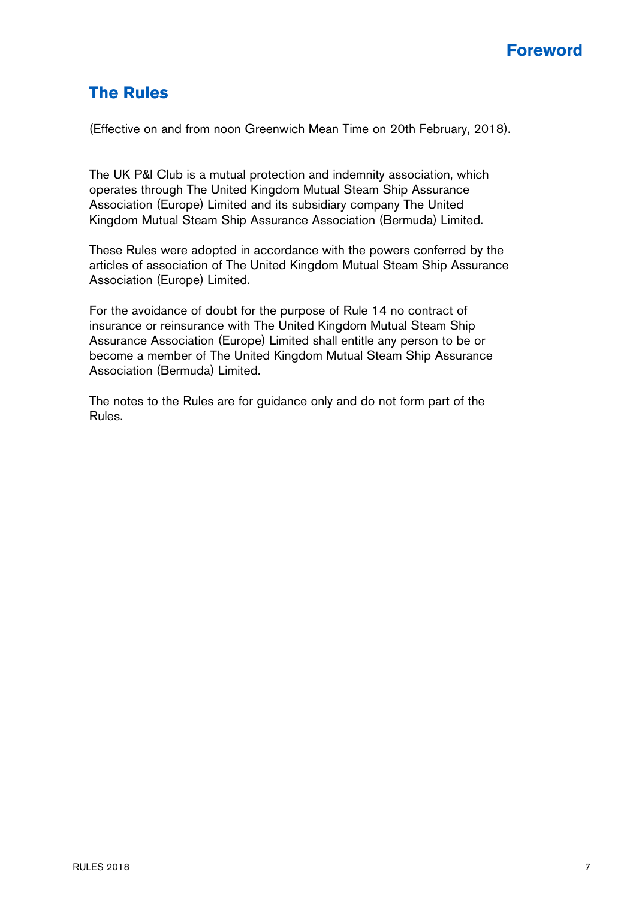# Foreword

## The Rules

(Effective on and from noon Greenwich Mean Time on 20th February, 2018).

The UK P&I Club is a mutual protection and indemnity association, which operates through The United Kingdom Mutual Steam Ship Assurance Association (Europe) Limited and its subsidiary company The United Kingdom Mutual Steam Ship Assurance Association (Bermuda) Limited.

These Rules were adopted in accordance with the powers conferred by the articles of association of The United Kingdom Mutual Steam Ship Assurance Association (Europe) Limited.

For the avoidance of doubt for the purpose of Rule 14 no contract of insurance or reinsurance with The United Kingdom Mutual Steam Ship Assurance Association (Europe) Limited shall entitle any person to be or become a member of The United Kingdom Mutual Steam Ship Assurance Association (Bermuda) Limited.

The notes to the Rules are for guidance only and do not form part of the Rules.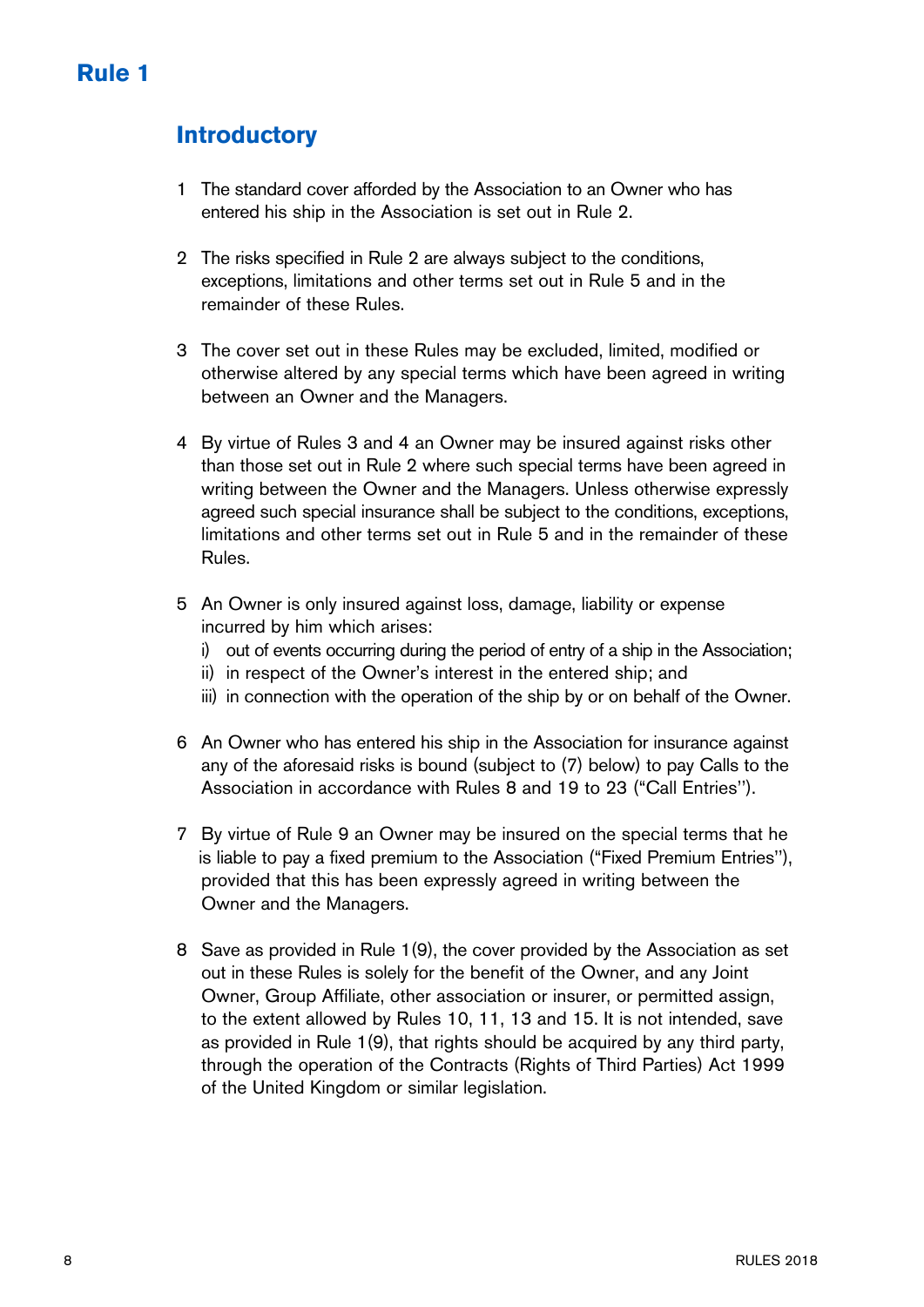# Rule 1

## Introductory

1 The standard cover afforded by the Association to an Owner who has entered his ship in the Association is set out in Rule 2.

2 The risks specified in Rule 2 are always subject to the conditions, exceptions, limitations and other terms set out in Rule 5 and in the remainder of these Rules.

3 The cover set out in these Rules may be excluded, limited, modified or otherwise altered by any special terms which have been agreed in writing between an Owner and the Managers.

4 By virtue of Rules 3 and 4 an Owner may be insured against risks other than those set out in Rule 2 where such special terms have been agreed in writing between the Owner and the Managers. Unless otherwise expressly agreed such special insurance shall be subject to the conditions, exceptions, limitations and other terms set out in Rule 5 and in the remainder of these Rules.

5 An Owner is only insured against loss, damage, liability or expense incurred by him which arises:

i) out of events occurring during the period of entry of a ship in the Association;
ii) in respect of the Owner's interest in the entered ship; and
iii) in connection with the operation of the ship by or on behalf of the Owner.

6 An Owner who has entered his ship in the Association for insurance against any of the aforesaid risks is bound (subject to (7) below) to pay Calls to the Association in accordance with Rules 8 and 19 to 23 ("Call Entries").

7 By virtue of Rule 9 an Owner may be insured on the special terms that he is liable to pay a fixed premium to the Association ("Fixed Premium Entries"), provided that this has been expressly agreed in writing between the Owner and the Managers.

8 Save as provided in Rule 1(9), the cover provided by the Association as set out in these Rules is solely for the benefit of the Owner, and any Joint Owner, Group Affiliate, other association or insurer, or permitted assign, to the extent allowed by Rules 10, 11, 13 and 15. It is not intended, save as provided in Rule 1(9), that rights should be acquired by any third party, through the operation of the Contracts (Rights of Third Parties) Act 1999 of the United Kingdom or similar legislation.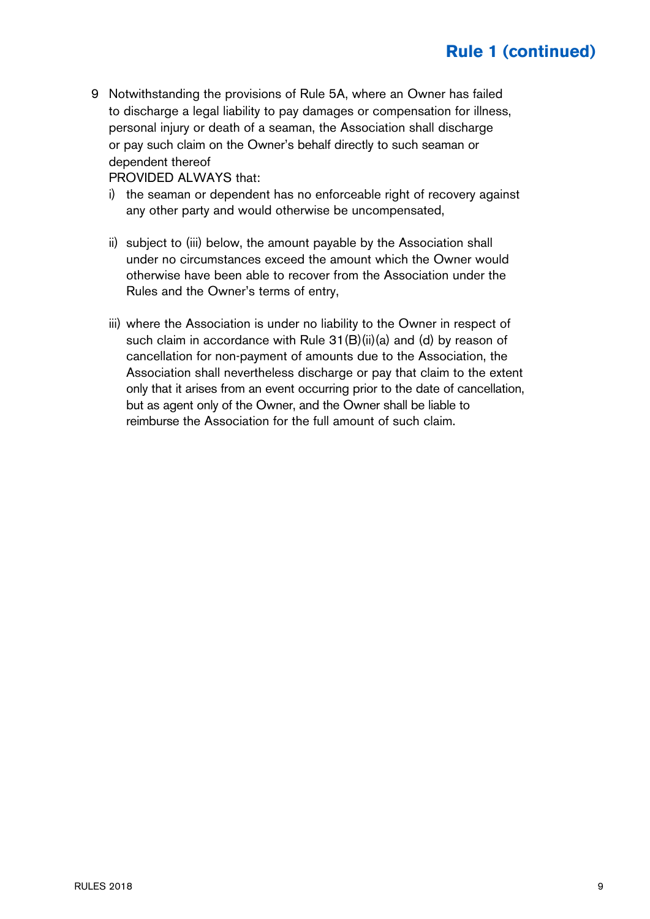## Rule 1 (continued)

9 Notwithstanding the provisions of Rule 5A, where an Owner has failed to discharge a legal liability to pay damages or compensation for illness, personal injury or death of a seaman, the Association shall discharge or pay such claim on the Owner's behalf directly to such seaman or dependent thereof

PROVIDED ALWAYS that:

i) the seaman or dependent has no enforceable right of recovery against any other party and would otherwise be uncompensated,

ii) subject to (iii) below, the amount payable by the Association shall under no circumstances exceed the amount which the Owner would otherwise have been able to recover from the Association under the Rules and the Owner's terms of entry,

iii) where the Association is under no liability to the Owner in respect of such claim in accordance with Rule 31(B)(ii)(a) and (d) by reason of cancellation for non-payment of amounts due to the Association, the Association shall nevertheless discharge or pay that claim to the extent only that it arises from an event occurring prior to the date of cancellation, but as agent only of the Owner, and the Owner shall be liable to reimburse the Association for the full amount of such claim.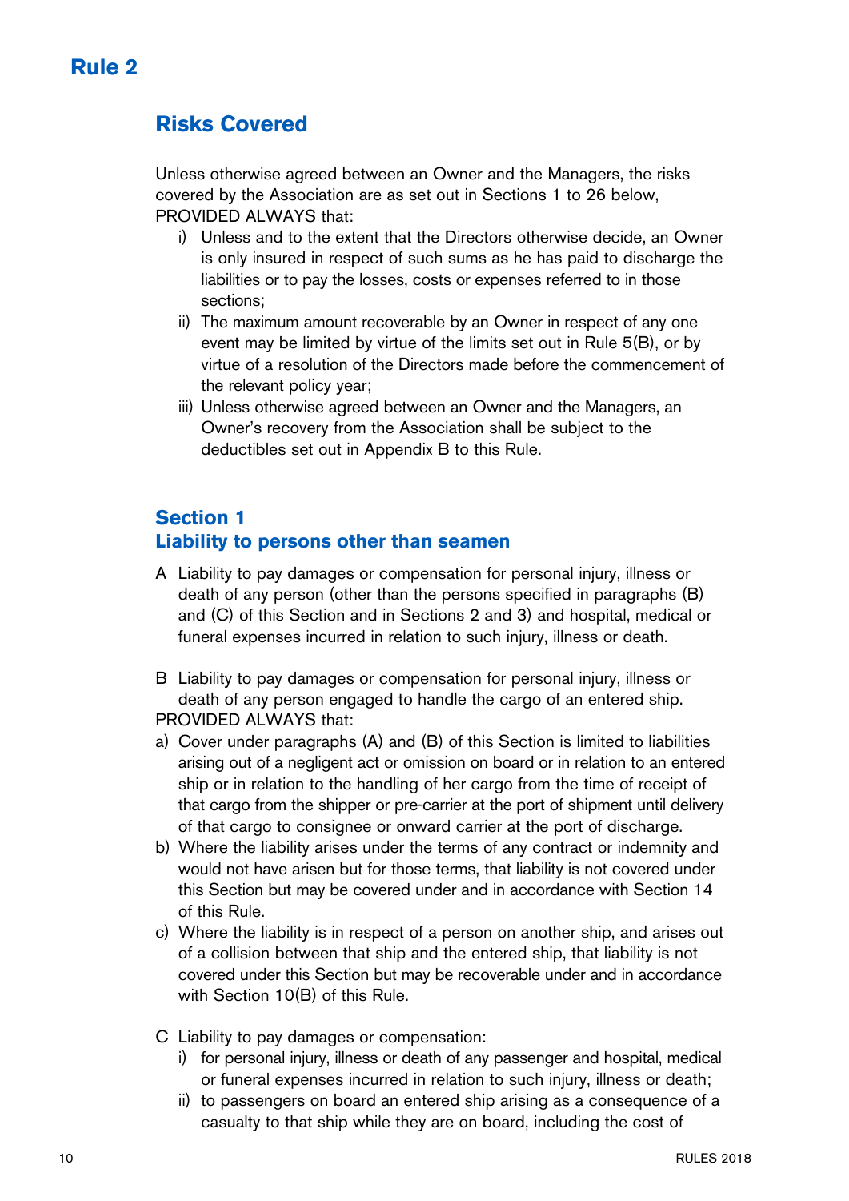# Rule 2

## Risks Covered

Unless otherwise agreed between an Owner and the Managers, the risks covered by the Association are as set out in Sections 1 to 26 below, PROVIDED ALWAYS that:

i) Unless and to the extent that the Directors otherwise decide, an Owner is only insured in respect of such sums as he has paid to discharge the liabilities or to pay the losses, costs or expenses referred to in those sections;

ii) The maximum amount recoverable by an Owner in respect of any one event may be limited by virtue of the limits set out in Rule 5(B), or by virtue of a resolution of the Directors made before the commencement of the relevant policy year;

iii) Unless otherwise agreed between an Owner and the Managers, an Owner's recovery from the Association shall be subject to the deductibles set out in Appendix B to this Rule.

### Section 1
### Liability to persons other than seamen

A Liability to pay damages or compensation for personal injury, illness or death of any person (other than the persons specified in paragraphs (B) and (C) of this Section and in Sections 2 and 3) and hospital, medical or funeral expenses incurred in relation to such injury, illness or death.

B Liability to pay damages or compensation for personal injury, illness or death of any person engaged to handle the cargo of an entered ship.

PROVIDED ALWAYS that:

a) Cover under paragraphs (A) and (B) of this Section is limited to liabilities arising out of a negligent act or omission on board or in relation to an entered ship or in relation to the handling of her cargo from the time of receipt of that cargo from the shipper or pre-carrier at the port of shipment until delivery of that cargo to consignee or onward carrier at the port of discharge.

b) Where the liability arises under the terms of any contract or indemnity and would not have arisen but for those terms, that liability is not covered under this Section but may be covered under and in accordance with Section 14 of this Rule.

c) Where the liability is in respect of a person on another ship, and arises out of a collision between that ship and the entered ship, that liability is not covered under this Section but may be recoverable under and in accordance with Section 10(B) of this Rule.

C Liability to pay damages or compensation:

i) for personal injury, illness or death of any passenger and hospital, medical or funeral expenses incurred in relation to such injury, illness or death;

ii) to passengers on board an entered ship arising as a consequence of a casualty to that ship while they are on board, including the cost of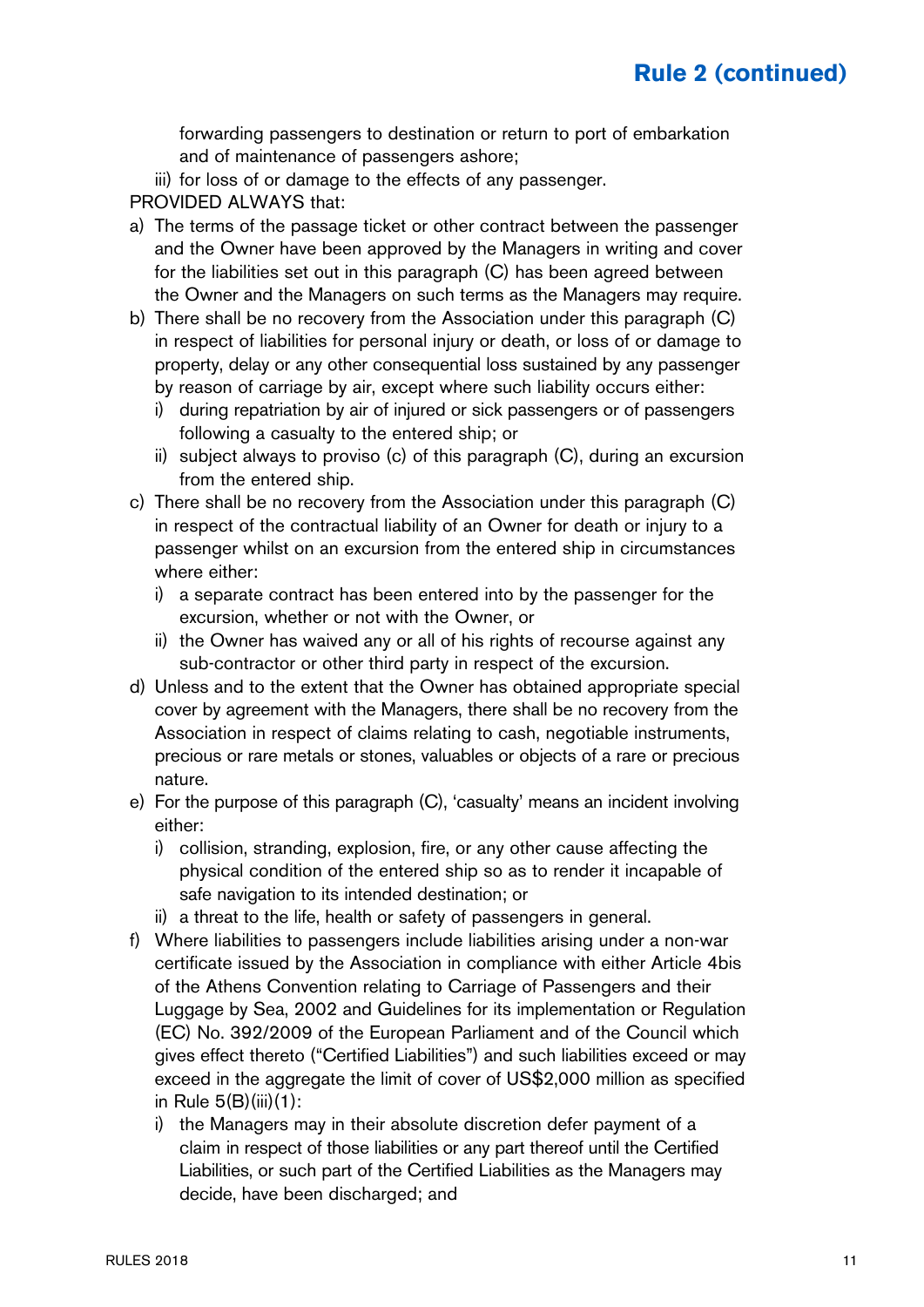## Rule 2 (continued)

forwarding passengers to destination or return to port of embarkation and of maintenance of passengers ashore;

iii) for loss of or damage to the effects of any passenger.

PROVIDED ALWAYS that:

a) The terms of the passage ticket or other contract between the passenger and the Owner have been approved by the Managers in writing and cover for the liabilities set out in this paragraph (C) has been agreed between the Owner and the Managers on such terms as the Managers may require.

b) There shall be no recovery from the Association under this paragraph (C) in respect of liabilities for personal injury or death, or loss of or damage to property, delay or any other consequential loss sustained by any passenger by reason of carriage by air, except where such liability occurs either:
   i) during repatriation by air of injured or sick passengers or of passengers following a casualty to the entered ship; or
   ii) subject always to proviso (c) of this paragraph (C), during an excursion from the entered ship.

c) There shall be no recovery from the Association under this paragraph (C) in respect of the contractual liability of an Owner for death or injury to a passenger whilst on an excursion from the entered ship in circumstances where either:
   i) a separate contract has been entered into by the passenger for the excursion, whether or not with the Owner, or
   ii) the Owner has waived any or all of his rights of recourse against any sub-contractor or other third party in respect of the excursion.

d) Unless and to the extent that the Owner has obtained appropriate special cover by agreement with the Managers, there shall be no recovery from the Association in respect of claims relating to cash, negotiable instruments, precious or rare metals or stones, valuables or objects of a rare or precious nature.

e) For the purpose of this paragraph (C), 'casualty' means an incident involving either:
   i) collision, stranding, explosion, fire, or any other cause affecting the physical condition of the entered ship so as to render it incapable of safe navigation to its intended destination; or
   ii) a threat to the life, health or safety of passengers in general.

f) Where liabilities to passengers include liabilities arising under a non-war certificate issued by the Association in compliance with either Article 4bis of the Athens Convention relating to Carriage of Passengers and their Luggage by Sea, 2002 and Guidelines for its implementation or Regulation (EC) No. 392/2009 of the European Parliament and of the Council which gives effect thereto ("Certified Liabilities") and such liabilities exceed or may exceed in the aggregate the limit of cover of US$2,000 million as specified in Rule 5(B)(iii)(1):
   i) the Managers may in their absolute discretion defer payment of a claim in respect of those liabilities or any part thereof until the Certified Liabilities, or such part of the Certified Liabilities as the Managers may decide, have been discharged; and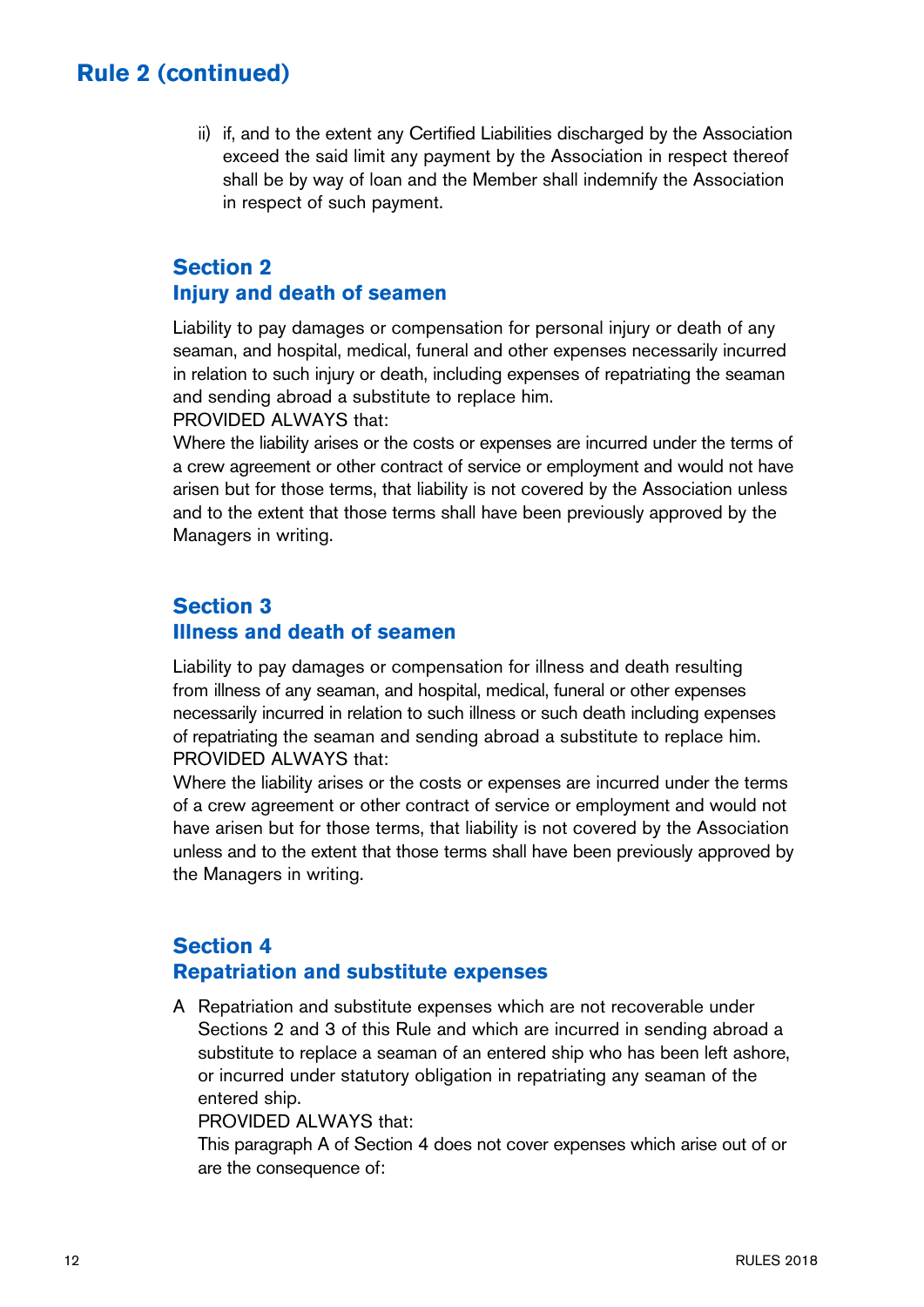## Rule 2 (continued)

ii) if, and to the extent any Certified Liabilities discharged by the Association exceed the said limit any payment by the Association in respect thereof shall be by way of loan and the Member shall indemnify the Association in respect of such payment.

### Section 2
### Injury and death of seamen

Liability to pay damages or compensation for personal injury or death of any seaman, and hospital, medical, funeral and other expenses necessarily incurred in relation to such injury or death, including expenses of repatriating the seaman and sending abroad a substitute to replace him.
PROVIDED ALWAYS that:
Where the liability arises or the costs or expenses are incurred under the terms of a crew agreement or other contract of service or employment and would not have arisen but for those terms, that liability is not covered by the Association unless and to the extent that those terms shall have been previously approved by the Managers in writing.

### Section 3
### Illness and death of seamen

Liability to pay damages or compensation for illness and death resulting from illness of any seaman, and hospital, medical, funeral or other expenses necessarily incurred in relation to such illness or such death including expenses of repatriating the seaman and sending abroad a substitute to replace him.
PROVIDED ALWAYS that:
Where the liability arises or the costs or expenses are incurred under the terms of a crew agreement or other contract of service or employment and would not have arisen but for those terms, that liability is not covered by the Association unless and to the extent that those terms shall have been previously approved by the Managers in writing.

### Section 4
### Repatriation and substitute expenses

A Repatriation and substitute expenses which are not recoverable under Sections 2 and 3 of this Rule and which are incurred in sending abroad a substitute to replace a seaman of an entered ship who has been left ashore, or incurred under statutory obligation in repatriating any seaman of the entered ship.
PROVIDED ALWAYS that:
This paragraph A of Section 4 does not cover expenses which arise out of or are the consequence of: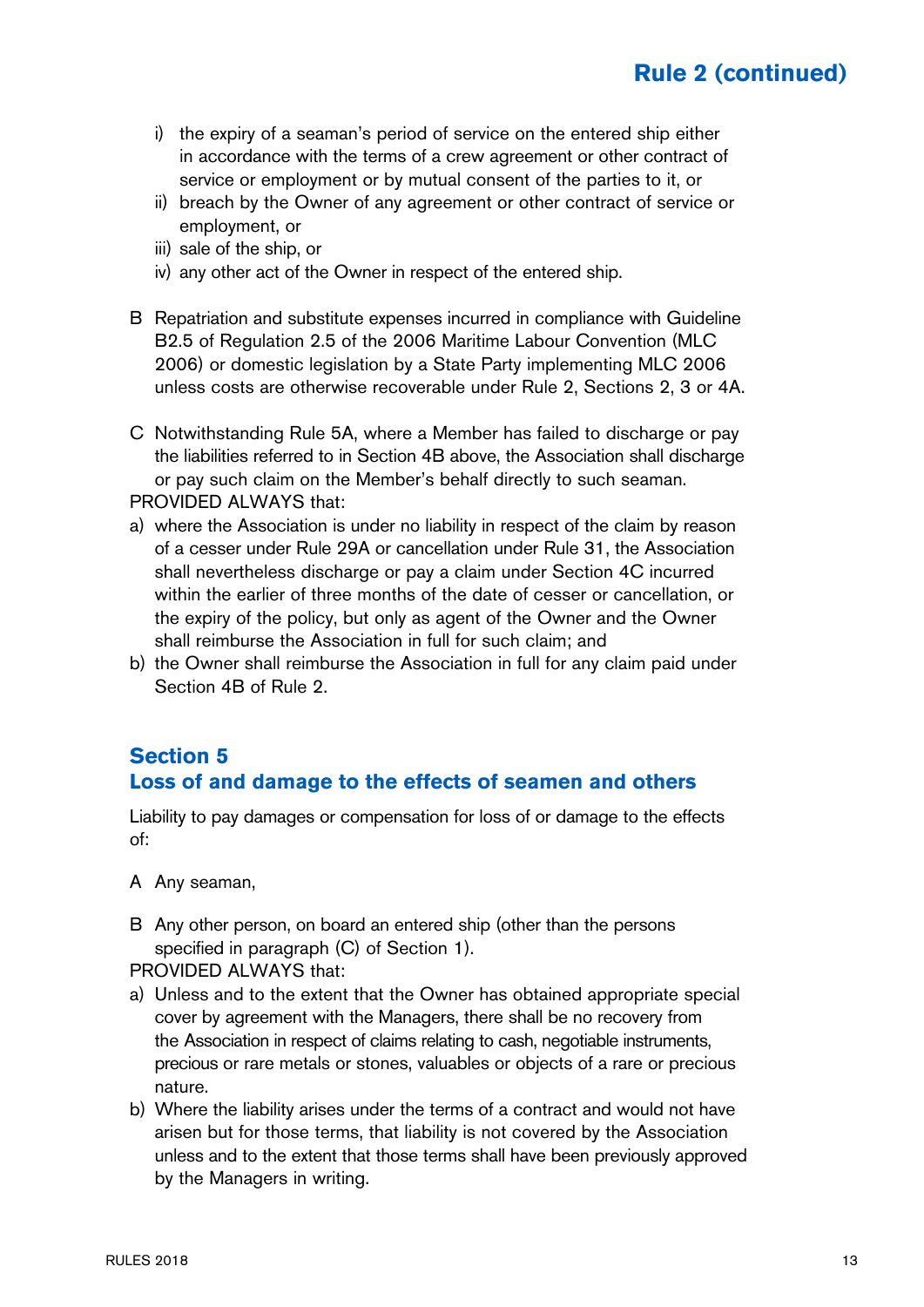i) the expiry of a seaman's period of service on the entered ship either in accordance with the terms of a crew agreement or other contract of service or employment or by mutual consent of the parties to it, or
ii) breach by the Owner of any agreement or other contract of service or employment, or
iii) sale of the ship, or
iv) any other act of the Owner in respect of the entered ship.

B Repatriation and substitute expenses incurred in compliance with Guideline B2.5 of Regulation 2.5 of the 2006 Maritime Labour Convention (MLC 2006) or domestic legislation by a State Party implementing MLC 2006 unless costs are otherwise recoverable under Rule 2, Sections 2, 3 or 4A.

C Notwithstanding Rule 5A, where a Member has failed to discharge or pay the liabilities referred to in Section 4B above, the Association shall discharge or pay such claim on the Member's behalf directly to such seaman.

PROVIDED ALWAYS that:

a) where the Association is under no liability in respect of the claim by reason of a cesser under Rule 29A or cancellation under Rule 31, the Association shall nevertheless discharge or pay a claim under Section 4C incurred within the earlier of three months of the date of cesser or cancellation, or the expiry of the policy, but only as agent of the Owner and the Owner shall reimburse the Association in full for such claim; and
b) the Owner shall reimburse the Association in full for any claim paid under Section 4B of Rule 2.

## Section 5
## Loss of and damage to the effects of seamen and others

Liability to pay damages or compensation for loss of or damage to the effects of:

A Any seaman,

B Any other person, on board an entered ship (other than the persons specified in paragraph (C) of Section 1).

PROVIDED ALWAYS that:

a) Unless and to the extent that the Owner has obtained appropriate special cover by agreement with the Managers, there shall be no recovery from the Association in respect of claims relating to cash, negotiable instruments, precious or rare metals or stones, valuables or objects of a rare or precious nature.
b) Where the liability arises under the terms of a contract and would not have arisen but for those terms, that liability is not covered by the Association unless and to the extent that those terms shall have been previously approved by the Managers in writing.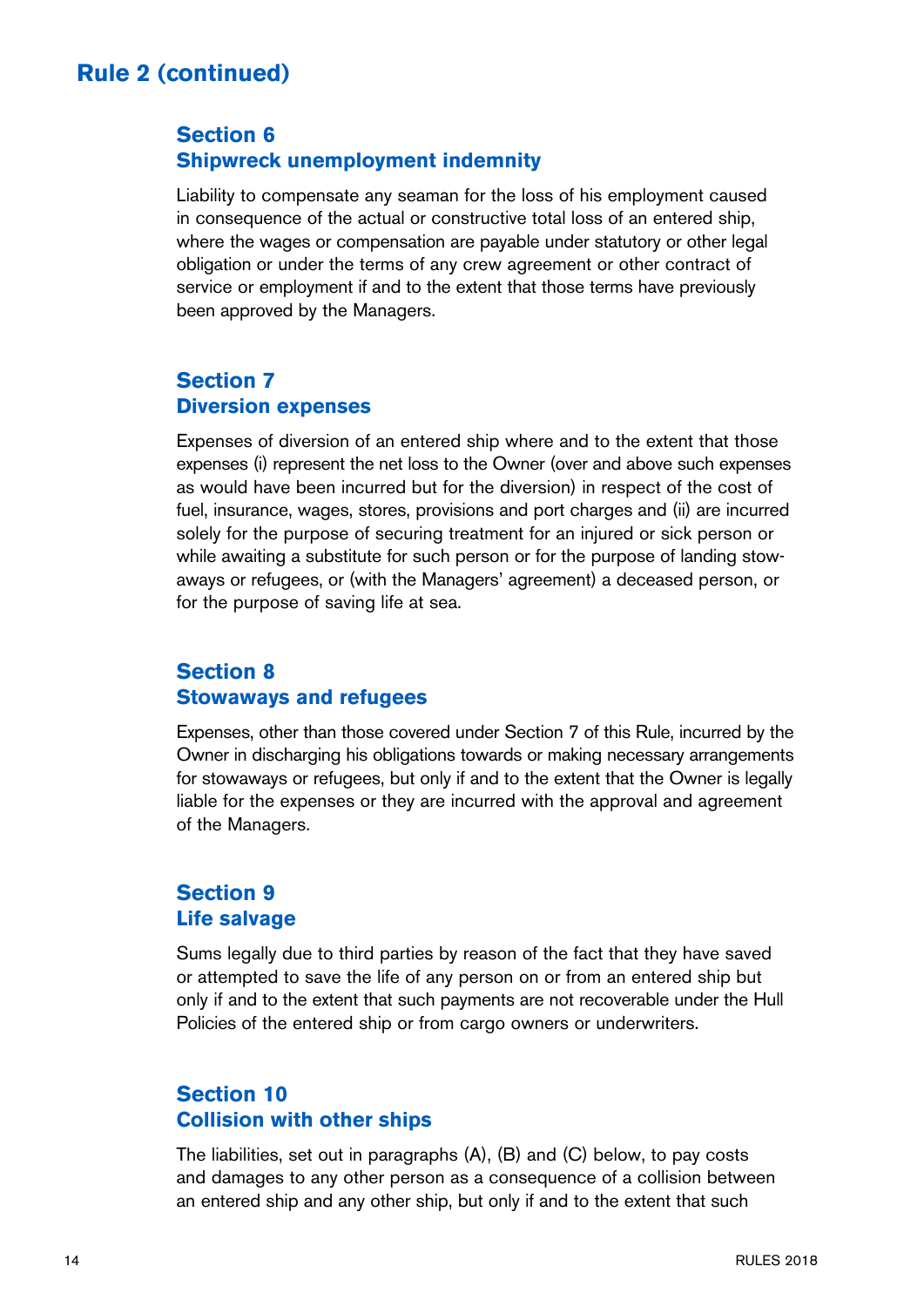## Rule 2 (continued)

### Section 6
### Shipwreck unemployment indemnity

Liability to compensate any seaman for the loss of his employment caused in consequence of the actual or constructive total loss of an entered ship, where the wages or compensation are payable under statutory or other legal obligation or under the terms of any crew agreement or other contract of service or employment if and to the extent that those terms have previously been approved by the Managers.

### Section 7
### Diversion expenses

Expenses of diversion of an entered ship where and to the extent that those expenses (i) represent the net loss to the Owner (over and above such expenses as would have been incurred but for the diversion) in respect of the cost of fuel, insurance, wages, stores, provisions and port charges and (ii) are incurred solely for the purpose of securing treatment for an injured or sick person or while awaiting a substitute for such person or for the purpose of landing stowaways or refugees, or (with the Managers' agreement) a deceased person, or for the purpose of saving life at sea.

### Section 8
### Stowaways and refugees

Expenses, other than those covered under Section 7 of this Rule, incurred by the Owner in discharging his obligations towards or making necessary arrangements for stowaways or refugees, but only if and to the extent that the Owner is legally liable for the expenses or they are incurred with the approval and agreement of the Managers.

### Section 9
### Life salvage

Sums legally due to third parties by reason of the fact that they have saved or attempted to save the life of any person on or from an entered ship but only if and to the extent that such payments are not recoverable under the Hull Policies of the entered ship or from cargo owners or underwriters.

### Section 10
### Collision with other ships

The liabilities, set out in paragraphs (A), (B) and (C) below, to pay costs and damages to any other person as a consequence of a collision between an entered ship and any other ship, but only if and to the extent that such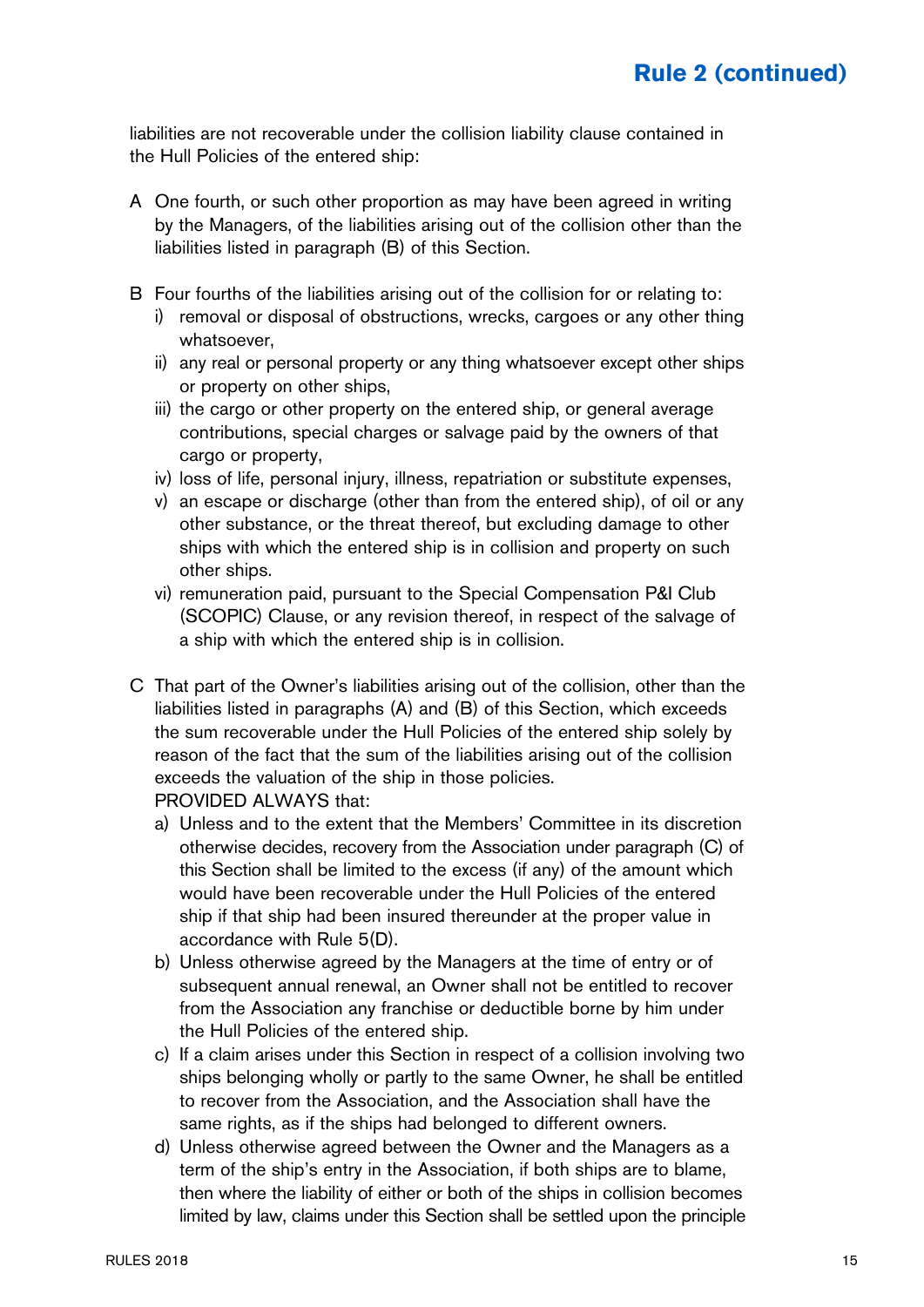liabilities are not recoverable under the collision liability clause contained in the Hull Policies of the entered ship:

A One fourth, or such other proportion as may have been agreed in writing by the Managers, of the liabilities arising out of the collision other than the liabilities listed in paragraph (B) of this Section.

B Four fourths of the liabilities arising out of the collision for or relating to:
   i) removal or disposal of obstructions, wrecks, cargoes or any other thing whatsoever,
   ii) any real or personal property or any thing whatsoever except other ships or property on other ships,
   iii) the cargo or other property on the entered ship, or general average contributions, special charges or salvage paid by the owners of that cargo or property,
   iv) loss of life, personal injury, illness, repatriation or substitute expenses,
   v) an escape or discharge (other than from the entered ship), of oil or any other substance, or the threat thereof, but excluding damage to other ships with which the entered ship is in collision and property on such other ships.
   vi) remuneration paid, pursuant to the Special Compensation P&I Club (SCOPIC) Clause, or any revision thereof, in respect of the salvage of a ship with which the entered ship is in collision.

C That part of the Owner's liabilities arising out of the collision, other than the liabilities listed in paragraphs (A) and (B) of this Section, which exceeds the sum recoverable under the Hull Policies of the entered ship solely by reason of the fact that the sum of the liabilities arising out of the collision exceeds the valuation of the ship in those policies.
   PROVIDED ALWAYS that:
   a) Unless and to the extent that the Members' Committee in its discretion otherwise decides, recovery from the Association under paragraph (C) of this Section shall be limited to the excess (if any) of the amount which would have been recoverable under the Hull Policies of the entered ship if that ship had been insured thereunder at the proper value in accordance with Rule 5(D).
   b) Unless otherwise agreed by the Managers at the time of entry or of subsequent annual renewal, an Owner shall not be entitled to recover from the Association any franchise or deductible borne by him under the Hull Policies of the entered ship.
   c) If a claim arises under this Section in respect of a collision involving two ships belonging wholly or partly to the same Owner, he shall be entitled to recover from the Association, and the Association shall have the same rights, as if the ships had belonged to different owners.
   d) Unless otherwise agreed between the Owner and the Managers as a term of the ship's entry in the Association, if both ships are to blame, then where the liability of either or both of the ships in collision becomes limited by law, claims under this Section shall be settled upon the principle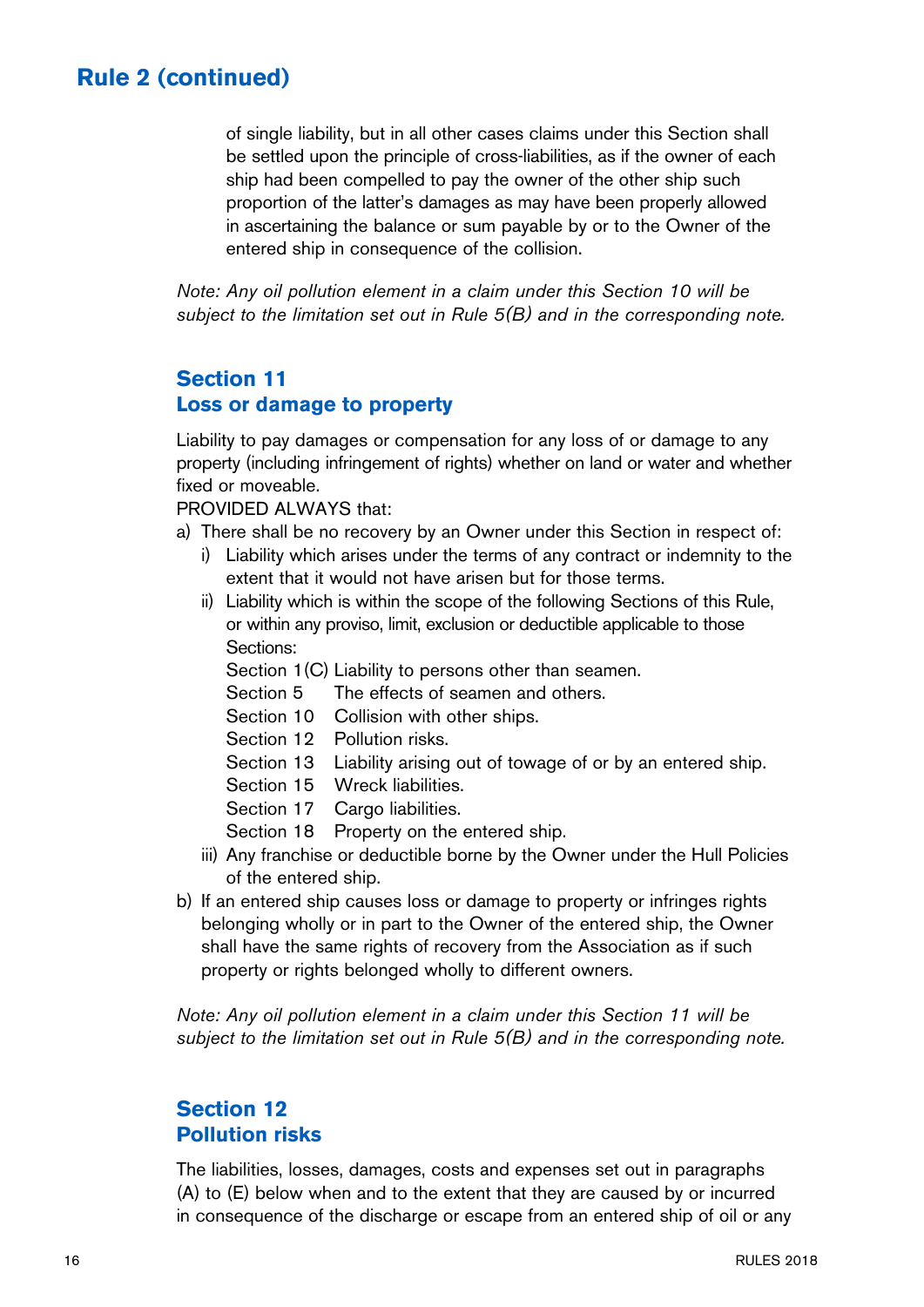## Rule 2 (continued)

of single liability, but in all other cases claims under this Section shall be settled upon the principle of cross-liabilities, as if the owner of each ship had been compelled to pay the owner of the other ship such proportion of the latter's damages as may have been properly allowed in ascertaining the balance or sum payable by or to the Owner of the entered ship in consequence of the collision.

*Note: Any oil pollution element in a claim under this Section 10 will be subject to the limitation set out in Rule 5(B) and in the corresponding note.*

### Section 11
### Loss or damage to property

Liability to pay damages or compensation for any loss of or damage to any property (including infringement of rights) whether on land or water and whether fixed or moveable.

PROVIDED ALWAYS that:

a) There shall be no recovery by an Owner under this Section in respect of:
   - i) Liability which arises under the terms of any contract or indemnity to the extent that it would not have arisen but for those terms.
   - ii) Liability which is within the scope of the following Sections of this Rule, or within any proviso, limit, exclusion or deductible applicable to those Sections:

     Section 1(C) Liability to persons other than seamen.
     Section 5 The effects of seamen and others.
     Section 10 Collision with other ships.
     Section 12 Pollution risks.
     Section 13 Liability arising out of towage of or by an entered ship.
     Section 15 Wreck liabilities.
     Section 17 Cargo liabilities.
     Section 18 Property on the entered ship.
   - iii) Any franchise or deductible borne by the Owner under the Hull Policies of the entered ship.

b) If an entered ship causes loss or damage to property or infringes rights belonging wholly or in part to the Owner of the entered ship, the Owner shall have the same rights of recovery from the Association as if such property or rights belonged wholly to different owners.

*Note: Any oil pollution element in a claim under this Section 11 will be subject to the limitation set out in Rule 5(B) and in the corresponding note.*

### Section 12
### Pollution risks

The liabilities, losses, damages, costs and expenses set out in paragraphs (A) to (E) below when and to the extent that they are caused by or incurred in consequence of the discharge or escape from an entered ship of oil or any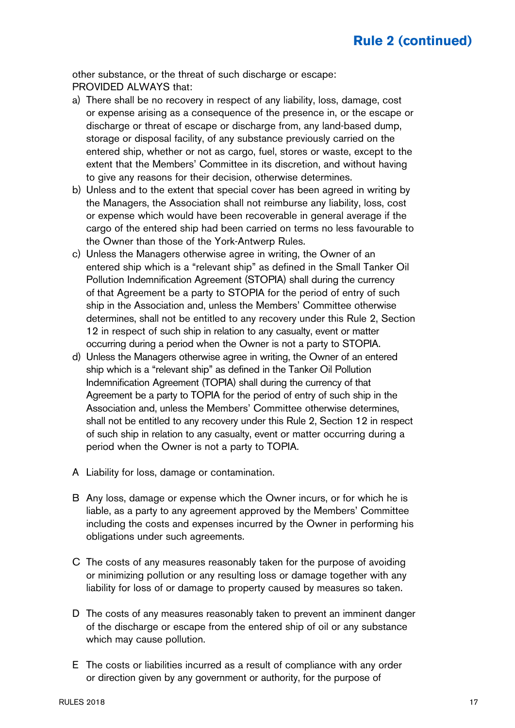other substance, or the threat of such discharge or escape:
PROVIDED ALWAYS that:

a) There shall be no recovery in respect of any liability, loss, damage, cost or expense arising as a consequence of the presence in, or the escape or discharge or threat of escape or discharge from, any land-based dump, storage or disposal facility, of any substance previously carried on the entered ship, whether or not as cargo, fuel, stores or waste, except to the extent that the Members' Committee in its discretion, and without having to give any reasons for their decision, otherwise determines.
b) Unless and to the extent that special cover has been agreed in writing by the Managers, the Association shall not reimburse any liability, loss, cost or expense which would have been recoverable in general average if the cargo of the entered ship had been carried on terms no less favourable to the Owner than those of the York-Antwerp Rules.
c) Unless the Managers otherwise agree in writing, the Owner of an entered ship which is a "relevant ship" as defined in the Small Tanker Oil Pollution Indemnification Agreement (STOPIA) shall during the currency of that Agreement be a party to STOPIA for the period of entry of such ship in the Association and, unless the Members' Committee otherwise determines, shall not be entitled to any recovery under this Rule 2, Section 12 in respect of such ship in relation to any casualty, event or matter occurring during a period when the Owner is not a party to STOPIA.
d) Unless the Managers otherwise agree in writing, the Owner of an entered ship which is a "relevant ship" as defined in the Tanker Oil Pollution Indemnification Agreement (TOPIA) shall during the currency of that Agreement be a party to TOPIA for the period of entry of such ship in the Association and, unless the Members' Committee otherwise determines, shall not be entitled to any recovery under this Rule 2, Section 12 in respect of such ship in relation to any casualty, event or matter occurring during a period when the Owner is not a party to TOPIA.

A Liability for loss, damage or contamination.

B Any loss, damage or expense which the Owner incurs, or for which he is liable, as a party to any agreement approved by the Members' Committee including the costs and expenses incurred by the Owner in performing his obligations under such agreements.

C The costs of any measures reasonably taken for the purpose of avoiding or minimizing pollution or any resulting loss or damage together with any liability for loss of or damage to property caused by measures so taken.

D The costs of any measures reasonably taken to prevent an imminent danger of the discharge or escape from the entered ship of oil or any substance which may cause pollution.

E The costs or liabilities incurred as a result of compliance with any order or direction given by any government or authority, for the purpose of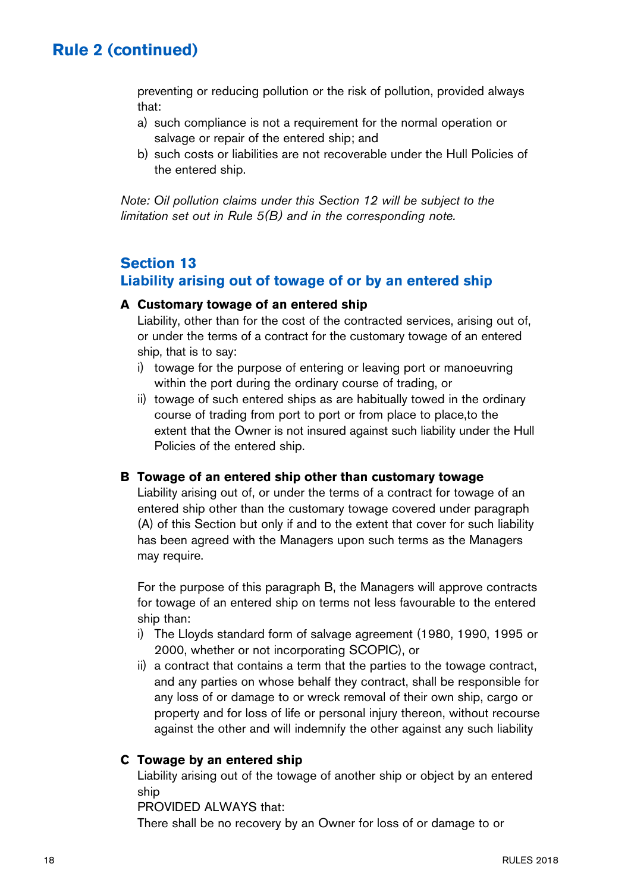preventing or reducing pollution or the risk of pollution, provided always that:

a) such compliance is not a requirement for the normal operation or salvage or repair of the entered ship; and
b) such costs or liabilities are not recoverable under the Hull Policies of the entered ship.

*Note: Oil pollution claims under this Section 12 will be subject to the limitation set out in Rule 5(B) and in the corresponding note.*

## Section 13
## Liability arising out of towage of or by an entered ship

**A Customary towage of an entered ship**

Liability, other than for the cost of the contracted services, arising out of, or under the terms of a contract for the customary towage of an entered ship, that is to say:

i) towage for the purpose of entering or leaving port or manoeuvring within the port during the ordinary course of trading, or
ii) towage of such entered ships as are habitually towed in the ordinary course of trading from port to port or from place to place,to the extent that the Owner is not insured against such liability under the Hull Policies of the entered ship.

**B Towage of an entered ship other than customary towage**

Liability arising out of, or under the terms of a contract for towage of an entered ship other than the customary towage covered under paragraph (A) of this Section but only if and to the extent that cover for such liability has been agreed with the Managers upon such terms as the Managers may require.

For the purpose of this paragraph B, the Managers will approve contracts for towage of an entered ship on terms not less favourable to the entered ship than:

i) The Lloyds standard form of salvage agreement (1980, 1990, 1995 or 2000, whether or not incorporating SCOPIC), or
ii) a contract that contains a term that the parties to the towage contract, and any parties on whose behalf they contract, shall be responsible for any loss of or damage to or wreck removal of their own ship, cargo or property and for loss of life or personal injury thereon, without recourse against the other and will indemnify the other against any such liability

**C Towage by an entered ship**

Liability arising out of the towage of another ship or object by an entered ship

PROVIDED ALWAYS that:

There shall be no recovery by an Owner for loss of or damage to or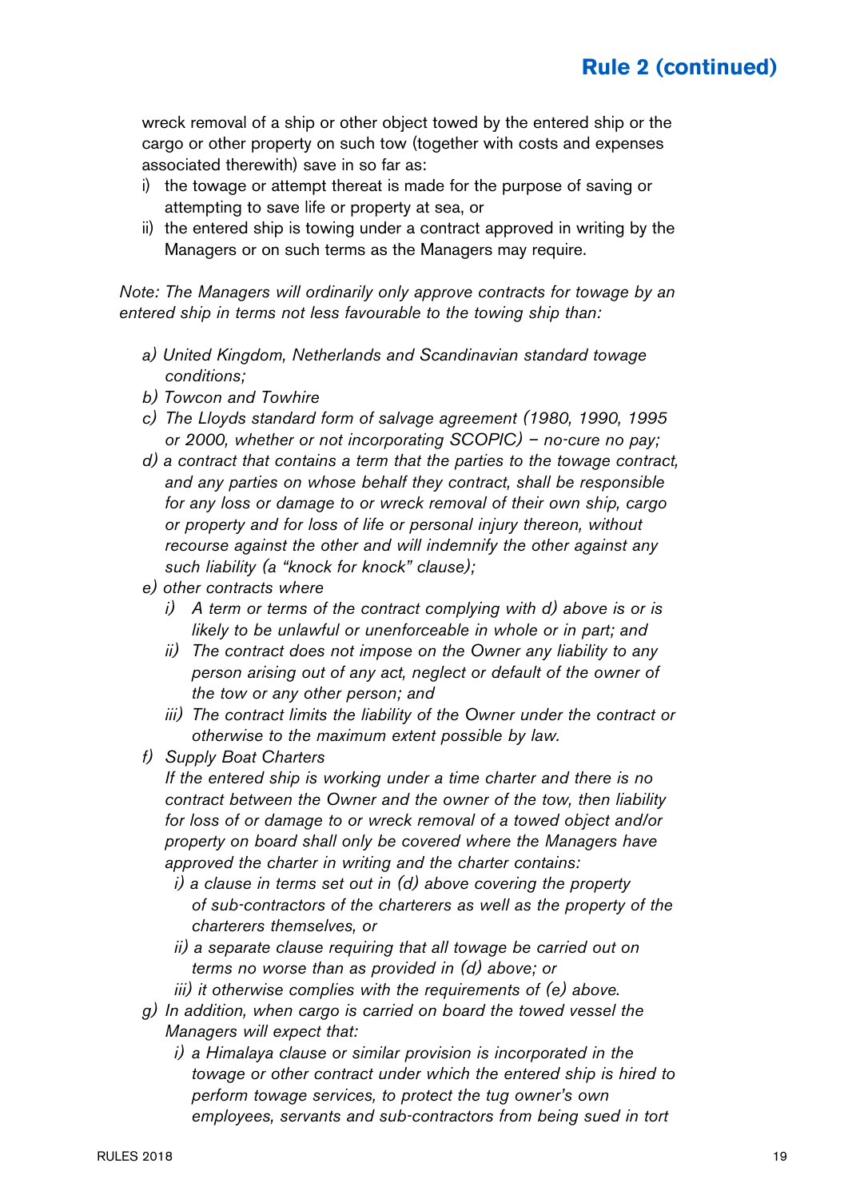wreck removal of a ship or other object towed by the entered ship or the cargo or other property on such tow (together with costs and expenses associated therewith) save in so far as:

i) the towage or attempt thereat is made for the purpose of saving or attempting to save life or property at sea, or
ii) the entered ship is towing under a contract approved in writing by the Managers or on such terms as the Managers may require.

*Note: The Managers will ordinarily only approve contracts for towage by an entered ship in terms not less favourable to the towing ship than:*

*a) United Kingdom, Netherlands and Scandinavian standard towage conditions;*
*b) Towcon and Towhire*
*c) The Lloyds standard form of salvage agreement (1980, 1990, 1995 or 2000, whether or not incorporating SCOPIC) – no-cure no pay;*
*d) a contract that contains a term that the parties to the towage contract, and any parties on whose behalf they contract, shall be responsible for any loss or damage to or wreck removal of their own ship, cargo or property and for loss of life or personal injury thereon, without recourse against the other and will indemnify the other against any such liability (a "knock for knock" clause);*
*e) other contracts where*
 *i) A term or terms of the contract complying with d) above is or is likely to be unlawful or unenforceable in whole or in part; and*
 *ii) The contract does not impose on the Owner any liability to any person arising out of any act, neglect or default of the owner of the tow or any other person; and*
 *iii) The contract limits the liability of the Owner under the contract or otherwise to the maximum extent possible by law.*
*f) Supply Boat Charters*
 *If the entered ship is working under a time charter and there is no contract between the Owner and the owner of the tow, then liability for loss of or damage to or wreck removal of a towed object and/or property on board shall only be covered where the Managers have approved the charter in writing and the charter contains:*
 *i) a clause in terms set out in (d) above covering the property of sub-contractors of the charterers as well as the property of the charterers themselves, or*
 *ii) a separate clause requiring that all towage be carried out on terms no worse than as provided in (d) above; or*
 *iii) it otherwise complies with the requirements of (e) above.*
*g) In addition, when cargo is carried on board the towed vessel the Managers will expect that:*
 *i) a Himalaya clause or similar provision is incorporated in the towage or other contract under which the entered ship is hired to perform towage services, to protect the tug owner's own employees, servants and sub-contractors from being sued in tort*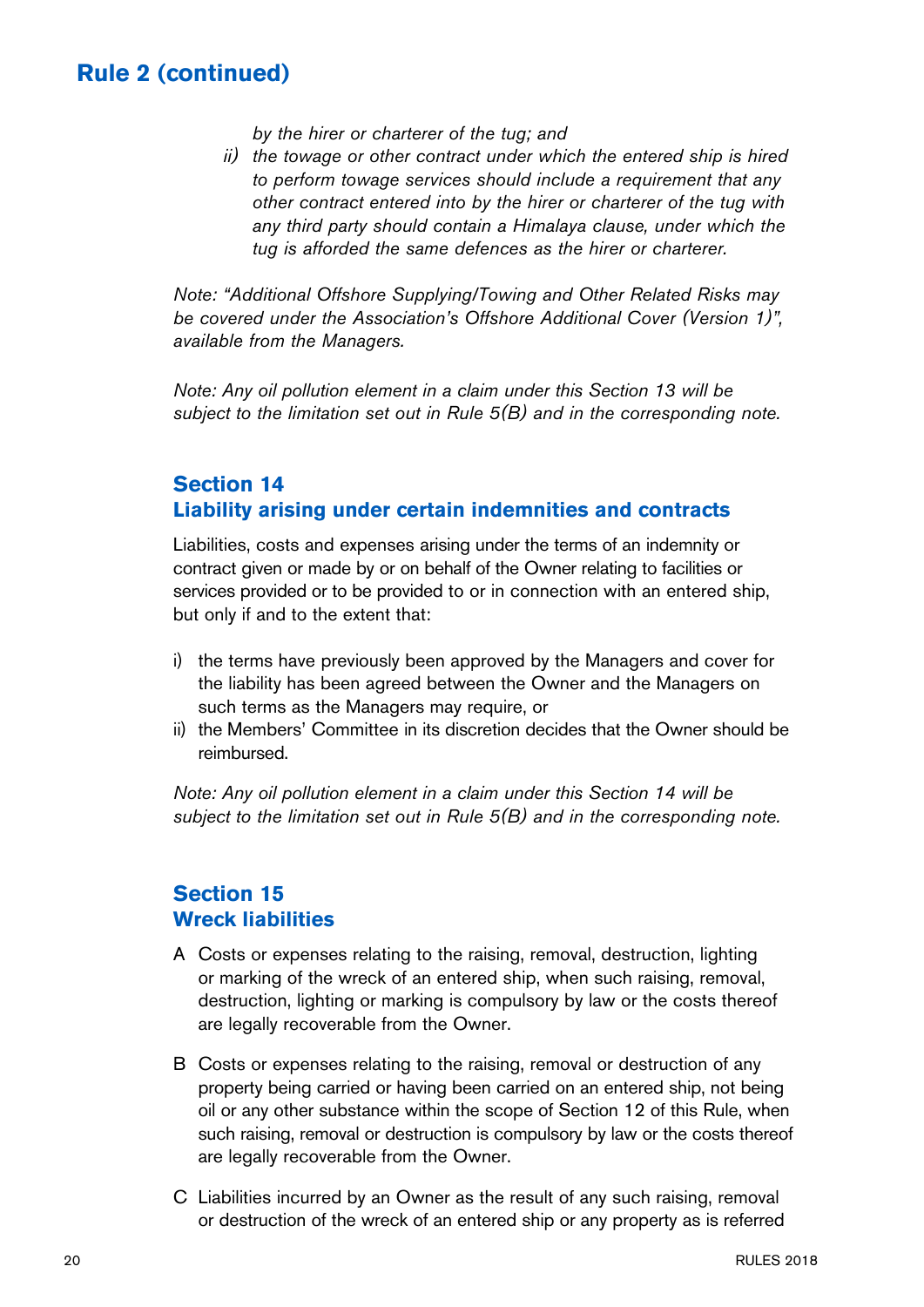## Rule 2 (continued)

*by the hirer or charterer of the tug; and*

*ii) the towage or other contract under which the entered ship is hired to perform towage services should include a requirement that any other contract entered into by the hirer or charterer of the tug with any third party should contain a Himalaya clause, under which the tug is afforded the same defences as the hirer or charterer.*

*Note: "Additional Offshore Supplying/Towing and Other Related Risks may be covered under the Association's Offshore Additional Cover (Version 1)", available from the Managers.*

*Note: Any oil pollution element in a claim under this Section 13 will be subject to the limitation set out in Rule 5(B) and in the corresponding note.*

### Section 14
### Liability arising under certain indemnities and contracts

Liabilities, costs and expenses arising under the terms of an indemnity or contract given or made by or on behalf of the Owner relating to facilities or services provided or to be provided to or in connection with an entered ship, but only if and to the extent that:

i) the terms have previously been approved by the Managers and cover for the liability has been agreed between the Owner and the Managers on such terms as the Managers may require, or
ii) the Members' Committee in its discretion decides that the Owner should be reimbursed.

*Note: Any oil pollution element in a claim under this Section 14 will be subject to the limitation set out in Rule 5(B) and in the corresponding note.*

### Section 15
### Wreck liabilities

A Costs or expenses relating to the raising, removal, destruction, lighting or marking of the wreck of an entered ship, when such raising, removal, destruction, lighting or marking is compulsory by law or the costs thereof are legally recoverable from the Owner.

B Costs or expenses relating to the raising, removal or destruction of any property being carried or having been carried on an entered ship, not being oil or any other substance within the scope of Section 12 of this Rule, when such raising, removal or destruction is compulsory by law or the costs thereof are legally recoverable from the Owner.

C Liabilities incurred by an Owner as the result of any such raising, removal or destruction of the wreck of an entered ship or any property as is referred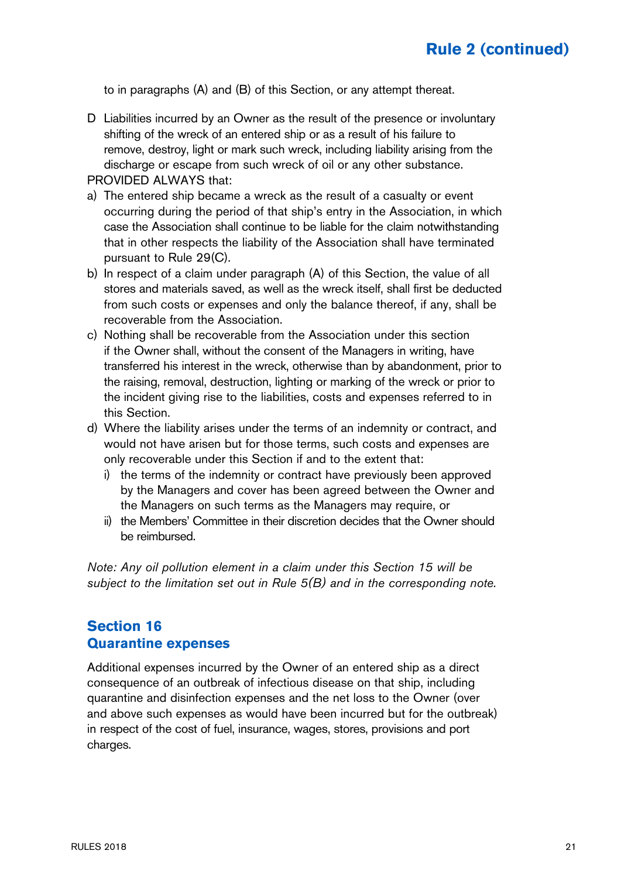to in paragraphs (A) and (B) of this Section, or any attempt thereat.

D Liabilities incurred by an Owner as the result of the presence or involuntary shifting of the wreck of an entered ship or as a result of his failure to remove, destroy, light or mark such wreck, including liability arising from the discharge or escape from such wreck of oil or any other substance.

PROVIDED ALWAYS that:

a) The entered ship became a wreck as the result of a casualty or event occurring during the period of that ship's entry in the Association, in which case the Association shall continue to be liable for the claim notwithstanding that in other respects the liability of the Association shall have terminated pursuant to Rule 29(C).
b) In respect of a claim under paragraph (A) of this Section, the value of all stores and materials saved, as well as the wreck itself, shall first be deducted from such costs or expenses and only the balance thereof, if any, shall be recoverable from the Association.
c) Nothing shall be recoverable from the Association under this section if the Owner shall, without the consent of the Managers in writing, have transferred his interest in the wreck, otherwise than by abandonment, prior to the raising, removal, destruction, lighting or marking of the wreck or prior to the incident giving rise to the liabilities, costs and expenses referred to in this Section.
d) Where the liability arises under the terms of an indemnity or contract, and would not have arisen but for those terms, such costs and expenses are only recoverable under this Section if and to the extent that:
   i) the terms of the indemnity or contract have previously been approved by the Managers and cover has been agreed between the Owner and the Managers on such terms as the Managers may require, or
   ii) the Members' Committee in their discretion decides that the Owner should be reimbursed.

*Note: Any oil pollution element in a claim under this Section 15 will be subject to the limitation set out in Rule 5(B) and in the corresponding note.*

## Section 16
## Quarantine expenses

Additional expenses incurred by the Owner of an entered ship as a direct consequence of an outbreak of infectious disease on that ship, including quarantine and disinfection expenses and the net loss to the Owner (over and above such expenses as would have been incurred but for the outbreak) in respect of the cost of fuel, insurance, wages, stores, provisions and port charges.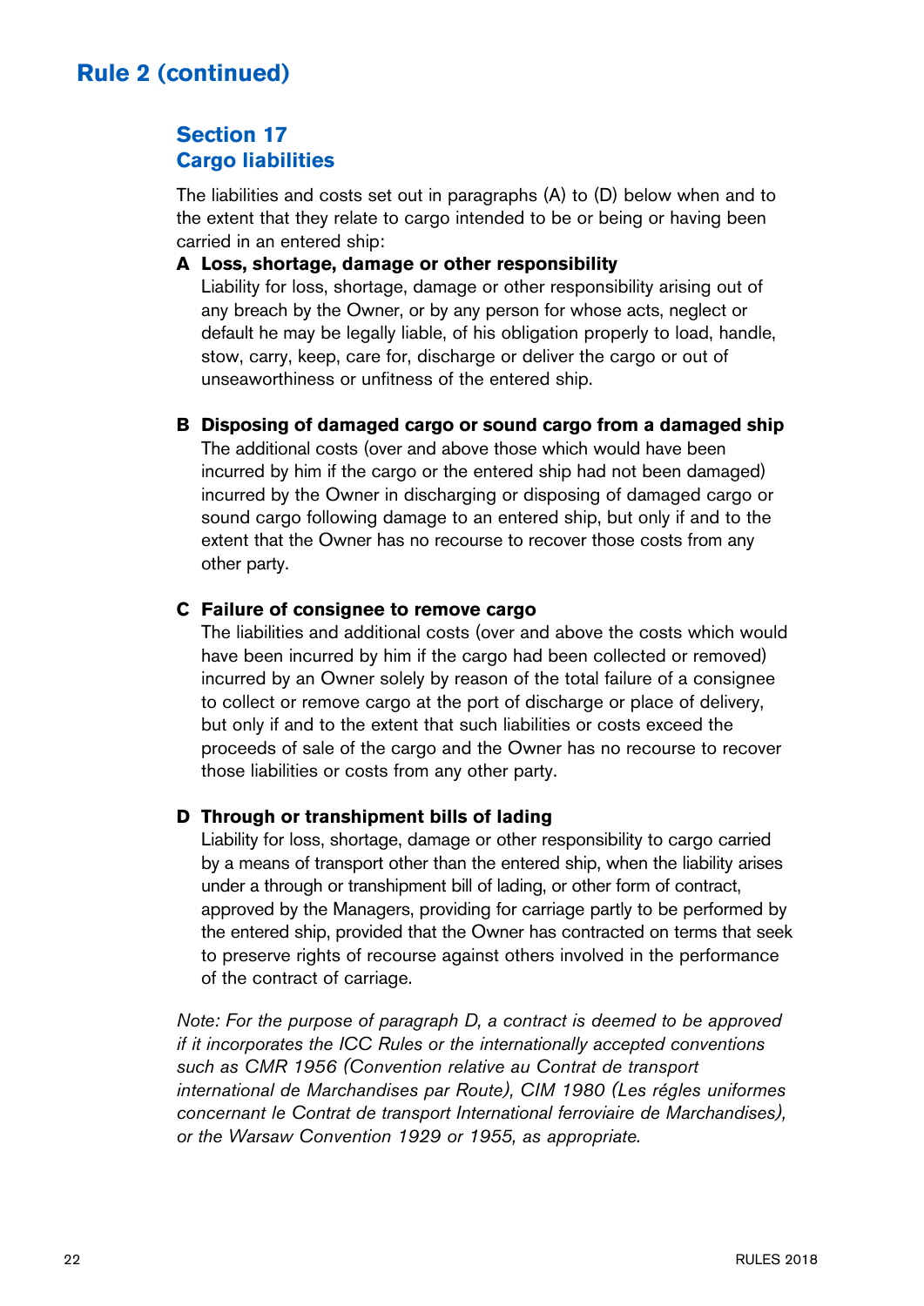# Rule 2 (continued)

## Section 17
## Cargo liabilities

The liabilities and costs set out in paragraphs (A) to (D) below when and to the extent that they relate to cargo intended to be or being or having been carried in an entered ship:

**A Loss, shortage, damage or other responsibility**
Liability for loss, shortage, damage or other responsibility arising out of any breach by the Owner, or by any person for whose acts, neglect or default he may be legally liable, of his obligation properly to load, handle, stow, carry, keep, care for, discharge or deliver the cargo or out of unseaworthiness or unfitness of the entered ship.

**B Disposing of damaged cargo or sound cargo from a damaged ship**
The additional costs (over and above those which would have been incurred by him if the cargo or the entered ship had not been damaged) incurred by the Owner in discharging or disposing of damaged cargo or sound cargo following damage to an entered ship, but only if and to the extent that the Owner has no recourse to recover those costs from any other party.

**C Failure of consignee to remove cargo**
The liabilities and additional costs (over and above the costs which would have been incurred by him if the cargo had been collected or removed) incurred by an Owner solely by reason of the total failure of a consignee to collect or remove cargo at the port of discharge or place of delivery, but only if and to the extent that such liabilities or costs exceed the proceeds of sale of the cargo and the Owner has no recourse to recover those liabilities or costs from any other party.

**D Through or transhipment bills of lading**
Liability for loss, shortage, damage or other responsibility to cargo carried by a means of transport other than the entered ship, when the liability arises under a through or transhipment bill of lading, or other form of contract, approved by the Managers, providing for carriage partly to be performed by the entered ship, provided that the Owner has contracted on terms that seek to preserve rights of recourse against others involved in the performance of the contract of carriage.

*Note: For the purpose of paragraph D, a contract is deemed to be approved if it incorporates the ICC Rules or the internationally accepted conventions such as CMR 1956 (Convention relative au Contrat de transport international de Marchandises par Route), CIM 1980 (Les régles uniformes concernant le Contrat de transport International ferroviaire de Marchandises), or the Warsaw Convention 1929 or 1955, as appropriate.*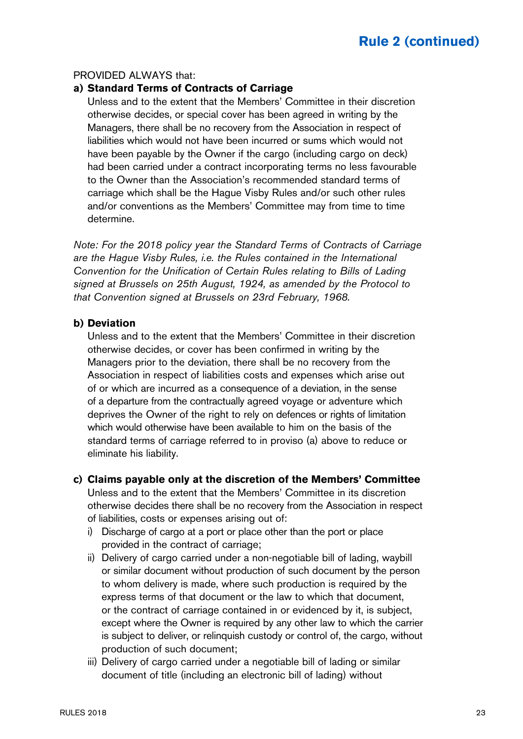PROVIDED ALWAYS that:

**a) Standard Terms of Contracts of Carriage**

Unless and to the extent that the Members' Committee in their discretion otherwise decides, or special cover has been agreed in writing by the Managers, there shall be no recovery from the Association in respect of liabilities which would not have been incurred or sums which would not have been payable by the Owner if the cargo (including cargo on deck) had been carried under a contract incorporating terms no less favourable to the Owner than the Association's recommended standard terms of carriage which shall be the Hague Visby Rules and/or such other rules and/or conventions as the Members' Committee may from time to time determine.

*Note: For the 2018 policy year the Standard Terms of Contracts of Carriage are the Hague Visby Rules, i.e. the Rules contained in the International Convention for the Unification of Certain Rules relating to Bills of Lading signed at Brussels on 25th August, 1924, as amended by the Protocol to that Convention signed at Brussels on 23rd February, 1968.*

**b) Deviation**

Unless and to the extent that the Members' Committee in their discretion otherwise decides, or cover has been confirmed in writing by the Managers prior to the deviation, there shall be no recovery from the Association in respect of liabilities costs and expenses which arise out of or which are incurred as a consequence of a deviation, in the sense of a departure from the contractually agreed voyage or adventure which deprives the Owner of the right to rely on defences or rights of limitation which would otherwise have been available to him on the basis of the standard terms of carriage referred to in proviso (a) above to reduce or eliminate his liability.

**c) Claims payable only at the discretion of the Members' Committee**

Unless and to the extent that the Members' Committee in its discretion otherwise decides there shall be no recovery from the Association in respect of liabilities, costs or expenses arising out of:

i) Discharge of cargo at a port or place other than the port or place provided in the contract of carriage;

ii) Delivery of cargo carried under a non-negotiable bill of lading, waybill or similar document without production of such document by the person to whom delivery is made, where such production is required by the express terms of that document or the law to which that document, or the contract of carriage contained in or evidenced by it, is subject, except where the Owner is required by any other law to which the carrier is subject to deliver, or relinquish custody or control of, the cargo, without production of such document;

iii) Delivery of cargo carried under a negotiable bill of lading or similar document of title (including an electronic bill of lading) without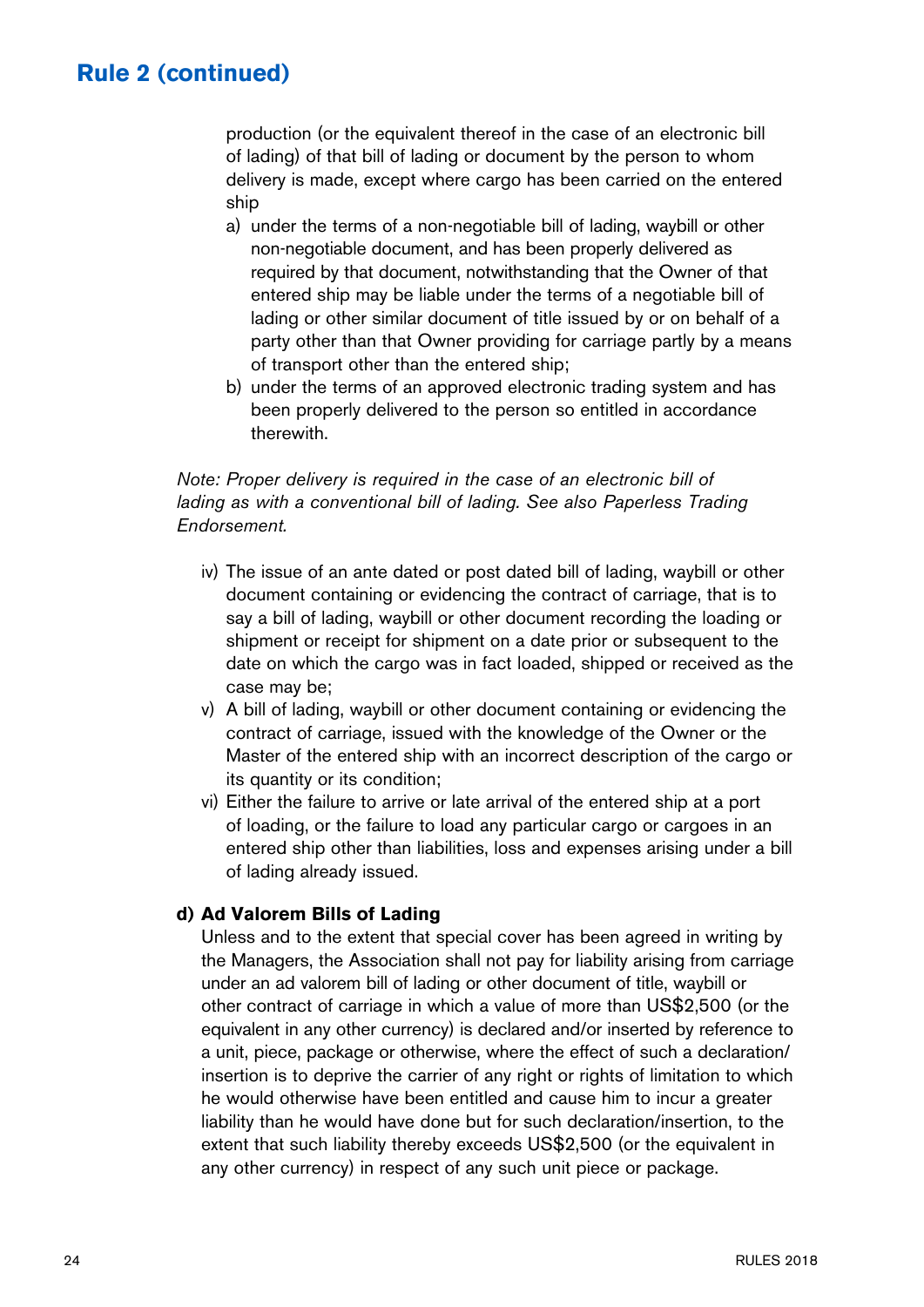production (or the equivalent thereof in the case of an electronic bill of lading) of that bill of lading or document by the person to whom delivery is made, except where cargo has been carried on the entered ship

a) under the terms of a non-negotiable bill of lading, waybill or other non-negotiable document, and has been properly delivered as required by that document, notwithstanding that the Owner of that entered ship may be liable under the terms of a negotiable bill of lading or other similar document of title issued by or on behalf of a party other than that Owner providing for carriage partly by a means of transport other than the entered ship;
b) under the terms of an approved electronic trading system and has been properly delivered to the person so entitled in accordance therewith.

*Note: Proper delivery is required in the case of an electronic bill of lading as with a conventional bill of lading. See also Paperless Trading Endorsement.*

iv) The issue of an ante dated or post dated bill of lading, waybill or other document containing or evidencing the contract of carriage, that is to say a bill of lading, waybill or other document recording the loading or shipment or receipt for shipment on a date prior or subsequent to the date on which the cargo was in fact loaded, shipped or received as the case may be;

v) A bill of lading, waybill or other document containing or evidencing the contract of carriage, issued with the knowledge of the Owner or the Master of the entered ship with an incorrect description of the cargo or its quantity or its condition;

vi) Either the failure to arrive or late arrival of the entered ship at a port of loading, or the failure to load any particular cargo or cargoes in an entered ship other than liabilities, loss and expenses arising under a bill of lading already issued.

**d) Ad Valorem Bills of Lading**

Unless and to the extent that special cover has been agreed in writing by the Managers, the Association shall not pay for liability arising from carriage under an ad valorem bill of lading or other document of title, waybill or other contract of carriage in which a value of more than US$2,500 (or the equivalent in any other currency) is declared and/or inserted by reference to a unit, piece, package or otherwise, where the effect of such a declaration/insertion is to deprive the carrier of any right or rights of limitation to which he would otherwise have been entitled and cause him to incur a greater liability than he would have done but for such declaration/insertion, to the extent that such liability thereby exceeds US$2,500 (or the equivalent in any other currency) in respect of any such unit piece or package.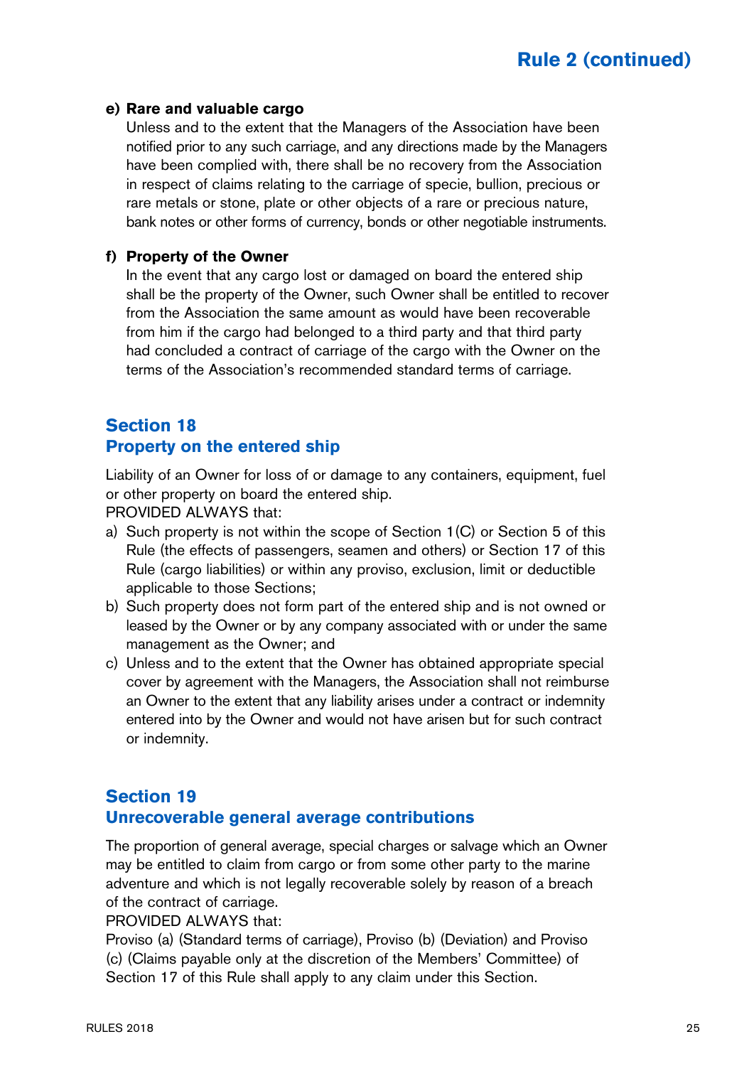**e) Rare and valuable cargo**

Unless and to the extent that the Managers of the Association have been notified prior to any such carriage, and any directions made by the Managers have been complied with, there shall be no recovery from the Association in respect of claims relating to the carriage of specie, bullion, precious or rare metals or stone, plate or other objects of a rare or precious nature, bank notes or other forms of currency, bonds or other negotiable instruments.

**f) Property of the Owner**

In the event that any cargo lost or damaged on board the entered ship shall be the property of the Owner, such Owner shall be entitled to recover from the Association the same amount as would have been recoverable from him if the cargo had belonged to a third party and that third party had concluded a contract of carriage of the cargo with the Owner on the terms of the Association's recommended standard terms of carriage.

## Section 18
## Property on the entered ship

Liability of an Owner for loss of or damage to any containers, equipment, fuel or other property on board the entered ship.

PROVIDED ALWAYS that:

a) Such property is not within the scope of Section 1(C) or Section 5 of this Rule (the effects of passengers, seamen and others) or Section 17 of this Rule (cargo liabilities) or within any proviso, exclusion, limit or deductible applicable to those Sections;

b) Such property does not form part of the entered ship and is not owned or leased by the Owner or by any company associated with or under the same management as the Owner; and

c) Unless and to the extent that the Owner has obtained appropriate special cover by agreement with the Managers, the Association shall not reimburse an Owner to the extent that any liability arises under a contract or indemnity entered into by the Owner and would not have arisen but for such contract or indemnity.

## Section 19
## Unrecoverable general average contributions

The proportion of general average, special charges or salvage which an Owner may be entitled to claim from cargo or from some other party to the marine adventure and which is not legally recoverable solely by reason of a breach of the contract of carriage.

PROVIDED ALWAYS that:

Proviso (a) (Standard terms of carriage), Proviso (b) (Deviation) and Proviso (c) (Claims payable only at the discretion of the Members' Committee) of Section 17 of this Rule shall apply to any claim under this Section.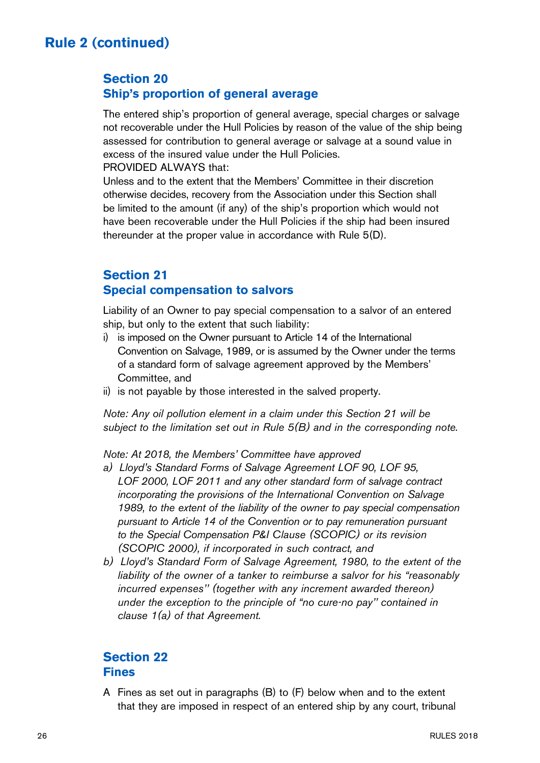# Rule 2 (continued)

## Section 20
## Ship's proportion of general average

The entered ship's proportion of general average, special charges or salvage not recoverable under the Hull Policies by reason of the value of the ship being assessed for contribution to general average or salvage at a sound value in excess of the insured value under the Hull Policies.

PROVIDED ALWAYS that:

Unless and to the extent that the Members' Committee in their discretion otherwise decides, recovery from the Association under this Section shall be limited to the amount (if any) of the ship's proportion which would not have been recoverable under the Hull Policies if the ship had been insured thereunder at the proper value in accordance with Rule 5(D).

## Section 21
## Special compensation to salvors

Liability of an Owner to pay special compensation to a salvor of an entered ship, but only to the extent that such liability:

i) is imposed on the Owner pursuant to Article 14 of the International Convention on Salvage, 1989, or is assumed by the Owner under the terms of a standard form of salvage agreement approved by the Members' Committee, and
ii) is not payable by those interested in the salved property.

*Note: Any oil pollution element in a claim under this Section 21 will be subject to the limitation set out in Rule 5(B) and in the corresponding note.*

*Note: At 2018, the Members' Committee have approved*

*a) Lloyd's Standard Forms of Salvage Agreement LOF 90, LOF 95, LOF 2000, LOF 2011 and any other standard form of salvage contract incorporating the provisions of the International Convention on Salvage 1989, to the extent of the liability of the owner to pay special compensation pursuant to Article 14 of the Convention or to pay remuneration pursuant to the Special Compensation P&I Clause (SCOPIC) or its revision (SCOPIC 2000), if incorporated in such contract, and*

*b) Lloyd's Standard Form of Salvage Agreement, 1980, to the extent of the liability of the owner of a tanker to reimburse a salvor for his "reasonably incurred expenses" (together with any increment awarded thereon) under the exception to the principle of "no cure-no pay" contained in clause 1(a) of that Agreement.*

## Section 22
## Fines

A Fines as set out in paragraphs (B) to (F) below when and to the extent that they are imposed in respect of an entered ship by any court, tribunal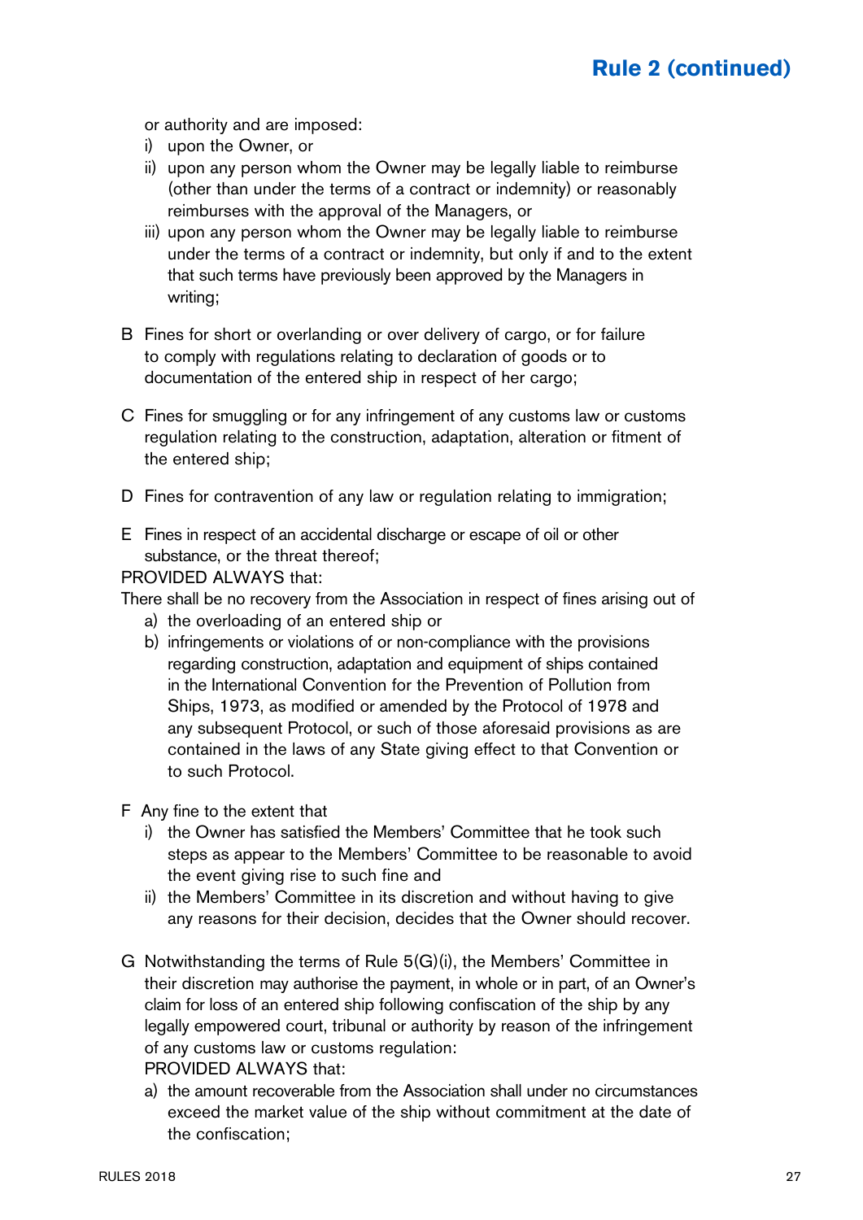or authority and are imposed:

i) upon the Owner, or
ii) upon any person whom the Owner may be legally liable to reimburse (other than under the terms of a contract or indemnity) or reasonably reimburses with the approval of the Managers, or
iii) upon any person whom the Owner may be legally liable to reimburse under the terms of a contract or indemnity, but only if and to the extent that such terms have previously been approved by the Managers in writing;

B Fines for short or overlanding or over delivery of cargo, or for failure to comply with regulations relating to declaration of goods or to documentation of the entered ship in respect of her cargo;

C Fines for smuggling or for any infringement of any customs law or customs regulation relating to the construction, adaptation, alteration or fitment of the entered ship;

D Fines for contravention of any law or regulation relating to immigration;

E Fines in respect of an accidental discharge or escape of oil or other substance, or the threat thereof;

PROVIDED ALWAYS that:

There shall be no recovery from the Association in respect of fines arising out of

a) the overloading of an entered ship or
b) infringements or violations of or non-compliance with the provisions regarding construction, adaptation and equipment of ships contained in the International Convention for the Prevention of Pollution from Ships, 1973, as modified or amended by the Protocol of 1978 and any subsequent Protocol, or such of those aforesaid provisions as are contained in the laws of any State giving effect to that Convention or to such Protocol.

F Any fine to the extent that

i) the Owner has satisfied the Members' Committee that he took such steps as appear to the Members' Committee to be reasonable to avoid the event giving rise to such fine and
ii) the Members' Committee in its discretion and without having to give any reasons for their decision, decides that the Owner should recover.

G Notwithstanding the terms of Rule 5(G)(i), the Members' Committee in their discretion may authorise the payment, in whole or in part, of an Owner's claim for loss of an entered ship following confiscation of the ship by any legally empowered court, tribunal or authority by reason of the infringement of any customs law or customs regulation:

PROVIDED ALWAYS that:

a) the amount recoverable from the Association shall under no circumstances exceed the market value of the ship without commitment at the date of the confiscation;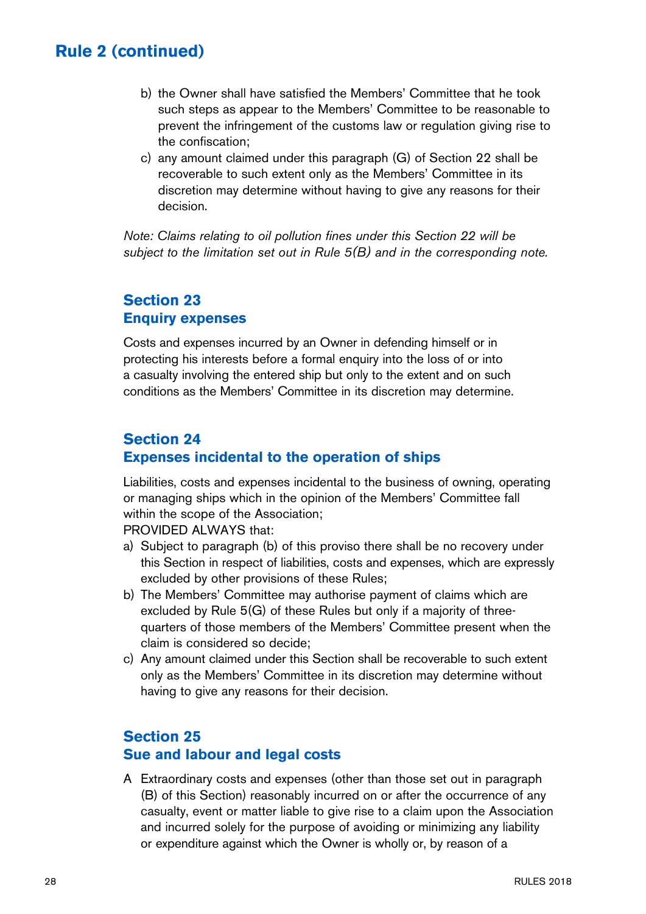## Rule 2 (continued)

b) the Owner shall have satisfied the Members' Committee that he took such steps as appear to the Members' Committee to be reasonable to prevent the infringement of the customs law or regulation giving rise to the confiscation;

c) any amount claimed under this paragraph (G) of Section 22 shall be recoverable to such extent only as the Members' Committee in its discretion may determine without having to give any reasons for their decision.

*Note: Claims relating to oil pollution fines under this Section 22 will be subject to the limitation set out in Rule 5(B) and in the corresponding note.*

### Section 23
### Enquiry expenses

Costs and expenses incurred by an Owner in defending himself or in protecting his interests before a formal enquiry into the loss of or into a casualty involving the entered ship but only to the extent and on such conditions as the Members' Committee in its discretion may determine.

### Section 24
### Expenses incidental to the operation of ships

Liabilities, costs and expenses incidental to the business of owning, operating or managing ships which in the opinion of the Members' Committee fall within the scope of the Association;

PROVIDED ALWAYS that:

a) Subject to paragraph (b) of this proviso there shall be no recovery under this Section in respect of liabilities, costs and expenses, which are expressly excluded by other provisions of these Rules;

b) The Members' Committee may authorise payment of claims which are excluded by Rule 5(G) of these Rules but only if a majority of three-quarters of those members of the Members' Committee present when the claim is considered so decide;

c) Any amount claimed under this Section shall be recoverable to such extent only as the Members' Committee in its discretion may determine without having to give any reasons for their decision.

### Section 25
### Sue and labour and legal costs

A Extraordinary costs and expenses (other than those set out in paragraph (B) of this Section) reasonably incurred on or after the occurrence of any casualty, event or matter liable to give rise to a claim upon the Association and incurred solely for the purpose of avoiding or minimizing any liability or expenditure against which the Owner is wholly or, by reason of a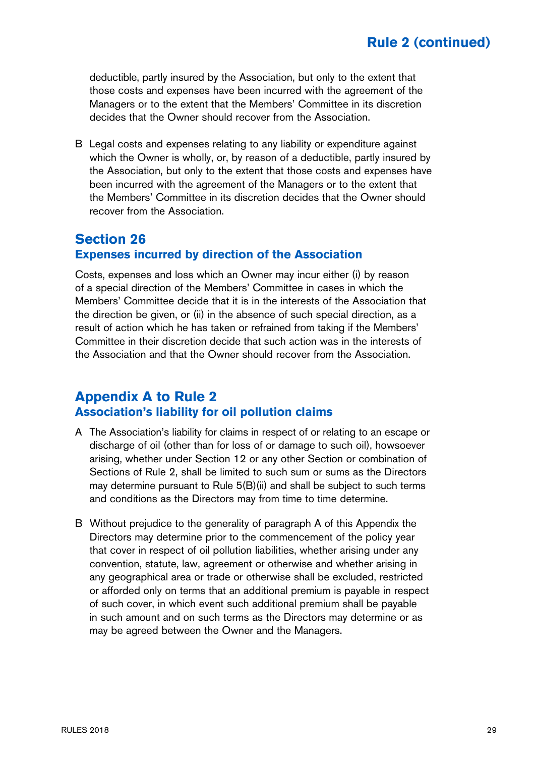deductible, partly insured by the Association, but only to the extent that those costs and expenses have been incurred with the agreement of the Managers or to the extent that the Members' Committee in its discretion decides that the Owner should recover from the Association.

B Legal costs and expenses relating to any liability or expenditure against which the Owner is wholly, or, by reason of a deductible, partly insured by the Association, but only to the extent that those costs and expenses have been incurred with the agreement of the Managers or to the extent that the Members' Committee in its discretion decides that the Owner should recover from the Association.

## Section 26

### Expenses incurred by direction of the Association

Costs, expenses and loss which an Owner may incur either (i) by reason of a special direction of the Members' Committee in cases in which the Members' Committee decide that it is in the interests of the Association that the direction be given, or (ii) in the absence of such special direction, as a result of action which he has taken or refrained from taking if the Members' Committee in their discretion decide that such action was in the interests of the Association and that the Owner should recover from the Association.

## Appendix A to Rule 2

### Association's liability for oil pollution claims

A The Association's liability for claims in respect of or relating to an escape or discharge of oil (other than for loss of or damage to such oil), howsoever arising, whether under Section 12 or any other Section or combination of Sections of Rule 2, shall be limited to such sum or sums as the Directors may determine pursuant to Rule 5(B)(ii) and shall be subject to such terms and conditions as the Directors may from time to time determine.

B Without prejudice to the generality of paragraph A of this Appendix the Directors may determine prior to the commencement of the policy year that cover in respect of oil pollution liabilities, whether arising under any convention, statute, law, agreement or otherwise and whether arising in any geographical area or trade or otherwise shall be excluded, restricted or afforded only on terms that an additional premium is payable in respect of such cover, in which event such additional premium shall be payable in such amount and on such terms as the Directors may determine or as may be agreed between the Owner and the Managers.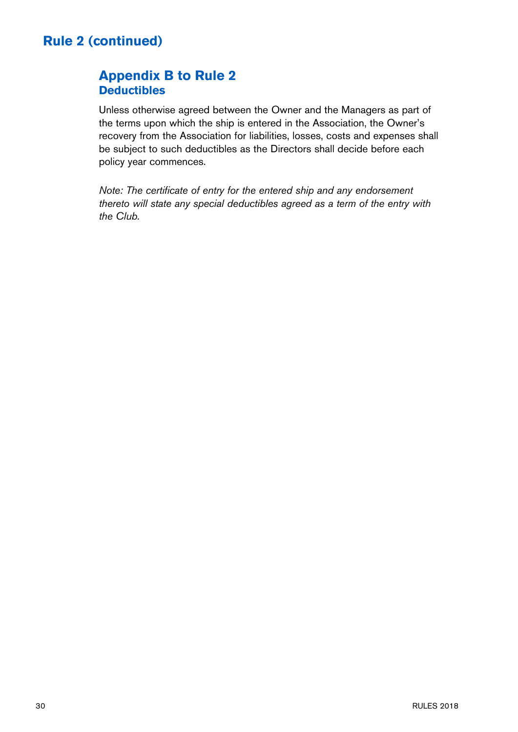# Rule 2 (continued)

## Appendix B to Rule 2
### Deductibles

Unless otherwise agreed between the Owner and the Managers as part of the terms upon which the ship is entered in the Association, the Owner's recovery from the Association for liabilities, losses, costs and expenses shall be subject to such deductibles as the Directors shall decide before each policy year commences.

*Note: The certificate of entry for the entered ship and any endorsement thereto will state any special deductibles agreed as a term of the entry with the Club.*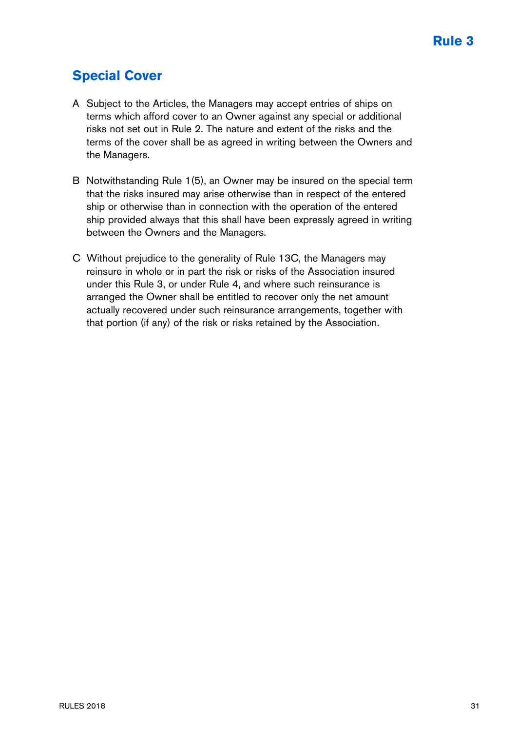# Rule 3

## Special Cover

A Subject to the Articles, the Managers may accept entries of ships on terms which afford cover to an Owner against any special or additional risks not set out in Rule 2. The nature and extent of the risks and the terms of the cover shall be as agreed in writing between the Owners and the Managers.

B Notwithstanding Rule 1(5), an Owner may be insured on the special term that the risks insured may arise otherwise than in respect of the entered ship or otherwise than in connection with the operation of the entered ship provided always that this shall have been expressly agreed in writing between the Owners and the Managers.

C Without prejudice to the generality of Rule 13C, the Managers may reinsure in whole or in part the risk or risks of the Association insured under this Rule 3, or under Rule 4, and where such reinsurance is arranged the Owner shall be entitled to recover only the net amount actually recovered under such reinsurance arrangements, together with that portion (if any) of the risk or risks retained by the Association.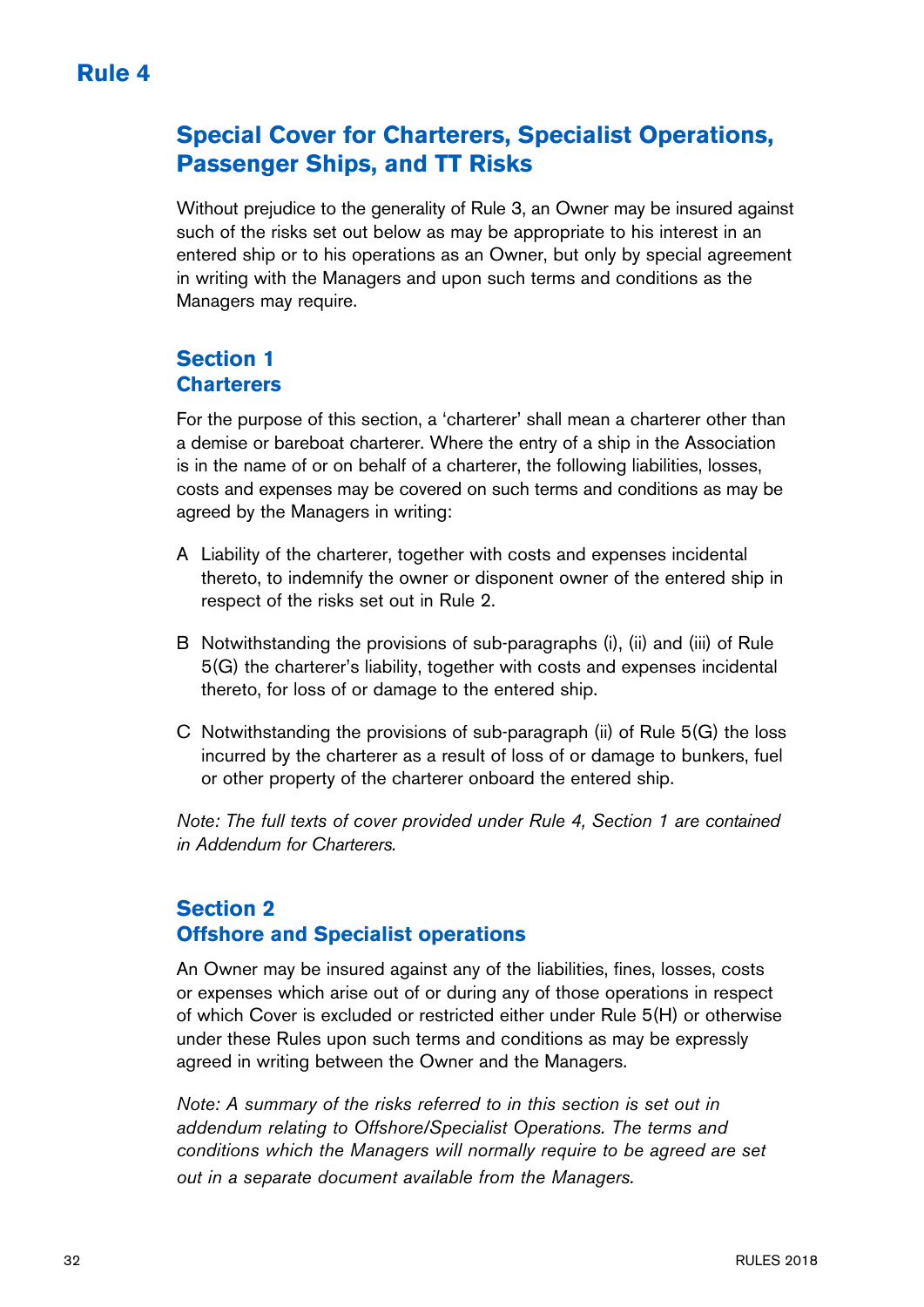# Rule 4

## Special Cover for Charterers, Specialist Operations, Passenger Ships, and TT Risks

Without prejudice to the generality of Rule 3, an Owner may be insured against such of the risks set out below as may be appropriate to his interest in an entered ship or to his operations as an Owner, but only by special agreement in writing with the Managers and upon such terms and conditions as the Managers may require.

### Section 1
### Charterers

For the purpose of this section, a 'charterer' shall mean a charterer other than a demise or bareboat charterer. Where the entry of a ship in the Association is in the name of or on behalf of a charterer, the following liabilities, losses, costs and expenses may be covered on such terms and conditions as may be agreed by the Managers in writing:

A Liability of the charterer, together with costs and expenses incidental thereto, to indemnify the owner or disponent owner of the entered ship in respect of the risks set out in Rule 2.

B Notwithstanding the provisions of sub-paragraphs (i), (ii) and (iii) of Rule 5(G) the charterer's liability, together with costs and expenses incidental thereto, for loss of or damage to the entered ship.

C Notwithstanding the provisions of sub-paragraph (ii) of Rule 5(G) the loss incurred by the charterer as a result of loss of or damage to bunkers, fuel or other property of the charterer onboard the entered ship.

*Note: The full texts of cover provided under Rule 4, Section 1 are contained in Addendum for Charterers.*

### Section 2
### Offshore and Specialist operations

An Owner may be insured against any of the liabilities, fines, losses, costs or expenses which arise out of or during any of those operations in respect of which Cover is excluded or restricted either under Rule 5(H) or otherwise under these Rules upon such terms and conditions as may be expressly agreed in writing between the Owner and the Managers.

*Note: A summary of the risks referred to in this section is set out in addendum relating to Offshore/Specialist Operations. The terms and conditions which the Managers will normally require to be agreed are set out in a separate document available from the Managers.*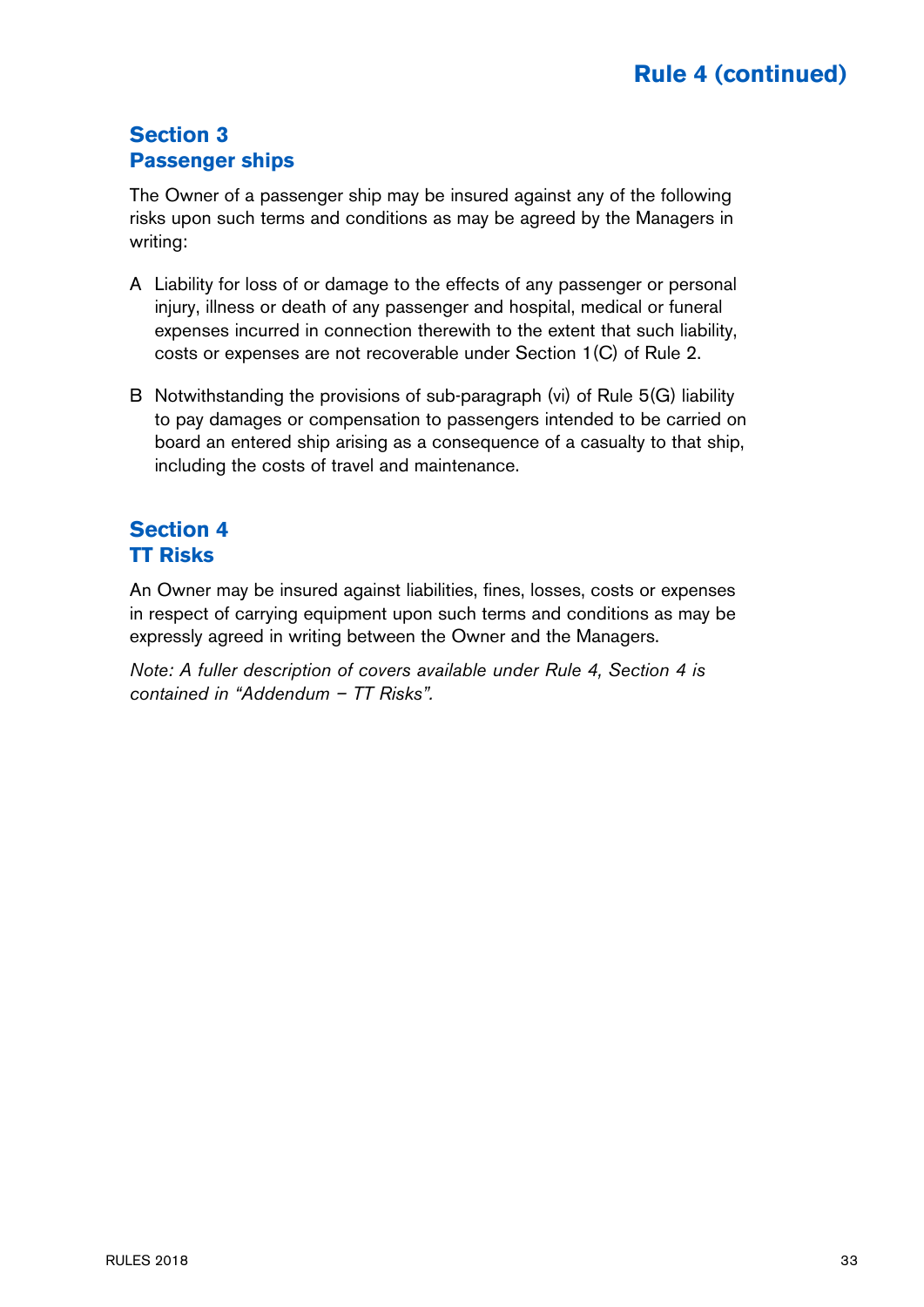# Rule 4 (continued)

## Section 3
## Passenger ships

The Owner of a passenger ship may be insured against any of the following risks upon such terms and conditions as may be agreed by the Managers in writing:

A Liability for loss of or damage to the effects of any passenger or personal injury, illness or death of any passenger and hospital, medical or funeral expenses incurred in connection therewith to the extent that such liability, costs or expenses are not recoverable under Section 1(C) of Rule 2.

B Notwithstanding the provisions of sub-paragraph (vi) of Rule 5(G) liability to pay damages or compensation to passengers intended to be carried on board an entered ship arising as a consequence of a casualty to that ship, including the costs of travel and maintenance.

## Section 4
## TT Risks

An Owner may be insured against liabilities, fines, losses, costs or expenses in respect of carrying equipment upon such terms and conditions as may be expressly agreed in writing between the Owner and the Managers.

*Note: A fuller description of covers available under Rule 4, Section 4 is contained in "Addendum – TT Risks".*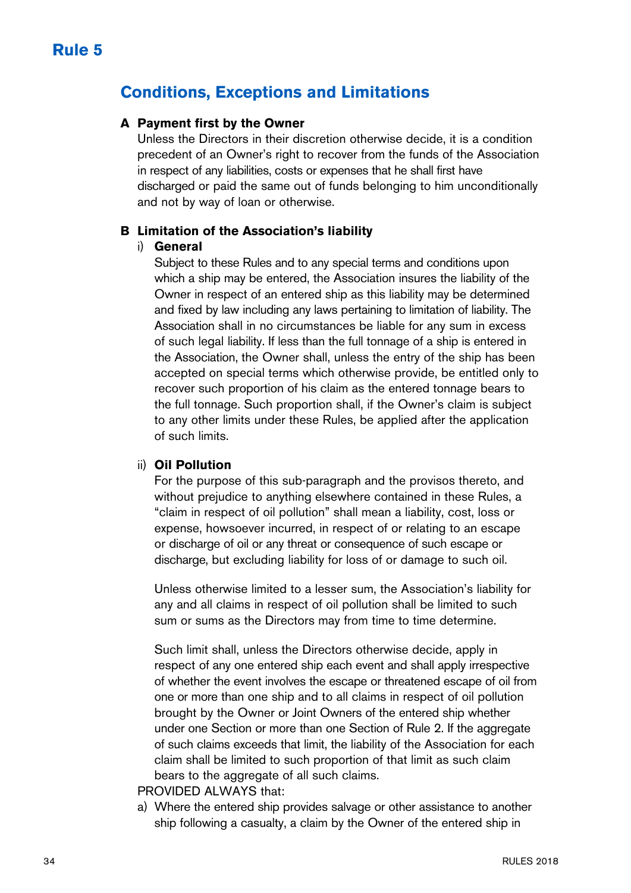# Rule 5

## Conditions, Exceptions and Limitations

**A Payment first by the Owner**

Unless the Directors in their discretion otherwise decide, it is a condition precedent of an Owner's right to recover from the funds of the Association in respect of any liabilities, costs or expenses that he shall first have discharged or paid the same out of funds belonging to him unconditionally and not by way of loan or otherwise.

**B Limitation of the Association's liability**

i) **General**

Subject to these Rules and to any special terms and conditions upon which a ship may be entered, the Association insures the liability of the Owner in respect of an entered ship as this liability may be determined and fixed by law including any laws pertaining to limitation of liability. The Association shall in no circumstances be liable for any sum in excess of such legal liability. If less than the full tonnage of a ship is entered in the Association, the Owner shall, unless the entry of the ship has been accepted on special terms which otherwise provide, be entitled only to recover such proportion of his claim as the entered tonnage bears to the full tonnage. Such proportion shall, if the Owner's claim is subject to any other limits under these Rules, be applied after the application of such limits.

ii) **Oil Pollution**

For the purpose of this sub-paragraph and the provisos thereto, and without prejudice to anything elsewhere contained in these Rules, a "claim in respect of oil pollution" shall mean a liability, cost, loss or expense, howsoever incurred, in respect of or relating to an escape or discharge of oil or any threat or consequence of such escape or discharge, but excluding liability for loss of or damage to such oil.

Unless otherwise limited to a lesser sum, the Association's liability for any and all claims in respect of oil pollution shall be limited to such sum or sums as the Directors may from time to time determine.

Such limit shall, unless the Directors otherwise decide, apply in respect of any one entered ship each event and shall apply irrespective of whether the event involves the escape or threatened escape of oil from one or more than one ship and to all claims in respect of oil pollution brought by the Owner or Joint Owners of the entered ship whether under one Section or more than one Section of Rule 2. If the aggregate of such claims exceeds that limit, the liability of the Association for each claim shall be limited to such proportion of that limit as such claim bears to the aggregate of all such claims.

PROVIDED ALWAYS that:

a) Where the entered ship provides salvage or other assistance to another ship following a casualty, a claim by the Owner of the entered ship in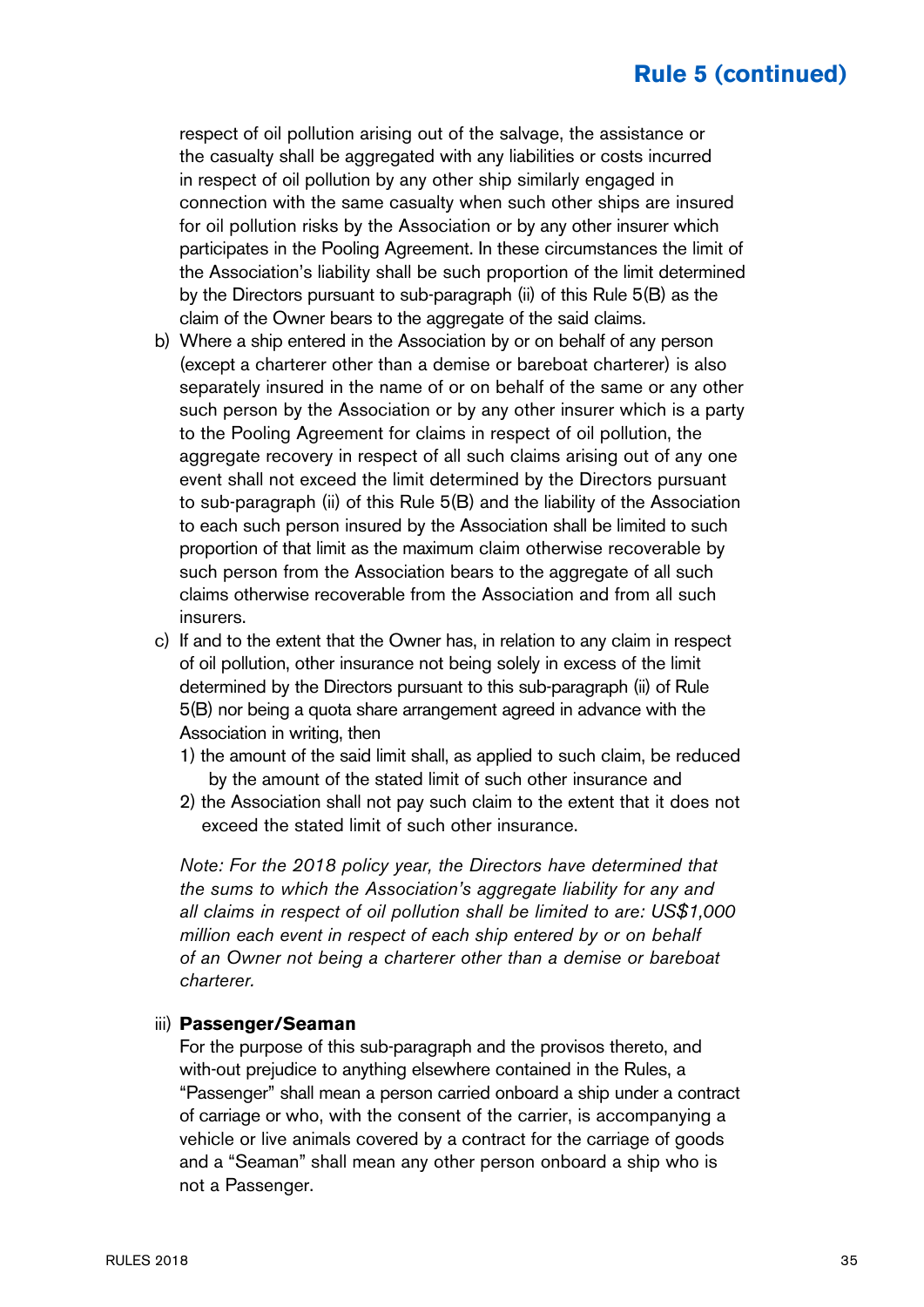respect of oil pollution arising out of the salvage, the assistance or the casualty shall be aggregated with any liabilities or costs incurred in respect of oil pollution by any other ship similarly engaged in connection with the same casualty when such other ships are insured for oil pollution risks by the Association or by any other insurer which participates in the Pooling Agreement. In these circumstances the limit of the Association's liability shall be such proportion of the limit determined by the Directors pursuant to sub-paragraph (ii) of this Rule 5(B) as the claim of the Owner bears to the aggregate of the said claims.

b) Where a ship entered in the Association by or on behalf of any person (except a charterer other than a demise or bareboat charterer) is also separately insured in the name of or on behalf of the same or any other such person by the Association or by any other insurer which is a party to the Pooling Agreement for claims in respect of oil pollution, the aggregate recovery in respect of all such claims arising out of any one event shall not exceed the limit determined by the Directors pursuant to sub-paragraph (ii) of this Rule 5(B) and the liability of the Association to each such person insured by the Association shall be limited to such proportion of that limit as the maximum claim otherwise recoverable by such person from the Association bears to the aggregate of all such claims otherwise recoverable from the Association and from all such insurers.

c) If and to the extent that the Owner has, in relation to any claim in respect of oil pollution, other insurance not being solely in excess of the limit determined by the Directors pursuant to this sub-paragraph (ii) of Rule 5(B) nor being a quota share arrangement agreed in advance with the Association in writing, then

   1) the amount of the said limit shall, as applied to such claim, be reduced by the amount of the stated limit of such other insurance and
   2) the Association shall not pay such claim to the extent that it does not exceed the stated limit of such other insurance.

*Note: For the 2018 policy year, the Directors have determined that the sums to which the Association's aggregate liability for any and all claims in respect of oil pollution shall be limited to are: US$1,000 million each event in respect of each ship entered by or on behalf of an Owner not being a charterer other than a demise or bareboat charterer.*

iii) **Passenger/Seaman**

For the purpose of this sub-paragraph and the provisos thereto, and with-out prejudice to anything elsewhere contained in the Rules, a "Passenger" shall mean a person carried onboard a ship under a contract of carriage or who, with the consent of the carrier, is accompanying a vehicle or live animals covered by a contract for the carriage of goods and a "Seaman" shall mean any other person onboard a ship who is not a Passenger.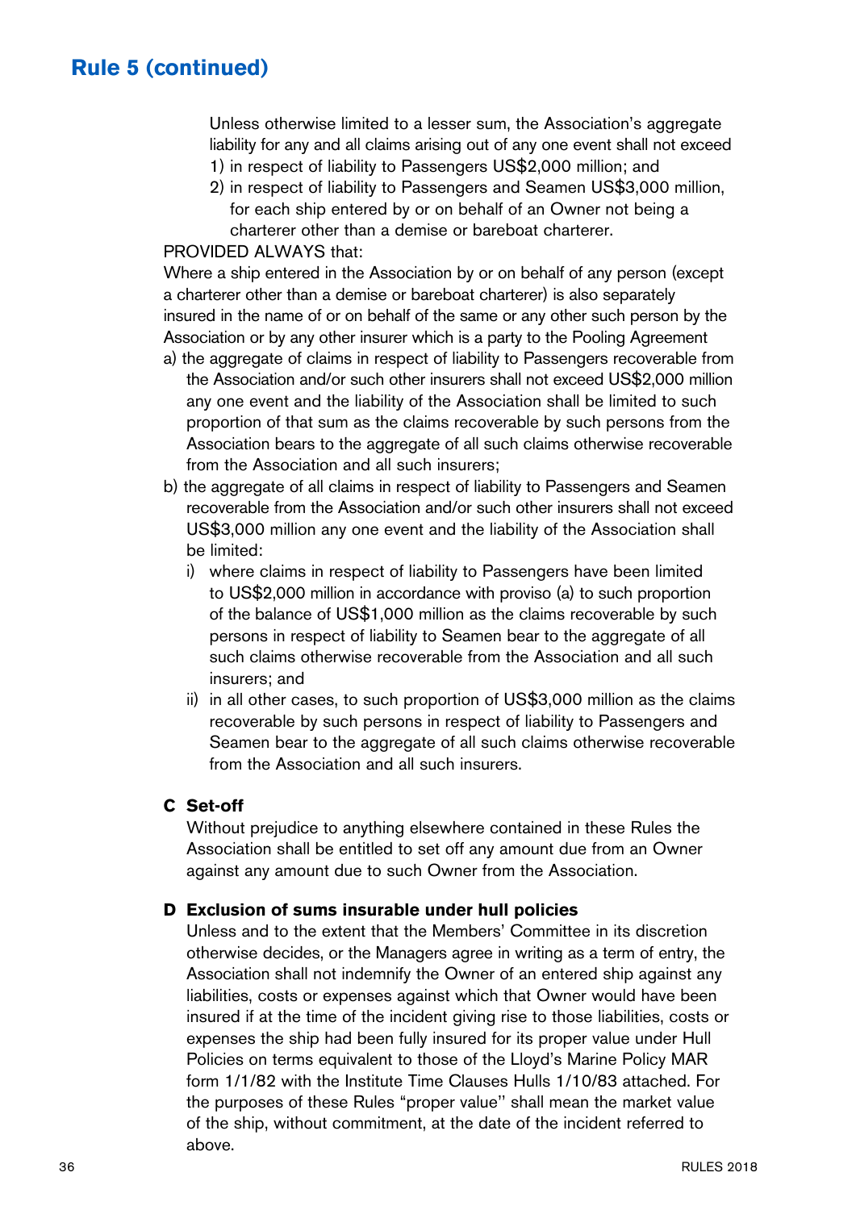## Rule 5 (continued)

Unless otherwise limited to a lesser sum, the Association's aggregate liability for any and all claims arising out of any one event shall not exceed

1) in respect of liability to Passengers US$2,000 million; and
2) in respect of liability to Passengers and Seamen US$3,000 million, for each ship entered by or on behalf of an Owner not being a charterer other than a demise or bareboat charterer.

PROVIDED ALWAYS that:

Where a ship entered in the Association by or on behalf of any person (except a charterer other than a demise or bareboat charterer) is also separately insured in the name of or on behalf of the same or any other such person by the Association or by any other insurer which is a party to the Pooling Agreement

a) the aggregate of claims in respect of liability to Passengers recoverable from the Association and/or such other insurers shall not exceed US$2,000 million any one event and the liability of the Association shall be limited to such proportion of that sum as the claims recoverable by such persons from the Association bears to the aggregate of all such claims otherwise recoverable from the Association and all such insurers;
b) the aggregate of all claims in respect of liability to Passengers and Seamen recoverable from the Association and/or such other insurers shall not exceed US$3,000 million any one event and the liability of the Association shall be limited:
   i) where claims in respect of liability to Passengers have been limited to US$2,000 million in accordance with proviso (a) to such proportion of the balance of US$1,000 million as the claims recoverable by such persons in respect of liability to Seamen bear to the aggregate of all such claims otherwise recoverable from the Association and all such insurers; and
   ii) in all other cases, to such proportion of US$3,000 million as the claims recoverable by such persons in respect of liability to Passengers and Seamen bear to the aggregate of all such claims otherwise recoverable from the Association and all such insurers.

### C Set-off

Without prejudice to anything elsewhere contained in these Rules the Association shall be entitled to set off any amount due from an Owner against any amount due to such Owner from the Association.

### D Exclusion of sums insurable under hull policies

Unless and to the extent that the Members' Committee in its discretion otherwise decides, or the Managers agree in writing as a term of entry, the Association shall not indemnify the Owner of an entered ship against any liabilities, costs or expenses against which that Owner would have been insured if at the time of the incident giving rise to those liabilities, costs or expenses the ship had been fully insured for its proper value under Hull Policies on terms equivalent to those of the Lloyd's Marine Policy MAR form 1/1/82 with the Institute Time Clauses Hulls 1/10/83 attached. For the purposes of these Rules "proper value" shall mean the market value of the ship, without commitment, at the date of the incident referred to above.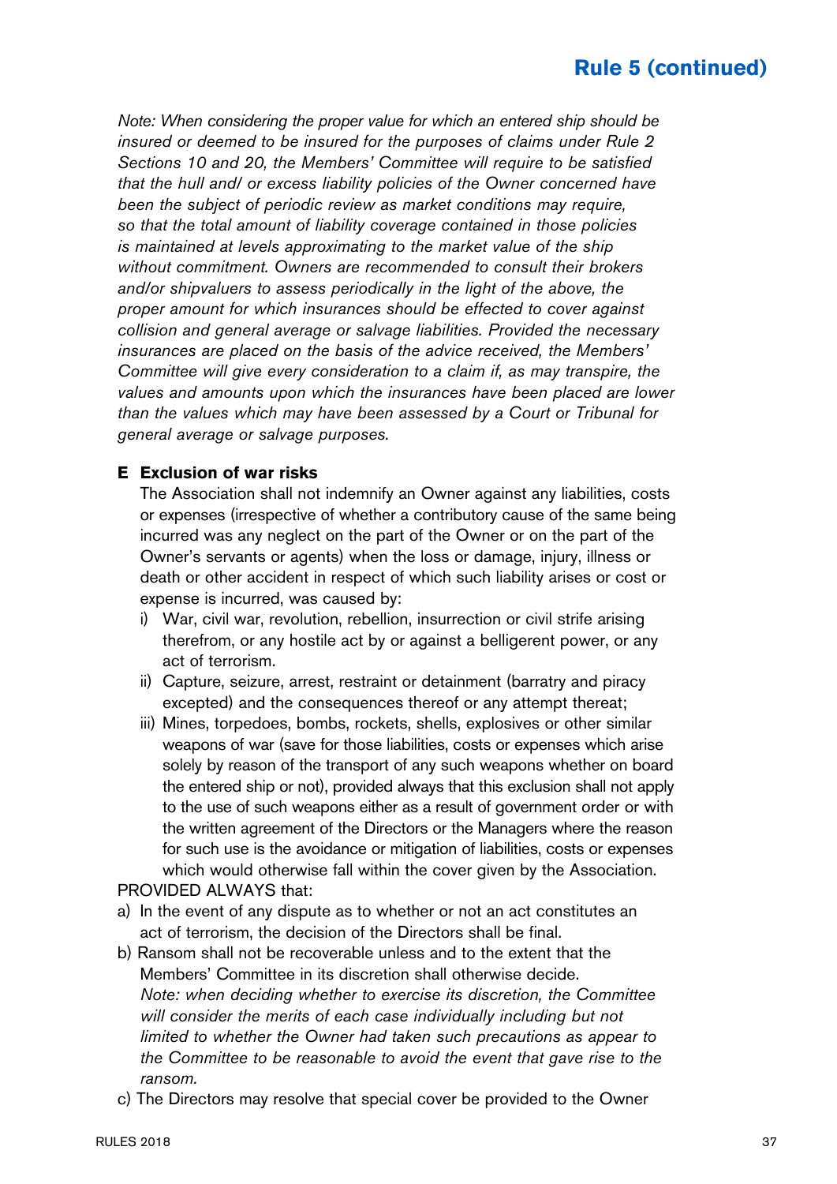*Note: When considering the proper value for which an entered ship should be insured or deemed to be insured for the purposes of claims under Rule 2 Sections 10 and 20, the Members' Committee will require to be satisfied that the hull and/ or excess liability policies of the Owner concerned have been the subject of periodic review as market conditions may require, so that the total amount of liability coverage contained in those policies is maintained at levels approximating to the market value of the ship without commitment. Owners are recommended to consult their brokers and/or shipvaluers to assess periodically in the light of the above, the proper amount for which insurances should be effected to cover against collision and general average or salvage liabilities. Provided the necessary insurances are placed on the basis of the advice received, the Members' Committee will give every consideration to a claim if, as may transpire, the values and amounts upon which the insurances have been placed are lower than the values which may have been assessed by a Court or Tribunal for general average or salvage purposes.*

**E Exclusion of war risks**

The Association shall not indemnify an Owner against any liabilities, costs or expenses (irrespective of whether a contributory cause of the same being incurred was any neglect on the part of the Owner or on the part of the Owner's servants or agents) when the loss or damage, injury, illness or death or other accident in respect of which such liability arises or cost or expense is incurred, was caused by:

i) War, civil war, revolution, rebellion, insurrection or civil strife arising therefrom, or any hostile act by or against a belligerent power, or any act of terrorism.

ii) Capture, seizure, arrest, restraint or detainment (barratry and piracy excepted) and the consequences thereof or any attempt thereat;

iii) Mines, torpedoes, bombs, rockets, shells, explosives or other similar weapons of war (save for those liabilities, costs or expenses which arise solely by reason of the transport of any such weapons whether on board the entered ship or not), provided always that this exclusion shall not apply to the use of such weapons either as a result of government order or with the written agreement of the Directors or the Managers where the reason for such use is the avoidance or mitigation of liabilities, costs or expenses which would otherwise fall within the cover given by the Association.

PROVIDED ALWAYS that:

a) In the event of any dispute as to whether or not an act constitutes an act of terrorism, the decision of the Directors shall be final.

b) Ransom shall not be recoverable unless and to the extent that the Members' Committee in its discretion shall otherwise decide.
*Note: when deciding whether to exercise its discretion, the Committee will consider the merits of each case individually including but not limited to whether the Owner had taken such precautions as appear to the Committee to be reasonable to avoid the event that gave rise to the ransom.*

c) The Directors may resolve that special cover be provided to the Owner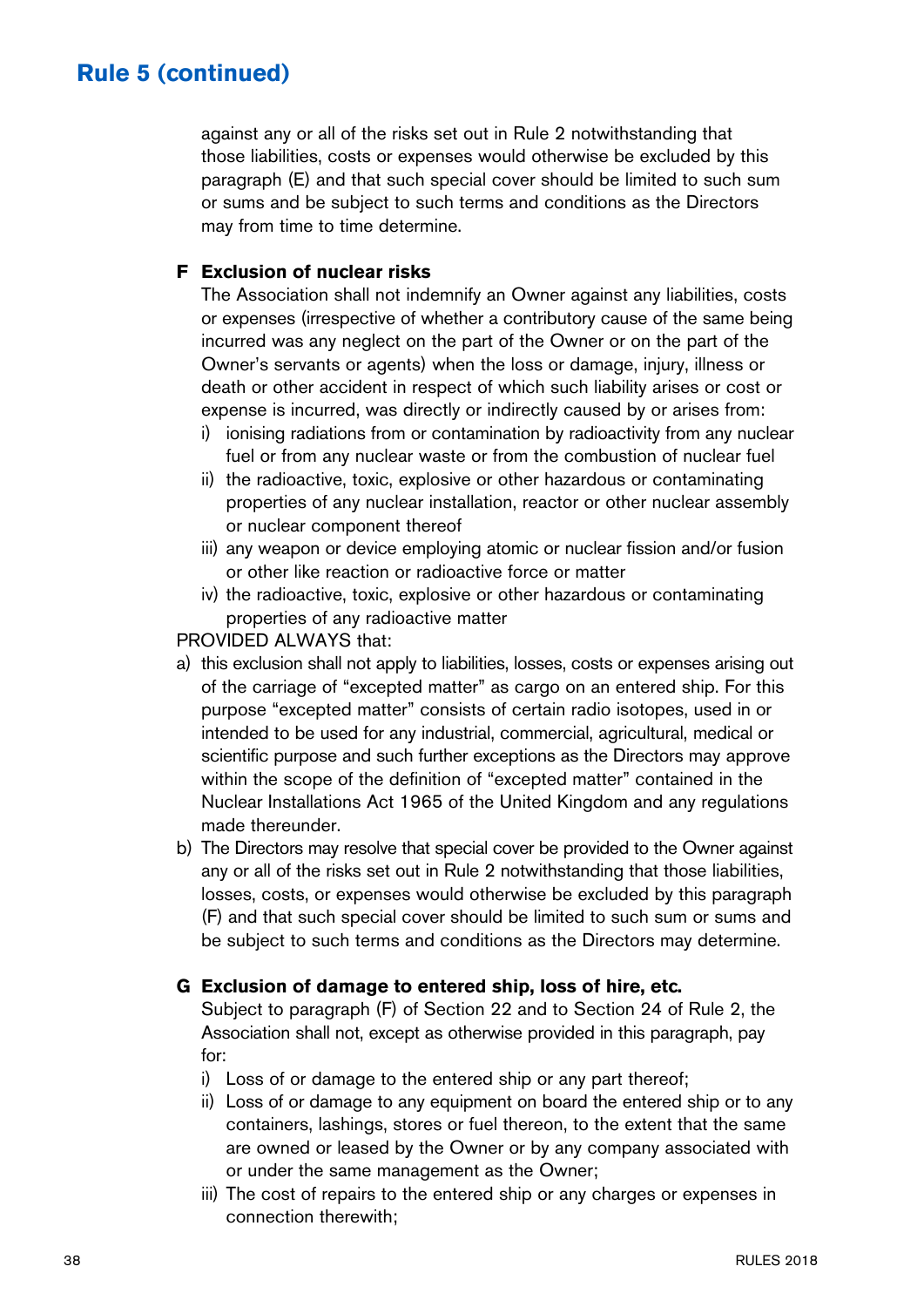## Rule 5 (continued)

against any or all of the risks set out in Rule 2 notwithstanding that those liabilities, costs or expenses would otherwise be excluded by this paragraph (E) and that such special cover should be limited to such sum or sums and be subject to such terms and conditions as the Directors may from time to time determine.

### F Exclusion of nuclear risks

The Association shall not indemnify an Owner against any liabilities, costs or expenses (irrespective of whether a contributory cause of the same being incurred was any neglect on the part of the Owner or on the part of the Owner's servants or agents) when the loss or damage, injury, illness or death or other accident in respect of which such liability arises or cost or expense is incurred, was directly or indirectly caused by or arises from:

i) ionising radiations from or contamination by radioactivity from any nuclear fuel or from any nuclear waste or from the combustion of nuclear fuel
ii) the radioactive, toxic, explosive or other hazardous or contaminating properties of any nuclear installation, reactor or other nuclear assembly or nuclear component thereof
iii) any weapon or device employing atomic or nuclear fission and/or fusion or other like reaction or radioactive force or matter
iv) the radioactive, toxic, explosive or other hazardous or contaminating properties of any radioactive matter

PROVIDED ALWAYS that:

a) this exclusion shall not apply to liabilities, losses, costs or expenses arising out of the carriage of "excepted matter" as cargo on an entered ship. For this purpose "excepted matter" consists of certain radio isotopes, used in or intended to be used for any industrial, commercial, agricultural, medical or scientific purpose and such further exceptions as the Directors may approve within the scope of the definition of "excepted matter" contained in the Nuclear Installations Act 1965 of the United Kingdom and any regulations made thereunder.
b) The Directors may resolve that special cover be provided to the Owner against any or all of the risks set out in Rule 2 notwithstanding that those liabilities, losses, costs, or expenses would otherwise be excluded by this paragraph (F) and that such special cover should be limited to such sum or sums and be subject to such terms and conditions as the Directors may determine.

### G Exclusion of damage to entered ship, loss of hire, etc.

Subject to paragraph (F) of Section 22 and to Section 24 of Rule 2, the Association shall not, except as otherwise provided in this paragraph, pay for:

i) Loss of or damage to the entered ship or any part thereof;
ii) Loss of or damage to any equipment on board the entered ship or to any containers, lashings, stores or fuel thereon, to the extent that the same are owned or leased by the Owner or by any company associated with or under the same management as the Owner;
iii) The cost of repairs to the entered ship or any charges or expenses in connection therewith;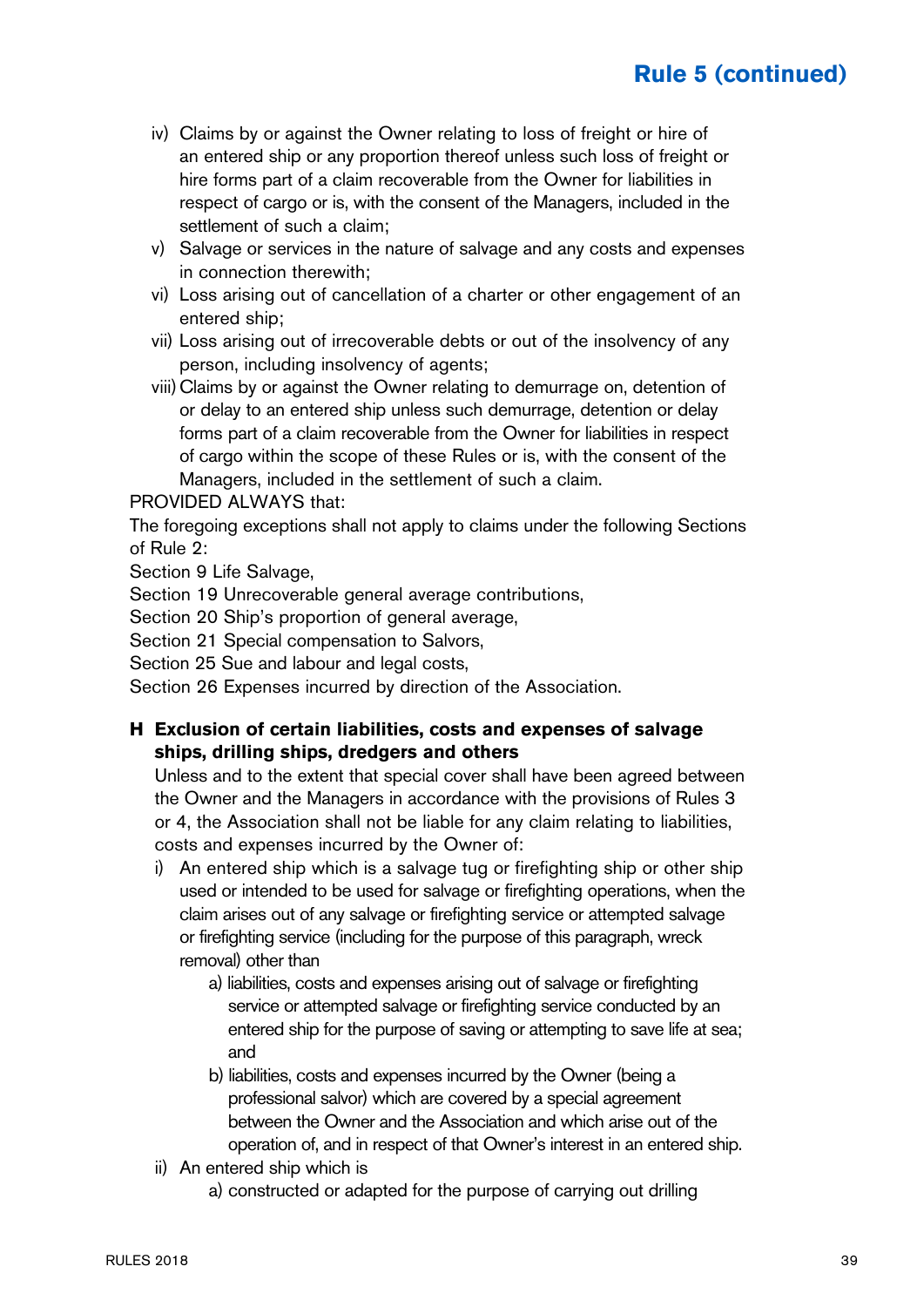iv) Claims by or against the Owner relating to loss of freight or hire of an entered ship or any proportion thereof unless such loss of freight or hire forms part of a claim recoverable from the Owner for liabilities in respect of cargo or is, with the consent of the Managers, included in the settlement of such a claim;

v) Salvage or services in the nature of salvage and any costs and expenses in connection therewith;

vi) Loss arising out of cancellation of a charter or other engagement of an entered ship;

vii) Loss arising out of irrecoverable debts or out of the insolvency of any person, including insolvency of agents;

viii) Claims by or against the Owner relating to demurrage on, detention of or delay to an entered ship unless such demurrage, detention or delay forms part of a claim recoverable from the Owner for liabilities in respect of cargo within the scope of these Rules or is, with the consent of the Managers, included in the settlement of such a claim.

PROVIDED ALWAYS that:

The foregoing exceptions shall not apply to claims under the following Sections of Rule 2:

Section 9 Life Salvage,

Section 19 Unrecoverable general average contributions,

Section 20 Ship's proportion of general average,

Section 21 Special compensation to Salvors,

Section 25 Sue and labour and legal costs,

Section 26 Expenses incurred by direction of the Association.

### H Exclusion of certain liabilities, costs and expenses of salvage ships, drilling ships, dredgers and others

Unless and to the extent that special cover shall have been agreed between the Owner and the Managers in accordance with the provisions of Rules 3 or 4, the Association shall not be liable for any claim relating to liabilities, costs and expenses incurred by the Owner of:

i) An entered ship which is a salvage tug or firefighting ship or other ship used or intended to be used for salvage or firefighting operations, when the claim arises out of any salvage or firefighting service or attempted salvage or firefighting service (including for the purpose of this paragraph, wreck removal) other than

   a) liabilities, costs and expenses arising out of salvage or firefighting service or attempted salvage or firefighting service conducted by an entered ship for the purpose of saving or attempting to save life at sea; and

   b) liabilities, costs and expenses incurred by the Owner (being a professional salvor) which are covered by a special agreement between the Owner and the Association and which arise out of the operation of, and in respect of that Owner's interest in an entered ship.

ii) An entered ship which is

   a) constructed or adapted for the purpose of carrying out drilling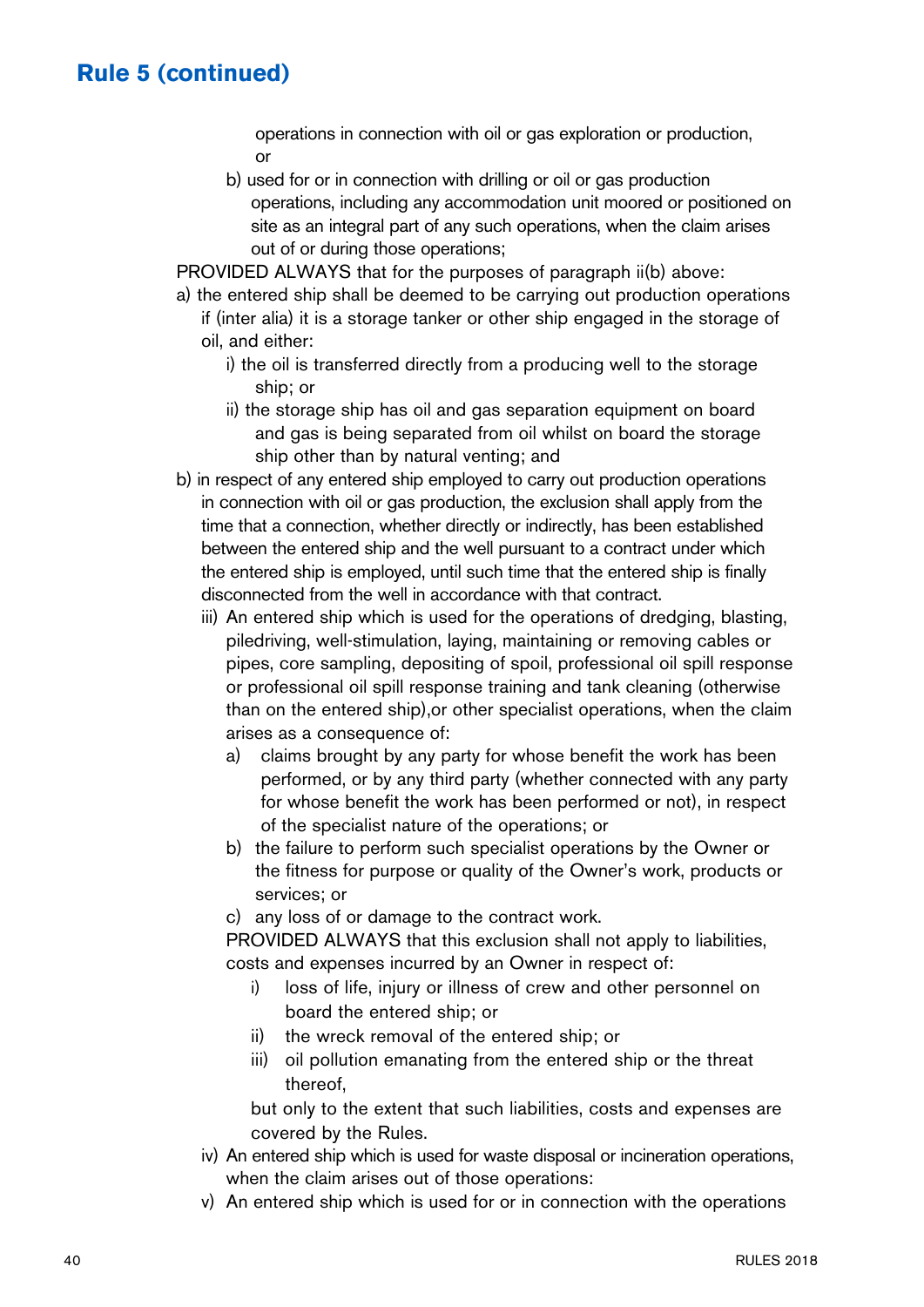## Rule 5 (continued)

operations in connection with oil or gas exploration or production, or

b) used for or in connection with drilling or oil or gas production operations, including any accommodation unit moored or positioned on site as an integral part of any such operations, when the claim arises out of or during those operations;

PROVIDED ALWAYS that for the purposes of paragraph ii(b) above:

a) the entered ship shall be deemed to be carrying out production operations if (inter alia) it is a storage tanker or other ship engaged in the storage of oil, and either:

   i) the oil is transferred directly from a producing well to the storage ship; or

   ii) the storage ship has oil and gas separation equipment on board and gas is being separated from oil whilst on board the storage ship other than by natural venting; and

b) in respect of any entered ship employed to carry out production operations in connection with oil or gas production, the exclusion shall apply from the time that a connection, whether directly or indirectly, has been established between the entered ship and the well pursuant to a contract under which the entered ship is employed, until such time that the entered ship is finally disconnected from the well in accordance with that contract.

iii) An entered ship which is used for the operations of dredging, blasting, piledriving, well-stimulation, laying, maintaining or removing cables or pipes, core sampling, depositing of spoil, professional oil spill response or professional oil spill response training and tank cleaning (otherwise than on the entered ship),or other specialist operations, when the claim arises as a consequence of:

   a) claims brought by any party for whose benefit the work has been performed, or by any third party (whether connected with any party for whose benefit the work has been performed or not), in respect of the specialist nature of the operations; or

   b) the failure to perform such specialist operations by the Owner or the fitness for purpose or quality of the Owner's work, products or services; or

   c) any loss of or damage to the contract work.

   PROVIDED ALWAYS that this exclusion shall not apply to liabilities, costs and expenses incurred by an Owner in respect of:

   i) loss of life, injury or illness of crew and other personnel on board the entered ship; or

   ii) the wreck removal of the entered ship; or

   iii) oil pollution emanating from the entered ship or the threat thereof,

   but only to the extent that such liabilities, costs and expenses are covered by the Rules.

iv) An entered ship which is used for waste disposal or incineration operations, when the claim arises out of those operations:

v) An entered ship which is used for or in connection with the operations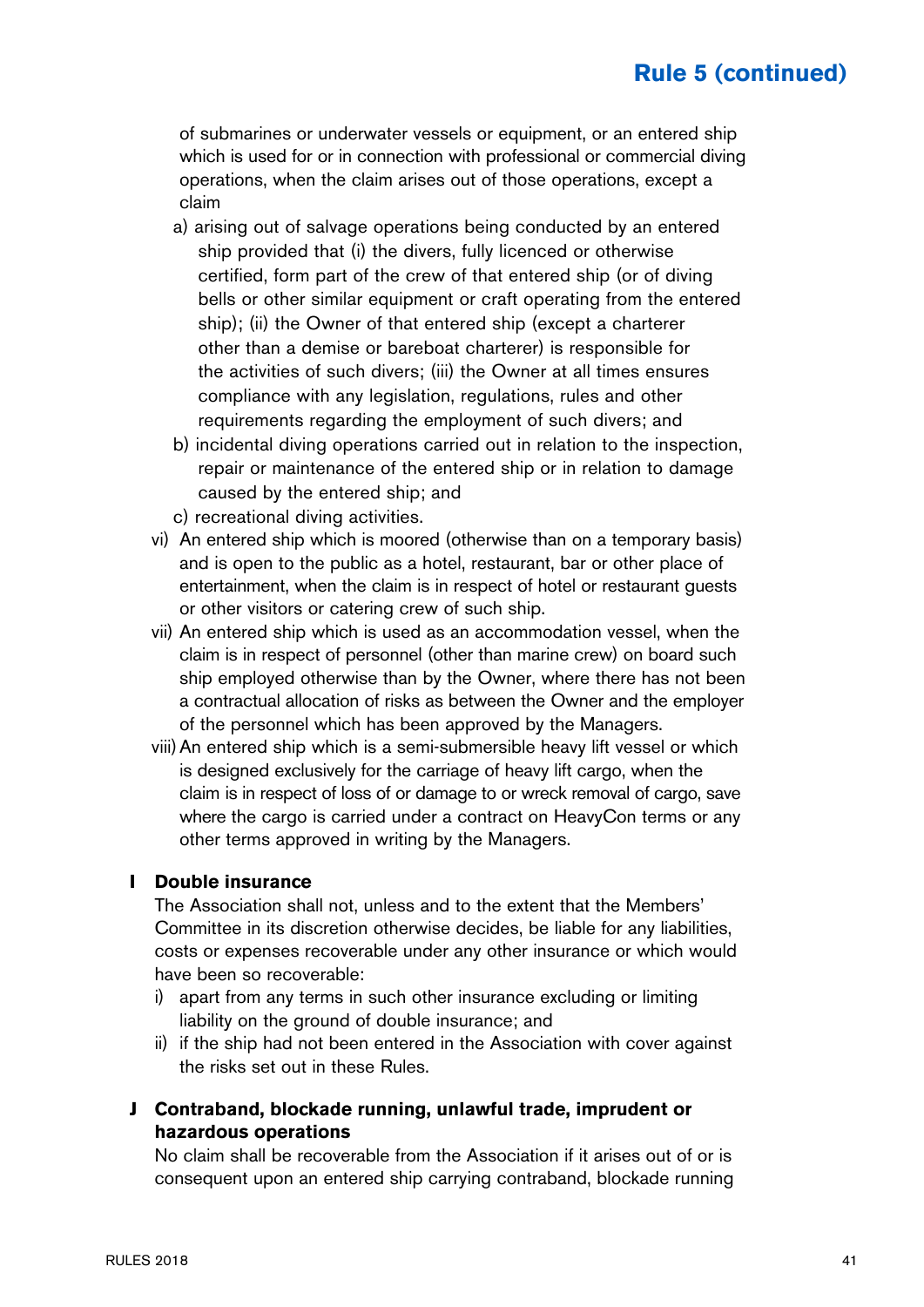of submarines or underwater vessels or equipment, or an entered ship which is used for or in connection with professional or commercial diving operations, when the claim arises out of those operations, except a claim

a) arising out of salvage operations being conducted by an entered ship provided that (i) the divers, fully licenced or otherwise certified, form part of the crew of that entered ship (or of diving bells or other similar equipment or craft operating from the entered ship); (ii) the Owner of that entered ship (except a charterer other than a demise or bareboat charterer) is responsible for the activities of such divers; (iii) the Owner at all times ensures compliance with any legislation, regulations, rules and other requirements regarding the employment of such divers; and

b) incidental diving operations carried out in relation to the inspection, repair or maintenance of the entered ship or in relation to damage caused by the entered ship; and

c) recreational diving activities.

vi) An entered ship which is moored (otherwise than on a temporary basis) and is open to the public as a hotel, restaurant, bar or other place of entertainment, when the claim is in respect of hotel or restaurant guests or other visitors or catering crew of such ship.

vii) An entered ship which is used as an accommodation vessel, when the claim is in respect of personnel (other than marine crew) on board such ship employed otherwise than by the Owner, where there has not been a contractual allocation of risks as between the Owner and the employer of the personnel which has been approved by the Managers.

viii) An entered ship which is a semi-submersible heavy lift vessel or which is designed exclusively for the carriage of heavy lift cargo, when the claim is in respect of loss of or damage to or wreck removal of cargo, save where the cargo is carried under a contract on HeavyCon terms or any other terms approved in writing by the Managers.

## I Double insurance

The Association shall not, unless and to the extent that the Members' Committee in its discretion otherwise decides, be liable for any liabilities, costs or expenses recoverable under any other insurance or which would have been so recoverable:

i) apart from any terms in such other insurance excluding or limiting liability on the ground of double insurance; and

ii) if the ship had not been entered in the Association with cover against the risks set out in these Rules.

## J Contraband, blockade running, unlawful trade, imprudent or hazardous operations

No claim shall be recoverable from the Association if it arises out of or is consequent upon an entered ship carrying contraband, blockade running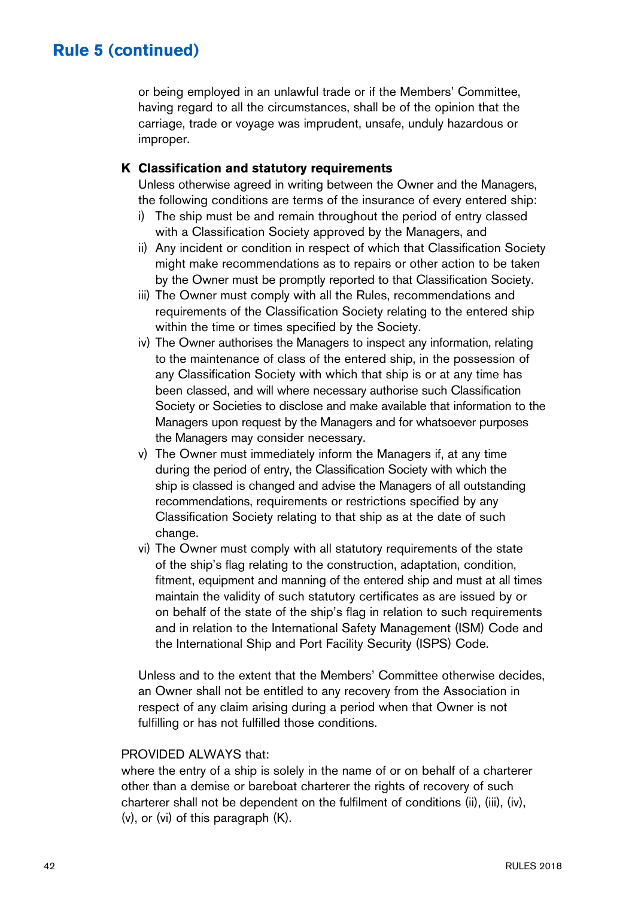## Rule 5 (continued)

or being employed in an unlawful trade or if the Members' Committee, having regard to all the circumstances, shall be of the opinion that the carriage, trade or voyage was imprudent, unsafe, unduly hazardous or improper.

### K Classification and statutory requirements

Unless otherwise agreed in writing between the Owner and the Managers, the following conditions are terms of the insurance of every entered ship:

i) The ship must be and remain throughout the period of entry classed with a Classification Society approved by the Managers, and

ii) Any incident or condition in respect of which that Classification Society might make recommendations as to repairs or other action to be taken by the Owner must be promptly reported to that Classification Society.

iii) The Owner must comply with all the Rules, recommendations and requirements of the Classification Society relating to the entered ship within the time or times specified by the Society.

iv) The Owner authorises the Managers to inspect any information, relating to the maintenance of class of the entered ship, in the possession of any Classification Society with which that ship is or at any time has been classed, and will where necessary authorise such Classification Society or Societies to disclose and make available that information to the Managers upon request by the Managers and for whatsoever purposes the Managers may consider necessary.

v) The Owner must immediately inform the Managers if, at any time during the period of entry, the Classification Society with which the ship is classed is changed and advise the Managers of all outstanding recommendations, requirements or restrictions specified by any Classification Society relating to that ship as at the date of such change.

vi) The Owner must comply with all statutory requirements of the state of the ship's flag relating to the construction, adaptation, condition, fitment, equipment and manning of the entered ship and must at all times maintain the validity of such statutory certificates as are issued by or on behalf of the state of the ship's flag in relation to such requirements and in relation to the International Safety Management (ISM) Code and the International Ship and Port Facility Security (ISPS) Code.

Unless and to the extent that the Members' Committee otherwise decides, an Owner shall not be entitled to any recovery from the Association in respect of any claim arising during a period when that Owner is not fulfilling or has not fulfilled those conditions.

PROVIDED ALWAYS that:
where the entry of a ship is solely in the name of or on behalf of a charterer other than a demise or bareboat charterer the rights of recovery of such charterer shall not be dependent on the fulfilment of conditions (ii), (iii), (iv), (v), or (vi) of this paragraph (K).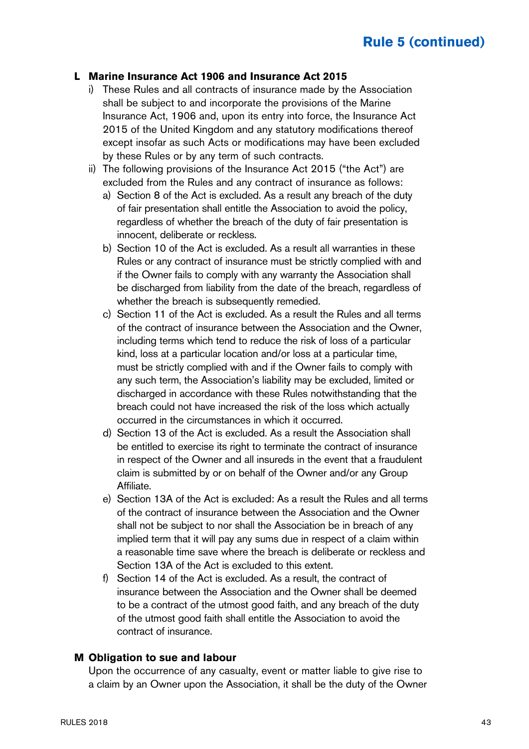**L Marine Insurance Act 1906 and Insurance Act 2015**

i) These Rules and all contracts of insurance made by the Association shall be subject to and incorporate the provisions of the Marine Insurance Act, 1906 and, upon its entry into force, the Insurance Act 2015 of the United Kingdom and any statutory modifications thereof except insofar as such Acts or modifications may have been excluded by these Rules or by any term of such contracts.

ii) The following provisions of the Insurance Act 2015 ("the Act") are excluded from the Rules and any contract of insurance as follows:

a) Section 8 of the Act is excluded. As a result any breach of the duty of fair presentation shall entitle the Association to avoid the policy, regardless of whether the breach of the duty of fair presentation is innocent, deliberate or reckless.

b) Section 10 of the Act is excluded. As a result all warranties in these Rules or any contract of insurance must be strictly complied with and if the Owner fails to comply with any warranty the Association shall be discharged from liability from the date of the breach, regardless of whether the breach is subsequently remedied.

c) Section 11 of the Act is excluded. As a result the Rules and all terms of the contract of insurance between the Association and the Owner, including terms which tend to reduce the risk of loss of a particular kind, loss at a particular location and/or loss at a particular time, must be strictly complied with and if the Owner fails to comply with any such term, the Association's liability may be excluded, limited or discharged in accordance with these Rules notwithstanding that the breach could not have increased the risk of the loss which actually occurred in the circumstances in which it occurred.

d) Section 13 of the Act is excluded. As a result the Association shall be entitled to exercise its right to terminate the contract of insurance in respect of the Owner and all insureds in the event that a fraudulent claim is submitted by or on behalf of the Owner and/or any Group Affiliate.

e) Section 13A of the Act is excluded: As a result the Rules and all terms of the contract of insurance between the Association and the Owner shall not be subject to nor shall the Association be in breach of any implied term that it will pay any sums due in respect of a claim within a reasonable time save where the breach is deliberate or reckless and Section 13A of the Act is excluded to this extent.

f) Section 14 of the Act is excluded. As a result, the contract of insurance between the Association and the Owner shall be deemed to be a contract of the utmost good faith, and any breach of the duty of the utmost good faith shall entitle the Association to avoid the contract of insurance.

**M Obligation to sue and labour**

Upon the occurrence of any casualty, event or matter liable to give rise to a claim by an Owner upon the Association, it shall be the duty of the Owner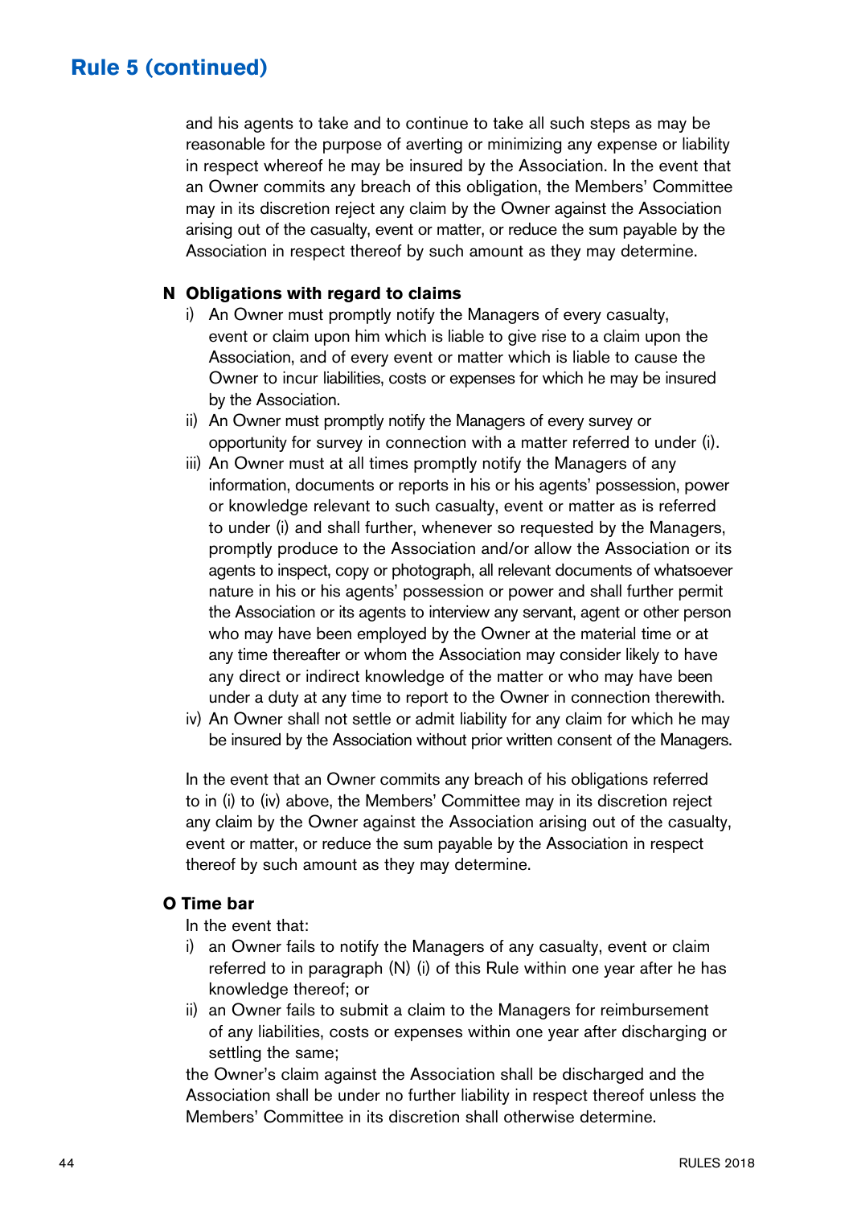## Rule 5 (continued)

and his agents to take and to continue to take all such steps as may be reasonable for the purpose of averting or minimizing any expense or liability in respect whereof he may be insured by the Association. In the event that an Owner commits any breach of this obligation, the Members' Committee may in its discretion reject any claim by the Owner against the Association arising out of the casualty, event or matter, or reduce the sum payable by the Association in respect thereof by such amount as they may determine.

**N Obligations with regard to claims**

i) An Owner must promptly notify the Managers of every casualty, event or claim upon him which is liable to give rise to a claim upon the Association, and of every event or matter which is liable to cause the Owner to incur liabilities, costs or expenses for which he may be insured by the Association.

ii) An Owner must promptly notify the Managers of every survey or opportunity for survey in connection with a matter referred to under (i).

iii) An Owner must at all times promptly notify the Managers of any information, documents or reports in his or his agents' possession, power or knowledge relevant to such casualty, event or matter as is referred to under (i) and shall further, whenever so requested by the Managers, promptly produce to the Association and/or allow the Association or its agents to inspect, copy or photograph, all relevant documents of whatsoever nature in his or his agents' possession or power and shall further permit the Association or its agents to interview any servant, agent or other person who may have been employed by the Owner at the material time or at any time thereafter or whom the Association may consider likely to have any direct or indirect knowledge of the matter or who may have been under a duty at any time to report to the Owner in connection therewith.

iv) An Owner shall not settle or admit liability for any claim for which he may be insured by the Association without prior written consent of the Managers.

In the event that an Owner commits any breach of his obligations referred to in (i) to (iv) above, the Members' Committee may in its discretion reject any claim by the Owner against the Association arising out of the casualty, event or matter, or reduce the sum payable by the Association in respect thereof by such amount as they may determine.

**O Time bar**

In the event that:

i) an Owner fails to notify the Managers of any casualty, event or claim referred to in paragraph (N) (i) of this Rule within one year after he has knowledge thereof; or

ii) an Owner fails to submit a claim to the Managers for reimbursement of any liabilities, costs or expenses within one year after discharging or settling the same;

the Owner's claim against the Association shall be discharged and the Association shall be under no further liability in respect thereof unless the Members' Committee in its discretion shall otherwise determine.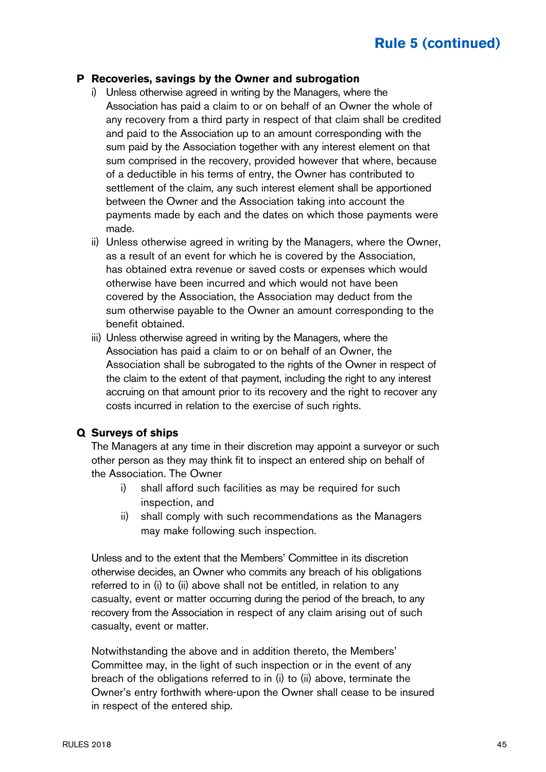## Rule 5 (continued)

### P Recoveries, savings by the Owner and subrogation

i) Unless otherwise agreed in writing by the Managers, where the Association has paid a claim to or on behalf of an Owner the whole of any recovery from a third party in respect of that claim shall be credited and paid to the Association up to an amount corresponding with the sum paid by the Association together with any interest element on that sum comprised in the recovery, provided however that where, because of a deductible in his terms of entry, the Owner has contributed to settlement of the claim, any such interest element shall be apportioned between the Owner and the Association taking into account the payments made by each and the dates on which those payments were made.

ii) Unless otherwise agreed in writing by the Managers, where the Owner, as a result of an event for which he is covered by the Association, has obtained extra revenue or saved costs or expenses which would otherwise have been incurred and which would not have been covered by the Association, the Association may deduct from the sum otherwise payable to the Owner an amount corresponding to the benefit obtained.

iii) Unless otherwise agreed in writing by the Managers, where the Association has paid a claim to or on behalf of an Owner, the Association shall be subrogated to the rights of the Owner in respect of the claim to the extent of that payment, including the right to any interest accruing on that amount prior to its recovery and the right to recover any costs incurred in relation to the exercise of such rights.

### Q Surveys of ships

The Managers at any time in their discretion may appoint a surveyor or such other person as they may think fit to inspect an entered ship on behalf of the Association. The Owner

i) shall afford such facilities as may be required for such inspection, and
ii) shall comply with such recommendations as the Managers may make following such inspection.

Unless and to the extent that the Members' Committee in its discretion otherwise decides, an Owner who commits any breach of his obligations referred to in (i) to (ii) above shall not be entitled, in relation to any casualty, event or matter occurring during the period of the breach, to any recovery from the Association in respect of any claim arising out of such casualty, event or matter.

Notwithstanding the above and in addition thereto, the Members' Committee may, in the light of such inspection or in the event of any breach of the obligations referred to in (i) to (ii) above, terminate the Owner's entry forthwith where-upon the Owner shall cease to be insured in respect of the entered ship.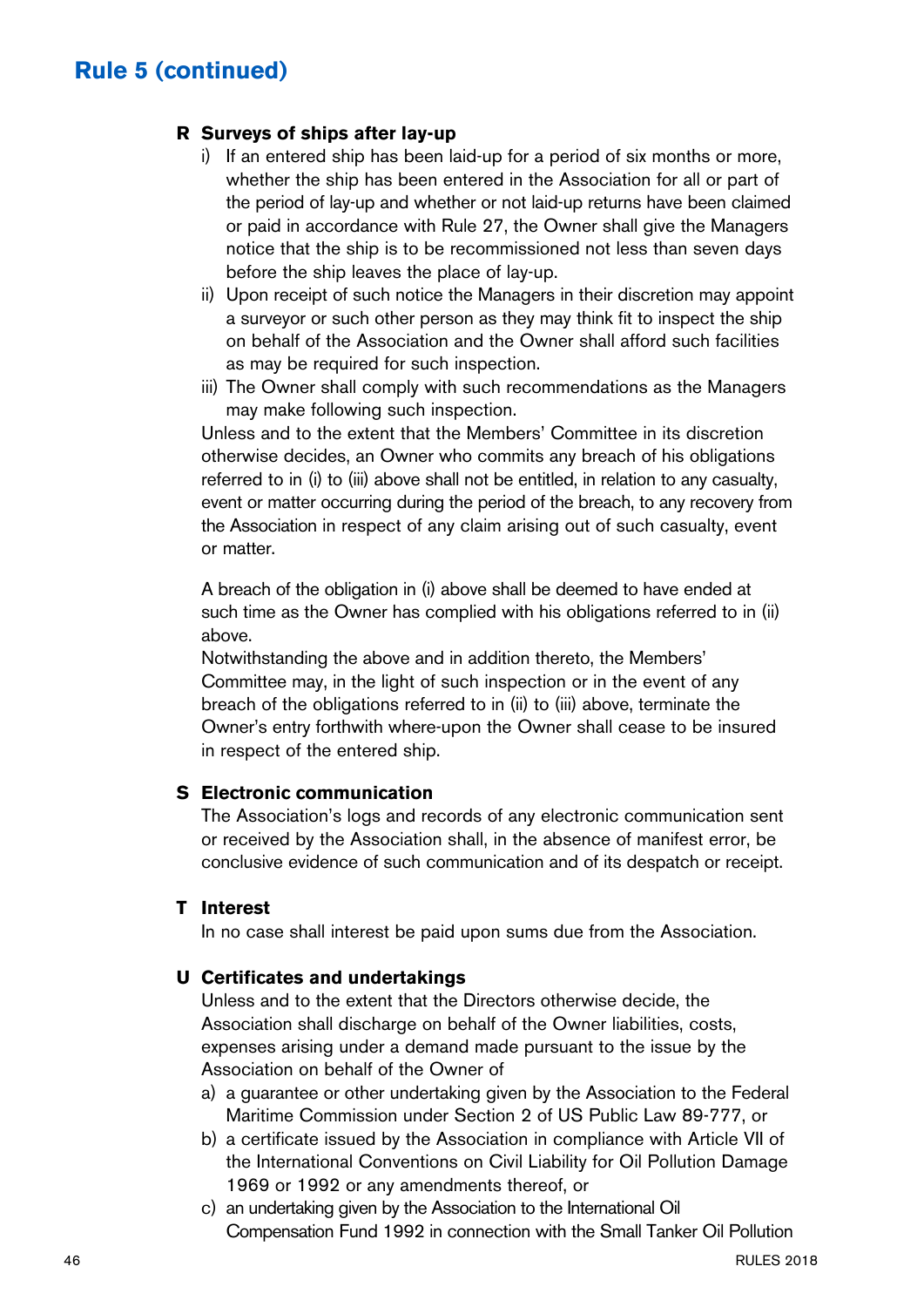## Rule 5 (continued)

### R Surveys of ships after lay-up

i) If an entered ship has been laid-up for a period of six months or more, whether the ship has been entered in the Association for all or part of the period of lay-up and whether or not laid-up returns have been claimed or paid in accordance with Rule 27, the Owner shall give the Managers notice that the ship is to be recommissioned not less than seven days before the ship leaves the place of lay-up.

ii) Upon receipt of such notice the Managers in their discretion may appoint a surveyor or such other person as they may think fit to inspect the ship on behalf of the Association and the Owner shall afford such facilities as may be required for such inspection.

iii) The Owner shall comply with such recommendations as the Managers may make following such inspection.

Unless and to the extent that the Members' Committee in its discretion otherwise decides, an Owner who commits any breach of his obligations referred to in (i) to (iii) above shall not be entitled, in relation to any casualty, event or matter occurring during the period of the breach, to any recovery from the Association in respect of any claim arising out of such casualty, event or matter.

A breach of the obligation in (i) above shall be deemed to have ended at such time as the Owner has complied with his obligations referred to in (ii) above.

Notwithstanding the above and in addition thereto, the Members' Committee may, in the light of such inspection or in the event of any breach of the obligations referred to in (ii) to (iii) above, terminate the Owner's entry forthwith where-upon the Owner shall cease to be insured in respect of the entered ship.

### S Electronic communication

The Association's logs and records of any electronic communication sent or received by the Association shall, in the absence of manifest error, be conclusive evidence of such communication and of its despatch or receipt.

### T Interest

In no case shall interest be paid upon sums due from the Association.

### U Certificates and undertakings

Unless and to the extent that the Directors otherwise decide, the Association shall discharge on behalf of the Owner liabilities, costs, expenses arising under a demand made pursuant to the issue by the Association on behalf of the Owner of

a) a guarantee or other undertaking given by the Association to the Federal Maritime Commission under Section 2 of US Public Law 89-777, or

b) a certificate issued by the Association in compliance with Article VII of the International Conventions on Civil Liability for Oil Pollution Damage 1969 or 1992 or any amendments thereof, or

c) an undertaking given by the Association to the International Oil Compensation Fund 1992 in connection with the Small Tanker Oil Pollution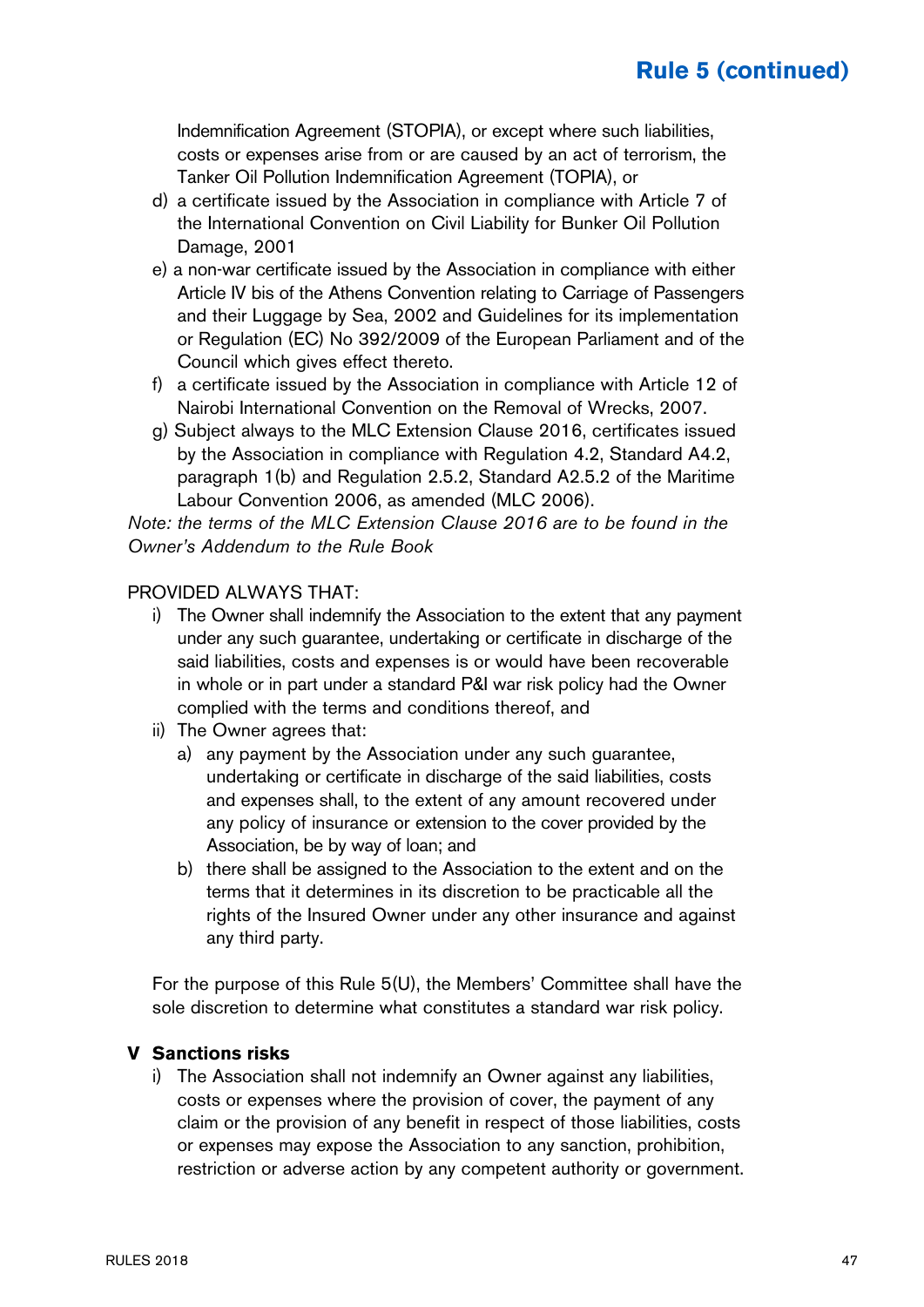Indemnification Agreement (STOPIA), or except where such liabilities, costs or expenses arise from or are caused by an act of terrorism, the Tanker Oil Pollution Indemnification Agreement (TOPIA), or

d) a certificate issued by the Association in compliance with Article 7 of the International Convention on Civil Liability for Bunker Oil Pollution Damage, 2001

e) a non-war certificate issued by the Association in compliance with either Article IV bis of the Athens Convention relating to Carriage of Passengers and their Luggage by Sea, 2002 and Guidelines for its implementation or Regulation (EC) No 392/2009 of the European Parliament and of the Council which gives effect thereto.

f) a certificate issued by the Association in compliance with Article 12 of Nairobi International Convention on the Removal of Wrecks, 2007.

g) Subject always to the MLC Extension Clause 2016, certificates issued by the Association in compliance with Regulation 4.2, Standard A4.2, paragraph 1(b) and Regulation 2.5.2, Standard A2.5.2 of the Maritime Labour Convention 2006, as amended (MLC 2006).

*Note: the terms of the MLC Extension Clause 2016 are to be found in the Owner's Addendum to the Rule Book*

PROVIDED ALWAYS THAT:

i) The Owner shall indemnify the Association to the extent that any payment under any such guarantee, undertaking or certificate in discharge of the said liabilities, costs and expenses is or would have been recoverable in whole or in part under a standard P&I war risk policy had the Owner complied with the terms and conditions thereof, and

ii) The Owner agrees that:

   a) any payment by the Association under any such guarantee, undertaking or certificate in discharge of the said liabilities, costs and expenses shall, to the extent of any amount recovered under any policy of insurance or extension to the cover provided by the Association, be by way of loan; and

   b) there shall be assigned to the Association to the extent and on the terms that it determines in its discretion to be practicable all the rights of the Insured Owner under any other insurance and against any third party.

For the purpose of this Rule 5(U), the Members' Committee shall have the sole discretion to determine what constitutes a standard war risk policy.

**V Sanctions risks**

i) The Association shall not indemnify an Owner against any liabilities, costs or expenses where the provision of cover, the payment of any claim or the provision of any benefit in respect of those liabilities, costs or expenses may expose the Association to any sanction, prohibition, restriction or adverse action by any competent authority or government.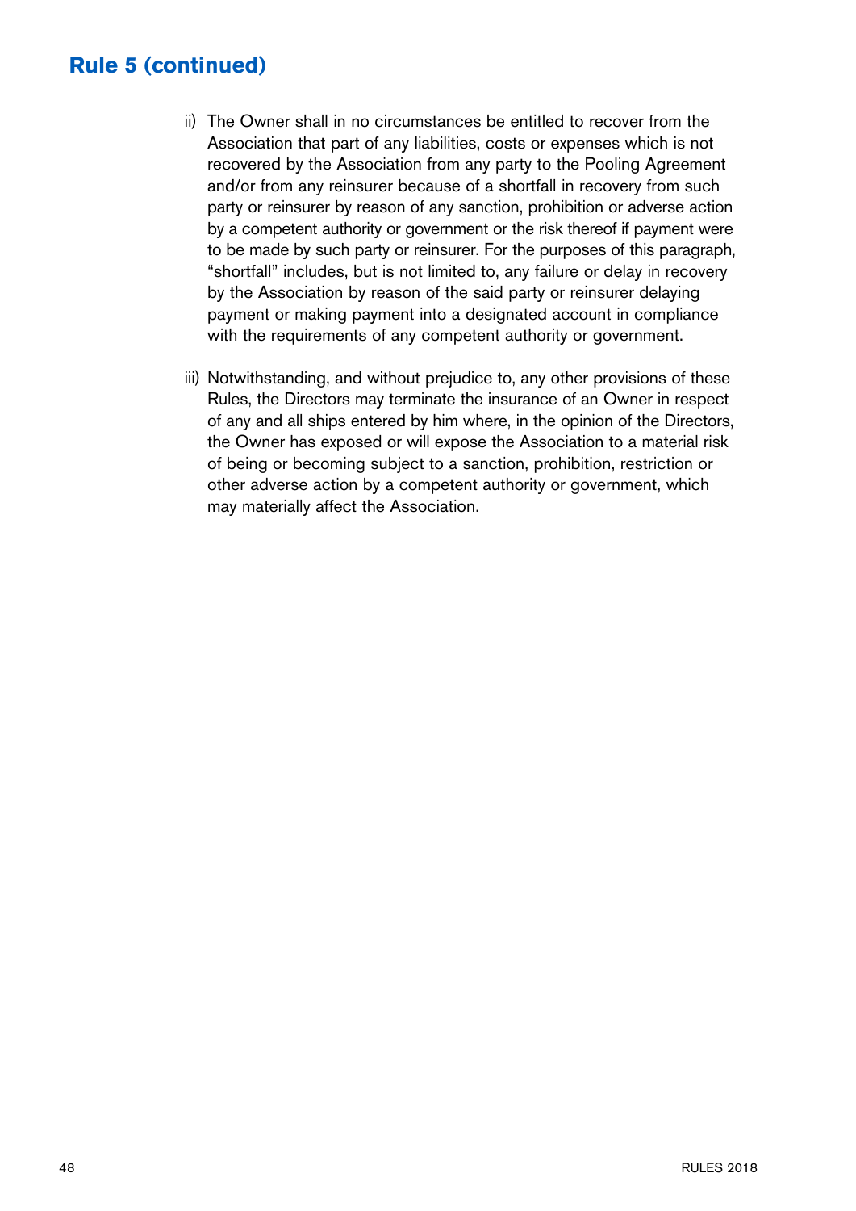## Rule 5 (continued)

ii) The Owner shall in no circumstances be entitled to recover from the Association that part of any liabilities, costs or expenses which is not recovered by the Association from any party to the Pooling Agreement and/or from any reinsurer because of a shortfall in recovery from such party or reinsurer by reason of any sanction, prohibition or adverse action by a competent authority or government or the risk thereof if payment were to be made by such party or reinsurer. For the purposes of this paragraph, "shortfall" includes, but is not limited to, any failure or delay in recovery by the Association by reason of the said party or reinsurer delaying payment or making payment into a designated account in compliance with the requirements of any competent authority or government.

iii) Notwithstanding, and without prejudice to, any other provisions of these Rules, the Directors may terminate the insurance of an Owner in respect of any and all ships entered by him where, in the opinion of the Directors, the Owner has exposed or will expose the Association to a material risk of being or becoming subject to a sanction, prohibition, restriction or other adverse action by a competent authority or government, which may materially affect the Association.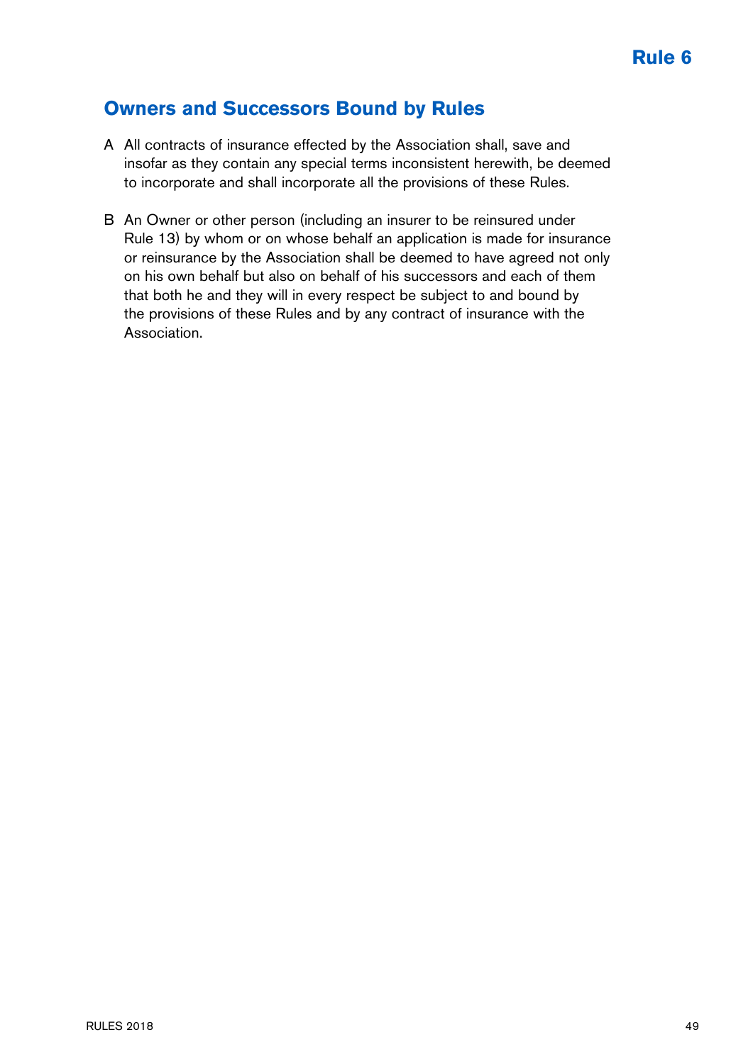# Rule 6

## Owners and Successors Bound by Rules

A All contracts of insurance effected by the Association shall, save and insofar as they contain any special terms inconsistent herewith, be deemed to incorporate and shall incorporate all the provisions of these Rules.

B An Owner or other person (including an insurer to be reinsured under Rule 13) by whom or on whose behalf an application is made for insurance or reinsurance by the Association shall be deemed to have agreed not only on his own behalf but also on behalf of his successors and each of them that both he and they will in every respect be subject to and bound by the provisions of these Rules and by any contract of insurance with the Association.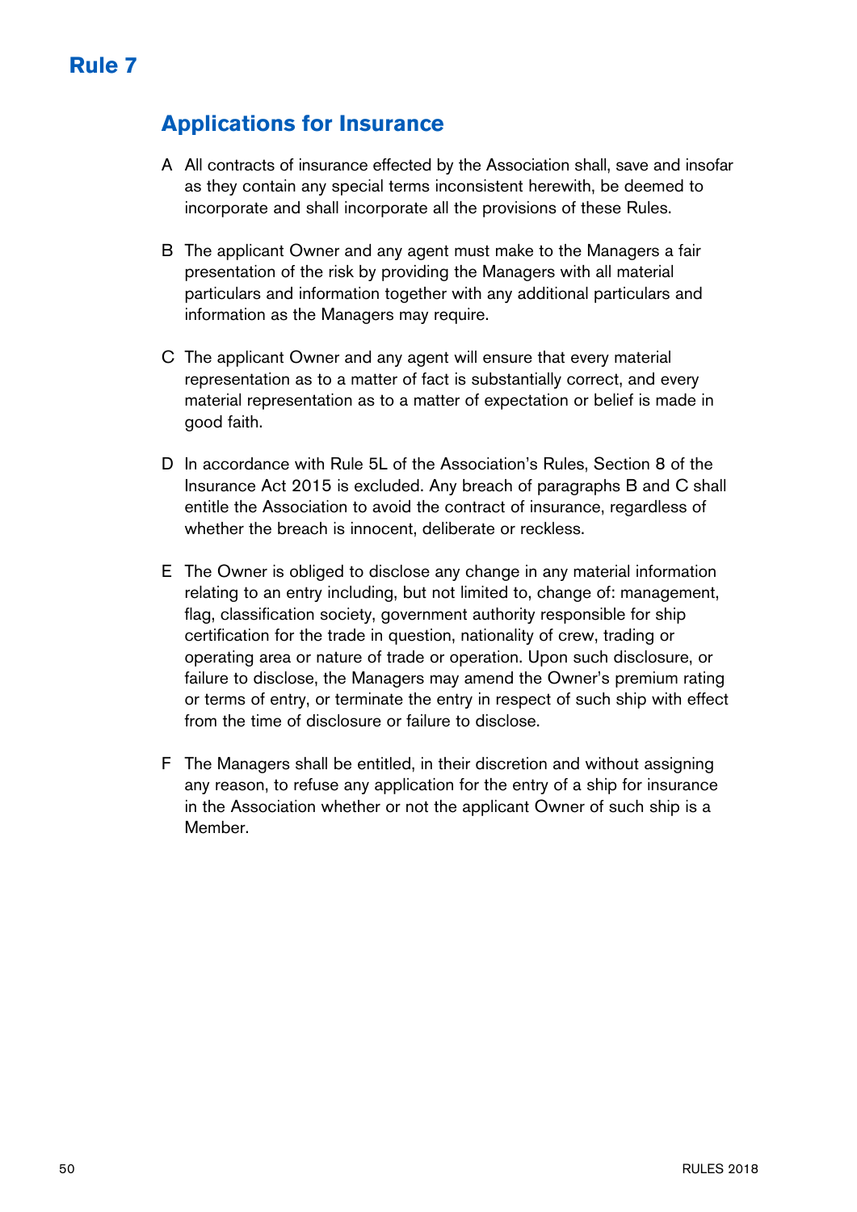# Rule 7

## Applications for Insurance

A All contracts of insurance effected by the Association shall, save and insofar as they contain any special terms inconsistent herewith, be deemed to incorporate and shall incorporate all the provisions of these Rules.

B The applicant Owner and any agent must make to the Managers a fair presentation of the risk by providing the Managers with all material particulars and information together with any additional particulars and information as the Managers may require.

C The applicant Owner and any agent will ensure that every material representation as to a matter of fact is substantially correct, and every material representation as to a matter of expectation or belief is made in good faith.

D In accordance with Rule 5L of the Association's Rules, Section 8 of the Insurance Act 2015 is excluded. Any breach of paragraphs B and C shall entitle the Association to avoid the contract of insurance, regardless of whether the breach is innocent, deliberate or reckless.

E The Owner is obliged to disclose any change in any material information relating to an entry including, but not limited to, change of: management, flag, classification society, government authority responsible for ship certification for the trade in question, nationality of crew, trading or operating area or nature of trade or operation. Upon such disclosure, or failure to disclose, the Managers may amend the Owner's premium rating or terms of entry, or terminate the entry in respect of such ship with effect from the time of disclosure or failure to disclose.

F The Managers shall be entitled, in their discretion and without assigning any reason, to refuse any application for the entry of a ship for insurance in the Association whether or not the applicant Owner of such ship is a Member.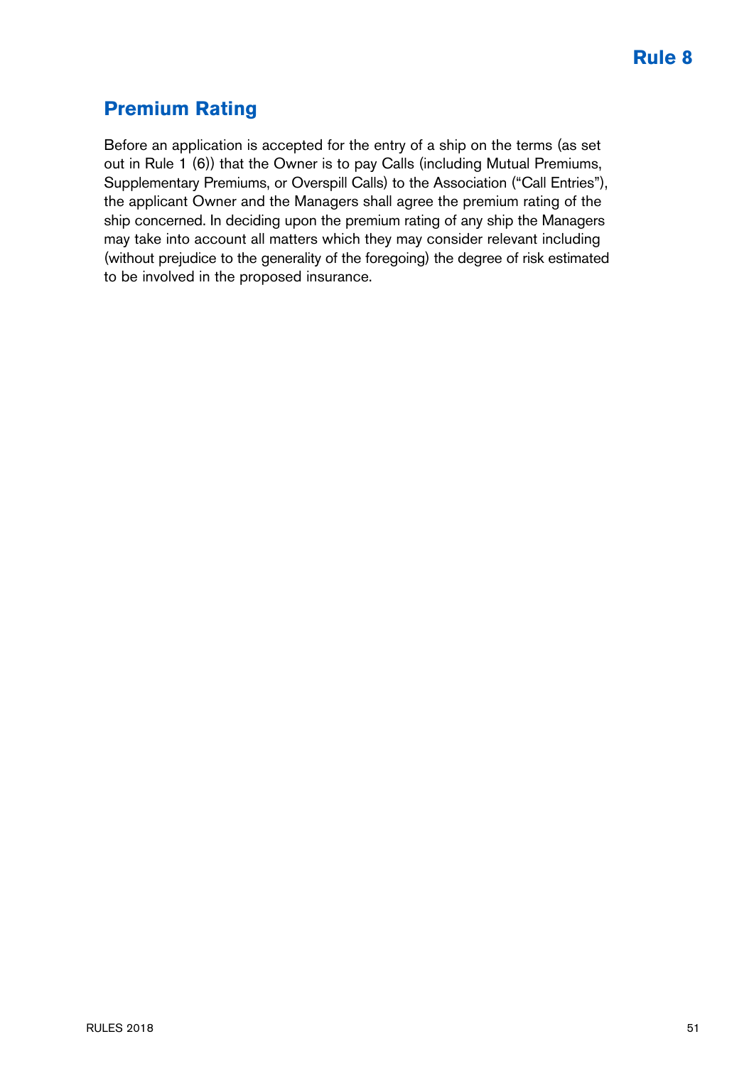# Rule 8

## Premium Rating

Before an application is accepted for the entry of a ship on the terms (as set out in Rule 1 (6)) that the Owner is to pay Calls (including Mutual Premiums, Supplementary Premiums, or Overspill Calls) to the Association ("Call Entries"), the applicant Owner and the Managers shall agree the premium rating of the ship concerned. In deciding upon the premium rating of any ship the Managers may take into account all matters which they may consider relevant including (without prejudice to the generality of the foregoing) the degree of risk estimated to be involved in the proposed insurance.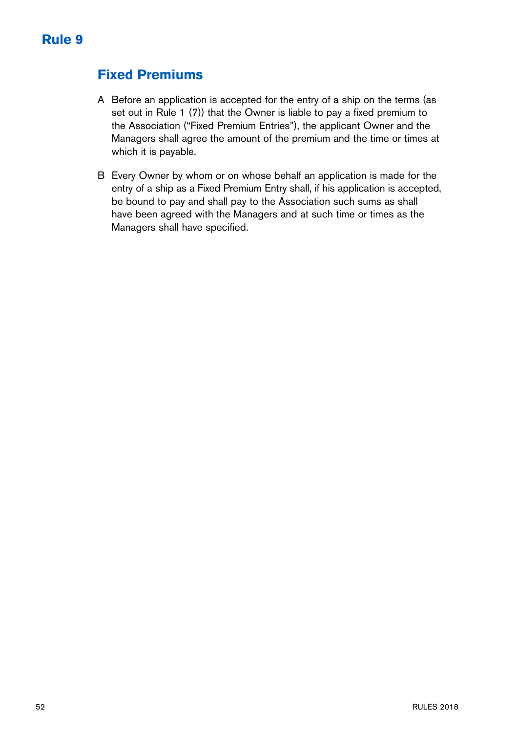# Rule 9

## Fixed Premiums

A Before an application is accepted for the entry of a ship on the terms (as set out in Rule 1 (7)) that the Owner is liable to pay a fixed premium to the Association ("Fixed Premium Entries"), the applicant Owner and the Managers shall agree the amount of the premium and the time or times at which it is payable.

B Every Owner by whom or on whose behalf an application is made for the entry of a ship as a Fixed Premium Entry shall, if his application is accepted, be bound to pay and shall pay to the Association such sums as shall have been agreed with the Managers and at such time or times as the Managers shall have specified.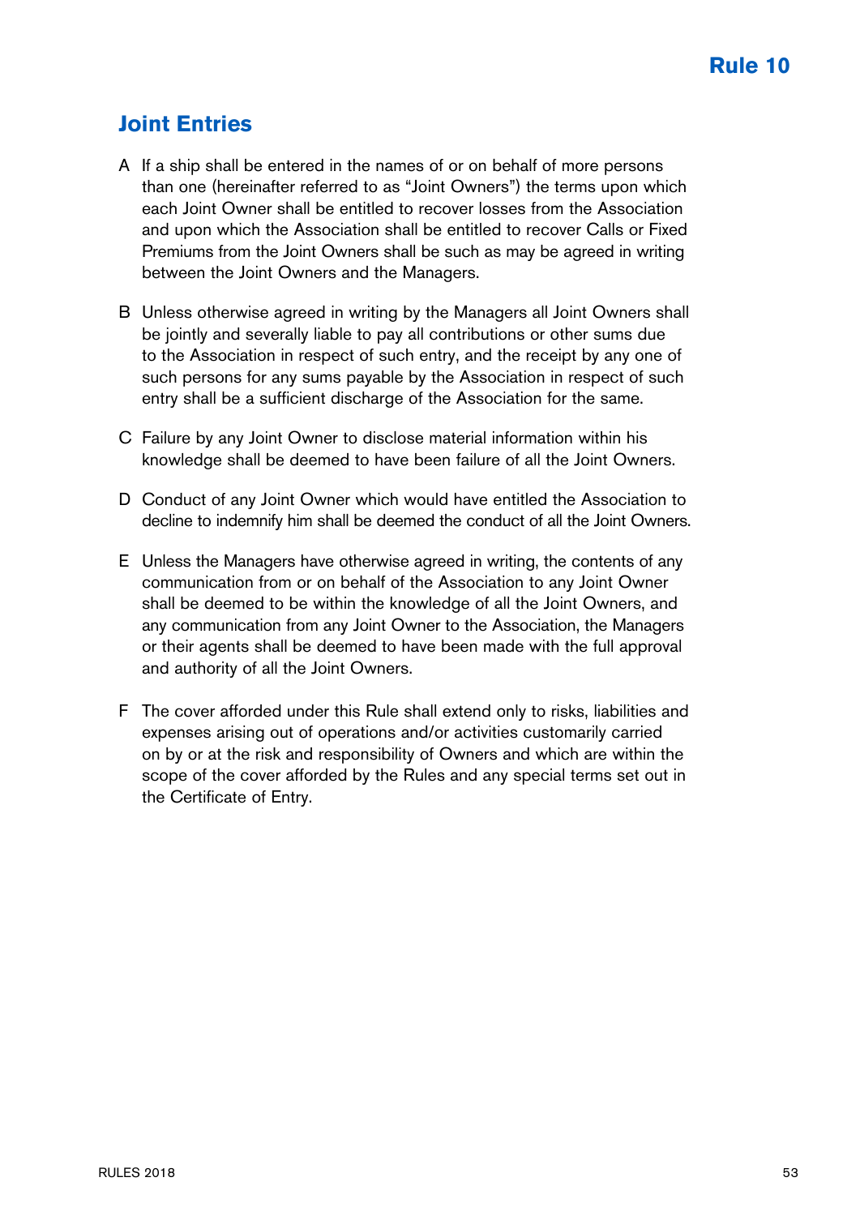# Rule 10

## Joint Entries

A If a ship shall be entered in the names of or on behalf of more persons than one (hereinafter referred to as "Joint Owners") the terms upon which each Joint Owner shall be entitled to recover losses from the Association and upon which the Association shall be entitled to recover Calls or Fixed Premiums from the Joint Owners shall be such as may be agreed in writing between the Joint Owners and the Managers.

B Unless otherwise agreed in writing by the Managers all Joint Owners shall be jointly and severally liable to pay all contributions or other sums due to the Association in respect of such entry, and the receipt by any one of such persons for any sums payable by the Association in respect of such entry shall be a sufficient discharge of the Association for the same.

C Failure by any Joint Owner to disclose material information within his knowledge shall be deemed to have been failure of all the Joint Owners.

D Conduct of any Joint Owner which would have entitled the Association to decline to indemnify him shall be deemed the conduct of all the Joint Owners.

E Unless the Managers have otherwise agreed in writing, the contents of any communication from or on behalf of the Association to any Joint Owner shall be deemed to be within the knowledge of all the Joint Owners, and any communication from any Joint Owner to the Association, the Managers or their agents shall be deemed to have been made with the full approval and authority of all the Joint Owners.

F The cover afforded under this Rule shall extend only to risks, liabilities and expenses arising out of operations and/or activities customarily carried on by or at the risk and responsibility of Owners and which are within the scope of the cover afforded by the Rules and any special terms set out in the Certificate of Entry.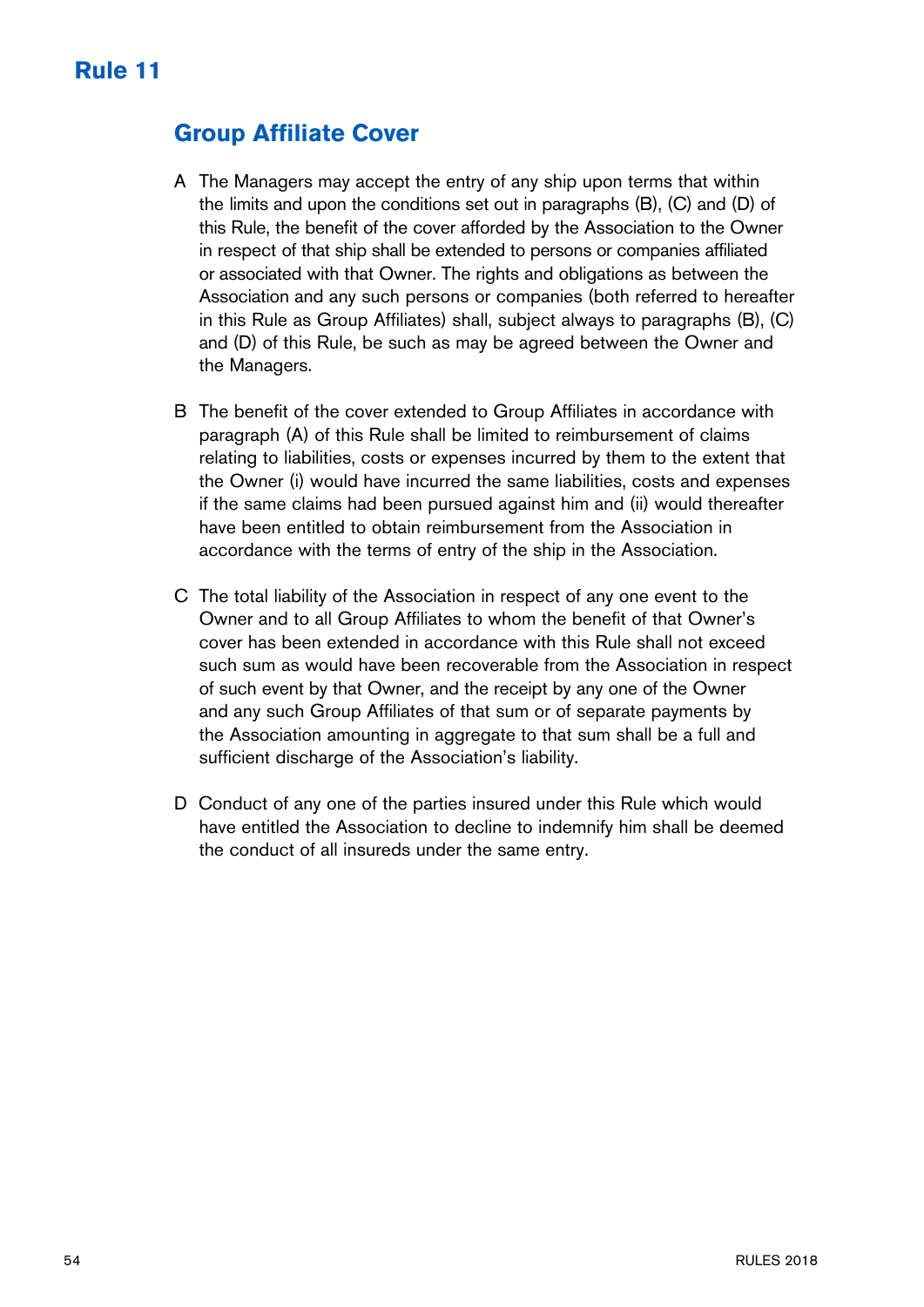# Rule 11

## Group Affiliate Cover

A The Managers may accept the entry of any ship upon terms that within the limits and upon the conditions set out in paragraphs (B), (C) and (D) of this Rule, the benefit of the cover afforded by the Association to the Owner in respect of that ship shall be extended to persons or companies affiliated or associated with that Owner. The rights and obligations as between the Association and any such persons or companies (both referred to hereafter in this Rule as Group Affiliates) shall, subject always to paragraphs (B), (C) and (D) of this Rule, be such as may be agreed between the Owner and the Managers.

B The benefit of the cover extended to Group Affiliates in accordance with paragraph (A) of this Rule shall be limited to reimbursement of claims relating to liabilities, costs or expenses incurred by them to the extent that the Owner (i) would have incurred the same liabilities, costs and expenses if the same claims had been pursued against him and (ii) would thereafter have been entitled to obtain reimbursement from the Association in accordance with the terms of entry of the ship in the Association.

C The total liability of the Association in respect of any one event to the Owner and to all Group Affiliates to whom the benefit of that Owner's cover has been extended in accordance with this Rule shall not exceed such sum as would have been recoverable from the Association in respect of such event by that Owner, and the receipt by any one of the Owner and any such Group Affiliates of that sum or of separate payments by the Association amounting in aggregate to that sum shall be a full and sufficient discharge of the Association's liability.

D Conduct of any one of the parties insured under this Rule which would have entitled the Association to decline to indemnify him shall be deemed the conduct of all insureds under the same entry.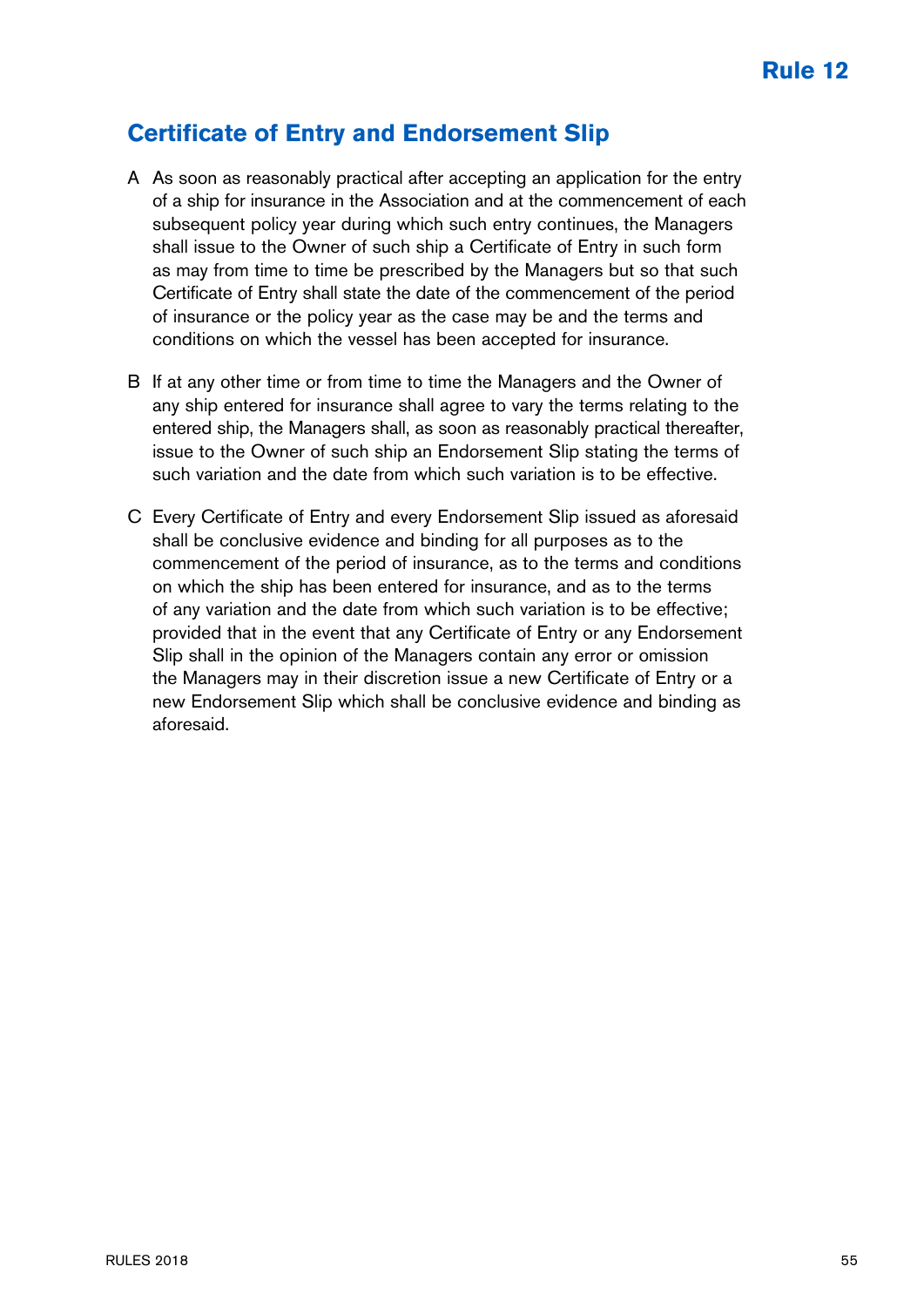# Rule 12

## Certificate of Entry and Endorsement Slip

A As soon as reasonably practical after accepting an application for the entry of a ship for insurance in the Association and at the commencement of each subsequent policy year during which such entry continues, the Managers shall issue to the Owner of such ship a Certificate of Entry in such form as may from time to time be prescribed by the Managers but so that such Certificate of Entry shall state the date of the commencement of the period of insurance or the policy year as the case may be and the terms and conditions on which the vessel has been accepted for insurance.

B If at any other time or from time to time the Managers and the Owner of any ship entered for insurance shall agree to vary the terms relating to the entered ship, the Managers shall, as soon as reasonably practical thereafter, issue to the Owner of such ship an Endorsement Slip stating the terms of such variation and the date from which such variation is to be effective.

C Every Certificate of Entry and every Endorsement Slip issued as aforesaid shall be conclusive evidence and binding for all purposes as to the commencement of the period of insurance, as to the terms and conditions on which the ship has been entered for insurance, and as to the terms of any variation and the date from which such variation is to be effective; provided that in the event that any Certificate of Entry or any Endorsement Slip shall in the opinion of the Managers contain any error or omission the Managers may in their discretion issue a new Certificate of Entry or a new Endorsement Slip which shall be conclusive evidence and binding as aforesaid.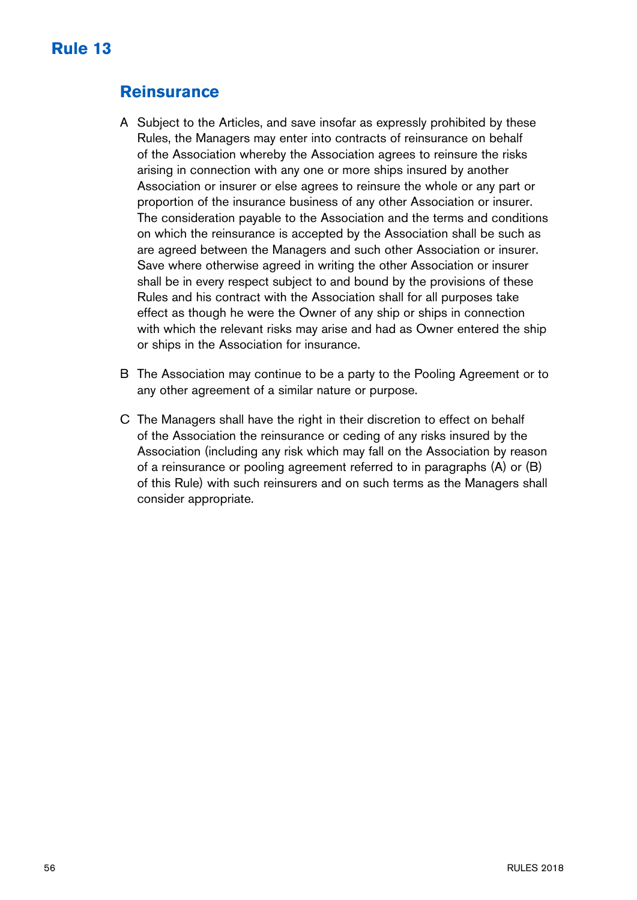# Rule 13

## Reinsurance

A Subject to the Articles, and save insofar as expressly prohibited by these Rules, the Managers may enter into contracts of reinsurance on behalf of the Association whereby the Association agrees to reinsure the risks arising in connection with any one or more ships insured by another Association or insurer or else agrees to reinsure the whole or any part or proportion of the insurance business of any other Association or insurer. The consideration payable to the Association and the terms and conditions on which the reinsurance is accepted by the Association shall be such as are agreed between the Managers and such other Association or insurer. Save where otherwise agreed in writing the other Association or insurer shall be in every respect subject to and bound by the provisions of these Rules and his contract with the Association shall for all purposes take effect as though he were the Owner of any ship or ships in connection with which the relevant risks may arise and had as Owner entered the ship or ships in the Association for insurance.

B The Association may continue to be a party to the Pooling Agreement or to any other agreement of a similar nature or purpose.

C The Managers shall have the right in their discretion to effect on behalf of the Association the reinsurance or ceding of any risks insured by the Association (including any risk which may fall on the Association by reason of a reinsurance or pooling agreement referred to in paragraphs (A) or (B) of this Rule) with such reinsurers and on such terms as the Managers shall consider appropriate.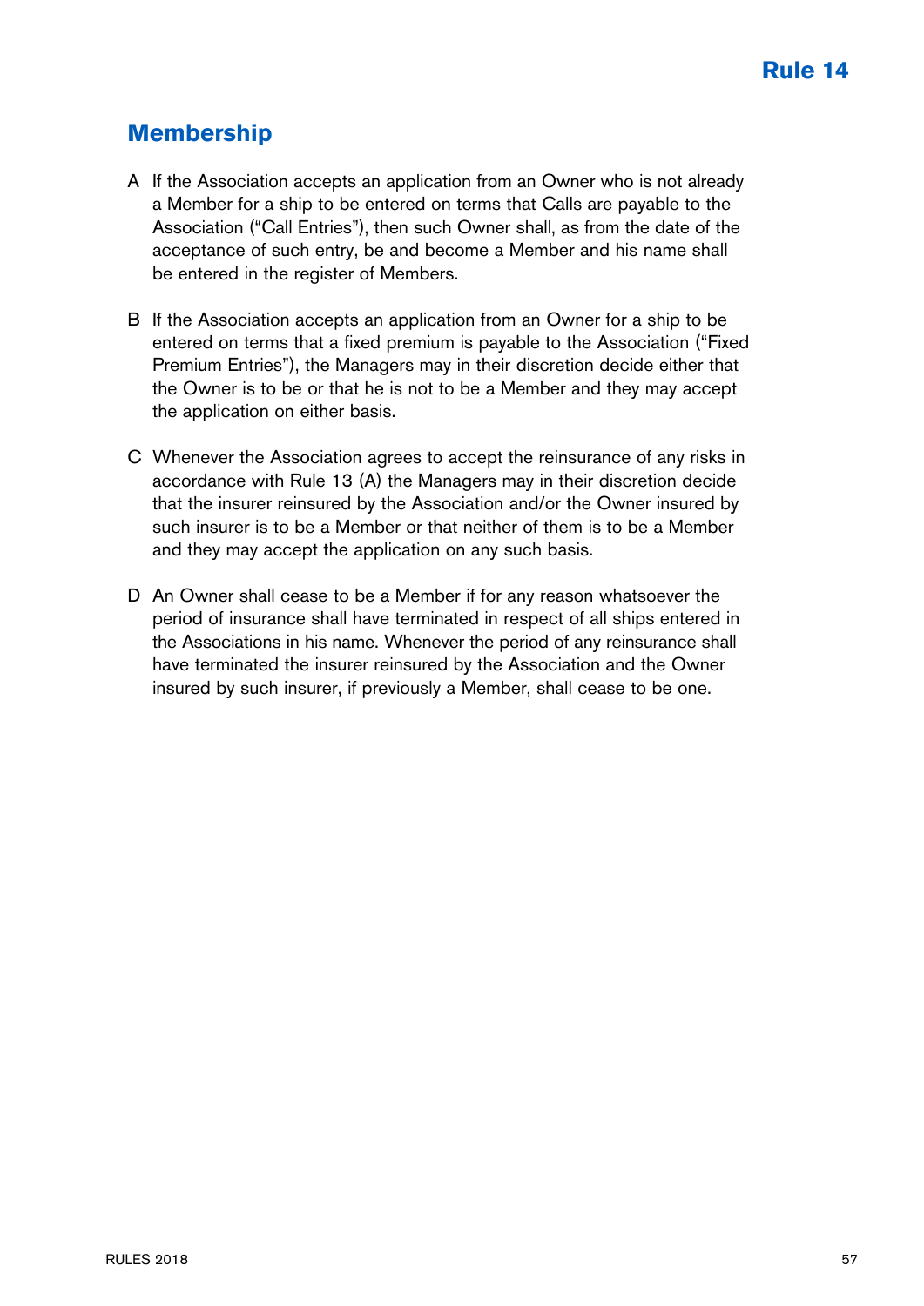# Rule 14

## Membership

A If the Association accepts an application from an Owner who is not already a Member for a ship to be entered on terms that Calls are payable to the Association ("Call Entries"), then such Owner shall, as from the date of the acceptance of such entry, be and become a Member and his name shall be entered in the register of Members.

B If the Association accepts an application from an Owner for a ship to be entered on terms that a fixed premium is payable to the Association ("Fixed Premium Entries"), the Managers may in their discretion decide either that the Owner is to be or that he is not to be a Member and they may accept the application on either basis.

C Whenever the Association agrees to accept the reinsurance of any risks in accordance with Rule 13 (A) the Managers may in their discretion decide that the insurer reinsured by the Association and/or the Owner insured by such insurer is to be a Member or that neither of them is to be a Member and they may accept the application on any such basis.

D An Owner shall cease to be a Member if for any reason whatsoever the period of insurance shall have terminated in respect of all ships entered in the Associations in his name. Whenever the period of any reinsurance shall have terminated the insurer reinsured by the Association and the Owner insured by such insurer, if previously a Member, shall cease to be one.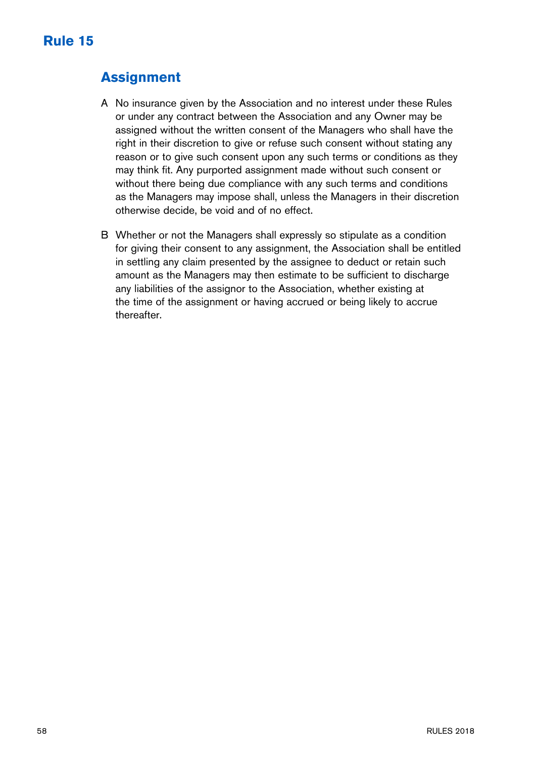# Rule 15

## Assignment

A No insurance given by the Association and no interest under these Rules or under any contract between the Association and any Owner may be assigned without the written consent of the Managers who shall have the right in their discretion to give or refuse such consent without stating any reason or to give such consent upon any such terms or conditions as they may think fit. Any purported assignment made without such consent or without there being due compliance with any such terms and conditions as the Managers may impose shall, unless the Managers in their discretion otherwise decide, be void and of no effect.

B Whether or not the Managers shall expressly so stipulate as a condition for giving their consent to any assignment, the Association shall be entitled in settling any claim presented by the assignee to deduct or retain such amount as the Managers may then estimate to be sufficient to discharge any liabilities of the assignor to the Association, whether existing at the time of the assignment or having accrued or being likely to accrue thereafter.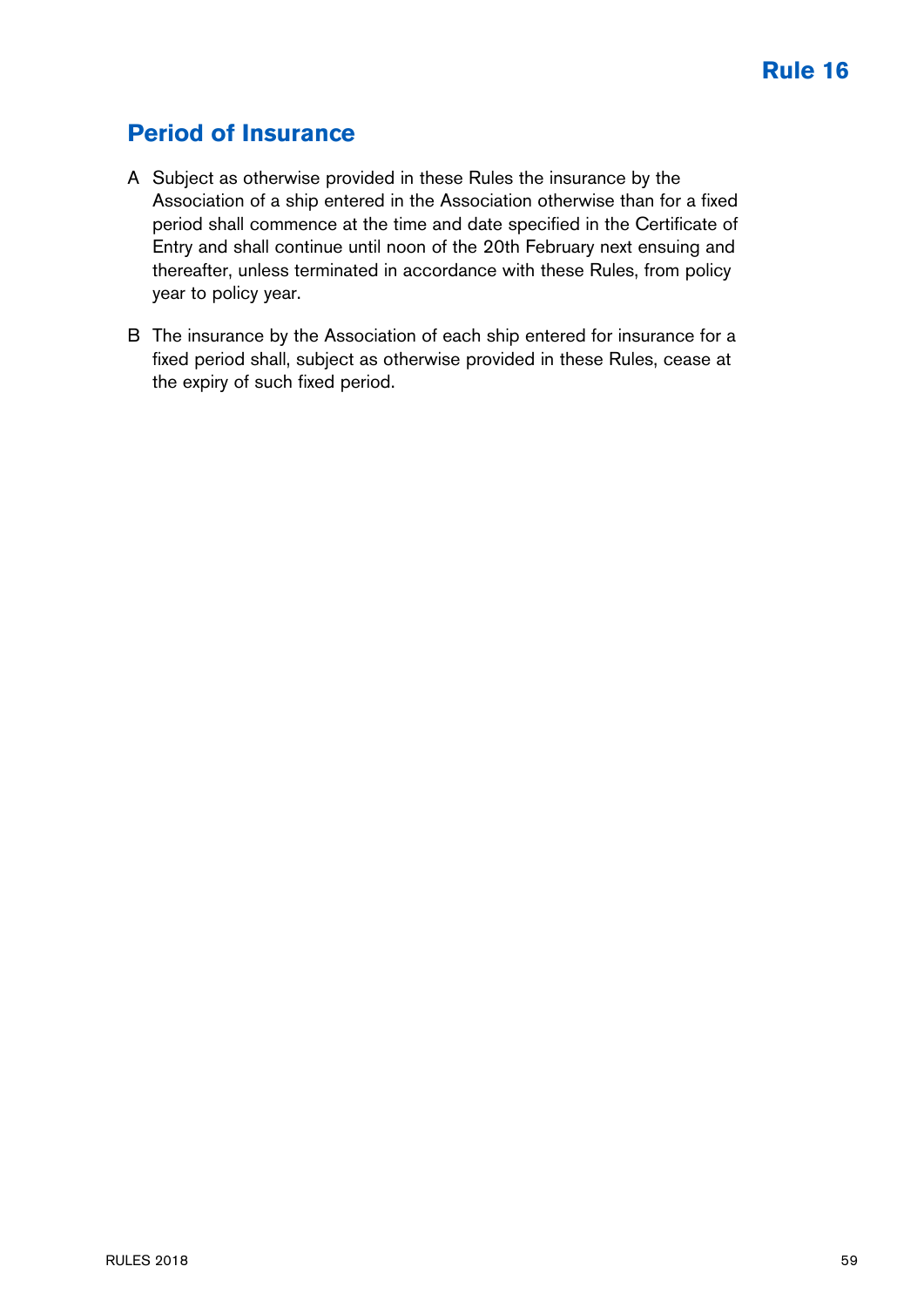# Rule 16

## Period of Insurance

A Subject as otherwise provided in these Rules the insurance by the Association of a ship entered in the Association otherwise than for a fixed period shall commence at the time and date specified in the Certificate of Entry and shall continue until noon of the 20th February next ensuing and thereafter, unless terminated in accordance with these Rules, from policy year to policy year.

B The insurance by the Association of each ship entered for insurance for a fixed period shall, subject as otherwise provided in these Rules, cease at the expiry of such fixed period.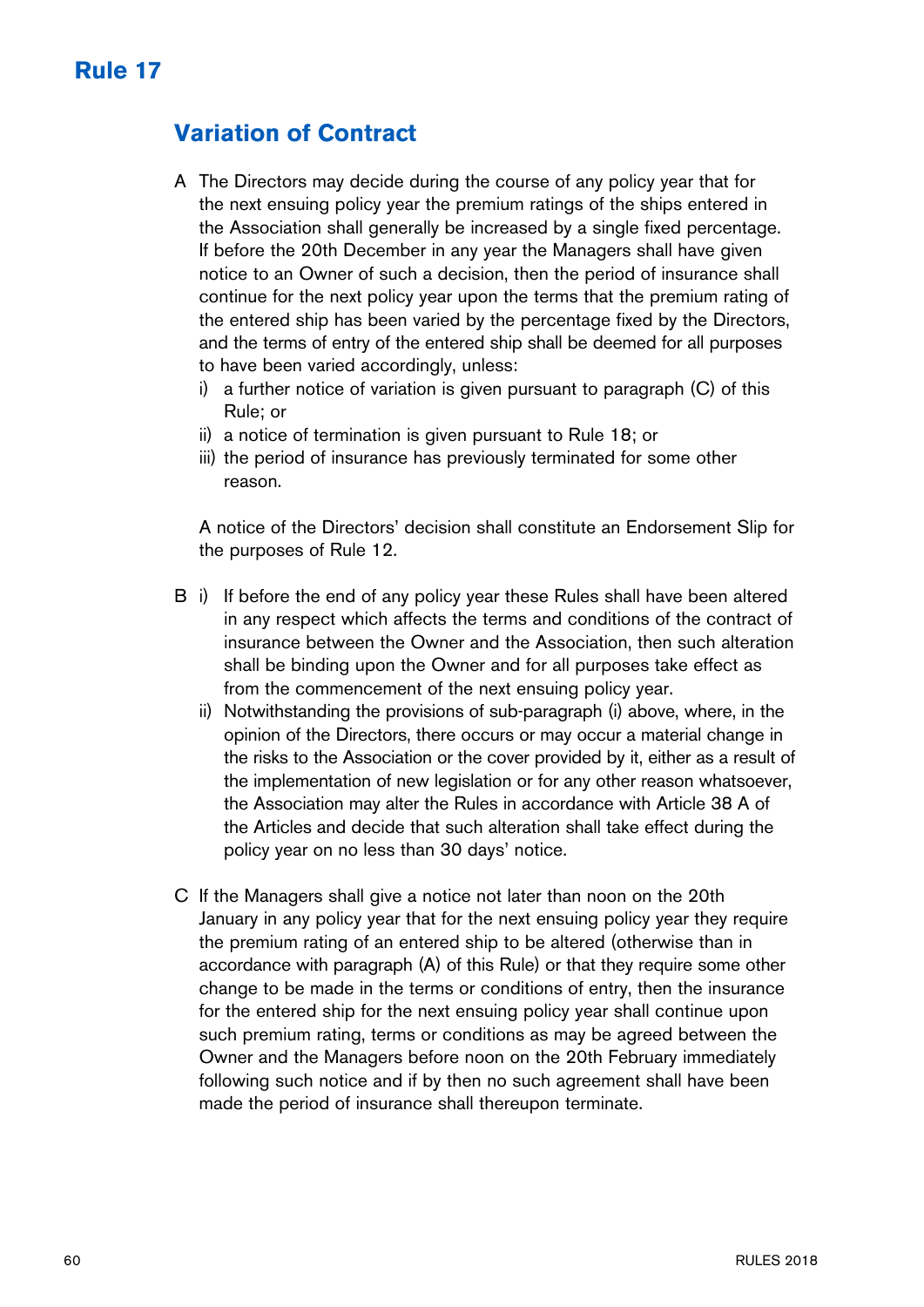# Rule 17

## Variation of Contract

A The Directors may decide during the course of any policy year that for the next ensuing policy year the premium ratings of the ships entered in the Association shall generally be increased by a single fixed percentage. If before the 20th December in any year the Managers shall have given notice to an Owner of such a decision, then the period of insurance shall continue for the next policy year upon the terms that the premium rating of the entered ship has been varied by the percentage fixed by the Directors, and the terms of entry of the entered ship shall be deemed for all purposes to have been varied accordingly, unless:

   i) a further notice of variation is given pursuant to paragraph (C) of this Rule; or
   ii) a notice of termination is given pursuant to Rule 18; or
   iii) the period of insurance has previously terminated for some other reason.

   A notice of the Directors' decision shall constitute an Endorsement Slip for the purposes of Rule 12.

B i) If before the end of any policy year these Rules shall have been altered in any respect which affects the terms and conditions of the contract of insurance between the Owner and the Association, then such alteration shall be binding upon the Owner and for all purposes take effect as from the commencement of the next ensuing policy year.

   ii) Notwithstanding the provisions of sub-paragraph (i) above, where, in the opinion of the Directors, there occurs or may occur a material change in the risks to the Association or the cover provided by it, either as a result of the implementation of new legislation or for any other reason whatsoever, the Association may alter the Rules in accordance with Article 38 A of the Articles and decide that such alteration shall take effect during the policy year on no less than 30 days' notice.

C If the Managers shall give a notice not later than noon on the 20th January in any policy year that for the next ensuing policy year they require the premium rating of an entered ship to be altered (otherwise than in accordance with paragraph (A) of this Rule) or that they require some other change to be made in the terms or conditions of entry, then the insurance for the entered ship for the next ensuing policy year shall continue upon such premium rating, terms or conditions as may be agreed between the Owner and the Managers before noon on the 20th February immediately following such notice and if by then no such agreement shall have been made the period of insurance shall thereupon terminate.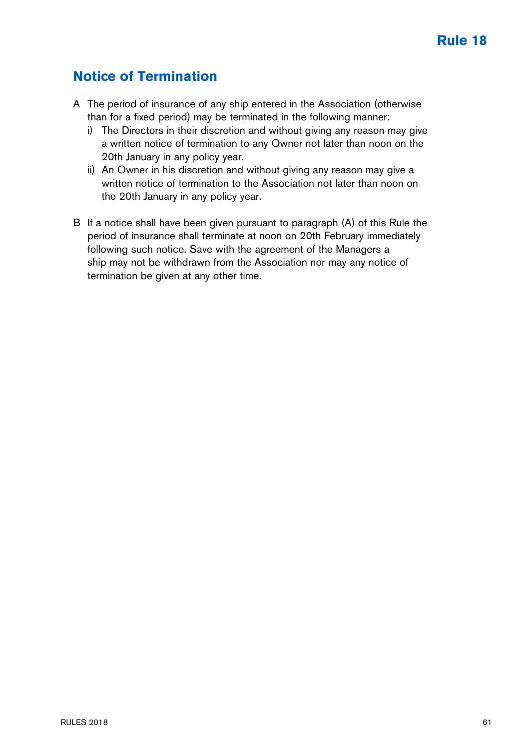# Rule 18

## Notice of Termination

A The period of insurance of any ship entered in the Association (otherwise than for a fixed period) may be terminated in the following manner:

  i) The Directors in their discretion and without giving any reason may give a written notice of termination to any Owner not later than noon on the 20th January in any policy year.

  ii) An Owner in his discretion and without giving any reason may give a written notice of termination to the Association not later than noon on the 20th January in any policy year.

B If a notice shall have been given pursuant to paragraph (A) of this Rule the period of insurance shall terminate at noon on 20th February immediately following such notice. Save with the agreement of the Managers a ship may not be withdrawn from the Association nor may any notice of termination be given at any other time.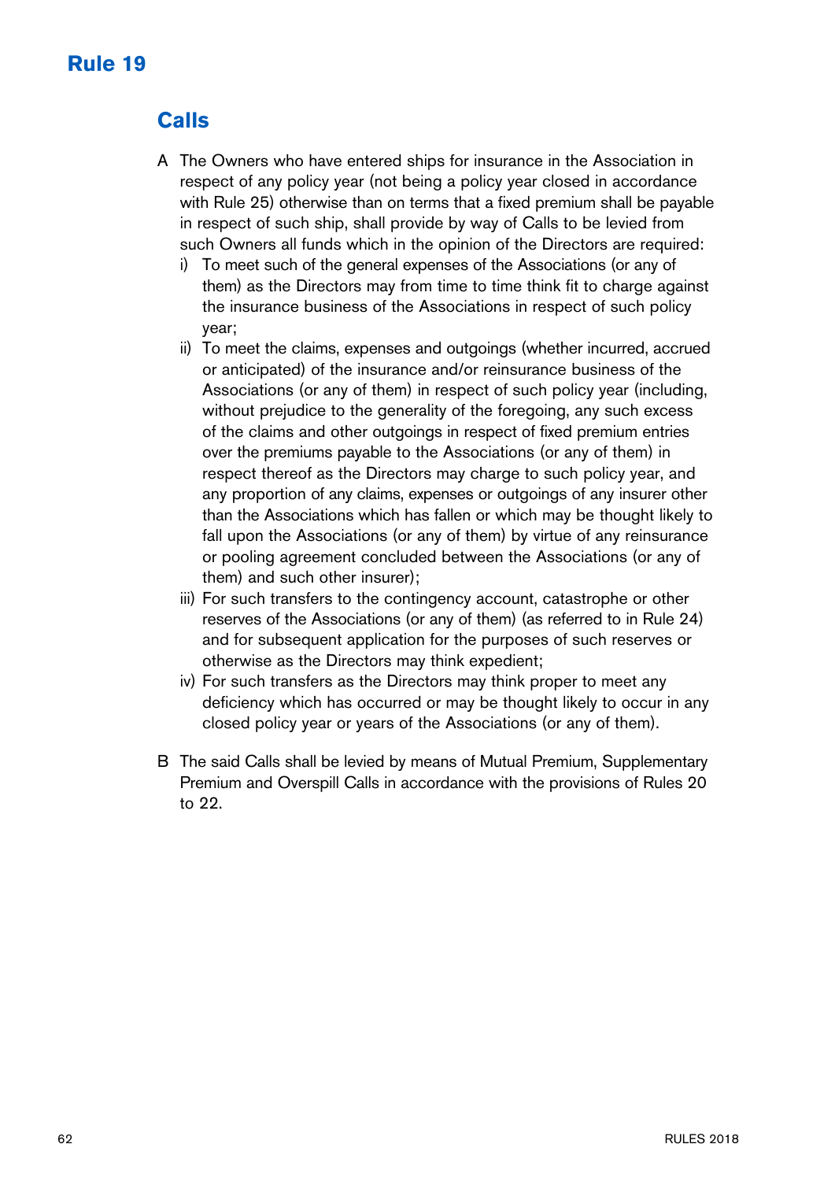# Rule 19

## Calls

A The Owners who have entered ships for insurance in the Association in respect of any policy year (not being a policy year closed in accordance with Rule 25) otherwise than on terms that a fixed premium shall be payable in respect of such ship, shall provide by way of Calls to be levied from such Owners all funds which in the opinion of the Directors are required:

i) To meet such of the general expenses of the Associations (or any of them) as the Directors may from time to time think fit to charge against the insurance business of the Associations in respect of such policy year;

ii) To meet the claims, expenses and outgoings (whether incurred, accrued or anticipated) of the insurance and/or reinsurance business of the Associations (or any of them) in respect of such policy year (including, without prejudice to the generality of the foregoing, any such excess of the claims and other outgoings in respect of fixed premium entries over the premiums payable to the Associations (or any of them) in respect thereof as the Directors may charge to such policy year, and any proportion of any claims, expenses or outgoings of any insurer other than the Associations which has fallen or which may be thought likely to fall upon the Associations (or any of them) by virtue of any reinsurance or pooling agreement concluded between the Associations (or any of them) and such other insurer);

iii) For such transfers to the contingency account, catastrophe or other reserves of the Associations (or any of them) (as referred to in Rule 24) and for subsequent application for the purposes of such reserves or otherwise as the Directors may think expedient;

iv) For such transfers as the Directors may think proper to meet any deficiency which has occurred or may be thought likely to occur in any closed policy year or years of the Associations (or any of them).

B The said Calls shall be levied by means of Mutual Premium, Supplementary Premium and Overspill Calls in accordance with the provisions of Rules 20 to 22.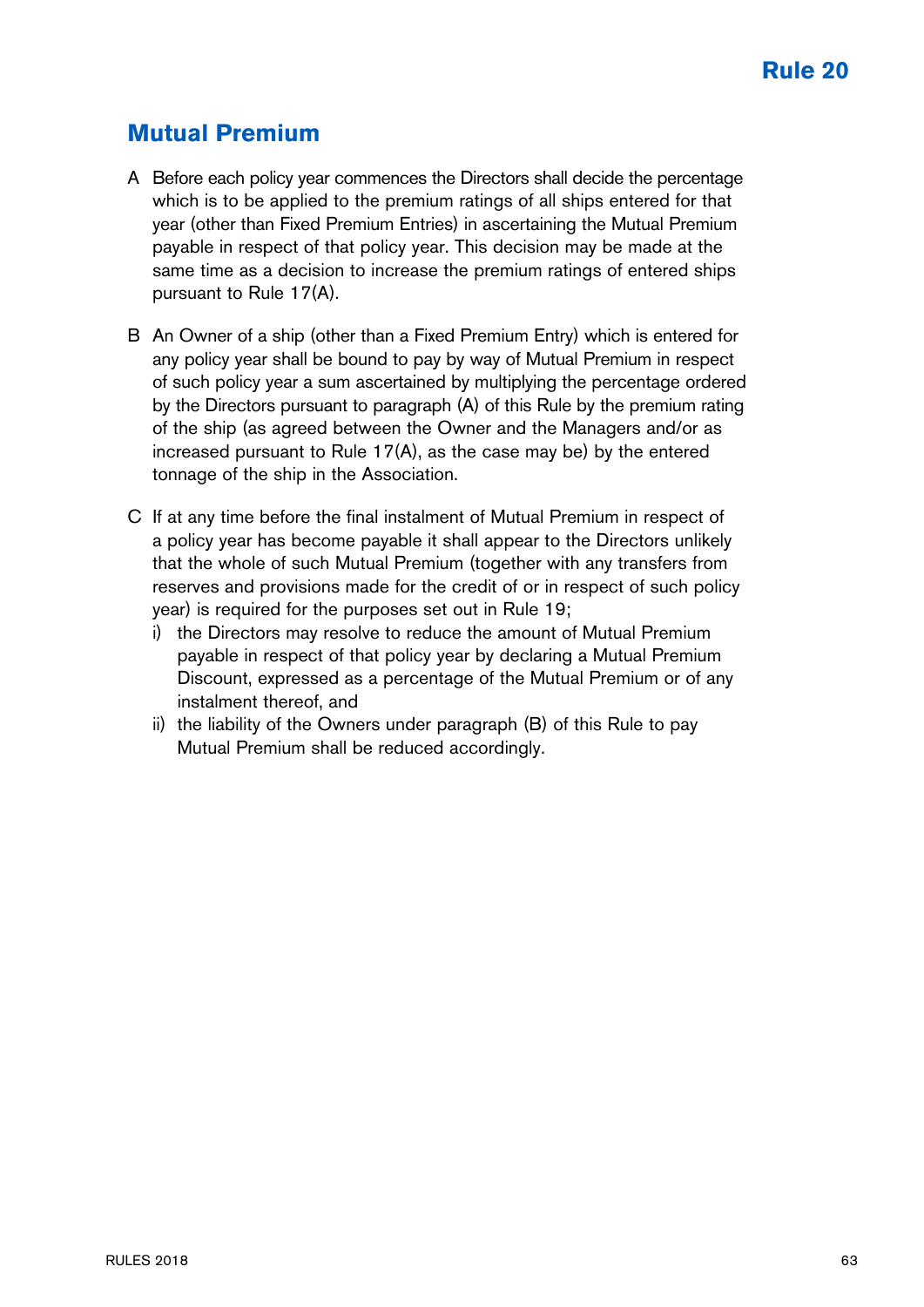# Rule 20

## Mutual Premium

A Before each policy year commences the Directors shall decide the percentage which is to be applied to the premium ratings of all ships entered for that year (other than Fixed Premium Entries) in ascertaining the Mutual Premium payable in respect of that policy year. This decision may be made at the same time as a decision to increase the premium ratings of entered ships pursuant to Rule 17(A).

B An Owner of a ship (other than a Fixed Premium Entry) which is entered for any policy year shall be bound to pay by way of Mutual Premium in respect of such policy year a sum ascertained by multiplying the percentage ordered by the Directors pursuant to paragraph (A) of this Rule by the premium rating of the ship (as agreed between the Owner and the Managers and/or as increased pursuant to Rule 17(A), as the case may be) by the entered tonnage of the ship in the Association.

C If at any time before the final instalment of Mutual Premium in respect of a policy year has become payable it shall appear to the Directors unlikely that the whole of such Mutual Premium (together with any transfers from reserves and provisions made for the credit of or in respect of such policy year) is required for the purposes set out in Rule 19;

i) the Directors may resolve to reduce the amount of Mutual Premium payable in respect of that policy year by declaring a Mutual Premium Discount, expressed as a percentage of the Mutual Premium or of any instalment thereof, and

ii) the liability of the Owners under paragraph (B) of this Rule to pay Mutual Premium shall be reduced accordingly.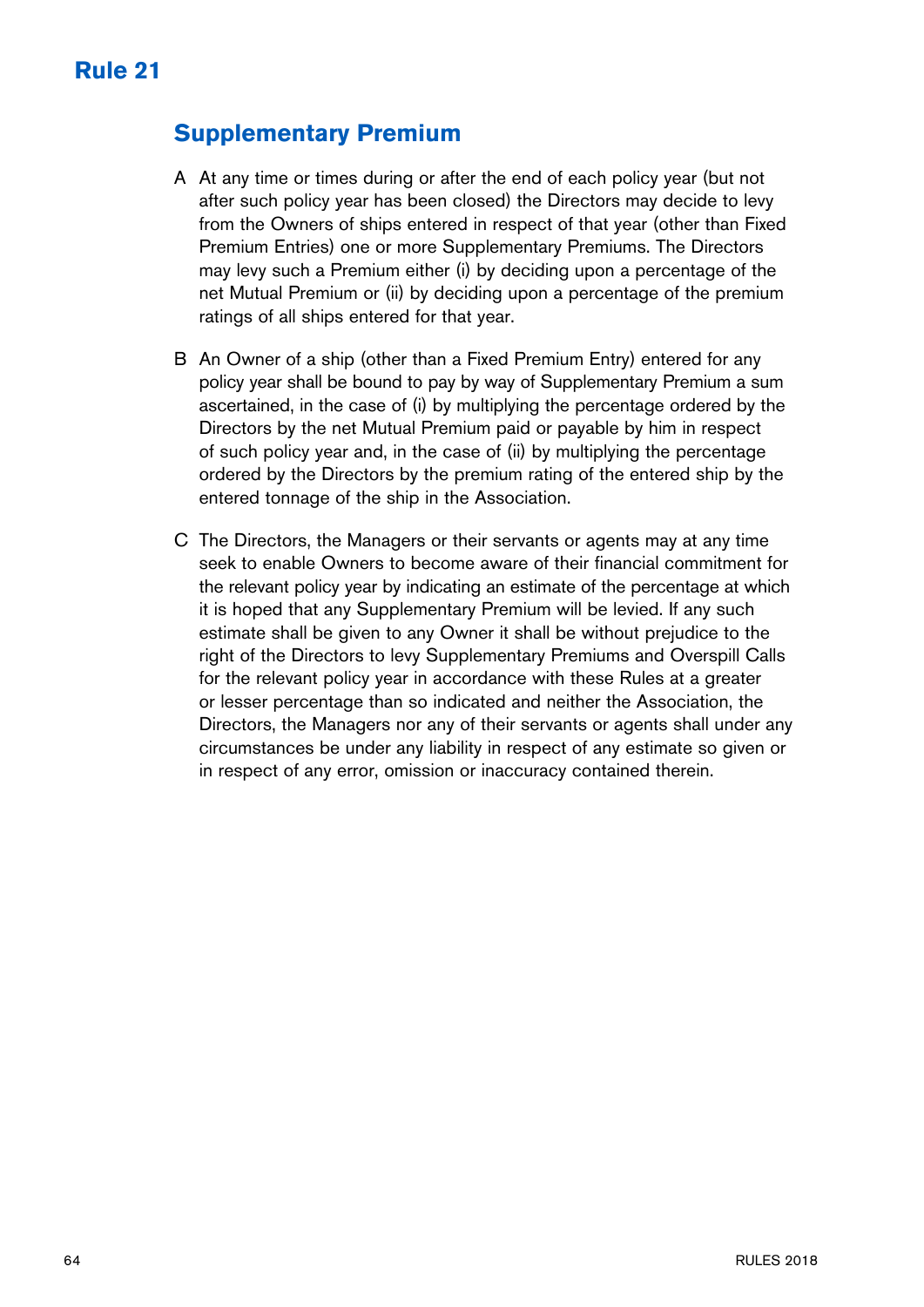# Rule 21

## Supplementary Premium

A At any time or times during or after the end of each policy year (but not after such policy year has been closed) the Directors may decide to levy from the Owners of ships entered in respect of that year (other than Fixed Premium Entries) one or more Supplementary Premiums. The Directors may levy such a Premium either (i) by deciding upon a percentage of the net Mutual Premium or (ii) by deciding upon a percentage of the premium ratings of all ships entered for that year.

B An Owner of a ship (other than a Fixed Premium Entry) entered for any policy year shall be bound to pay by way of Supplementary Premium a sum ascertained, in the case of (i) by multiplying the percentage ordered by the Directors by the net Mutual Premium paid or payable by him in respect of such policy year and, in the case of (ii) by multiplying the percentage ordered by the Directors by the premium rating of the entered ship by the entered tonnage of the ship in the Association.

C The Directors, the Managers or their servants or agents may at any time seek to enable Owners to become aware of their financial commitment for the relevant policy year by indicating an estimate of the percentage at which it is hoped that any Supplementary Premium will be levied. If any such estimate shall be given to any Owner it shall be without prejudice to the right of the Directors to levy Supplementary Premiums and Overspill Calls for the relevant policy year in accordance with these Rules at a greater or lesser percentage than so indicated and neither the Association, the Directors, the Managers nor any of their servants or agents shall under any circumstances be under any liability in respect of any estimate so given or in respect of any error, omission or inaccuracy contained therein.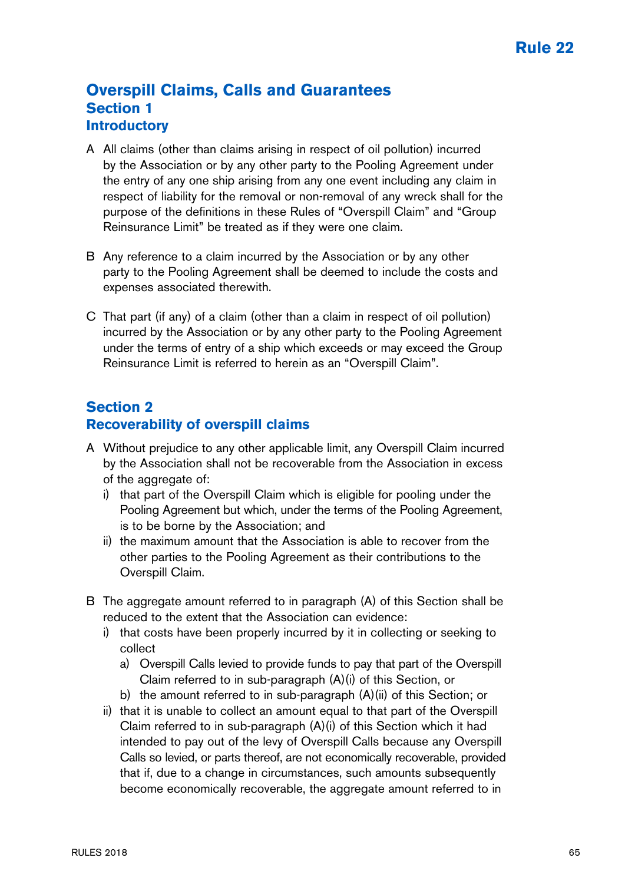# Rule 22

## Overspill Claims, Calls and Guarantees

### Section 1

### Introductory

A All claims (other than claims arising in respect of oil pollution) incurred by the Association or by any other party to the Pooling Agreement under the entry of any one ship arising from any one event including any claim in respect of liability for the removal or non-removal of any wreck shall for the purpose of the definitions in these Rules of "Overspill Claim" and "Group Reinsurance Limit" be treated as if they were one claim.

B Any reference to a claim incurred by the Association or by any other party to the Pooling Agreement shall be deemed to include the costs and expenses associated therewith.

C That part (if any) of a claim (other than a claim in respect of oil pollution) incurred by the Association or by any other party to the Pooling Agreement under the terms of entry of a ship which exceeds or may exceed the Group Reinsurance Limit is referred to herein as an "Overspill Claim".

### Section 2

### Recoverability of overspill claims

A Without prejudice to any other applicable limit, any Overspill Claim incurred by the Association shall not be recoverable from the Association in excess of the aggregate of:

i) that part of the Overspill Claim which is eligible for pooling under the Pooling Agreement but which, under the terms of the Pooling Agreement, is to be borne by the Association; and

ii) the maximum amount that the Association is able to recover from the other parties to the Pooling Agreement as their contributions to the Overspill Claim.

B The aggregate amount referred to in paragraph (A) of this Section shall be reduced to the extent that the Association can evidence:

i) that costs have been properly incurred by it in collecting or seeking to collect

a) Overspill Calls levied to provide funds to pay that part of the Overspill Claim referred to in sub-paragraph (A)(i) of this Section, or

b) the amount referred to in sub-paragraph (A)(ii) of this Section; or

ii) that it is unable to collect an amount equal to that part of the Overspill Claim referred to in sub-paragraph (A)(i) of this Section which it had intended to pay out of the levy of Overspill Calls because any Overspill Calls so levied, or parts thereof, are not economically recoverable, provided that if, due to a change in circumstances, such amounts subsequently become economically recoverable, the aggregate amount referred to in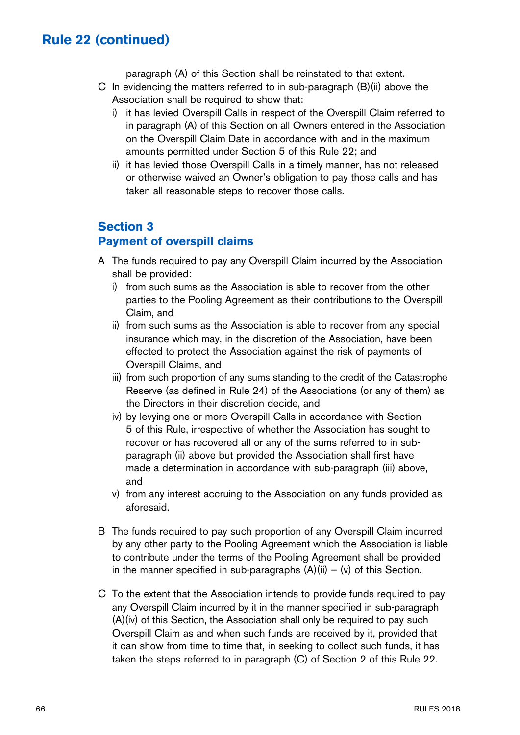paragraph (A) of this Section shall be reinstated to that extent.

C In evidencing the matters referred to in sub-paragraph (B)(ii) above the Association shall be required to show that:

i) it has levied Overspill Calls in respect of the Overspill Claim referred to in paragraph (A) of this Section on all Owners entered in the Association on the Overspill Claim Date in accordance with and in the maximum amounts permitted under Section 5 of this Rule 22; and

ii) it has levied those Overspill Calls in a timely manner, has not released or otherwise waived an Owner's obligation to pay those calls and has taken all reasonable steps to recover those calls.

## Section 3
## Payment of overspill claims

A The funds required to pay any Overspill Claim incurred by the Association shall be provided:

i) from such sums as the Association is able to recover from the other parties to the Pooling Agreement as their contributions to the Overspill Claim, and

ii) from such sums as the Association is able to recover from any special insurance which may, in the discretion of the Association, have been effected to protect the Association against the risk of payments of Overspill Claims, and

iii) from such proportion of any sums standing to the credit of the Catastrophe Reserve (as defined in Rule 24) of the Associations (or any of them) as the Directors in their discretion decide, and

iv) by levying one or more Overspill Calls in accordance with Section 5 of this Rule, irrespective of whether the Association has sought to recover or has recovered all or any of the sums referred to in sub-paragraph (ii) above but provided the Association shall first have made a determination in accordance with sub-paragraph (iii) above, and

v) from any interest accruing to the Association on any funds provided as aforesaid.

B The funds required to pay such proportion of any Overspill Claim incurred by any other party to the Pooling Agreement which the Association is liable to contribute under the terms of the Pooling Agreement shall be provided in the manner specified in sub-paragraphs (A)(ii) – (v) of this Section.

C To the extent that the Association intends to provide funds required to pay any Overspill Claim incurred by it in the manner specified in sub-paragraph (A)(iv) of this Section, the Association shall only be required to pay such Overspill Claim as and when such funds are received by it, provided that it can show from time to time that, in seeking to collect such funds, it has taken the steps referred to in paragraph (C) of Section 2 of this Rule 22.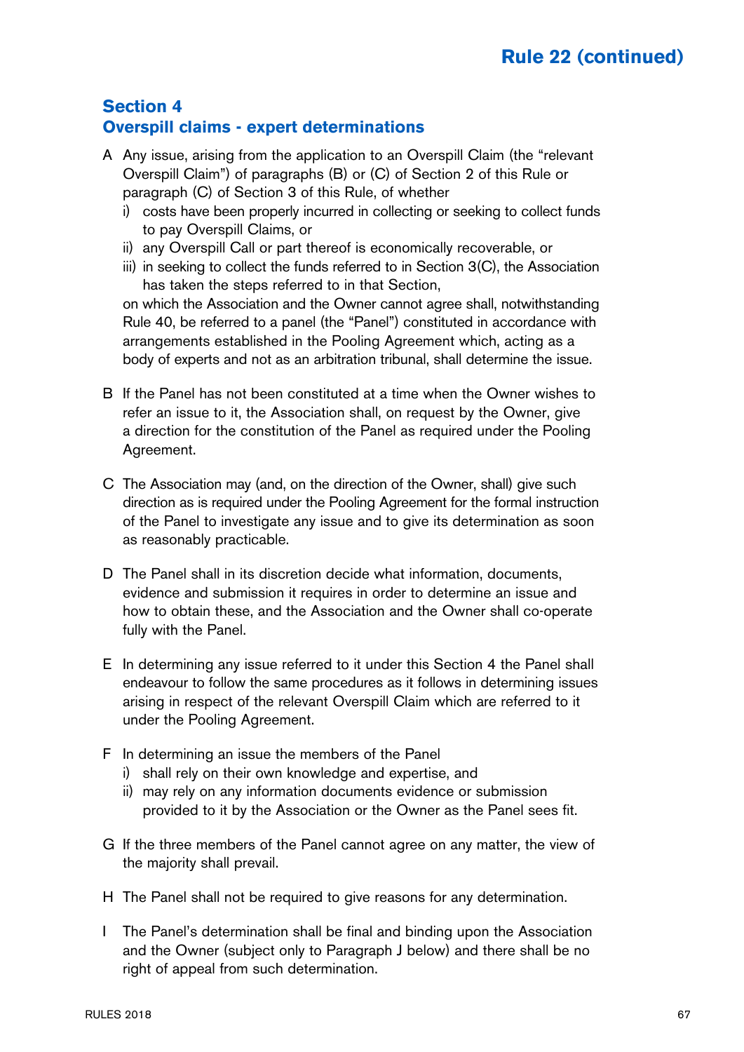## Section 4
## Overspill claims - expert determinations

A Any issue, arising from the application to an Overspill Claim (the "relevant Overspill Claim") of paragraphs (B) or (C) of Section 2 of this Rule or paragraph (C) of Section 3 of this Rule, of whether

  i) costs have been properly incurred in collecting or seeking to collect funds to pay Overspill Claims, or
  ii) any Overspill Call or part thereof is economically recoverable, or
  iii) in seeking to collect the funds referred to in Section 3(C), the Association has taken the steps referred to in that Section,

  on which the Association and the Owner cannot agree shall, notwithstanding Rule 40, be referred to a panel (the "Panel") constituted in accordance with arrangements established in the Pooling Agreement which, acting as a body of experts and not as an arbitration tribunal, shall determine the issue.

B If the Panel has not been constituted at a time when the Owner wishes to refer an issue to it, the Association shall, on request by the Owner, give a direction for the constitution of the Panel as required under the Pooling Agreement.

C The Association may (and, on the direction of the Owner, shall) give such direction as is required under the Pooling Agreement for the formal instruction of the Panel to investigate any issue and to give its determination as soon as reasonably practicable.

D The Panel shall in its discretion decide what information, documents, evidence and submission it requires in order to determine an issue and how to obtain these, and the Association and the Owner shall co-operate fully with the Panel.

E In determining any issue referred to it under this Section 4 the Panel shall endeavour to follow the same procedures as it follows in determining issues arising in respect of the relevant Overspill Claim which are referred to it under the Pooling Agreement.

F In determining an issue the members of the Panel

  i) shall rely on their own knowledge and expertise, and
  ii) may rely on any information documents evidence or submission provided to it by the Association or the Owner as the Panel sees fit.

G If the three members of the Panel cannot agree on any matter, the view of the majority shall prevail.

H The Panel shall not be required to give reasons for any determination.

I The Panel's determination shall be final and binding upon the Association and the Owner (subject only to Paragraph J below) and there shall be no right of appeal from such determination.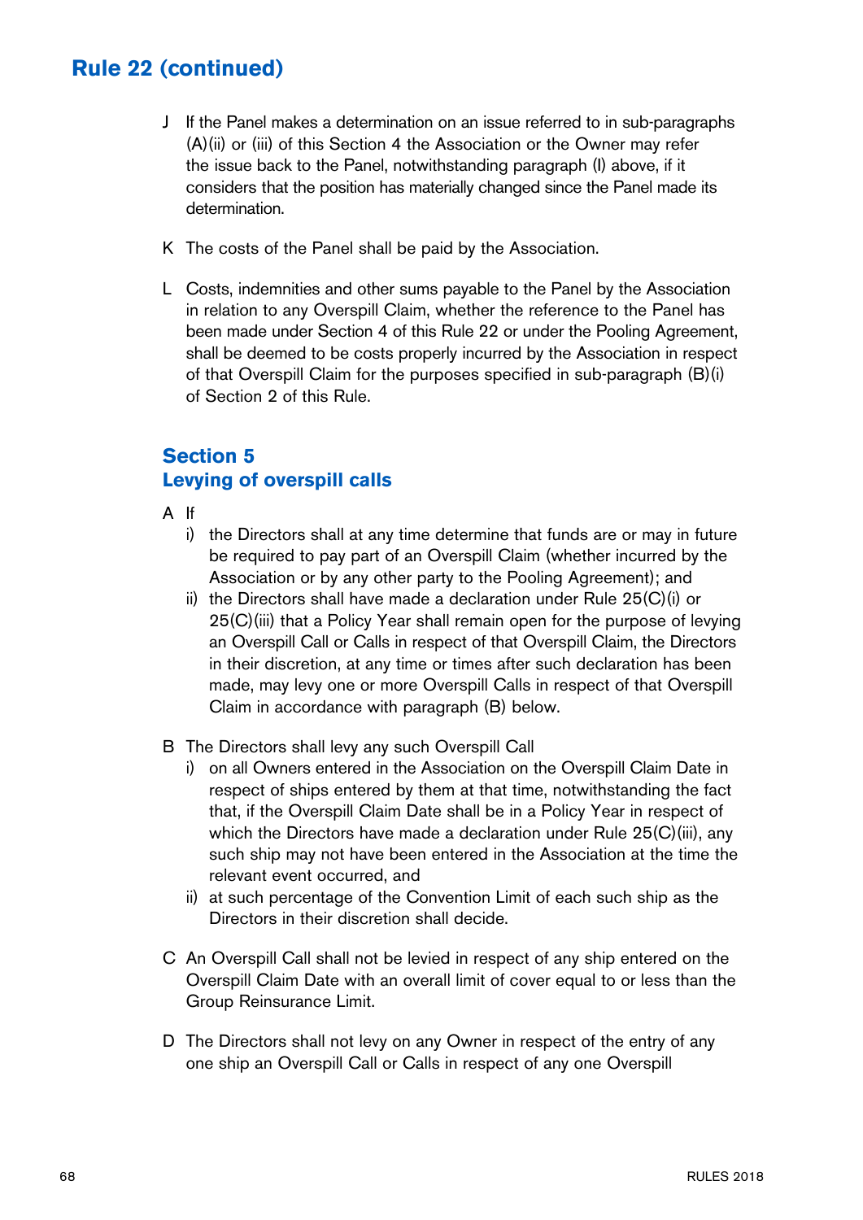## Rule 22 (continued)

J If the Panel makes a determination on an issue referred to in sub-paragraphs (A)(ii) or (iii) of this Section 4 the Association or the Owner may refer the issue back to the Panel, notwithstanding paragraph (I) above, if it considers that the position has materially changed since the Panel made its determination.

K The costs of the Panel shall be paid by the Association.

L Costs, indemnities and other sums payable to the Panel by the Association in relation to any Overspill Claim, whether the reference to the Panel has been made under Section 4 of this Rule 22 or under the Pooling Agreement, shall be deemed to be costs properly incurred by the Association in respect of that Overspill Claim for the purposes specified in sub-paragraph (B)(i) of Section 2 of this Rule.

### Section 5
### Levying of overspill calls

A If
- i) the Directors shall at any time determine that funds are or may in future be required to pay part of an Overspill Claim (whether incurred by the Association or by any other party to the Pooling Agreement); and
- ii) the Directors shall have made a declaration under Rule 25(C)(i) or 25(C)(iii) that a Policy Year shall remain open for the purpose of levying an Overspill Call or Calls in respect of that Overspill Claim, the Directors in their discretion, at any time or times after such declaration has been made, may levy one or more Overspill Calls in respect of that Overspill Claim in accordance with paragraph (B) below.

B The Directors shall levy any such Overspill Call
- i) on all Owners entered in the Association on the Overspill Claim Date in respect of ships entered by them at that time, notwithstanding the fact that, if the Overspill Claim Date shall be in a Policy Year in respect of which the Directors have made a declaration under Rule 25(C)(iii), any such ship may not have been entered in the Association at the time the relevant event occurred, and
- ii) at such percentage of the Convention Limit of each such ship as the Directors in their discretion shall decide.

C An Overspill Call shall not be levied in respect of any ship entered on the Overspill Claim Date with an overall limit of cover equal to or less than the Group Reinsurance Limit.

D The Directors shall not levy on any Owner in respect of the entry of any one ship an Overspill Call or Calls in respect of any one Overspill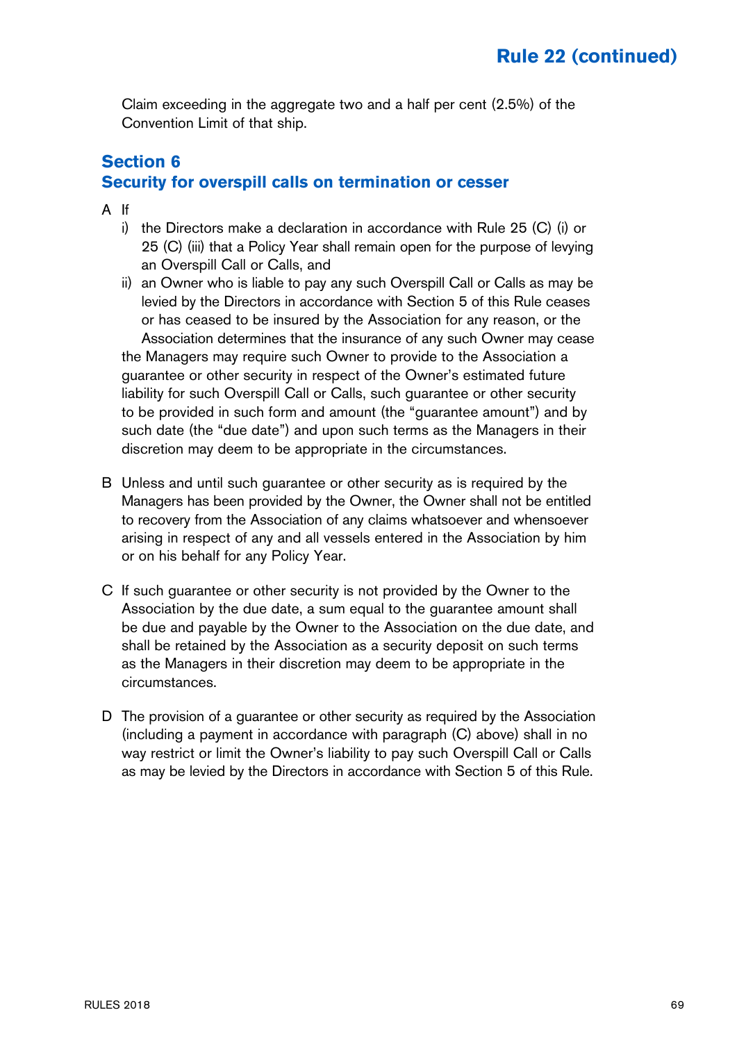Claim exceeding in the aggregate two and a half per cent (2.5%) of the Convention Limit of that ship.

## Section 6
## Security for overspill calls on termination or cesser

A If

i) the Directors make a declaration in accordance with Rule 25 (C) (i) or 25 (C) (iii) that a Policy Year shall remain open for the purpose of levying an Overspill Call or Calls, and

ii) an Owner who is liable to pay any such Overspill Call or Calls as may be levied by the Directors in accordance with Section 5 of this Rule ceases or has ceased to be insured by the Association for any reason, or the Association determines that the insurance of any such Owner may cease

the Managers may require such Owner to provide to the Association a guarantee or other security in respect of the Owner's estimated future liability for such Overspill Call or Calls, such guarantee or other security to be provided in such form and amount (the "guarantee amount") and by such date (the "due date") and upon such terms as the Managers in their discretion may deem to be appropriate in the circumstances.

B Unless and until such guarantee or other security as is required by the Managers has been provided by the Owner, the Owner shall not be entitled to recovery from the Association of any claims whatsoever and whensoever arising in respect of any and all vessels entered in the Association by him or on his behalf for any Policy Year.

C If such guarantee or other security is not provided by the Owner to the Association by the due date, a sum equal to the guarantee amount shall be due and payable by the Owner to the Association on the due date, and shall be retained by the Association as a security deposit on such terms as the Managers in their discretion may deem to be appropriate in the circumstances.

D The provision of a guarantee or other security as required by the Association (including a payment in accordance with paragraph (C) above) shall in no way restrict or limit the Owner's liability to pay such Overspill Call or Calls as may be levied by the Directors in accordance with Section 5 of this Rule.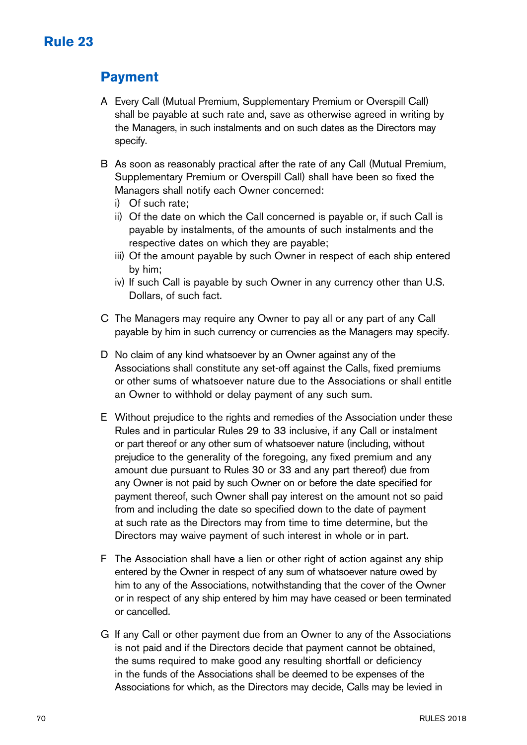# Rule 23

## Payment

A Every Call (Mutual Premium, Supplementary Premium or Overspill Call) shall be payable at such rate and, save as otherwise agreed in writing by the Managers, in such instalments and on such dates as the Directors may specify.

B As soon as reasonably practical after the rate of any Call (Mutual Premium, Supplementary Premium or Overspill Call) shall have been so fixed the Managers shall notify each Owner concerned:

- i) Of such rate;
- ii) Of the date on which the Call concerned is payable or, if such Call is payable by instalments, of the amounts of such instalments and the respective dates on which they are payable;
- iii) Of the amount payable by such Owner in respect of each ship entered by him;
- iv) If such Call is payable by such Owner in any currency other than U.S. Dollars, of such fact.

C The Managers may require any Owner to pay all or any part of any Call payable by him in such currency or currencies as the Managers may specify.

D No claim of any kind whatsoever by an Owner against any of the Associations shall constitute any set-off against the Calls, fixed premiums or other sums of whatsoever nature due to the Associations or shall entitle an Owner to withhold or delay payment of any such sum.

E Without prejudice to the rights and remedies of the Association under these Rules and in particular Rules 29 to 33 inclusive, if any Call or instalment or part thereof or any other sum of whatsoever nature (including, without prejudice to the generality of the foregoing, any fixed premium and any amount due pursuant to Rules 30 or 33 and any part thereof) due from any Owner is not paid by such Owner on or before the date specified for payment thereof, such Owner shall pay interest on the amount not so paid from and including the date so specified down to the date of payment at such rate as the Directors may from time to time determine, but the Directors may waive payment of such interest in whole or in part.

F The Association shall have a lien or other right of action against any ship entered by the Owner in respect of any sum of whatsoever nature owed by him to any of the Associations, notwithstanding that the cover of the Owner or in respect of any ship entered by him may have ceased or been terminated or cancelled.

G If any Call or other payment due from an Owner to any of the Associations is not paid and if the Directors decide that payment cannot be obtained, the sums required to make good any resulting shortfall or deficiency in the funds of the Associations shall be deemed to be expenses of the Associations for which, as the Directors may decide, Calls may be levied in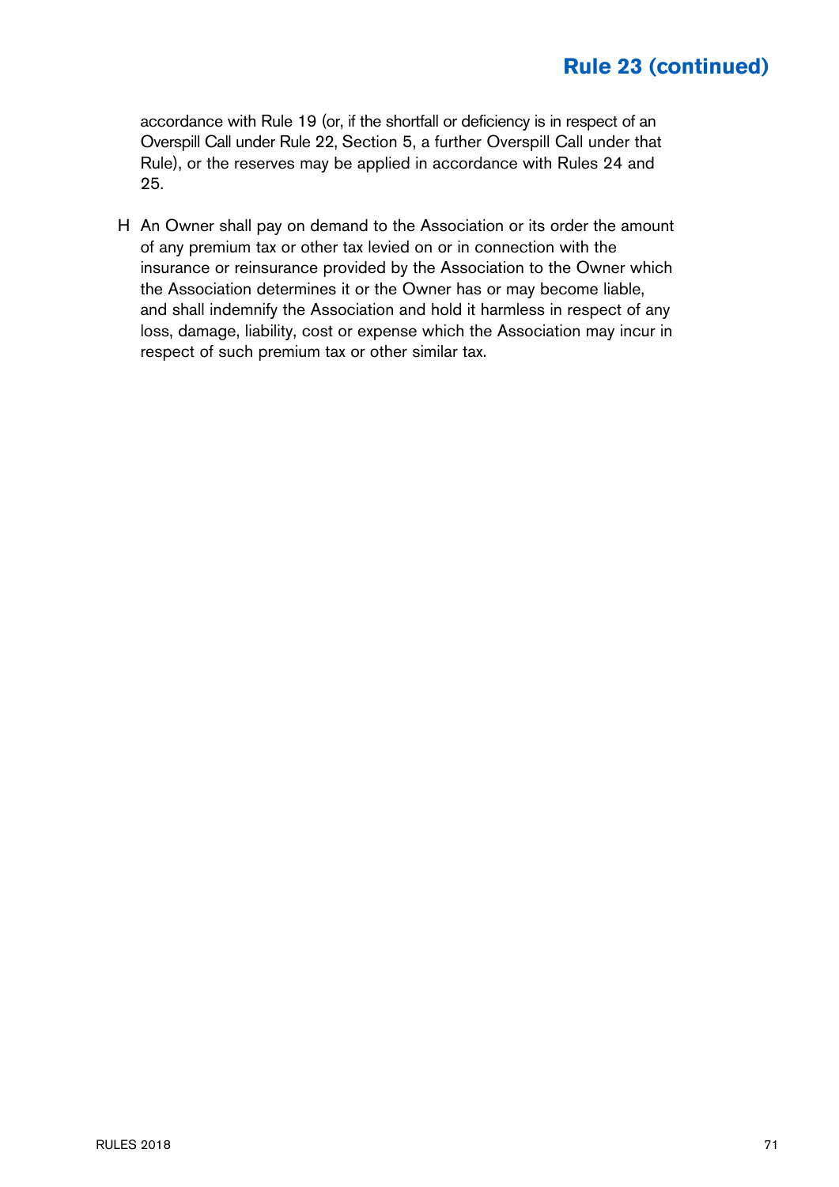accordance with Rule 19 (or, if the shortfall or deficiency is in respect of an Overspill Call under Rule 22, Section 5, a further Overspill Call under that Rule), or the reserves may be applied in accordance with Rules 24 and 25.

H An Owner shall pay on demand to the Association or its order the amount of any premium tax or other tax levied on or in connection with the insurance or reinsurance provided by the Association to the Owner which the Association determines it or the Owner has or may become liable, and shall indemnify the Association and hold it harmless in respect of any loss, damage, liability, cost or expense which the Association may incur in respect of such premium tax or other similar tax.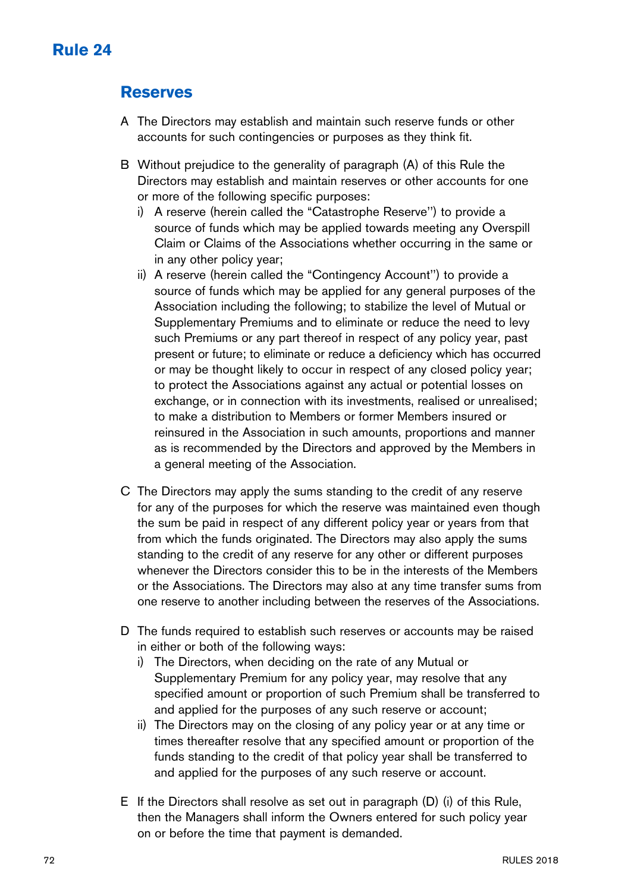# Rule 24

## Reserves

A The Directors may establish and maintain such reserve funds or other accounts for such contingencies or purposes as they think fit.

B Without prejudice to the generality of paragraph (A) of this Rule the Directors may establish and maintain reserves or other accounts for one or more of the following specific purposes:

i) A reserve (herein called the "Catastrophe Reserve") to provide a source of funds which may be applied towards meeting any Overspill Claim or Claims of the Associations whether occurring in the same or in any other policy year;

ii) A reserve (herein called the "Contingency Account") to provide a source of funds which may be applied for any general purposes of the Association including the following; to stabilize the level of Mutual or Supplementary Premiums and to eliminate or reduce the need to levy such Premiums or any part thereof in respect of any policy year, past present or future; to eliminate or reduce a deficiency which has occurred or may be thought likely to occur in respect of any closed policy year; to protect the Associations against any actual or potential losses on exchange, or in connection with its investments, realised or unrealised; to make a distribution to Members or former Members insured or reinsured in the Association in such amounts, proportions and manner as is recommended by the Directors and approved by the Members in a general meeting of the Association.

C The Directors may apply the sums standing to the credit of any reserve for any of the purposes for which the reserve was maintained even though the sum be paid in respect of any different policy year or years from that from which the funds originated. The Directors may also apply the sums standing to the credit of any reserve for any other or different purposes whenever the Directors consider this to be in the interests of the Members or the Associations. The Directors may also at any time transfer sums from one reserve to another including between the reserves of the Associations.

D The funds required to establish such reserves or accounts may be raised in either or both of the following ways:

i) The Directors, when deciding on the rate of any Mutual or Supplementary Premium for any policy year, may resolve that any specified amount or proportion of such Premium shall be transferred to and applied for the purposes of any such reserve or account;

ii) The Directors may on the closing of any policy year or at any time or times thereafter resolve that any specified amount or proportion of the funds standing to the credit of that policy year shall be transferred to and applied for the purposes of any such reserve or account.

E If the Directors shall resolve as set out in paragraph (D) (i) of this Rule, then the Managers shall inform the Owners entered for such policy year on or before the time that payment is demanded.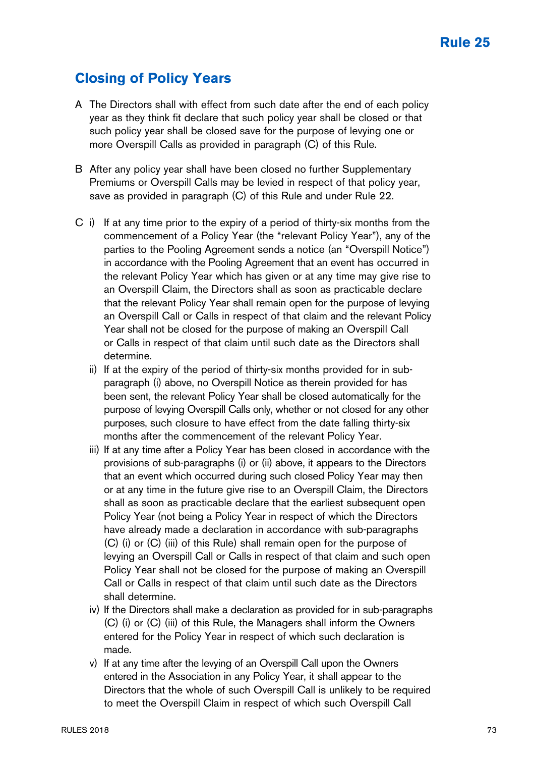## Closing of Policy Years

A The Directors shall with effect from such date after the end of each policy year as they think fit declare that such policy year shall be closed or that such policy year shall be closed save for the purpose of levying one or more Overspill Calls as provided in paragraph (C) of this Rule.

B After any policy year shall have been closed no further Supplementary Premiums or Overspill Calls may be levied in respect of that policy year, save as provided in paragraph (C) of this Rule and under Rule 22.

C i) If at any time prior to the expiry of a period of thirty-six months from the commencement of a Policy Year (the "relevant Policy Year"), any of the parties to the Pooling Agreement sends a notice (an "Overspill Notice") in accordance with the Pooling Agreement that an event has occurred in the relevant Policy Year which has given or at any time may give rise to an Overspill Claim, the Directors shall as soon as practicable declare that the relevant Policy Year shall remain open for the purpose of levying an Overspill Call or Calls in respect of that claim and the relevant Policy Year shall not be closed for the purpose of making an Overspill Call or Calls in respect of that claim until such date as the Directors shall determine.

ii) If at the expiry of the period of thirty-six months provided for in sub-paragraph (i) above, no Overspill Notice as therein provided for has been sent, the relevant Policy Year shall be closed automatically for the purpose of levying Overspill Calls only, whether or not closed for any other purposes, such closure to have effect from the date falling thirty-six months after the commencement of the relevant Policy Year.

iii) If at any time after a Policy Year has been closed in accordance with the provisions of sub-paragraphs (i) or (ii) above, it appears to the Directors that an event which occurred during such closed Policy Year may then or at any time in the future give rise to an Overspill Claim, the Directors shall as soon as practicable declare that the earliest subsequent open Policy Year (not being a Policy Year in respect of which the Directors have already made a declaration in accordance with sub-paragraphs (C) (i) or (C) (iii) of this Rule) shall remain open for the purpose of levying an Overspill Call or Calls in respect of that claim and such open Policy Year shall not be closed for the purpose of making an Overspill Call or Calls in respect of that claim until such date as the Directors shall determine.

iv) If the Directors shall make a declaration as provided for in sub-paragraphs (C) (i) or (C) (iii) of this Rule, the Managers shall inform the Owners entered for the Policy Year in respect of which such declaration is made.

v) If at any time after the levying of an Overspill Call upon the Owners entered in the Association in any Policy Year, it shall appear to the Directors that the whole of such Overspill Call is unlikely to be required to meet the Overspill Claim in respect of which such Overspill Call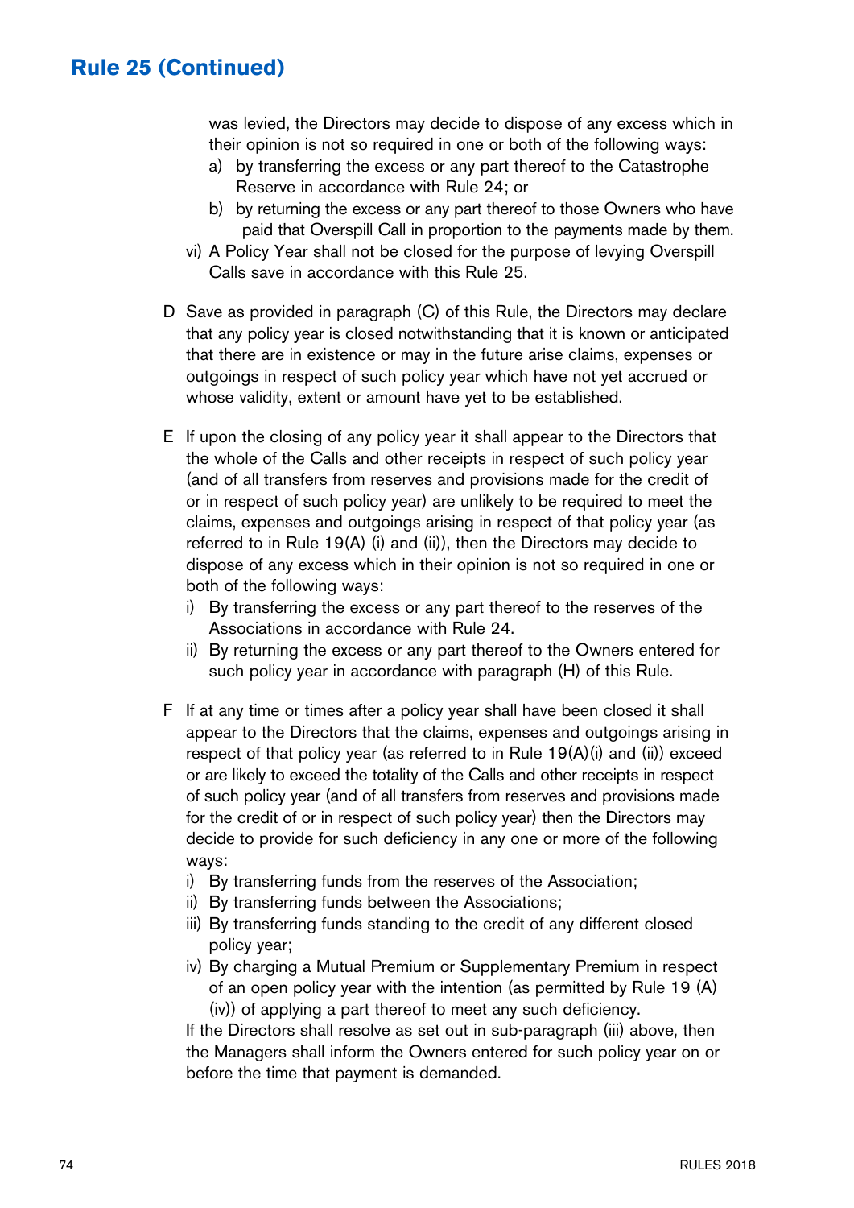## Rule 25 (Continued)

was levied, the Directors may decide to dispose of any excess which in their opinion is not so required in one or both of the following ways:

a) by transferring the excess or any part thereof to the Catastrophe Reserve in accordance with Rule 24; or
b) by returning the excess or any part thereof to those Owners who have paid that Overspill Call in proportion to the payments made by them.

vi) A Policy Year shall not be closed for the purpose of levying Overspill Calls save in accordance with this Rule 25.

D Save as provided in paragraph (C) of this Rule, the Directors may declare that any policy year is closed notwithstanding that it is known or anticipated that there are in existence or may in the future arise claims, expenses or outgoings in respect of such policy year which have not yet accrued or whose validity, extent or amount have yet to be established.

E If upon the closing of any policy year it shall appear to the Directors that the whole of the Calls and other receipts in respect of such policy year (and of all transfers from reserves and provisions made for the credit of or in respect of such policy year) are unlikely to be required to meet the claims, expenses and outgoings arising in respect of that policy year (as referred to in Rule 19(A) (i) and (ii)), then the Directors may decide to dispose of any excess which in their opinion is not so required in one or both of the following ways:

i) By transferring the excess or any part thereof to the reserves of the Associations in accordance with Rule 24.
ii) By returning the excess or any part thereof to the Owners entered for such policy year in accordance with paragraph (H) of this Rule.

F If at any time or times after a policy year shall have been closed it shall appear to the Directors that the claims, expenses and outgoings arising in respect of that policy year (as referred to in Rule 19(A)(i) and (ii)) exceed or are likely to exceed the totality of the Calls and other receipts in respect of such policy year (and of all transfers from reserves and provisions made for the credit of or in respect of such policy year) then the Directors may decide to provide for such deficiency in any one or more of the following ways:

i) By transferring funds from the reserves of the Association;
ii) By transferring funds between the Associations;
iii) By transferring funds standing to the credit of any different closed policy year;
iv) By charging a Mutual Premium or Supplementary Premium in respect of an open policy year with the intention (as permitted by Rule 19 (A) (iv)) of applying a part thereof to meet any such deficiency.

If the Directors shall resolve as set out in sub-paragraph (iii) above, then the Managers shall inform the Owners entered for such policy year on or before the time that payment is demanded.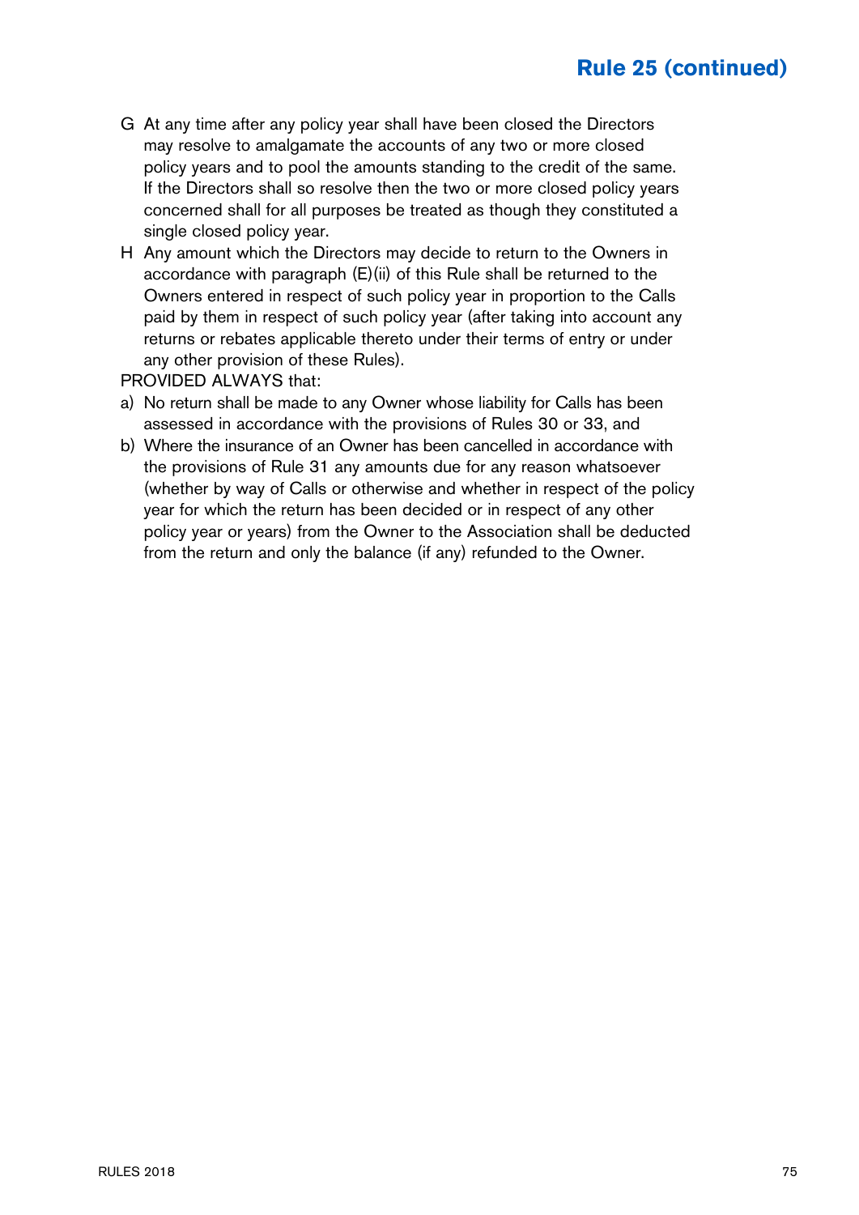## Rule 25 (continued)

G At any time after any policy year shall have been closed the Directors may resolve to amalgamate the accounts of any two or more closed policy years and to pool the amounts standing to the credit of the same. If the Directors shall so resolve then the two or more closed policy years concerned shall for all purposes be treated as though they constituted a single closed policy year.

H Any amount which the Directors may decide to return to the Owners in accordance with paragraph (E)(ii) of this Rule shall be returned to the Owners entered in respect of such policy year in proportion to the Calls paid by them in respect of such policy year (after taking into account any returns or rebates applicable thereto under their terms of entry or under any other provision of these Rules).

PROVIDED ALWAYS that:

a) No return shall be made to any Owner whose liability for Calls has been assessed in accordance with the provisions of Rules 30 or 33, and

b) Where the insurance of an Owner has been cancelled in accordance with the provisions of Rule 31 any amounts due for any reason whatsoever (whether by way of Calls or otherwise and whether in respect of the policy year for which the return has been decided or in respect of any other policy year or years) from the Owner to the Association shall be deducted from the return and only the balance (if any) refunded to the Owner.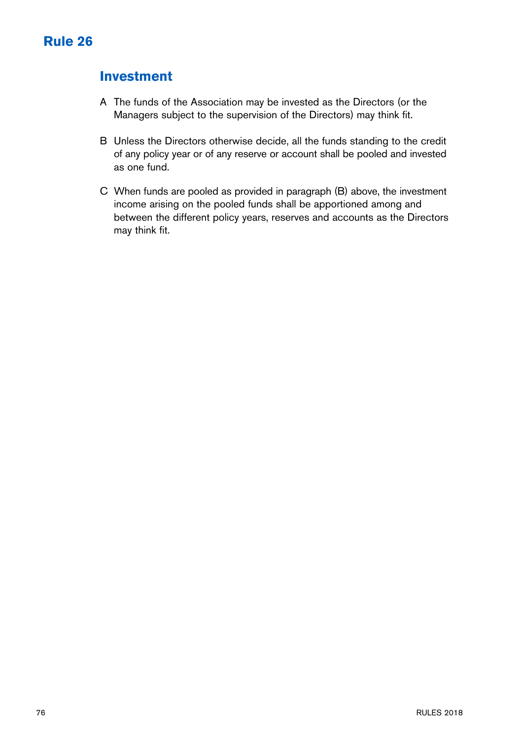# Rule 26

## Investment

A The funds of the Association may be invested as the Directors (or the Managers subject to the supervision of the Directors) may think fit.

B Unless the Directors otherwise decide, all the funds standing to the credit of any policy year or of any reserve or account shall be pooled and invested as one fund.

C When funds are pooled as provided in paragraph (B) above, the investment income arising on the pooled funds shall be apportioned among and between the different policy years, reserves and accounts as the Directors may think fit.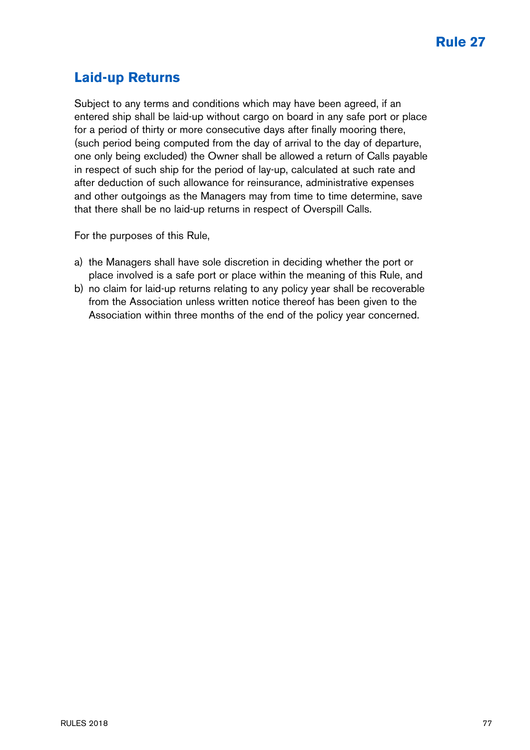# Rule 27

## Laid-up Returns

Subject to any terms and conditions which may have been agreed, if an entered ship shall be laid-up without cargo on board in any safe port or place for a period of thirty or more consecutive days after finally mooring there, (such period being computed from the day of arrival to the day of departure, one only being excluded) the Owner shall be allowed a return of Calls payable in respect of such ship for the period of lay-up, calculated at such rate and after deduction of such allowance for reinsurance, administrative expenses and other outgoings as the Managers may from time to time determine, save that there shall be no laid-up returns in respect of Overspill Calls.

For the purposes of this Rule,

a) the Managers shall have sole discretion in deciding whether the port or place involved is a safe port or place within the meaning of this Rule, and
b) no claim for laid-up returns relating to any policy year shall be recoverable from the Association unless written notice thereof has been given to the Association within three months of the end of the policy year concerned.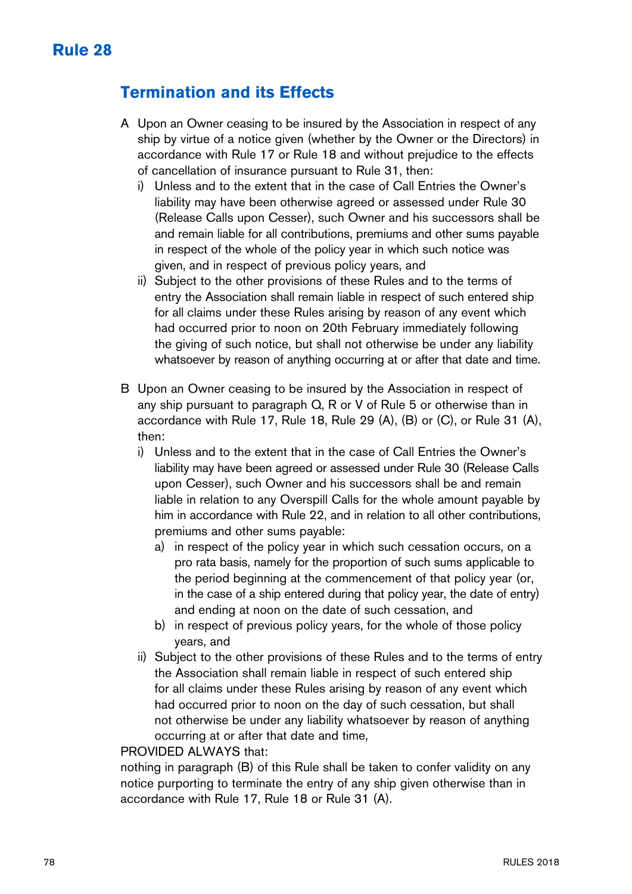# Rule 28

## Termination and its Effects

A Upon an Owner ceasing to be insured by the Association in respect of any ship by virtue of a notice given (whether by the Owner or the Directors) in accordance with Rule 17 or Rule 18 and without prejudice to the effects of cancellation of insurance pursuant to Rule 31, then:

i) Unless and to the extent that in the case of Call Entries the Owner's liability may have been otherwise agreed or assessed under Rule 30 (Release Calls upon Cesser), such Owner and his successors shall be and remain liable for all contributions, premiums and other sums payable in respect of the whole of the policy year in which such notice was given, and in respect of previous policy years, and

ii) Subject to the other provisions of these Rules and to the terms of entry the Association shall remain liable in respect of such entered ship for all claims under these Rules arising by reason of any event which had occurred prior to noon on 20th February immediately following the giving of such notice, but shall not otherwise be under any liability whatsoever by reason of anything occurring at or after that date and time.

B Upon an Owner ceasing to be insured by the Association in respect of any ship pursuant to paragraph Q, R or V of Rule 5 or otherwise than in accordance with Rule 17, Rule 18, Rule 29 (A), (B) or (C), or Rule 31 (A), then:

i) Unless and to the extent that in the case of Call Entries the Owner's liability may have been agreed or assessed under Rule 30 (Release Calls upon Cesser), such Owner and his successors shall be and remain liable in relation to any Overspill Calls for the whole amount payable by him in accordance with Rule 22, and in relation to all other contributions, premiums and other sums payable:

a) in respect of the policy year in which such cessation occurs, on a pro rata basis, namely for the proportion of such sums applicable to the period beginning at the commencement of that policy year (or, in the case of a ship entered during that policy year, the date of entry) and ending at noon on the date of such cessation, and

b) in respect of previous policy years, for the whole of those policy years, and

ii) Subject to the other provisions of these Rules and to the terms of entry the Association shall remain liable in respect of such entered ship for all claims under these Rules arising by reason of any event which had occurred prior to noon on the day of such cessation, but shall not otherwise be under any liability whatsoever by reason of anything occurring at or after that date and time,

PROVIDED ALWAYS that:

nothing in paragraph (B) of this Rule shall be taken to confer validity on any notice purporting to terminate the entry of any ship given otherwise than in accordance with Rule 17, Rule 18 or Rule 31 (A).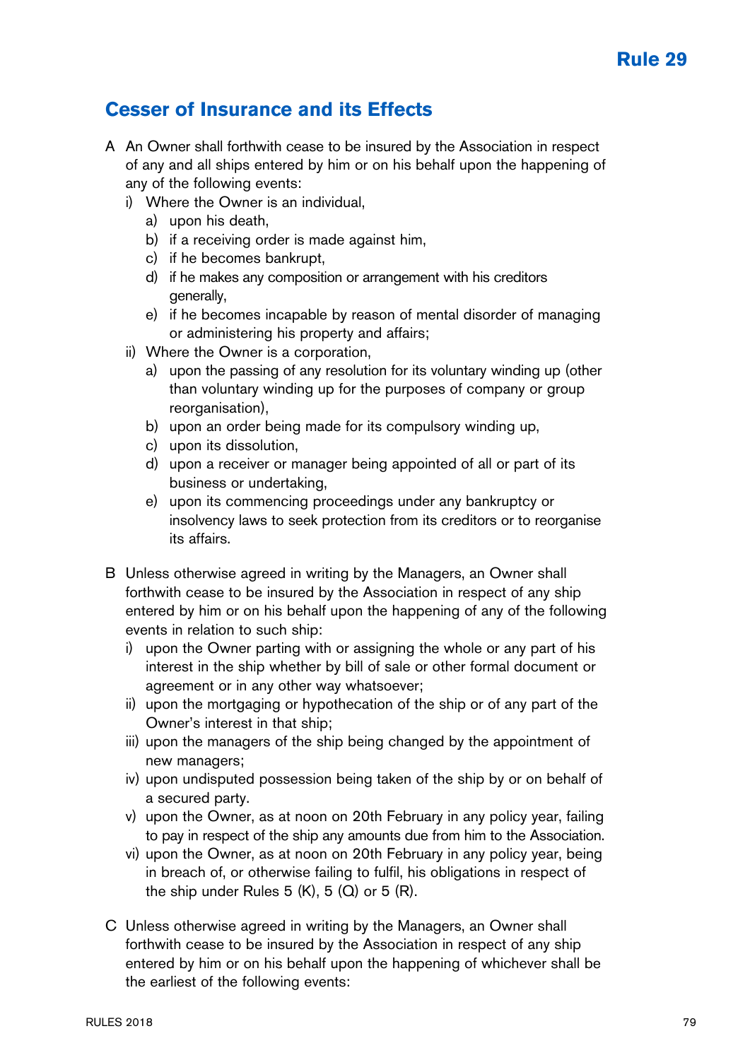## Rule 29

# Cesser of Insurance and its Effects

A An Owner shall forthwith cease to be insured by the Association in respect of any and all ships entered by him or on his behalf upon the happening of any of the following events:

- i) Where the Owner is an individual,
  - a) upon his death,
  - b) if a receiving order is made against him,
  - c) if he becomes bankrupt,
  - d) if he makes any composition or arrangement with his creditors generally,
  - e) if he becomes incapable by reason of mental disorder of managing or administering his property and affairs;
- ii) Where the Owner is a corporation,
  - a) upon the passing of any resolution for its voluntary winding up (other than voluntary winding up for the purposes of company or group reorganisation),
  - b) upon an order being made for its compulsory winding up,
  - c) upon its dissolution,
  - d) upon a receiver or manager being appointed of all or part of its business or undertaking,
  - e) upon its commencing proceedings under any bankruptcy or insolvency laws to seek protection from its creditors or to reorganise its affairs.

B Unless otherwise agreed in writing by the Managers, an Owner shall forthwith cease to be insured by the Association in respect of any ship entered by him or on his behalf upon the happening of any of the following events in relation to such ship:

- i) upon the Owner parting with or assigning the whole or any part of his interest in the ship whether by bill of sale or other formal document or agreement or in any other way whatsoever;
- ii) upon the mortgaging or hypothecation of the ship or of any part of the Owner's interest in that ship;
- iii) upon the managers of the ship being changed by the appointment of new managers;
- iv) upon undisputed possession being taken of the ship by or on behalf of a secured party.
- v) upon the Owner, as at noon on 20th February in any policy year, failing to pay in respect of the ship any amounts due from him to the Association.
- vi) upon the Owner, as at noon on 20th February in any policy year, being in breach of, or otherwise failing to fulfil, his obligations in respect of the ship under Rules 5 (K), 5 (Q) or 5 (R).

C Unless otherwise agreed in writing by the Managers, an Owner shall forthwith cease to be insured by the Association in respect of any ship entered by him or on his behalf upon the happening of whichever shall be the earliest of the following events: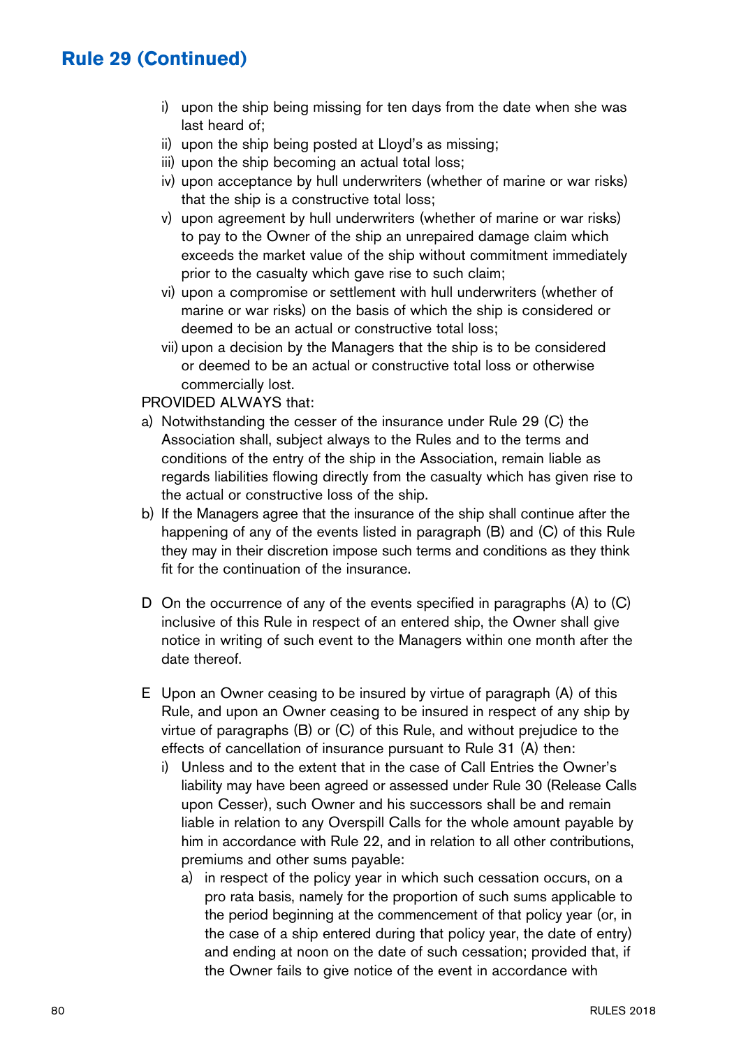## Rule 29 (Continued)

- i) upon the ship being missing for ten days from the date when she was last heard of;
- ii) upon the ship being posted at Lloyd's as missing;
- iii) upon the ship becoming an actual total loss;
- iv) upon acceptance by hull underwriters (whether of marine or war risks) that the ship is a constructive total loss;
- v) upon agreement by hull underwriters (whether of marine or war risks) to pay to the Owner of the ship an unrepaired damage claim which exceeds the market value of the ship without commitment immediately prior to the casualty which gave rise to such claim;
- vi) upon a compromise or settlement with hull underwriters (whether of marine or war risks) on the basis of which the ship is considered or deemed to be an actual or constructive total loss;
- vii) upon a decision by the Managers that the ship is to be considered or deemed to be an actual or constructive total loss or otherwise commercially lost.

PROVIDED ALWAYS that:

- a) Notwithstanding the cesser of the insurance under Rule 29 (C) the Association shall, subject always to the Rules and to the terms and conditions of the entry of the ship in the Association, remain liable as regards liabilities flowing directly from the casualty which has given rise to the actual or constructive loss of the ship.
- b) If the Managers agree that the insurance of the ship shall continue after the happening of any of the events listed in paragraph (B) and (C) of this Rule they may in their discretion impose such terms and conditions as they think fit for the continuation of the insurance.

D On the occurrence of any of the events specified in paragraphs (A) to (C) inclusive of this Rule in respect of an entered ship, the Owner shall give notice in writing of such event to the Managers within one month after the date thereof.

E Upon an Owner ceasing to be insured by virtue of paragraph (A) of this Rule, and upon an Owner ceasing to be insured in respect of any ship by virtue of paragraphs (B) or (C) of this Rule, and without prejudice to the effects of cancellation of insurance pursuant to Rule 31 (A) then:

- i) Unless and to the extent that in the case of Call Entries the Owner's liability may have been agreed or assessed under Rule 30 (Release Calls upon Cesser), such Owner and his successors shall be and remain liable in relation to any Overspill Calls for the whole amount payable by him in accordance with Rule 22, and in relation to all other contributions, premiums and other sums payable:
  - a) in respect of the policy year in which such cessation occurs, on a pro rata basis, namely for the proportion of such sums applicable to the period beginning at the commencement of that policy year (or, in the case of a ship entered during that policy year, the date of entry) and ending at noon on the date of such cessation; provided that, if the Owner fails to give notice of the event in accordance with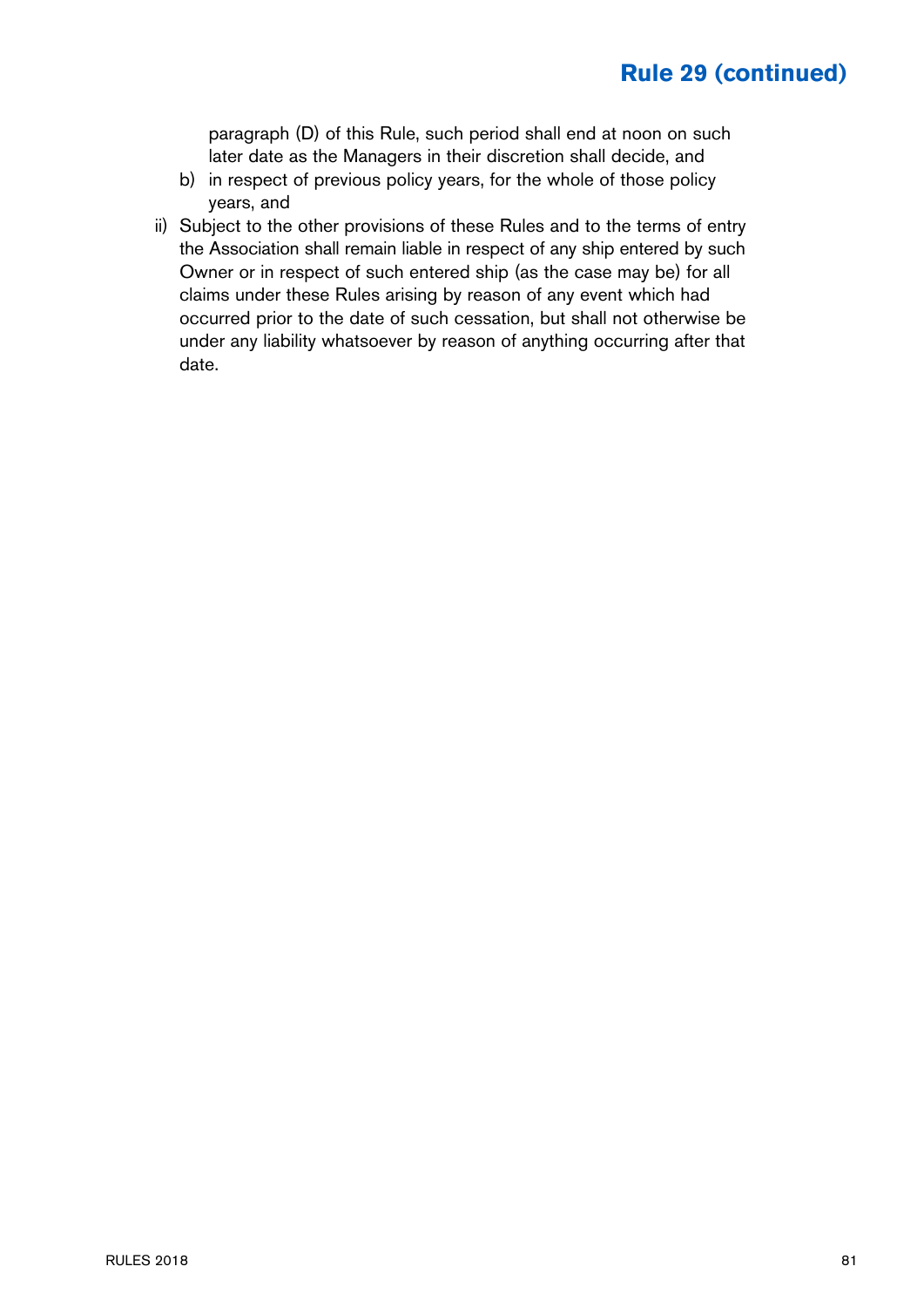## Rule 29 (continued)

paragraph (D) of this Rule, such period shall end at noon on such later date as the Managers in their discretion shall decide, and

b) in respect of previous policy years, for the whole of those policy years, and

ii) Subject to the other provisions of these Rules and to the terms of entry the Association shall remain liable in respect of any ship entered by such Owner or in respect of such entered ship (as the case may be) for all claims under these Rules arising by reason of any event which had occurred prior to the date of such cessation, but shall not otherwise be under any liability whatsoever by reason of anything occurring after that date.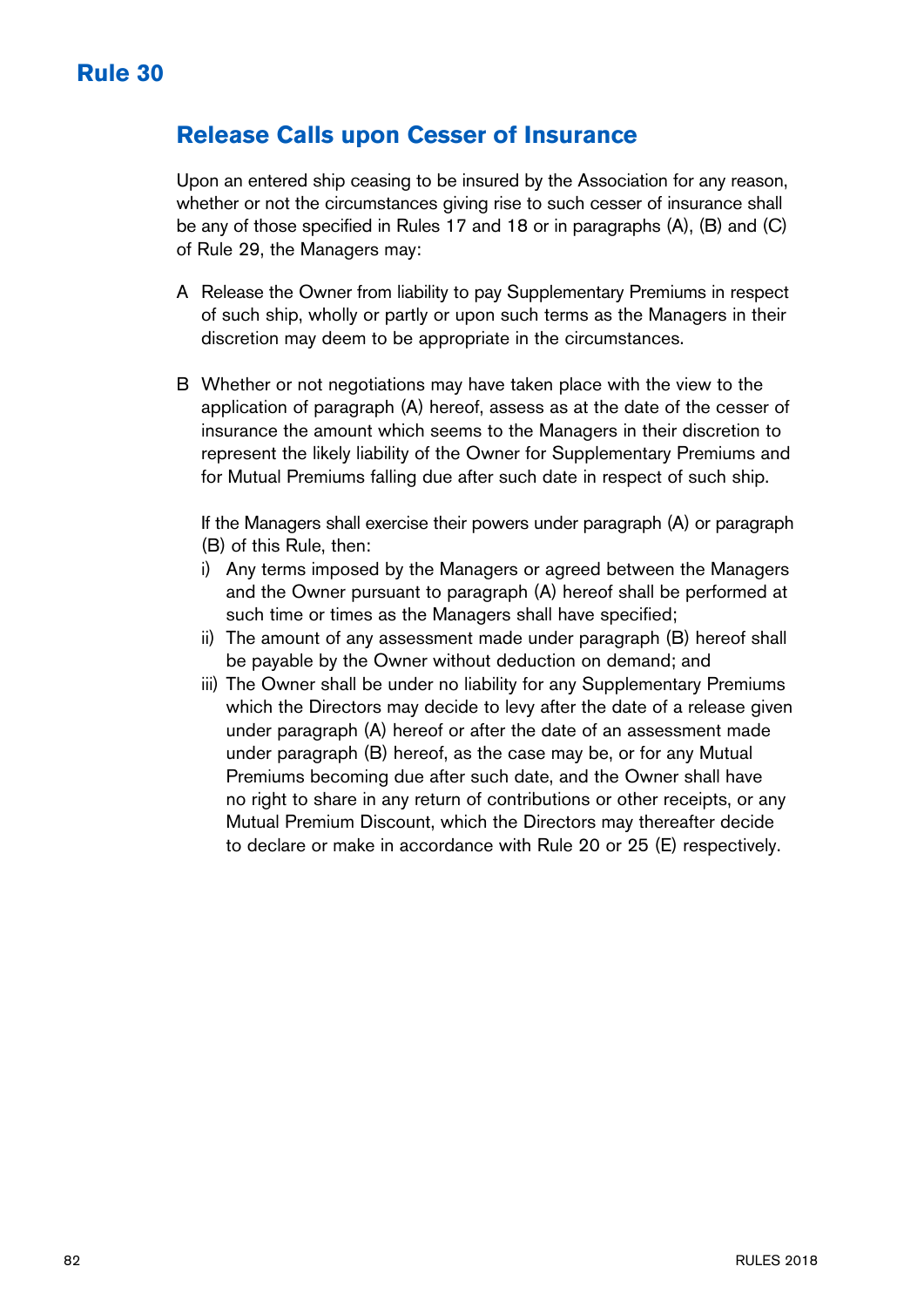# Rule 30

## Release Calls upon Cesser of Insurance

Upon an entered ship ceasing to be insured by the Association for any reason, whether or not the circumstances giving rise to such cesser of insurance shall be any of those specified in Rules 17 and 18 or in paragraphs (A), (B) and (C) of Rule 29, the Managers may:

A Release the Owner from liability to pay Supplementary Premiums in respect of such ship, wholly or partly or upon such terms as the Managers in their discretion may deem to be appropriate in the circumstances.

B Whether or not negotiations may have taken place with the view to the application of paragraph (A) hereof, assess as at the date of the cesser of insurance the amount which seems to the Managers in their discretion to represent the likely liability of the Owner for Supplementary Premiums and for Mutual Premiums falling due after such date in respect of such ship.

If the Managers shall exercise their powers under paragraph (A) or paragraph (B) of this Rule, then:

i) Any terms imposed by the Managers or agreed between the Managers and the Owner pursuant to paragraph (A) hereof shall be performed at such time or times as the Managers shall have specified;

ii) The amount of any assessment made under paragraph (B) hereof shall be payable by the Owner without deduction on demand; and

iii) The Owner shall be under no liability for any Supplementary Premiums which the Directors may decide to levy after the date of a release given under paragraph (A) hereof or after the date of an assessment made under paragraph (B) hereof, as the case may be, or for any Mutual Premiums becoming due after such date, and the Owner shall have no right to share in any return of contributions or other receipts, or any Mutual Premium Discount, which the Directors may thereafter decide to declare or make in accordance with Rule 20 or 25 (E) respectively.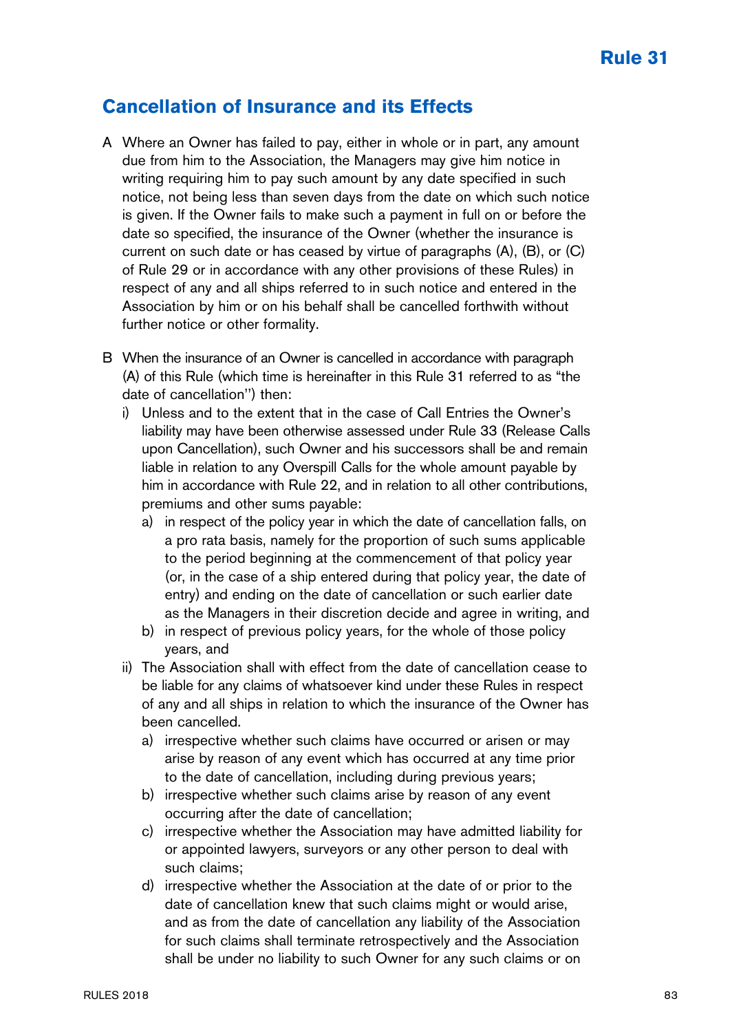# Rule 31

## Cancellation of Insurance and its Effects

A Where an Owner has failed to pay, either in whole or in part, any amount due from him to the Association, the Managers may give him notice in writing requiring him to pay such amount by any date specified in such notice, not being less than seven days from the date on which such notice is given. If the Owner fails to make such a payment in full on or before the date so specified, the insurance of the Owner (whether the insurance is current on such date or has ceased by virtue of paragraphs (A), (B), or (C) of Rule 29 or in accordance with any other provisions of these Rules) in respect of any and all ships referred to in such notice and entered in the Association by him or on his behalf shall be cancelled forthwith without further notice or other formality.

B When the insurance of an Owner is cancelled in accordance with paragraph (A) of this Rule (which time is hereinafter in this Rule 31 referred to as "the date of cancellation") then:

- i) Unless and to the extent that in the case of Call Entries the Owner's liability may have been otherwise assessed under Rule 33 (Release Calls upon Cancellation), such Owner and his successors shall be and remain liable in relation to any Overspill Calls for the whole amount payable by him in accordance with Rule 22, and in relation to all other contributions, premiums and other sums payable:
  - a) in respect of the policy year in which the date of cancellation falls, on a pro rata basis, namely for the proportion of such sums applicable to the period beginning at the commencement of that policy year (or, in the case of a ship entered during that policy year, the date of entry) and ending on the date of cancellation or such earlier date as the Managers in their discretion decide and agree in writing, and
  - b) in respect of previous policy years, for the whole of those policy years, and
- ii) The Association shall with effect from the date of cancellation cease to be liable for any claims of whatsoever kind under these Rules in respect of any and all ships in relation to which the insurance of the Owner has been cancelled.
  - a) irrespective whether such claims have occurred or arisen or may arise by reason of any event which has occurred at any time prior to the date of cancellation, including during previous years;
  - b) irrespective whether such claims arise by reason of any event occurring after the date of cancellation;
  - c) irrespective whether the Association may have admitted liability for or appointed lawyers, surveyors or any other person to deal with such claims;
  - d) irrespective whether the Association at the date of or prior to the date of cancellation knew that such claims might or would arise, and as from the date of cancellation any liability of the Association for such claims shall terminate retrospectively and the Association shall be under no liability to such Owner for any such claims or on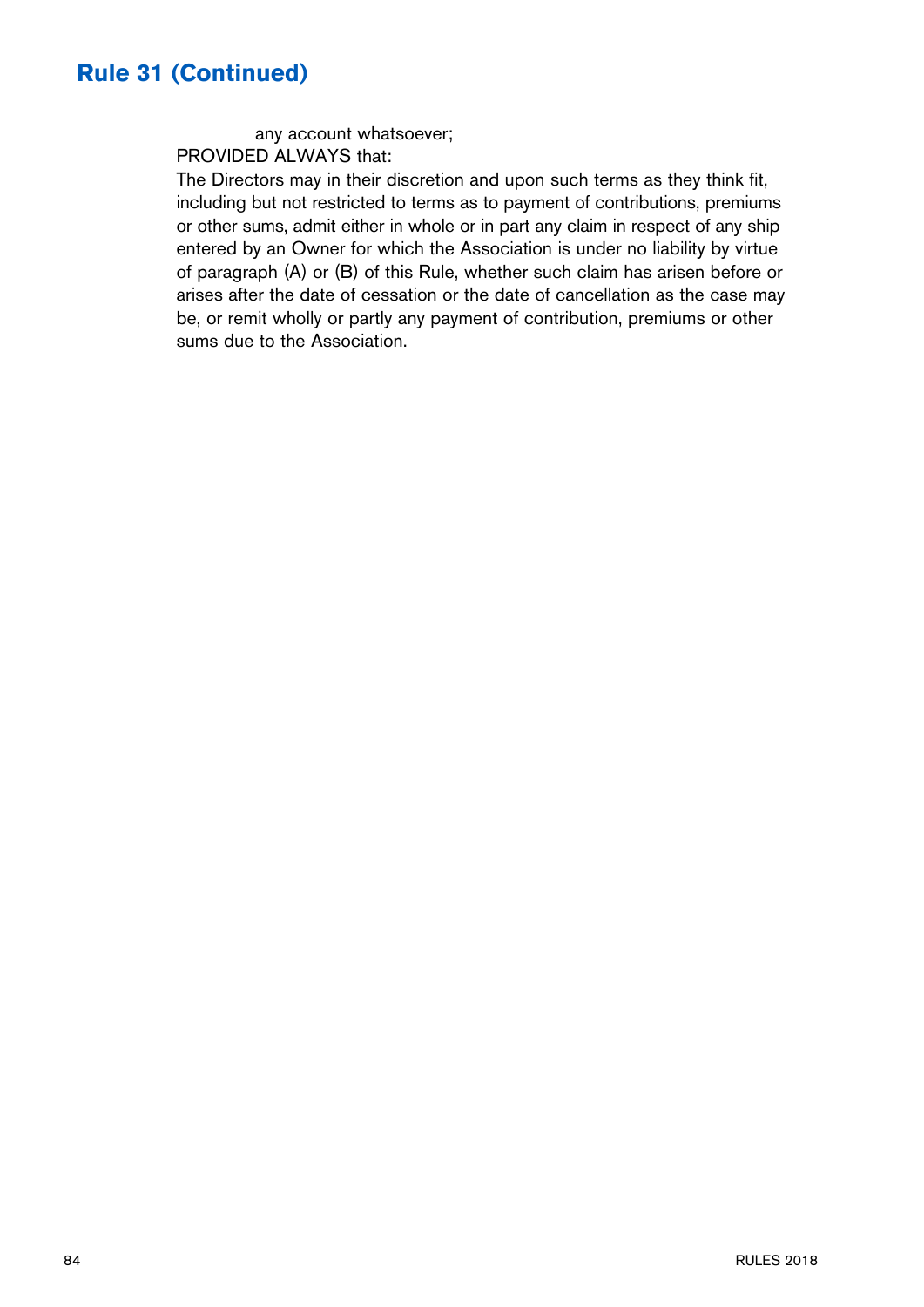## Rule 31 (Continued)

any account whatsoever;

PROVIDED ALWAYS that:

The Directors may in their discretion and upon such terms as they think fit, including but not restricted to terms as to payment of contributions, premiums or other sums, admit either in whole or in part any claim in respect of any ship entered by an Owner for which the Association is under no liability by virtue of paragraph (A) or (B) of this Rule, whether such claim has arisen before or arises after the date of cessation or the date of cancellation as the case may be, or remit wholly or partly any payment of contribution, premiums or other sums due to the Association.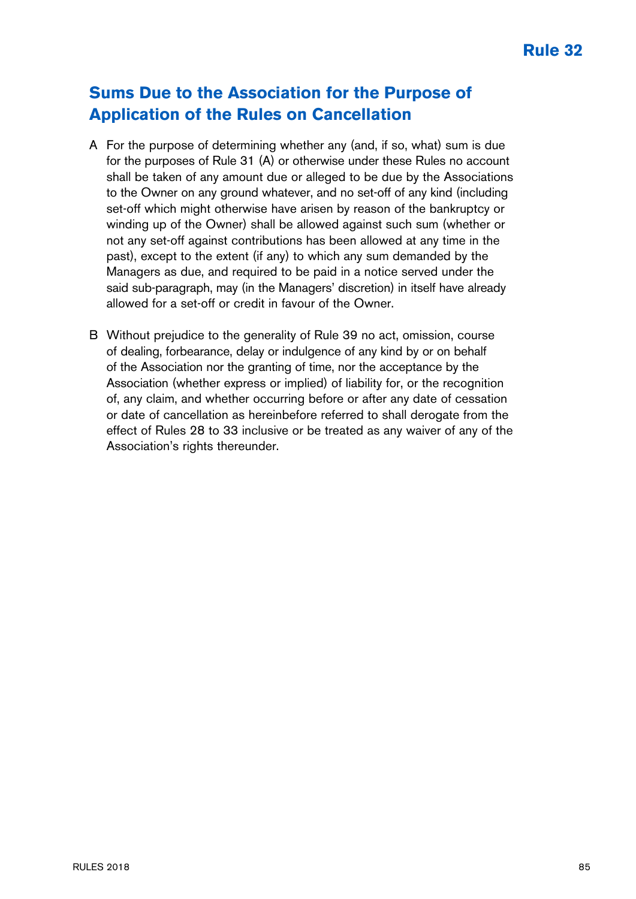# Rule 32

## Sums Due to the Association for the Purpose of Application of the Rules on Cancellation

A For the purpose of determining whether any (and, if so, what) sum is due for the purposes of Rule 31 (A) or otherwise under these Rules no account shall be taken of any amount due or alleged to be due by the Associations to the Owner on any ground whatever, and no set-off of any kind (including set-off which might otherwise have arisen by reason of the bankruptcy or winding up of the Owner) shall be allowed against such sum (whether or not any set-off against contributions has been allowed at any time in the past), except to the extent (if any) to which any sum demanded by the Managers as due, and required to be paid in a notice served under the said sub-paragraph, may (in the Managers' discretion) in itself have already allowed for a set-off or credit in favour of the Owner.

B Without prejudice to the generality of Rule 39 no act, omission, course of dealing, forbearance, delay or indulgence of any kind by or on behalf of the Association nor the granting of time, nor the acceptance by the Association (whether express or implied) of liability for, or the recognition of, any claim, and whether occurring before or after any date of cessation or date of cancellation as hereinbefore referred to shall derogate from the effect of Rules 28 to 33 inclusive or be treated as any waiver of any of the Association's rights thereunder.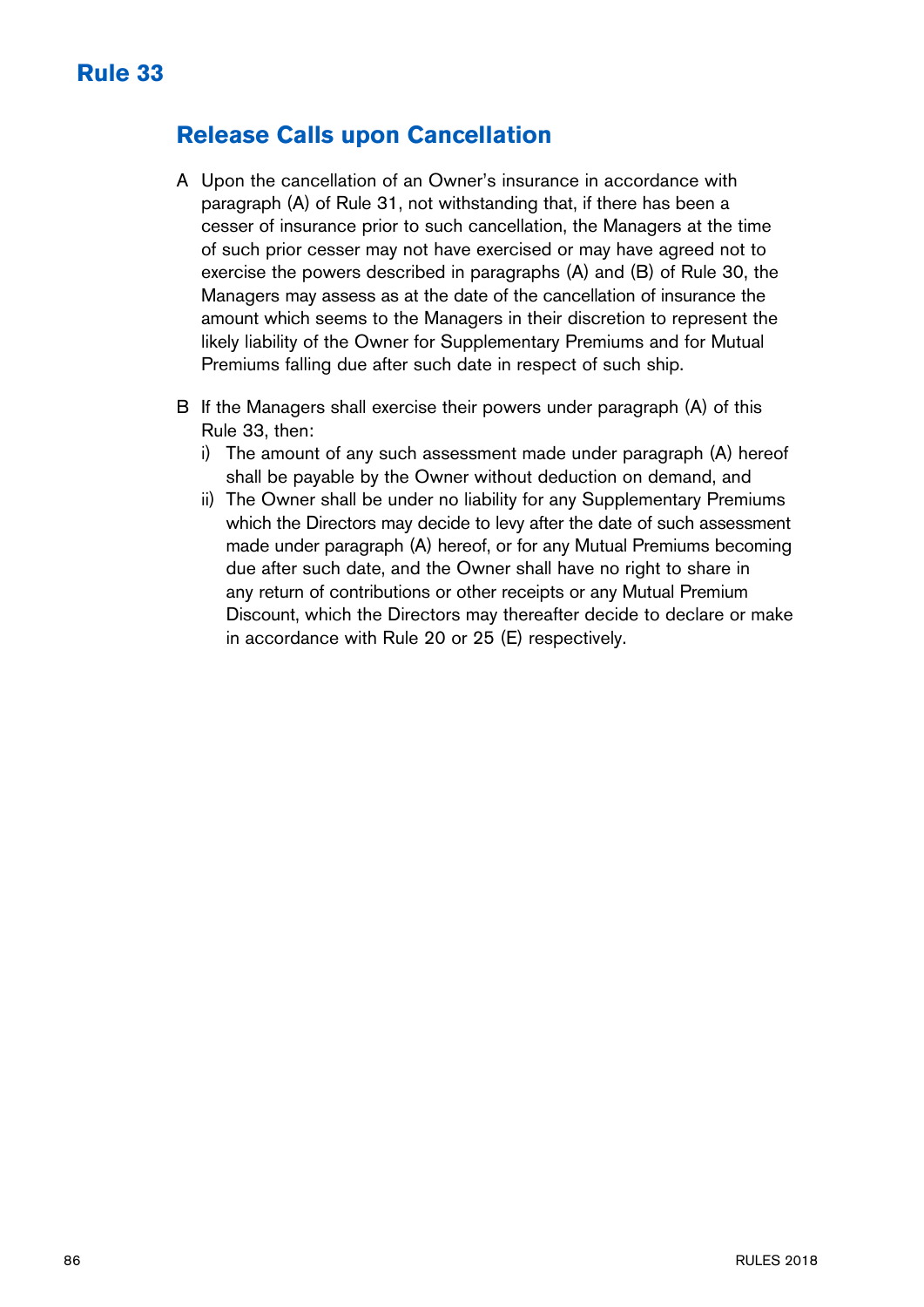# Rule 33

## Release Calls upon Cancellation

A Upon the cancellation of an Owner's insurance in accordance with paragraph (A) of Rule 31, not withstanding that, if there has been a cesser of insurance prior to such cancellation, the Managers at the time of such prior cesser may not have exercised or may have agreed not to exercise the powers described in paragraphs (A) and (B) of Rule 30, the Managers may assess as at the date of the cancellation of insurance the amount which seems to the Managers in their discretion to represent the likely liability of the Owner for Supplementary Premiums and for Mutual Premiums falling due after such date in respect of such ship.

B If the Managers shall exercise their powers under paragraph (A) of this Rule 33, then:

i) The amount of any such assessment made under paragraph (A) hereof shall be payable by the Owner without deduction on demand, and

ii) The Owner shall be under no liability for any Supplementary Premiums which the Directors may decide to levy after the date of such assessment made under paragraph (A) hereof, or for any Mutual Premiums becoming due after such date, and the Owner shall have no right to share in any return of contributions or other receipts or any Mutual Premium Discount, which the Directors may thereafter decide to declare or make in accordance with Rule 20 or 25 (E) respectively.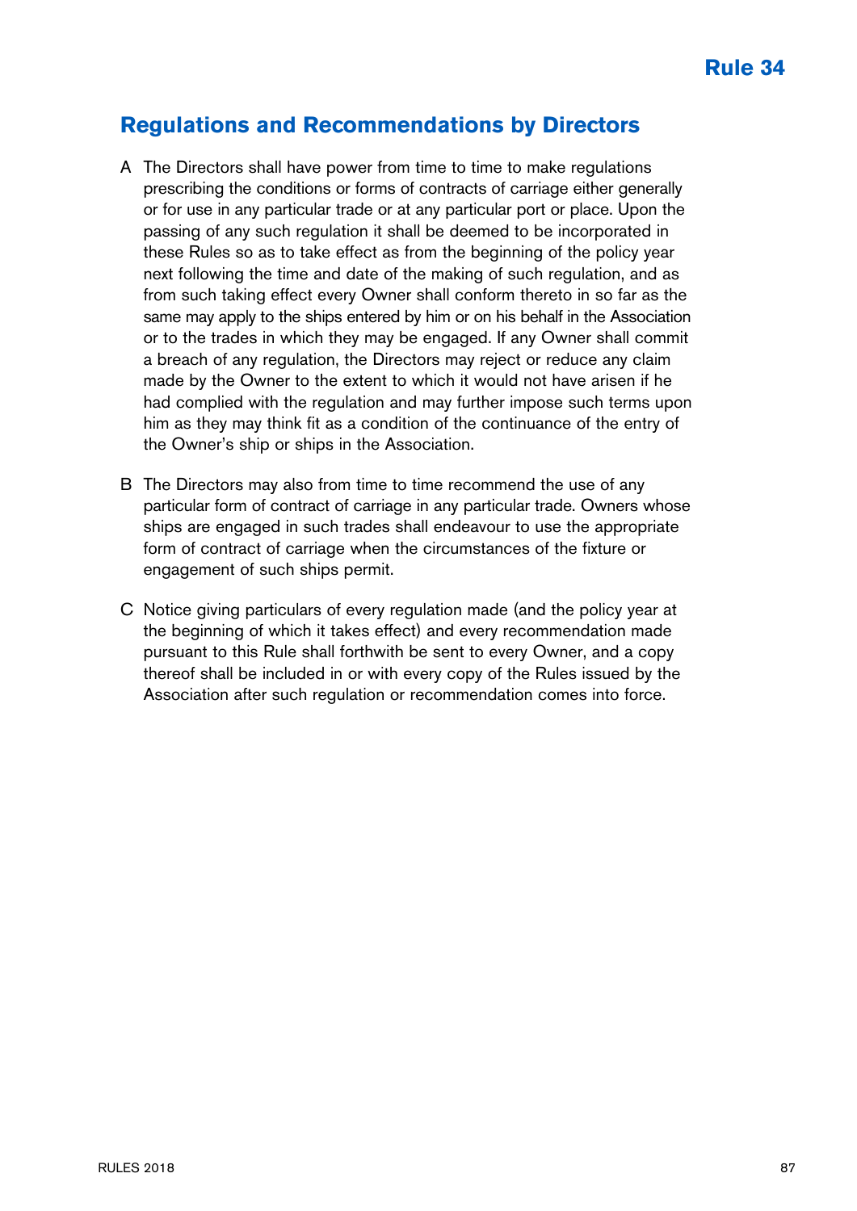# Rule 34

## Regulations and Recommendations by Directors

A The Directors shall have power from time to time to make regulations prescribing the conditions or forms of contracts of carriage either generally or for use in any particular trade or at any particular port or place. Upon the passing of any such regulation it shall be deemed to be incorporated in these Rules so as to take effect as from the beginning of the policy year next following the time and date of the making of such regulation, and as from such taking effect every Owner shall conform thereto in so far as the same may apply to the ships entered by him or on his behalf in the Association or to the trades in which they may be engaged. If any Owner shall commit a breach of any regulation, the Directors may reject or reduce any claim made by the Owner to the extent to which it would not have arisen if he had complied with the regulation and may further impose such terms upon him as they may think fit as a condition of the continuance of the entry of the Owner's ship or ships in the Association.

B The Directors may also from time to time recommend the use of any particular form of contract of carriage in any particular trade. Owners whose ships are engaged in such trades shall endeavour to use the appropriate form of contract of carriage when the circumstances of the fixture or engagement of such ships permit.

C Notice giving particulars of every regulation made (and the policy year at the beginning of which it takes effect) and every recommendation made pursuant to this Rule shall forthwith be sent to every Owner, and a copy thereof shall be included in or with every copy of the Rules issued by the Association after such regulation or recommendation comes into force.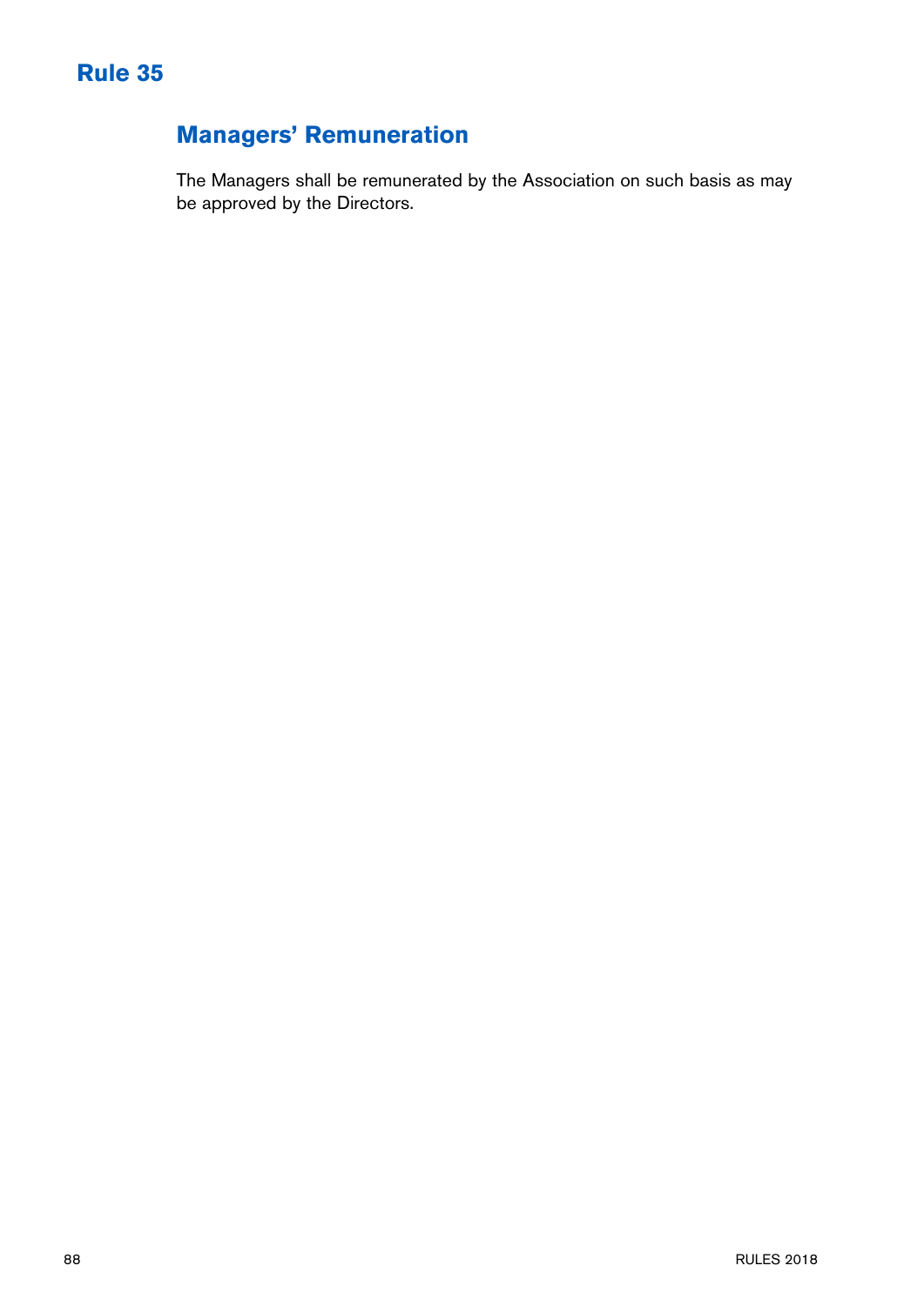# Rule 35

## Managers' Remuneration

The Managers shall be remunerated by the Association on such basis as may be approved by the Directors.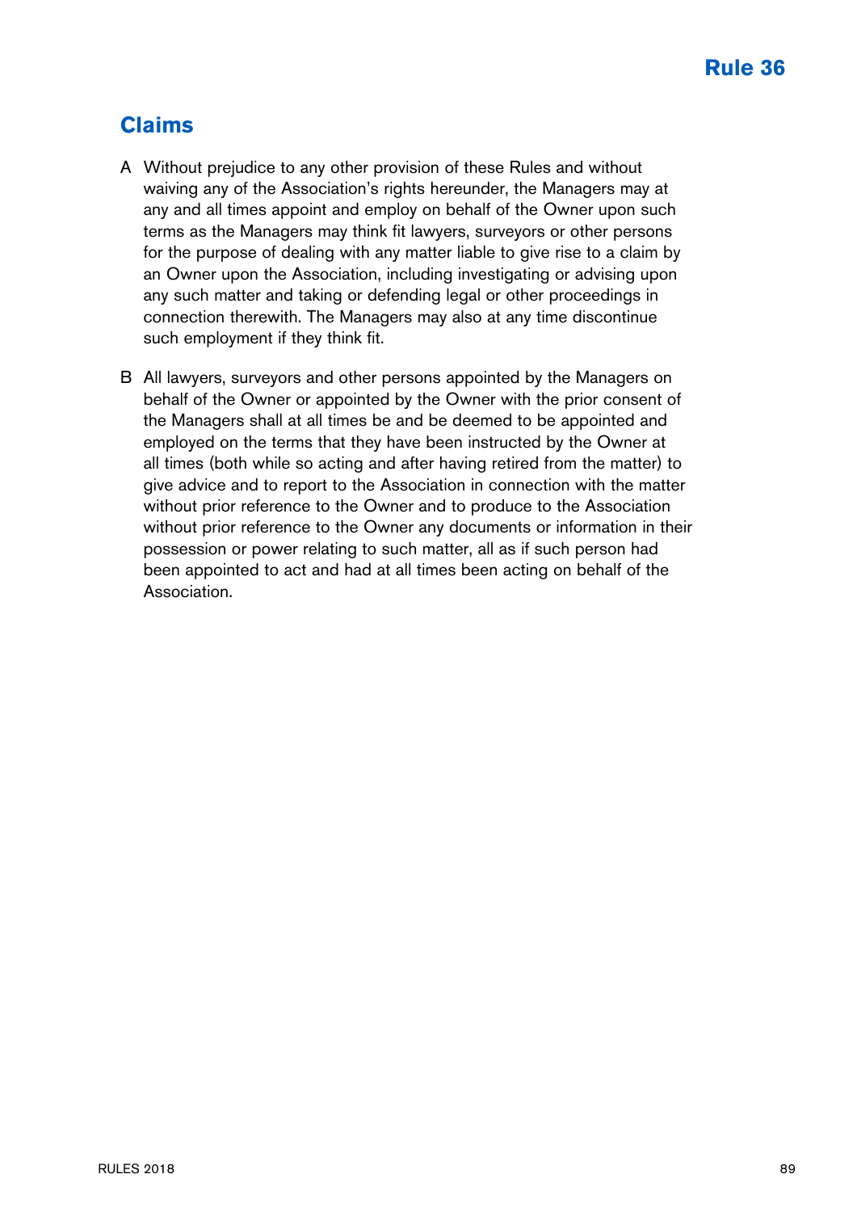# Rule 36

## Claims

A Without prejudice to any other provision of these Rules and without waiving any of the Association's rights hereunder, the Managers may at any and all times appoint and employ on behalf of the Owner upon such terms as the Managers may think fit lawyers, surveyors or other persons for the purpose of dealing with any matter liable to give rise to a claim by an Owner upon the Association, including investigating or advising upon any such matter and taking or defending legal or other proceedings in connection therewith. The Managers may also at any time discontinue such employment if they think fit.

B All lawyers, surveyors and other persons appointed by the Managers on behalf of the Owner or appointed by the Owner with the prior consent of the Managers shall at all times be and be deemed to be appointed and employed on the terms that they have been instructed by the Owner at all times (both while so acting and after having retired from the matter) to give advice and to report to the Association in connection with the matter without prior reference to the Owner and to produce to the Association without prior reference to the Owner any documents or information in their possession or power relating to such matter, all as if such person had been appointed to act and had at all times been acting on behalf of the Association.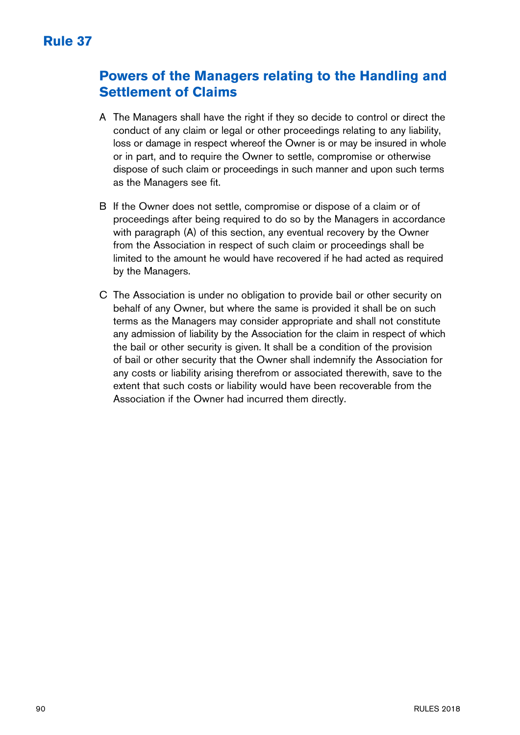# Rule 37

## Powers of the Managers relating to the Handling and Settlement of Claims

A The Managers shall have the right if they so decide to control or direct the conduct of any claim or legal or other proceedings relating to any liability, loss or damage in respect whereof the Owner is or may be insured in whole or in part, and to require the Owner to settle, compromise or otherwise dispose of such claim or proceedings in such manner and upon such terms as the Managers see fit.

B If the Owner does not settle, compromise or dispose of a claim or of proceedings after being required to do so by the Managers in accordance with paragraph (A) of this section, any eventual recovery by the Owner from the Association in respect of such claim or proceedings shall be limited to the amount he would have recovered if he had acted as required by the Managers.

C The Association is under no obligation to provide bail or other security on behalf of any Owner, but where the same is provided it shall be on such terms as the Managers may consider appropriate and shall not constitute any admission of liability by the Association for the claim in respect of which the bail or other security is given. It shall be a condition of the provision of bail or other security that the Owner shall indemnify the Association for any costs or liability arising therefrom or associated therewith, save to the extent that such costs or liability would have been recoverable from the Association if the Owner had incurred them directly.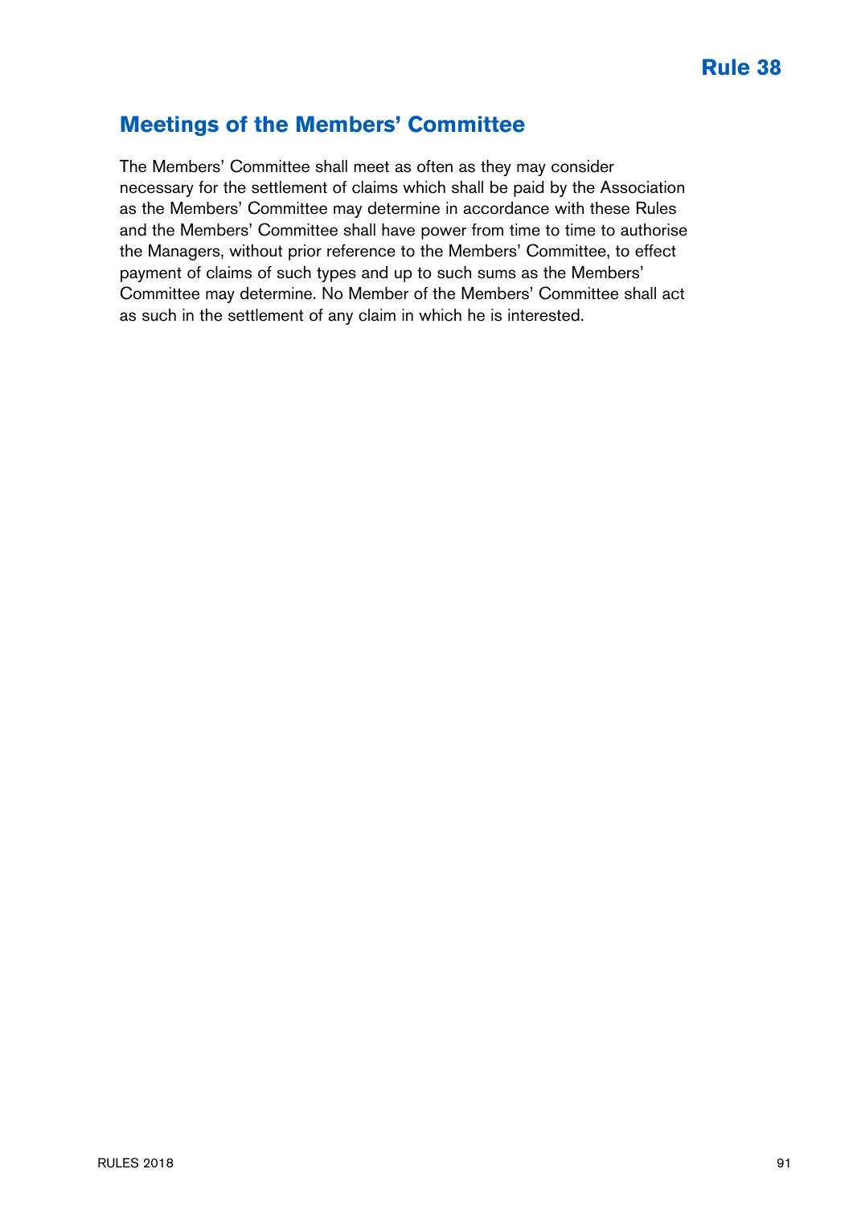# Rule 38

## Meetings of the Members' Committee

The Members' Committee shall meet as often as they may consider necessary for the settlement of claims which shall be paid by the Association as the Members' Committee may determine in accordance with these Rules and the Members' Committee shall have power from time to time to authorise the Managers, without prior reference to the Members' Committee, to effect payment of claims of such types and up to such sums as the Members' Committee may determine. No Member of the Members' Committee shall act as such in the settlement of any claim in which he is interested.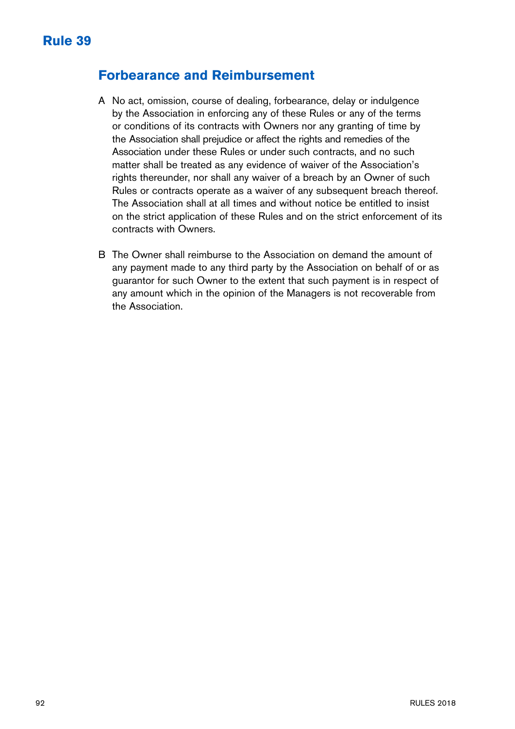# Rule 39

## Forbearance and Reimbursement

A No act, omission, course of dealing, forbearance, delay or indulgence by the Association in enforcing any of these Rules or any of the terms or conditions of its contracts with Owners nor any granting of time by the Association shall prejudice or affect the rights and remedies of the Association under these Rules or under such contracts, and no such matter shall be treated as any evidence of waiver of the Association's rights thereunder, nor shall any waiver of a breach by an Owner of such Rules or contracts operate as a waiver of any subsequent breach thereof. The Association shall at all times and without notice be entitled to insist on the strict application of these Rules and on the strict enforcement of its contracts with Owners.

B The Owner shall reimburse to the Association on demand the amount of any payment made to any third party by the Association on behalf of or as guarantor for such Owner to the extent that such payment is in respect of any amount which in the opinion of the Managers is not recoverable from the Association.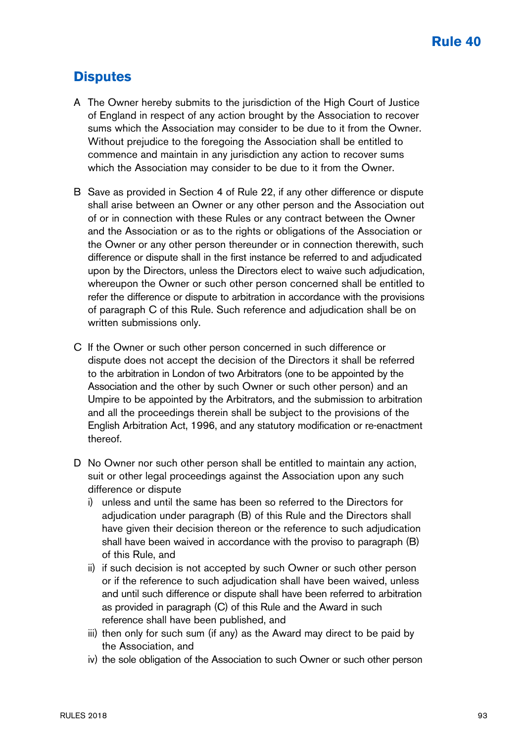# Rule 40

## Disputes

A The Owner hereby submits to the jurisdiction of the High Court of Justice of England in respect of any action brought by the Association to recover sums which the Association may consider to be due to it from the Owner. Without prejudice to the foregoing the Association shall be entitled to commence and maintain in any jurisdiction any action to recover sums which the Association may consider to be due to it from the Owner.

B Save as provided in Section 4 of Rule 22, if any other difference or dispute shall arise between an Owner or any other person and the Association out of or in connection with these Rules or any contract between the Owner and the Association or as to the rights or obligations of the Association or the Owner or any other person thereunder or in connection therewith, such difference or dispute shall in the first instance be referred to and adjudicated upon by the Directors, unless the Directors elect to waive such adjudication, whereupon the Owner or such other person concerned shall be entitled to refer the difference or dispute to arbitration in accordance with the provisions of paragraph C of this Rule. Such reference and adjudication shall be on written submissions only.

C If the Owner or such other person concerned in such difference or dispute does not accept the decision of the Directors it shall be referred to the arbitration in London of two Arbitrators (one to be appointed by the Association and the other by such Owner or such other person) and an Umpire to be appointed by the Arbitrators, and the submission to arbitration and all the proceedings therein shall be subject to the provisions of the English Arbitration Act, 1996, and any statutory modification or re-enactment thereof.

D No Owner nor such other person shall be entitled to maintain any action, suit or other legal proceedings against the Association upon any such difference or dispute

i) unless and until the same has been so referred to the Directors for adjudication under paragraph (B) of this Rule and the Directors shall have given their decision thereon or the reference to such adjudication shall have been waived in accordance with the proviso to paragraph (B) of this Rule, and

ii) if such decision is not accepted by such Owner or such other person or if the reference to such adjudication shall have been waived, unless and until such difference or dispute shall have been referred to arbitration as provided in paragraph (C) of this Rule and the Award in such reference shall have been published, and

iii) then only for such sum (if any) as the Award may direct to be paid by the Association, and

iv) the sole obligation of the Association to such Owner or such other person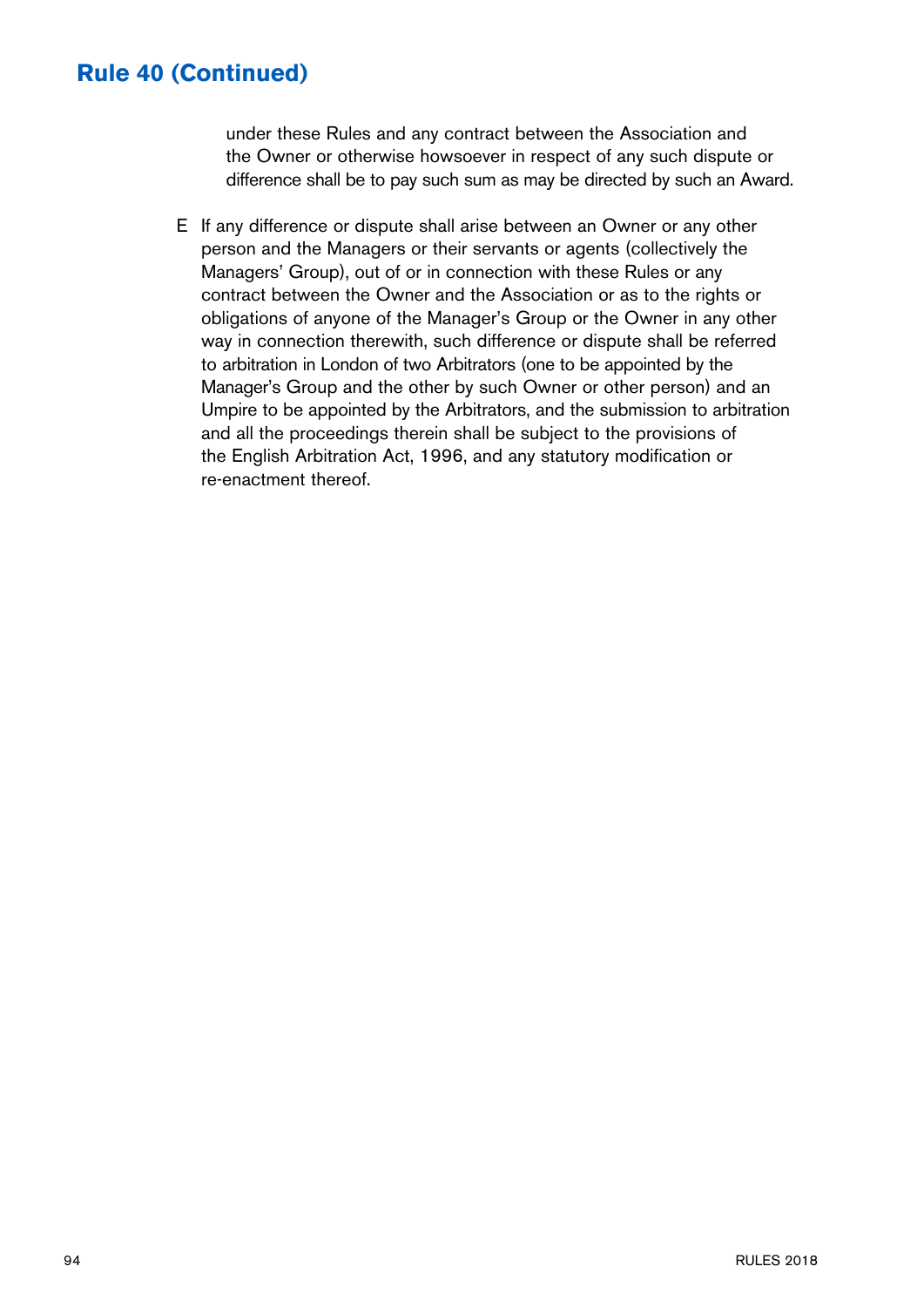## Rule 40 (Continued)

under these Rules and any contract between the Association and the Owner or otherwise howsoever in respect of any such dispute or difference shall be to pay such sum as may be directed by such an Award.

E If any difference or dispute shall arise between an Owner or any other person and the Managers or their servants or agents (collectively the Managers' Group), out of or in connection with these Rules or any contract between the Owner and the Association or as to the rights or obligations of anyone of the Manager's Group or the Owner in any other way in connection therewith, such difference or dispute shall be referred to arbitration in London of two Arbitrators (one to be appointed by the Manager's Group and the other by such Owner or other person) and an Umpire to be appointed by the Arbitrators, and the submission to arbitration and all the proceedings therein shall be subject to the provisions of the English Arbitration Act, 1996, and any statutory modification or re-enactment thereof.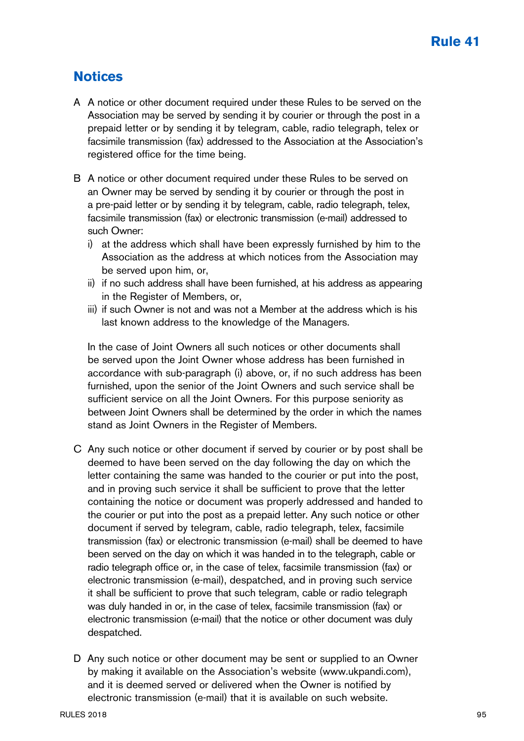# Rule 41

## Notices

A A notice or other document required under these Rules to be served on the Association may be served by sending it by courier or through the post in a prepaid letter or by sending it by telegram, cable, radio telegraph, telex or facsimile transmission (fax) addressed to the Association at the Association's registered office for the time being.

B A notice or other document required under these Rules to be served on an Owner may be served by sending it by courier or through the post in a pre-paid letter or by sending it by telegram, cable, radio telegraph, telex, facsimile transmission (fax) or electronic transmission (e-mail) addressed to such Owner:

i) at the address which shall have been expressly furnished by him to the Association as the address at which notices from the Association may be served upon him, or,

ii) if no such address shall have been furnished, at his address as appearing in the Register of Members, or,

iii) if such Owner is not and was not a Member at the address which is his last known address to the knowledge of the Managers.

In the case of Joint Owners all such notices or other documents shall be served upon the Joint Owner whose address has been furnished in accordance with sub-paragraph (i) above, or, if no such address has been furnished, upon the senior of the Joint Owners and such service shall be sufficient service on all the Joint Owners. For this purpose seniority as between Joint Owners shall be determined by the order in which the names stand as Joint Owners in the Register of Members.

C Any such notice or other document if served by courier or by post shall be deemed to have been served on the day following the day on which the letter containing the same was handed to the courier or put into the post, and in proving such service it shall be sufficient to prove that the letter containing the notice or document was properly addressed and handed to the courier or put into the post as a prepaid letter. Any such notice or other document if served by telegram, cable, radio telegraph, telex, facsimile transmission (fax) or electronic transmission (e-mail) shall be deemed to have been served on the day on which it was handed in to the telegraph, cable or radio telegraph office or, in the case of telex, facsimile transmission (fax) or electronic transmission (e-mail), despatched, and in proving such service it shall be sufficient to prove that such telegram, cable or radio telegraph was duly handed in or, in the case of telex, facsimile transmission (fax) or electronic transmission (e-mail) that the notice or other document was duly despatched.

D Any such notice or other document may be sent or supplied to an Owner by making it available on the Association's website (www.ukpandi.com), and it is deemed served or delivered when the Owner is notified by electronic transmission (e-mail) that it is available on such website.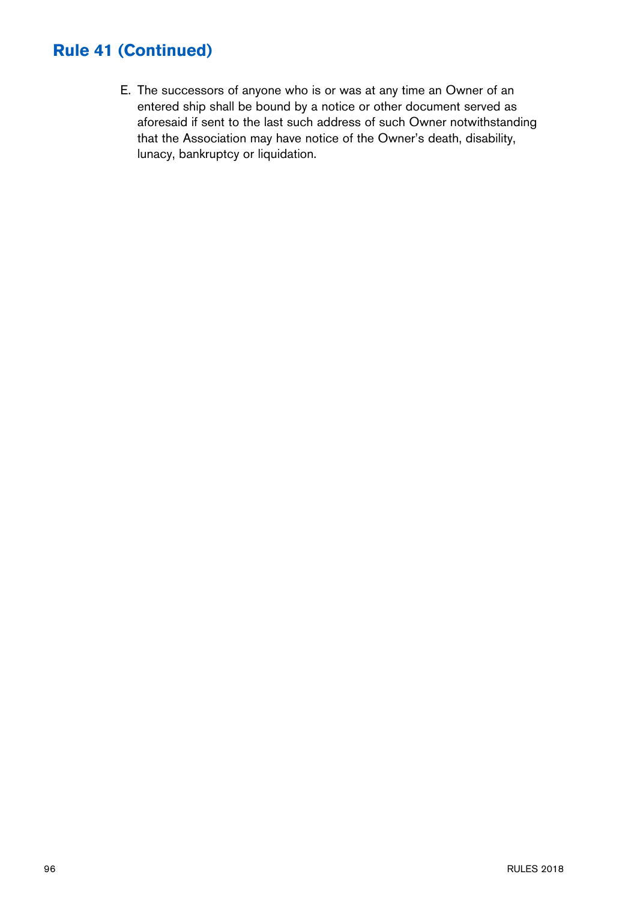## Rule 41 (Continued)

E. The successors of anyone who is or was at any time an Owner of an entered ship shall be bound by a notice or other document served as aforesaid if sent to the last such address of such Owner notwithstanding that the Association may have notice of the Owner's death, disability, lunacy, bankruptcy or liquidation.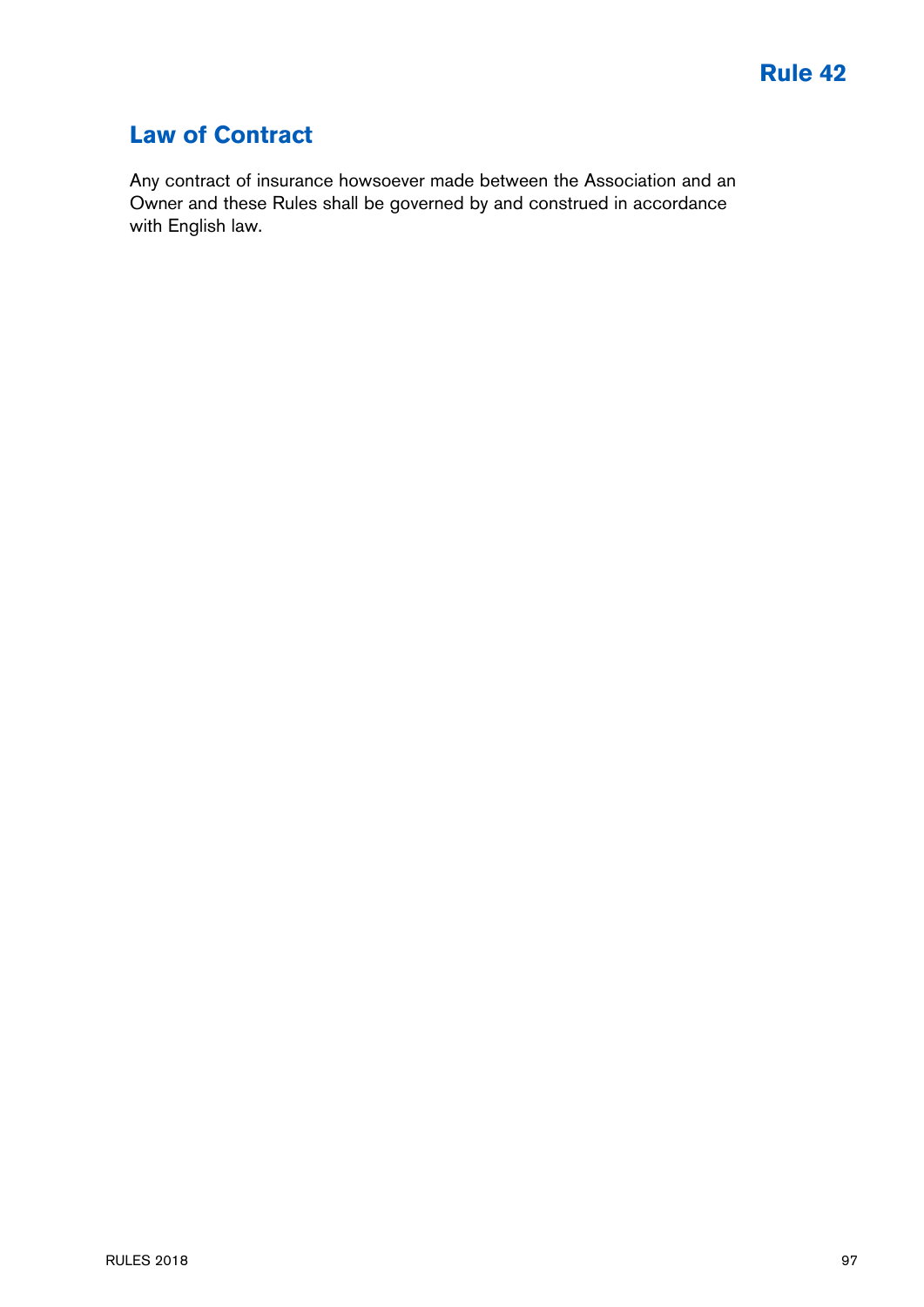# Rule 42

## Law of Contract

Any contract of insurance howsoever made between the Association and an Owner and these Rules shall be governed by and construed in accordance with English law.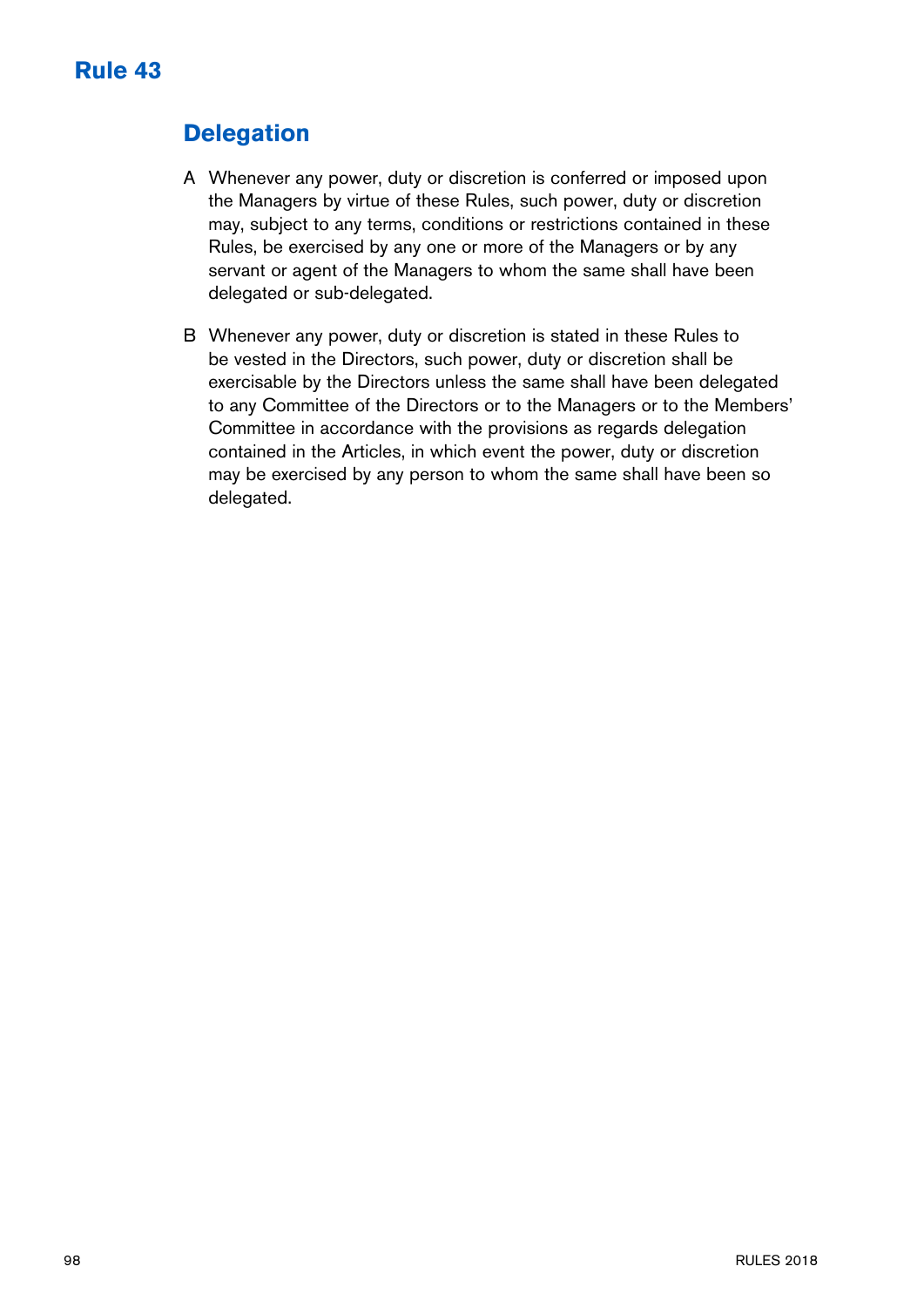# Rule 43

## Delegation

A Whenever any power, duty or discretion is conferred or imposed upon the Managers by virtue of these Rules, such power, duty or discretion may, subject to any terms, conditions or restrictions contained in these Rules, be exercised by any one or more of the Managers or by any servant or agent of the Managers to whom the same shall have been delegated or sub-delegated.

B Whenever any power, duty or discretion is stated in these Rules to be vested in the Directors, such power, duty or discretion shall be exercisable by the Directors unless the same shall have been delegated to any Committee of the Directors or to the Managers or to the Members' Committee in accordance with the provisions as regards delegation contained in the Articles, in which event the power, duty or discretion may be exercised by any person to whom the same shall have been so delegated.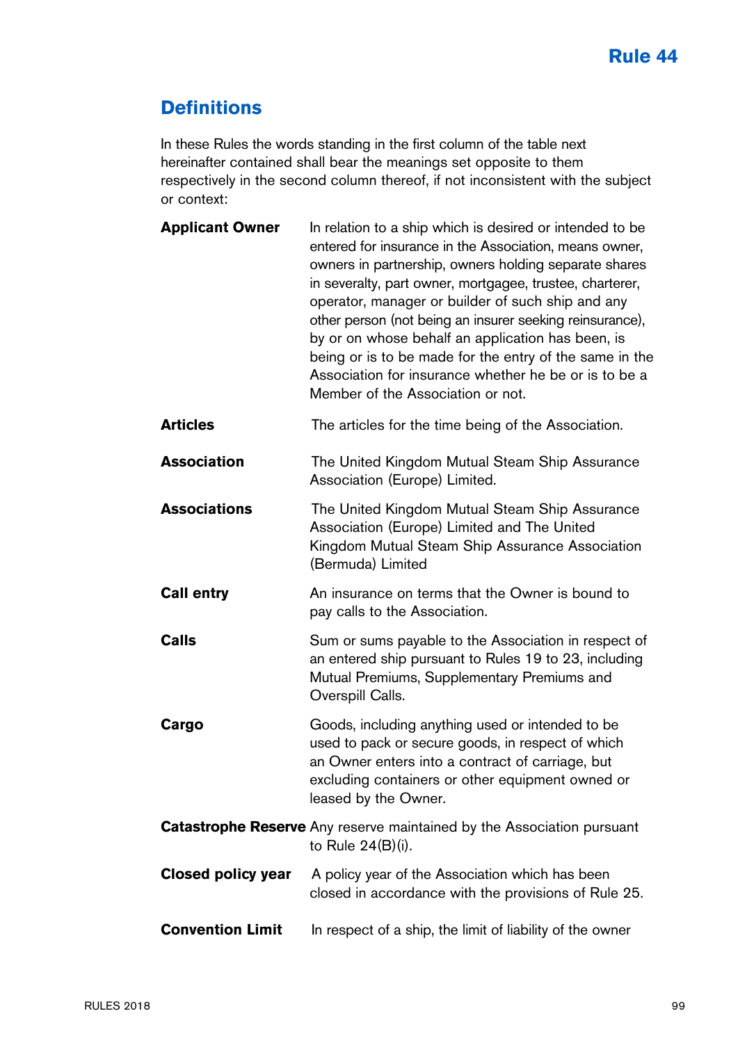## Rule 44

## Definitions

In these Rules the words standing in the first column of the table next hereinafter contained shall bear the meanings set opposite to them respectively in the second column thereof, if not inconsistent with the subject or context:

| | |
|---|---|
| **Applicant Owner** | In relation to a ship which is desired or intended to be entered for insurance in the Association, means owner, owners in partnership, owners holding separate shares in severalty, part owner, mortgagee, trustee, charterer, operator, manager or builder of such ship and any other person (not being an insurer seeking reinsurance), by or on whose behalf an application has been, is being or is to be made for the entry of the same in the Association for insurance whether he be or is to be a Member of the Association or not. |
| **Articles** | The articles for the time being of the Association. |
| **Association** | The United Kingdom Mutual Steam Ship Assurance Association (Europe) Limited. |
| **Associations** | The United Kingdom Mutual Steam Ship Assurance Association (Europe) Limited and The United Kingdom Mutual Steam Ship Assurance Association (Bermuda) Limited |
| **Call entry** | An insurance on terms that the Owner is bound to pay calls to the Association. |
| **Calls** | Sum or sums payable to the Association in respect of an entered ship pursuant to Rules 19 to 23, including Mutual Premiums, Supplementary Premiums and Overspill Calls. |
| **Cargo** | Goods, including anything used or intended to be used to pack or secure goods, in respect of which an Owner enters into a contract of carriage, but excluding containers or other equipment owned or leased by the Owner. |
| **Catastrophe Reserve** | Any reserve maintained by the Association pursuant to Rule 24(B)(i). |
| **Closed policy year** | A policy year of the Association which has been closed in accordance with the provisions of Rule 25. |
| **Convention Limit** | In respect of a ship, the limit of liability of the owner |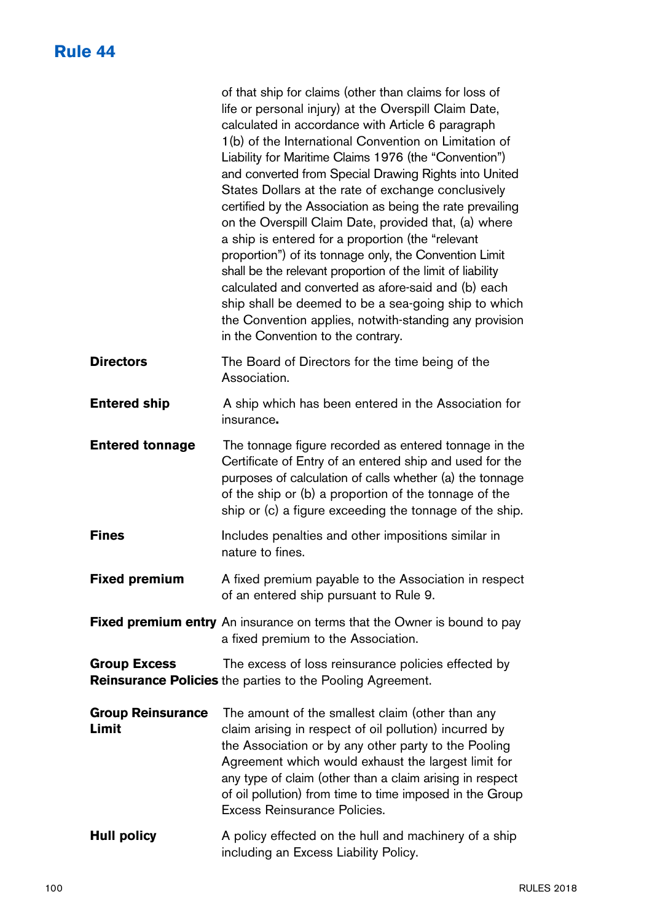## Rule 44

| | |
|---|---|
| | of that ship for claims (other than claims for loss of life or personal injury) at the Overspill Claim Date, calculated in accordance with Article 6 paragraph 1(b) of the International Convention on Limitation of Liability for Maritime Claims 1976 (the "Convention") and converted from Special Drawing Rights into United States Dollars at the rate of exchange conclusively certified by the Association as being the rate prevailing on the Overspill Claim Date, provided that, (a) where a ship is entered for a proportion (the "relevant proportion") of its tonnage only, the Convention Limit shall be the relevant proportion of the limit of liability calculated and converted as afore-said and (b) each ship shall be deemed to be a sea-going ship to which the Convention applies, notwith-standing any provision in the Convention to the contrary. |
| **Directors** | The Board of Directors for the time being of the Association. |
| **Entered ship** | A ship which has been entered in the Association for insurance**.** |
| **Entered tonnage** | The tonnage figure recorded as entered tonnage in the Certificate of Entry of an entered ship and used for the purposes of calculation of calls whether (a) the tonnage of the ship or (b) a proportion of the tonnage of the ship or (c) a figure exceeding the tonnage of the ship. |
| **Fines** | Includes penalties and other impositions similar in nature to fines. |
| **Fixed premium** | A fixed premium payable to the Association in respect of an entered ship pursuant to Rule 9. |
| **Fixed premium entry** | An insurance on terms that the Owner is bound to pay a fixed premium to the Association. |
| **Group Excess Reinsurance Policies** | The excess of loss reinsurance policies effected by the parties to the Pooling Agreement. |
| **Group Reinsurance Limit** | The amount of the smallest claim (other than any claim arising in respect of oil pollution) incurred by the Association or by any other party to the Pooling Agreement which would exhaust the largest limit for any type of claim (other than a claim arising in respect of oil pollution) from time to time imposed in the Group Excess Reinsurance Policies. |
| **Hull policy** | A policy effected on the hull and machinery of a ship including an Excess Liability Policy. |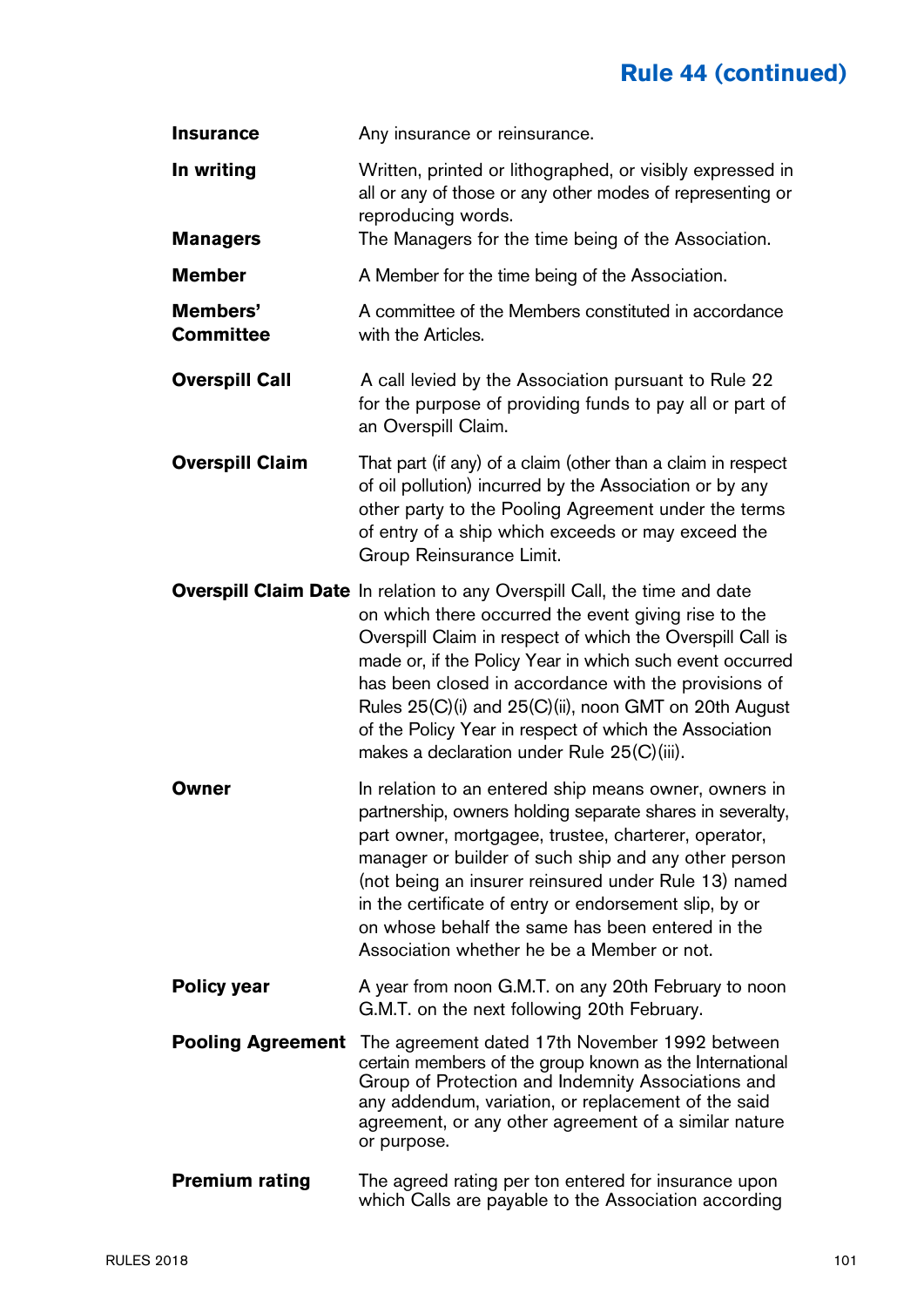## Rule 44 (continued)

| | |
|---|---|
| **Insurance** | Any insurance or reinsurance. |
| **In writing** | Written, printed or lithographed, or visibly expressed in all or any of those or any other modes of representing or reproducing words. |
| **Managers** | The Managers for the time being of the Association. |
| **Member** | A Member for the time being of the Association. |
| **Members' Committee** | A committee of the Members constituted in accordance with the Articles. |
| **Overspill Call** | A call levied by the Association pursuant to Rule 22 for the purpose of providing funds to pay all or part of an Overspill Claim. |
| **Overspill Claim** | That part (if any) of a claim (other than a claim in respect of oil pollution) incurred by the Association or by any other party to the Pooling Agreement under the terms of entry of a ship which exceeds or may exceed the Group Reinsurance Limit. |
| **Overspill Claim Date** | In relation to any Overspill Call, the time and date on which there occurred the event giving rise to the Overspill Claim in respect of which the Overspill Call is made or, if the Policy Year in which such event occurred has been closed in accordance with the provisions of Rules 25(C)(i) and 25(C)(ii), noon GMT on 20th August of the Policy Year in respect of which the Association makes a declaration under Rule 25(C)(iii). |
| **Owner** | In relation to an entered ship means owner, owners in partnership, owners holding separate shares in severalty, part owner, mortgagee, trustee, charterer, operator, manager or builder of such ship and any other person (not being an insurer reinsured under Rule 13) named in the certificate of entry or endorsement slip, by or on whose behalf the same has been entered in the Association whether he be a Member or not. |
| **Policy year** | A year from noon G.M.T. on any 20th February to noon G.M.T. on the next following 20th February. |
| **Pooling Agreement** | The agreement dated 17th November 1992 between certain members of the group known as the International Group of Protection and Indemnity Associations and any addendum, variation, or replacement of the said agreement, or any other agreement of a similar nature or purpose. |
| **Premium rating** | The agreed rating per ton entered for insurance upon which Calls are payable to the Association according |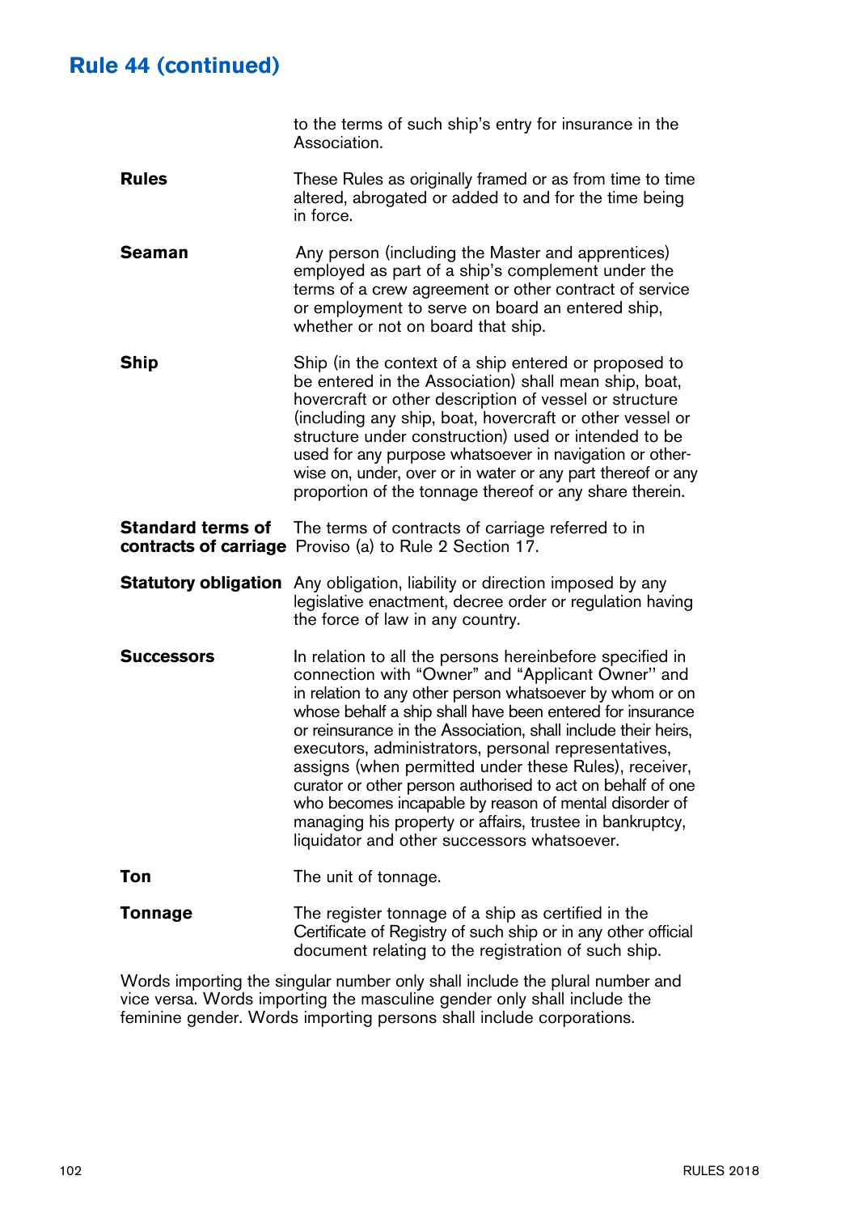## Rule 44 (continued)

| | |
|---|---|
| | to the terms of such ship's entry for insurance in the Association. |
| **Rules** | These Rules as originally framed or as from time to time altered, abrogated or added to and for the time being in force. |
| **Seaman** | Any person (including the Master and apprentices) employed as part of a ship's complement under the terms of a crew agreement or other contract of service or employment to serve on board an entered ship, whether or not on board that ship. |
| **Ship** | Ship (in the context of a ship entered or proposed to be entered in the Association) shall mean ship, boat, hovercraft or other description of vessel or structure (including any ship, boat, hovercraft or other vessel or structure under construction) used or intended to be used for any purpose whatsoever in navigation or otherwise on, under, over or in water or any part thereof or any proportion of the tonnage thereof or any share therein. |
| **Standard terms of contracts of carriage** | The terms of contracts of carriage referred to in Proviso (a) to Rule 2 Section 17. |
| **Statutory obligation** | Any obligation, liability or direction imposed by any legislative enactment, decree order or regulation having the force of law in any country. |
| **Successors** | In relation to all the persons hereinbefore specified in connection with "Owner" and "Applicant Owner" and in relation to any other person whatsoever by whom or on whose behalf a ship shall have been entered for insurance or reinsurance in the Association, shall include their heirs, executors, administrators, personal representatives, assigns (when permitted under these Rules), receiver, curator or other person authorised to act on behalf of one who becomes incapable by reason of mental disorder of managing his property or affairs, trustee in bankruptcy, liquidator and other successors whatsoever. |
| **Ton** | The unit of tonnage. |
| **Tonnage** | The register tonnage of a ship as certified in the Certificate of Registry of such ship or in any other official document relating to the registration of such ship. |

Words importing the singular number only shall include the plural number and vice versa. Words importing the masculine gender only shall include the feminine gender. Words importing persons shall include corporations.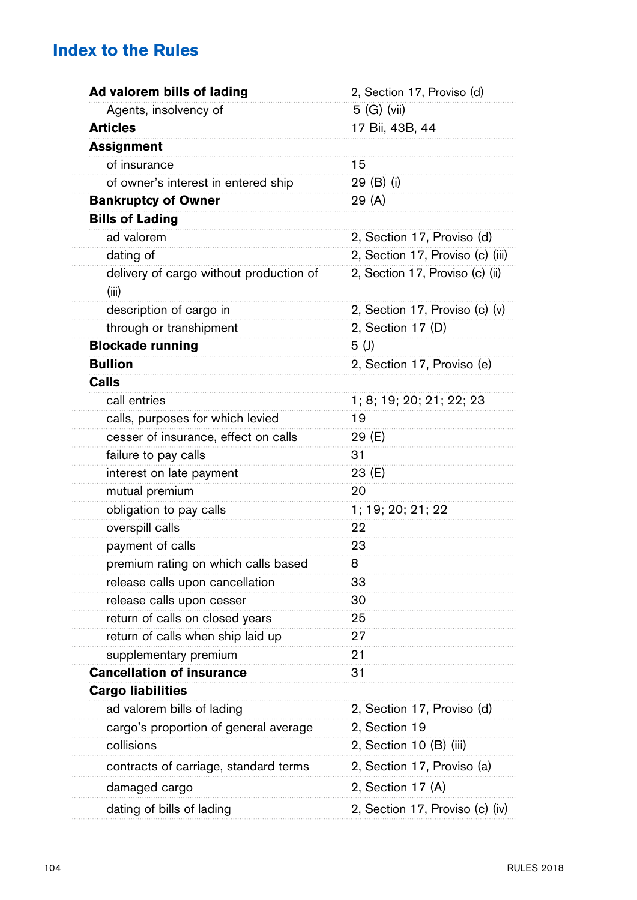## Index to the Rules

| | |
|---|---|
| **Ad valorem bills of lading** | 2, Section 17, Proviso (d) |
| Agents, insolvency of | 5 (G) (vii) |
| **Articles** | 17 Bii, 43B, 44 |
| **Assignment** | |
| of insurance | 15 |
| of owner's interest in entered ship | 29 (B) (i) |
| **Bankruptcy of Owner** | 29 (A) |
| **Bills of Lading** | |
| ad valorem | 2, Section 17, Proviso (d) |
| dating of | 2, Section 17, Proviso (c) (iii) |
| delivery of cargo without production of (iii) | 2, Section 17, Proviso (c) (ii) |
| description of cargo in | 2, Section 17, Proviso (c) (v) |
| through or transhipment | 2, Section 17 (D) |
| **Blockade running** | 5 (J) |
| **Bullion** | 2, Section 17, Proviso (e) |
| **Calls** | |
| call entries | 1; 8; 19; 20; 21; 22; 23 |
| calls, purposes for which levied | 19 |
| cesser of insurance, effect on calls | 29 (E) |
| failure to pay calls | 31 |
| interest on late payment | 23 (E) |
| mutual premium | 20 |
| obligation to pay calls | 1; 19; 20; 21; 22 |
| overspill calls | 22 |
| payment of calls | 23 |
| premium rating on which calls based | 8 |
| release calls upon cancellation | 33 |
| release calls upon cesser | 30 |
| return of calls on closed years | 25 |
| return of calls when ship laid up | 27 |
| supplementary premium | 21 |
| **Cancellation of insurance** | 31 |
| **Cargo liabilities** | |
| ad valorem bills of lading | 2, Section 17, Proviso (d) |
| cargo's proportion of general average | 2, Section 19 |
| collisions | 2, Section 10 (B) (iii) |
| contracts of carriage, standard terms | 2, Section 17, Proviso (a) |
| damaged cargo | 2, Section 17 (A) |
| dating of bills of lading | 2, Section 17, Proviso (c) (iv) |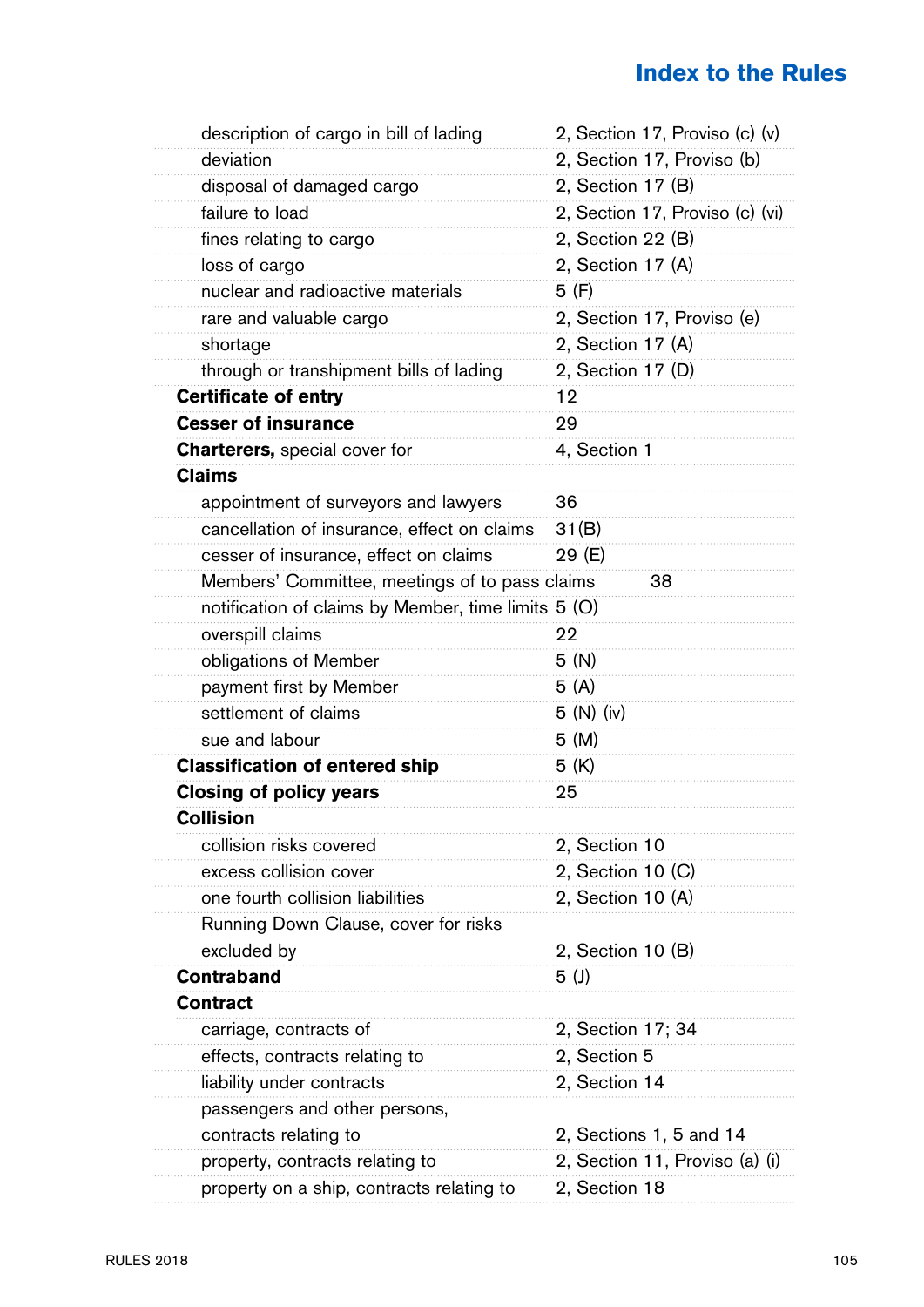| | |
|---|---|
| description of cargo in bill of lading | 2, Section 17, Proviso (c) (v) |
| deviation | 2, Section 17, Proviso (b) |
| disposal of damaged cargo | 2, Section 17 (B) |
| failure to load | 2, Section 17, Proviso (c) (vi) |
| fines relating to cargo | 2, Section 22 (B) |
| loss of cargo | 2, Section 17 (A) |
| nuclear and radioactive materials | 5 (F) |
| rare and valuable cargo | 2, Section 17, Proviso (e) |
| shortage | 2, Section 17 (A) |
| through or transhipment bills of lading | 2, Section 17 (D) |
| **Certificate of entry** | 12 |
| **Cesser of insurance** | 29 |
| **Charterers,** special cover for | 4, Section 1 |
| **Claims** | |
| appointment of surveyors and lawyers | 36 |
| cancellation of insurance, effect on claims | 31(B) |
| cesser of insurance, effect on claims | 29 (E) |
| Members' Committee, meetings of to pass claims | 38 |
| notification of claims by Member, time limits | 5 (O) |
| overspill claims | 22 |
| obligations of Member | 5 (N) |
| payment first by Member | 5 (A) |
| settlement of claims | 5 (N) (iv) |
| sue and labour | 5 (M) |
| **Classification of entered ship** | 5 (K) |
| **Closing of policy years** | 25 |
| **Collision** | |
| collision risks covered | 2, Section 10 |
| excess collision cover | 2, Section 10 (C) |
| one fourth collision liabilities | 2, Section 10 (A) |
| Running Down Clause, cover for risks excluded by | 2, Section 10 (B) |
| **Contraband** | 5 (J) |
| **Contract** | |
| carriage, contracts of | 2, Section 17; 34 |
| effects, contracts relating to | 2, Section 5 |
| liability under contracts | 2, Section 14 |
| passengers and other persons, contracts relating to | 2, Sections 1, 5 and 14 |
| property, contracts relating to | 2, Section 11, Proviso (a) (i) |
| property on a ship, contracts relating to | 2, Section 18 |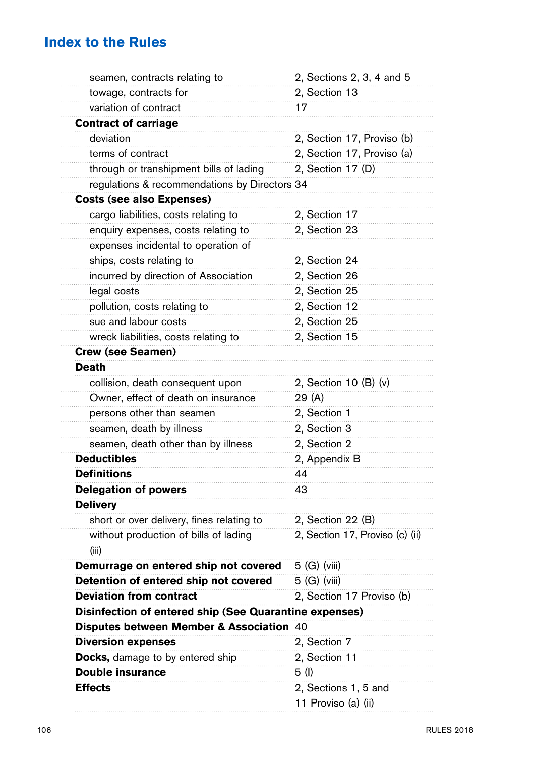## Index to the Rules

| | |
|---|---|
| seamen, contracts relating to | 2, Sections 2, 3, 4 and 5 |
| towage, contracts for | 2, Section 13 |
| variation of contract | 17 |
| **Contract of carriage** | |
| deviation | 2, Section 17, Proviso (b) |
| terms of contract | 2, Section 17, Proviso (a) |
| through or transhipment bills of lading | 2, Section 17 (D) |
| regulations & recommendations by Directors | 34 |
| **Costs (see also Expenses)** | |
| cargo liabilities, costs relating to | 2, Section 17 |
| enquiry expenses, costs relating to | 2, Section 23 |
| expenses incidental to operation of ships, costs relating to | 2, Section 24 |
| incurred by direction of Association | 2, Section 26 |
| legal costs | 2, Section 25 |
| pollution, costs relating to | 2, Section 12 |
| sue and labour costs | 2, Section 25 |
| wreck liabilities, costs relating to | 2, Section 15 |
| **Crew (see Seamen)** | |
| **Death** | |
| collision, death consequent upon | 2, Section 10 (B) (v) |
| Owner, effect of death on insurance | 29 (A) |
| persons other than seamen | 2, Section 1 |
| seamen, death by illness | 2, Section 3 |
| seamen, death other than by illness | 2, Section 2 |
| **Deductibles** | 2, Appendix B |
| **Definitions** | 44 |
| **Delegation of powers** | 43 |
| **Delivery** | |
| short or over delivery, fines relating to | 2, Section 22 (B) |
| without production of bills of lading | 2, Section 17, Proviso (c) (ii) (iii) |
| **Demurrage on entered ship not covered** | 5 (G) (viii) |
| **Detention of entered ship not covered** | 5 (G) (viii) |
| **Deviation from contract** | 2, Section 17 Proviso (b) |
| **Disinfection of entered ship (See Quarantine expenses)** | |
| **Disputes between Member & Association** | 40 |
| **Diversion expenses** | 2, Section 7 |
| **Docks,** damage to by entered ship | 2, Section 11 |
| **Double insurance** | 5 (I) |
| **Effects** | 2, Sections 1, 5 and 11 Proviso (a) (ii) |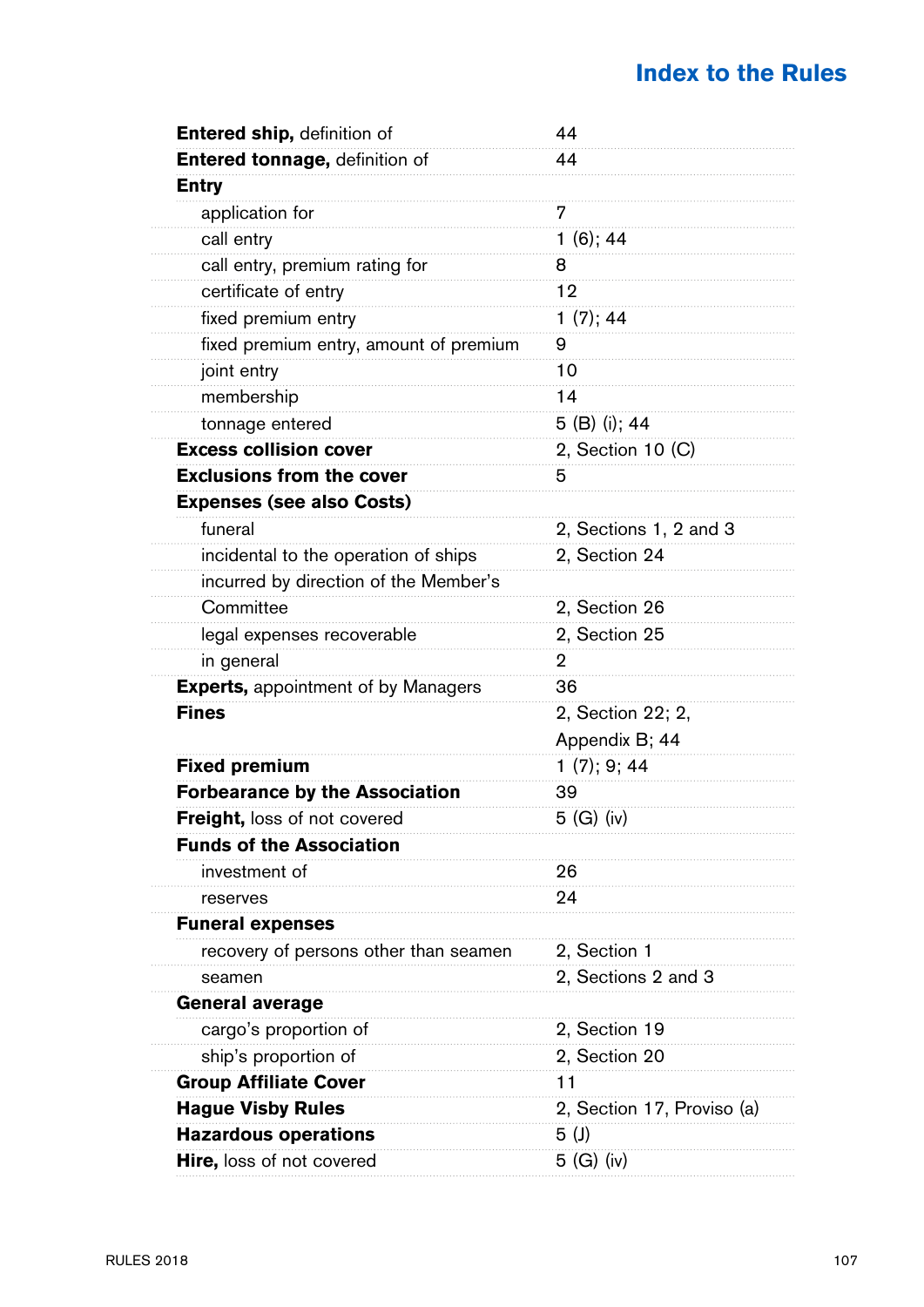## Index to the Rules

| | |
|---|---|
| **Entered ship,** definition of | 44 |
| **Entered tonnage,** definition of | 44 |
| **Entry** | |
| application for | 7 |
| call entry | 1 (6); 44 |
| call entry, premium rating for | 8 |
| certificate of entry | 12 |
| fixed premium entry | 1 (7); 44 |
| fixed premium entry, amount of premium | 9 |
| joint entry | 10 |
| membership | 14 |
| tonnage entered | 5 (B) (i); 44 |
| **Excess collision cover** | 2, Section 10 (C) |
| **Exclusions from the cover** | 5 |
| **Expenses (see also Costs)** | |
| funeral | 2, Sections 1, 2 and 3 |
| incidental to the operation of ships | 2, Section 24 |
| incurred by direction of the Member's Committee | 2, Section 26 |
| legal expenses recoverable | 2, Section 25 |
| in general | 2 |
| **Experts,** appointment of by Managers | 36 |
| **Fines** | 2, Section 22; 2, Appendix B; 44 |
| **Fixed premium** | 1 (7); 9; 44 |
| **Forbearance by the Association** | 39 |
| **Freight,** loss of not covered | 5 (G) (iv) |
| **Funds of the Association** | |
| investment of | 26 |
| reserves | 24 |
| **Funeral expenses** | |
| recovery of persons other than seamen | 2, Section 1 |
| seamen | 2, Sections 2 and 3 |
| **General average** | |
| cargo's proportion of | 2, Section 19 |
| ship's proportion of | 2, Section 20 |
| **Group Affiliate Cover** | 11 |
| **Hague Visby Rules** | 2, Section 17, Proviso (a) |
| **Hazardous operations** | 5 (J) |
| **Hire,** loss of not covered | 5 (G) (iv) |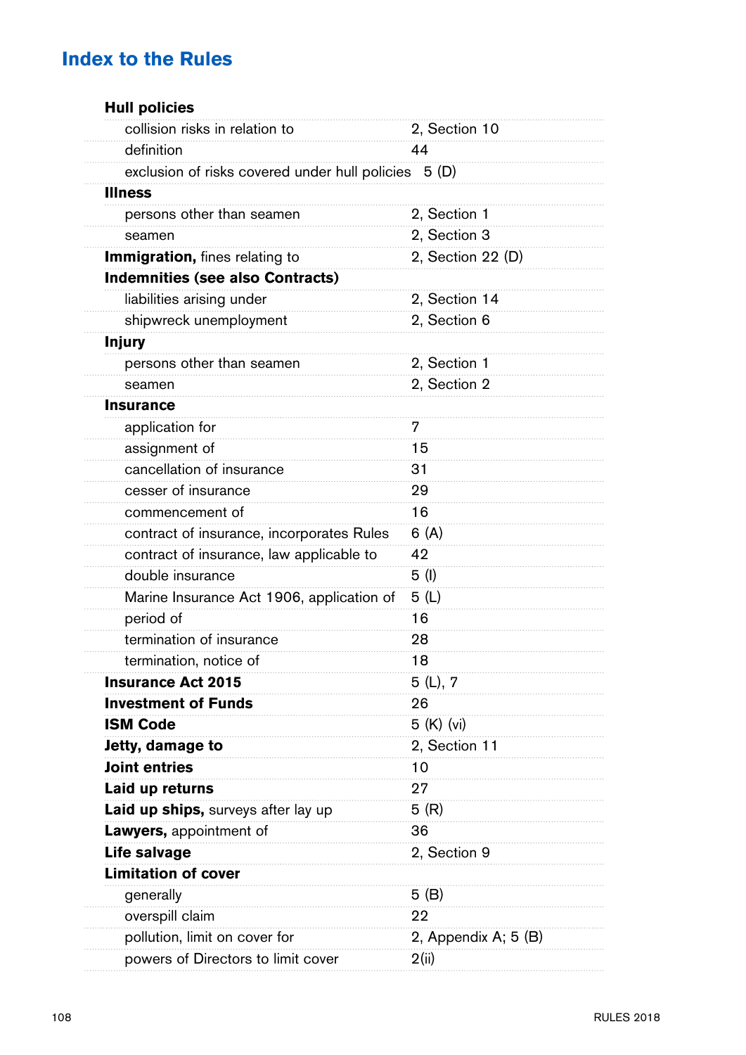## Index to the Rules

| | |
|---|---|
| **Hull policies** | |
| collision risks in relation to | 2, Section 10 |
| definition | 44 |
| exclusion of risks covered under hull policies | 5 (D) |
| **Illness** | |
| persons other than seamen | 2, Section 1 |
| seamen | 2, Section 3 |
| **Immigration,** fines relating to | 2, Section 22 (D) |
| **Indemnities (see also Contracts)** | |
| liabilities arising under | 2, Section 14 |
| shipwreck unemployment | 2, Section 6 |
| **Injury** | |
| persons other than seamen | 2, Section 1 |
| seamen | 2, Section 2 |
| **Insurance** | |
| application for | 7 |
| assignment of | 15 |
| cancellation of insurance | 31 |
| cesser of insurance | 29 |
| commencement of | 16 |
| contract of insurance, incorporates Rules | 6 (A) |
| contract of insurance, law applicable to | 42 |
| double insurance | 5 (I) |
| Marine Insurance Act 1906, application of | 5 (L) |
| period of | 16 |
| termination of insurance | 28 |
| termination, notice of | 18 |
| **Insurance Act 2015** | 5 (L), 7 |
| **Investment of Funds** | 26 |
| **ISM Code** | 5 (K) (vi) |
| **Jetty, damage to** | 2, Section 11 |
| **Joint entries** | 10 |
| **Laid up returns** | 27 |
| **Laid up ships,** surveys after lay up | 5 (R) |
| **Lawyers,** appointment of | 36 |
| **Life salvage** | 2, Section 9 |
| **Limitation of cover** | |
| generally | 5 (B) |
| overspill claim | 22 |
| pollution, limit on cover for | 2, Appendix A; 5 (B) |
| powers of Directors to limit cover | 2(ii) |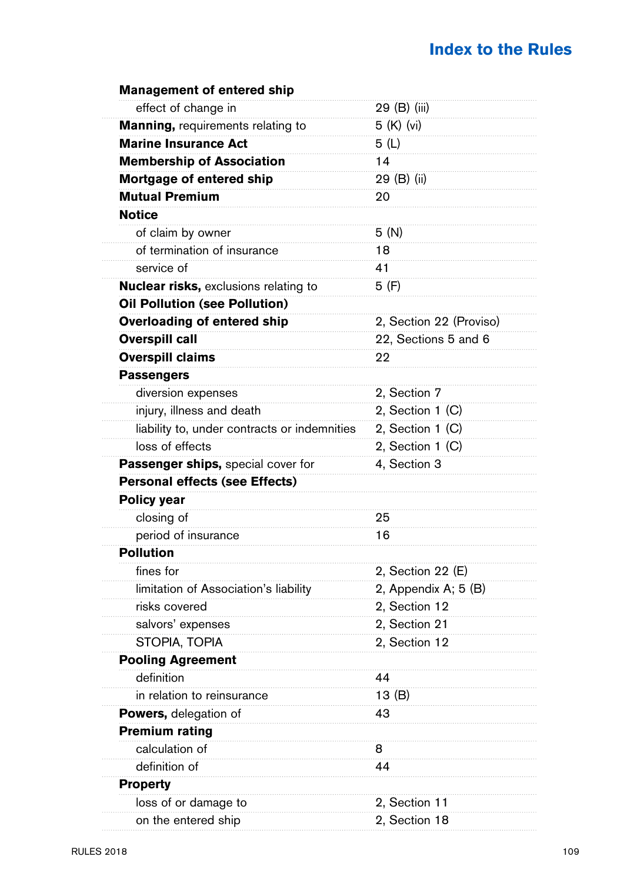## Index to the Rules

| | |
|---|---|
| **Management of entered ship** | |
| effect of change in | 29 (B) (iii) |
| **Manning,** requirements relating to | 5 (K) (vi) |
| **Marine Insurance Act** | 5 (L) |
| **Membership of Association** | 14 |
| **Mortgage of entered ship** | 29 (B) (ii) |
| **Mutual Premium** | 20 |
| **Notice** | |
| of claim by owner | 5 (N) |
| of termination of insurance | 18 |
| service of | 41 |
| **Nuclear risks,** exclusions relating to | 5 (F) |
| **Oil Pollution (see Pollution)** | |
| **Overloading of entered ship** | 2, Section 22 (Proviso) |
| **Overspill call** | 22, Sections 5 and 6 |
| **Overspill claims** | 22 |
| **Passengers** | |
| diversion expenses | 2, Section 7 |
| injury, illness and death | 2, Section 1 (C) |
| liability to, under contracts or indemnities | 2, Section 1 (C) |
| loss of effects | 2, Section 1 (C) |
| **Passenger ships,** special cover for | 4, Section 3 |
| **Personal effects (see Effects)** | |
| **Policy year** | |
| closing of | 25 |
| period of insurance | 16 |
| **Pollution** | |
| fines for | 2, Section 22 (E) |
| limitation of Association's liability | 2, Appendix A; 5 (B) |
| risks covered | 2, Section 12 |
| salvors' expenses | 2, Section 21 |
| STOPIA, TOPIA | 2, Section 12 |
| **Pooling Agreement** | |
| definition | 44 |
| in relation to reinsurance | 13 (B) |
| **Powers,** delegation of | 43 |
| **Premium rating** | |
| calculation of | 8 |
| definition of | 44 |
| **Property** | |
| loss of or damage to | 2, Section 11 |
| on the entered ship | 2, Section 18 |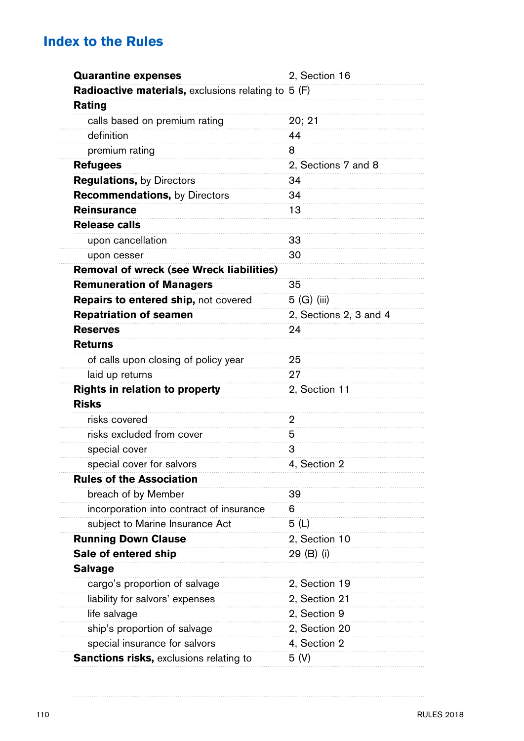## Index to the Rules

| | |
|---|---|
| **Quarantine expenses** | 2, Section 16 |
| **Radioactive materials,** exclusions relating to | 5 (F) |
| **Rating** | |
| calls based on premium rating | 20; 21 |
| definition | 44 |
| premium rating | 8 |
| **Refugees** | 2, Sections 7 and 8 |
| **Regulations,** by Directors | 34 |
| **Recommendations,** by Directors | 34 |
| **Reinsurance** | 13 |
| **Release calls** | |
| upon cancellation | 33 |
| upon cesser | 30 |
| **Removal of wreck (see Wreck liabilities)** | |
| **Remuneration of Managers** | 35 |
| **Repairs to entered ship,** not covered | 5 (G) (iii) |
| **Repatriation of seamen** | 2, Sections 2, 3 and 4 |
| **Reserves** | 24 |
| **Returns** | |
| of calls upon closing of policy year | 25 |
| laid up returns | 27 |
| **Rights in relation to property** | 2, Section 11 |
| **Risks** | |
| risks covered | 2 |
| risks excluded from cover | 5 |
| special cover | 3 |
| special cover for salvors | 4, Section 2 |
| **Rules of the Association** | |
| breach of by Member | 39 |
| incorporation into contract of insurance | 6 |
| subject to Marine Insurance Act | 5 (L) |
| **Running Down Clause** | 2, Section 10 |
| **Sale of entered ship** | 29 (B) (i) |
| **Salvage** | |
| cargo's proportion of salvage | 2, Section 19 |
| liability for salvors' expenses | 2, Section 21 |
| life salvage | 2, Section 9 |
| ship's proportion of salvage | 2, Section 20 |
| special insurance for salvors | 4, Section 2 |
| **Sanctions risks,** exclusions relating to | 5 (V) |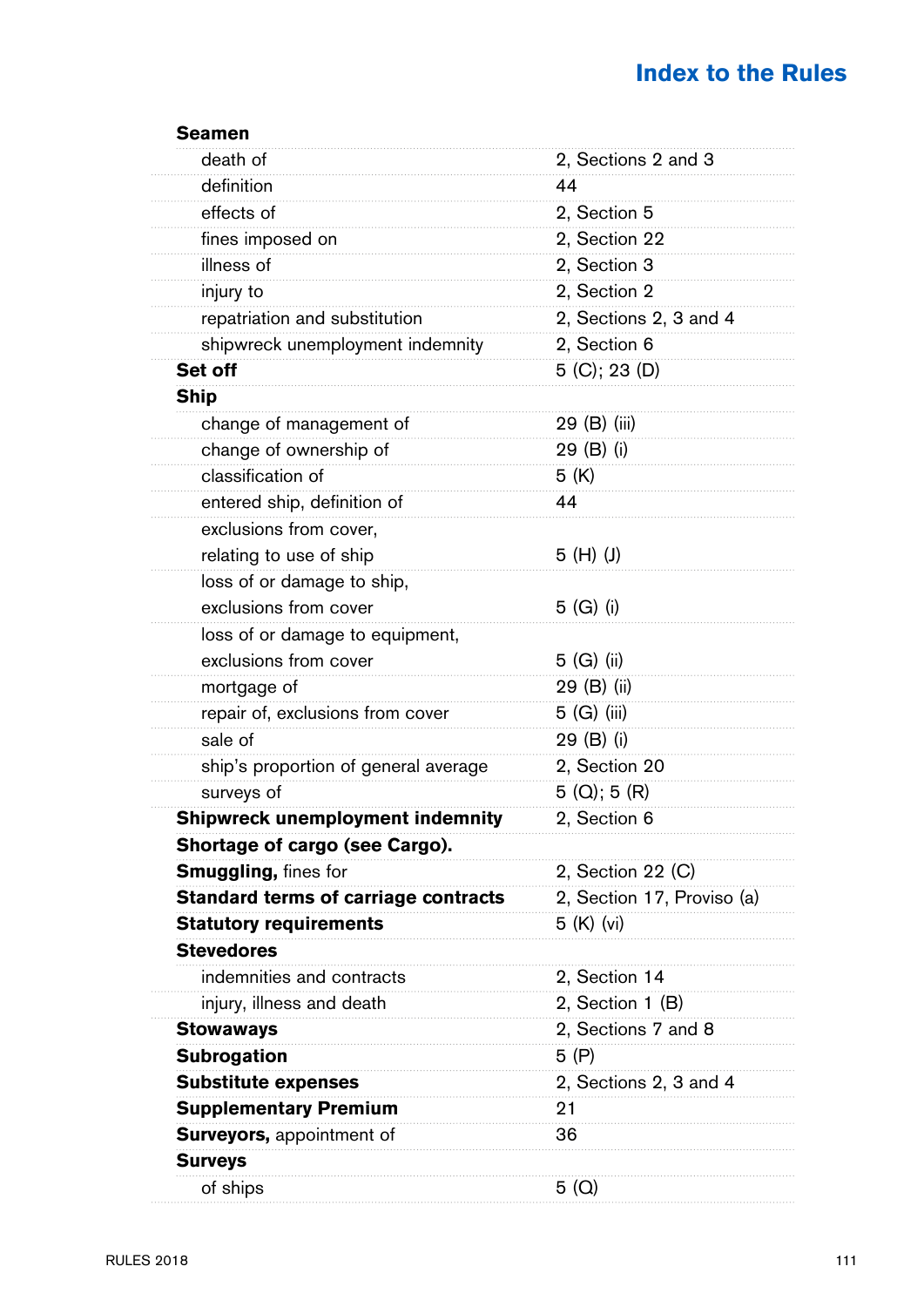# Index to the Rules

| | |
|---|---|
| **Seamen** | |
| death of | 2, Sections 2 and 3 |
| definition | 44 |
| effects of | 2, Section 5 |
| fines imposed on | 2, Section 22 |
| illness of | 2, Section 3 |
| injury to | 2, Section 2 |
| repatriation and substitution | 2, Sections 2, 3 and 4 |
| shipwreck unemployment indemnity | 2, Section 6 |
| **Set off** | 5 (C); 23 (D) |
| **Ship** | |
| change of management of | 29 (B) (iii) |
| change of ownership of | 29 (B) (i) |
| classification of | 5 (K) |
| entered ship, definition of | 44 |
| exclusions from cover, relating to use of ship | 5 (H) (J) |
| loss of or damage to ship, exclusions from cover | 5 (G) (i) |
| loss of or damage to equipment, exclusions from cover | 5 (G) (ii) |
| mortgage of | 29 (B) (ii) |
| repair of, exclusions from cover | 5 (G) (iii) |
| sale of | 29 (B) (i) |
| ship's proportion of general average | 2, Section 20 |
| surveys of | 5 (Q); 5 (R) |
| **Shipwreck unemployment indemnity** | 2, Section 6 |
| **Shortage of cargo (see Cargo).** | |
| **Smuggling,** fines for | 2, Section 22 (C) |
| **Standard terms of carriage contracts** | 2, Section 17, Proviso (a) |
| **Statutory requirements** | 5 (K) (vi) |
| **Stevedores** | |
| indemnities and contracts | 2, Section 14 |
| injury, illness and death | 2, Section 1 (B) |
| **Stowaways** | 2, Sections 7 and 8 |
| **Subrogation** | 5 (P) |
| **Substitute expenses** | 2, Sections 2, 3 and 4 |
| **Supplementary Premium** | 21 |
| **Surveyors,** appointment of | 36 |
| **Surveys** | |
| of ships | 5 (Q) |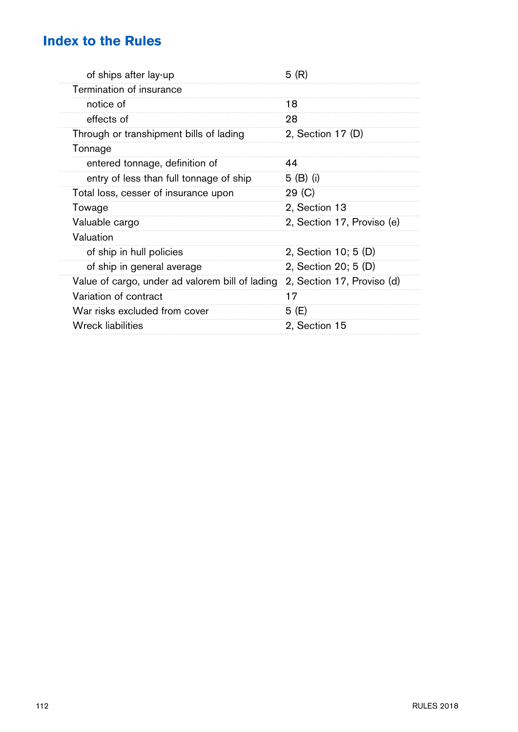## Index to the Rules

| | |
|---|---|
| of ships after lay-up | 5 (R) |
| Termination of insurance | |
| notice of | 18 |
| effects of | 28 |
| Through or transhipment bills of lading | 2, Section 17 (D) |
| Tonnage | |
| entered tonnage, definition of | 44 |
| entry of less than full tonnage of ship | 5 (B) (i) |
| Total loss, cesser of insurance upon | 29 (C) |
| Towage | 2, Section 13 |
| Valuable cargo | 2, Section 17, Proviso (e) |
| Valuation | |
| of ship in hull policies | 2, Section 10; 5 (D) |
| of ship in general average | 2, Section 20; 5 (D) |
| Value of cargo, under ad valorem bill of lading | 2, Section 17, Proviso (d) |
| Variation of contract | 17 |
| War risks excluded from cover | 5 (E) |
| Wreck liabilities | 2, Section 15 |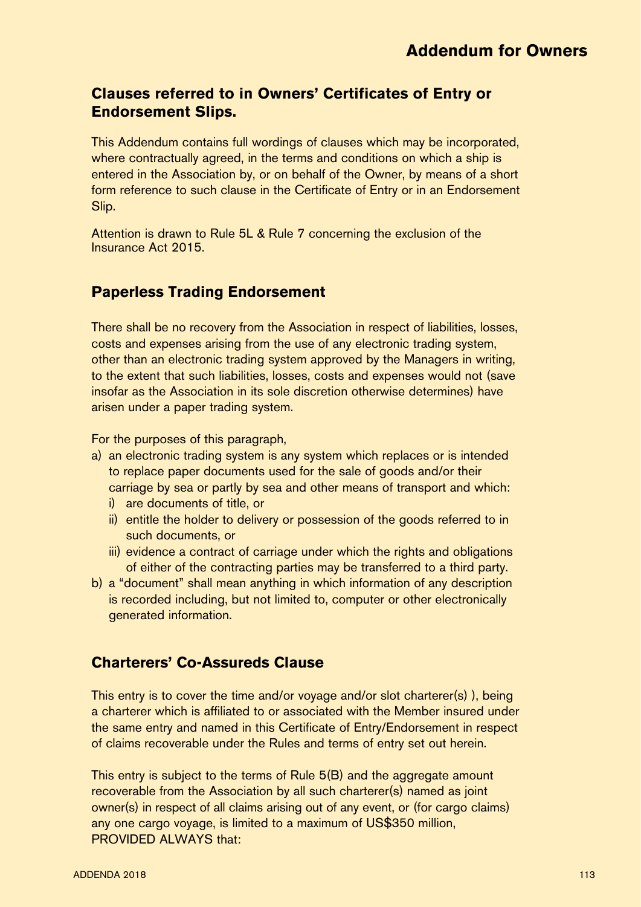## Clauses referred to in Owners' Certificates of Entry or Endorsement Slips.

This Addendum contains full wordings of clauses which may be incorporated, where contractually agreed, in the terms and conditions on which a ship is entered in the Association by, or on behalf of the Owner, by means of a short form reference to such clause in the Certificate of Entry or in an Endorsement Slip.

Attention is drawn to Rule 5L & Rule 7 concerning the exclusion of the Insurance Act 2015.

## Paperless Trading Endorsement

There shall be no recovery from the Association in respect of liabilities, losses, costs and expenses arising from the use of any electronic trading system, other than an electronic trading system approved by the Managers in writing, to the extent that such liabilities, losses, costs and expenses would not (save insofar as the Association in its sole discretion otherwise determines) have arisen under a paper trading system.

For the purposes of this paragraph,

a) an electronic trading system is any system which replaces or is intended to replace paper documents used for the sale of goods and/or their carriage by sea or partly by sea and other means of transport and which:
   i) are documents of title, or
   ii) entitle the holder to delivery or possession of the goods referred to in such documents, or
   iii) evidence a contract of carriage under which the rights and obligations of either of the contracting parties may be transferred to a third party.
b) a "document" shall mean anything in which information of any description is recorded including, but not limited to, computer or other electronically generated information.

## Charterers' Co-Assureds Clause

This entry is to cover the time and/or voyage and/or slot charterer(s) ), being a charterer which is affiliated to or associated with the Member insured under the same entry and named in this Certificate of Entry/Endorsement in respect of claims recoverable under the Rules and terms of entry set out herein.

This entry is subject to the terms of Rule 5(B) and the aggregate amount recoverable from the Association by all such charterer(s) named as joint owner(s) in respect of all claims arising out of any event, or (for cargo claims) any one cargo voyage, is limited to a maximum of US$350 million, PROVIDED ALWAYS that: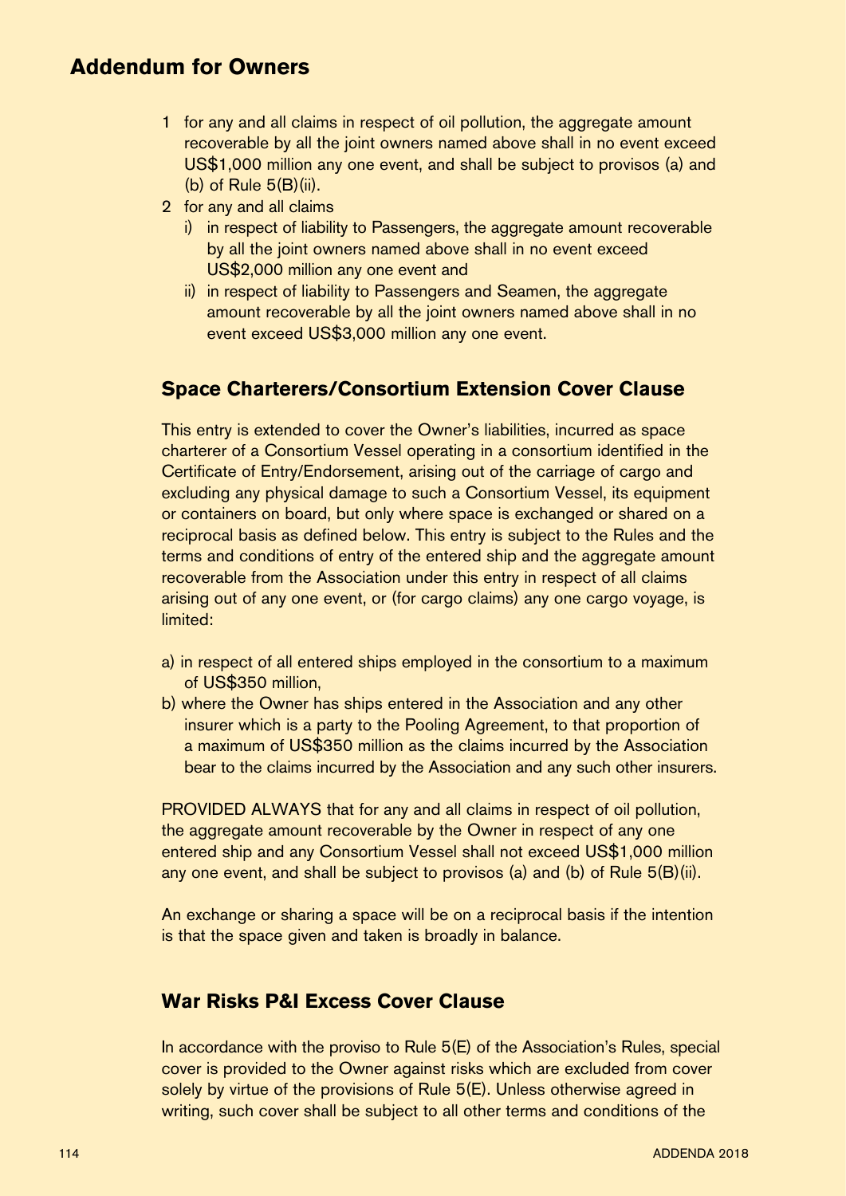# Addendum for Owners

1 for any and all claims in respect of oil pollution, the aggregate amount recoverable by all the joint owners named above shall in no event exceed US$1,000 million any one event, and shall be subject to provisos (a) and (b) of Rule 5(B)(ii).

2 for any and all claims
   - i) in respect of liability to Passengers, the aggregate amount recoverable by all the joint owners named above shall in no event exceed US$2,000 million any one event and
   - ii) in respect of liability to Passengers and Seamen, the aggregate amount recoverable by all the joint owners named above shall in no event exceed US$3,000 million any one event.

## Space Charterers/Consortium Extension Cover Clause

This entry is extended to cover the Owner's liabilities, incurred as space charterer of a Consortium Vessel operating in a consortium identified in the Certificate of Entry/Endorsement, arising out of the carriage of cargo and excluding any physical damage to such a Consortium Vessel, its equipment or containers on board, but only where space is exchanged or shared on a reciprocal basis as defined below. This entry is subject to the Rules and the terms and conditions of entry of the entered ship and the aggregate amount recoverable from the Association under this entry in respect of all claims arising out of any one event, or (for cargo claims) any one cargo voyage, is limited:

a) in respect of all entered ships employed in the consortium to a maximum of US$350 million,

b) where the Owner has ships entered in the Association and any other insurer which is a party to the Pooling Agreement, to that proportion of a maximum of US$350 million as the claims incurred by the Association bear to the claims incurred by the Association and any such other insurers.

PROVIDED ALWAYS that for any and all claims in respect of oil pollution, the aggregate amount recoverable by the Owner in respect of any one entered ship and any Consortium Vessel shall not exceed US$1,000 million any one event, and shall be subject to provisos (a) and (b) of Rule 5(B)(ii).

An exchange or sharing a space will be on a reciprocal basis if the intention is that the space given and taken is broadly in balance.

## War Risks P&I Excess Cover Clause

In accordance with the proviso to Rule 5(E) of the Association's Rules, special cover is provided to the Owner against risks which are excluded from cover solely by virtue of the provisions of Rule 5(E). Unless otherwise agreed in writing, such cover shall be subject to all other terms and conditions of the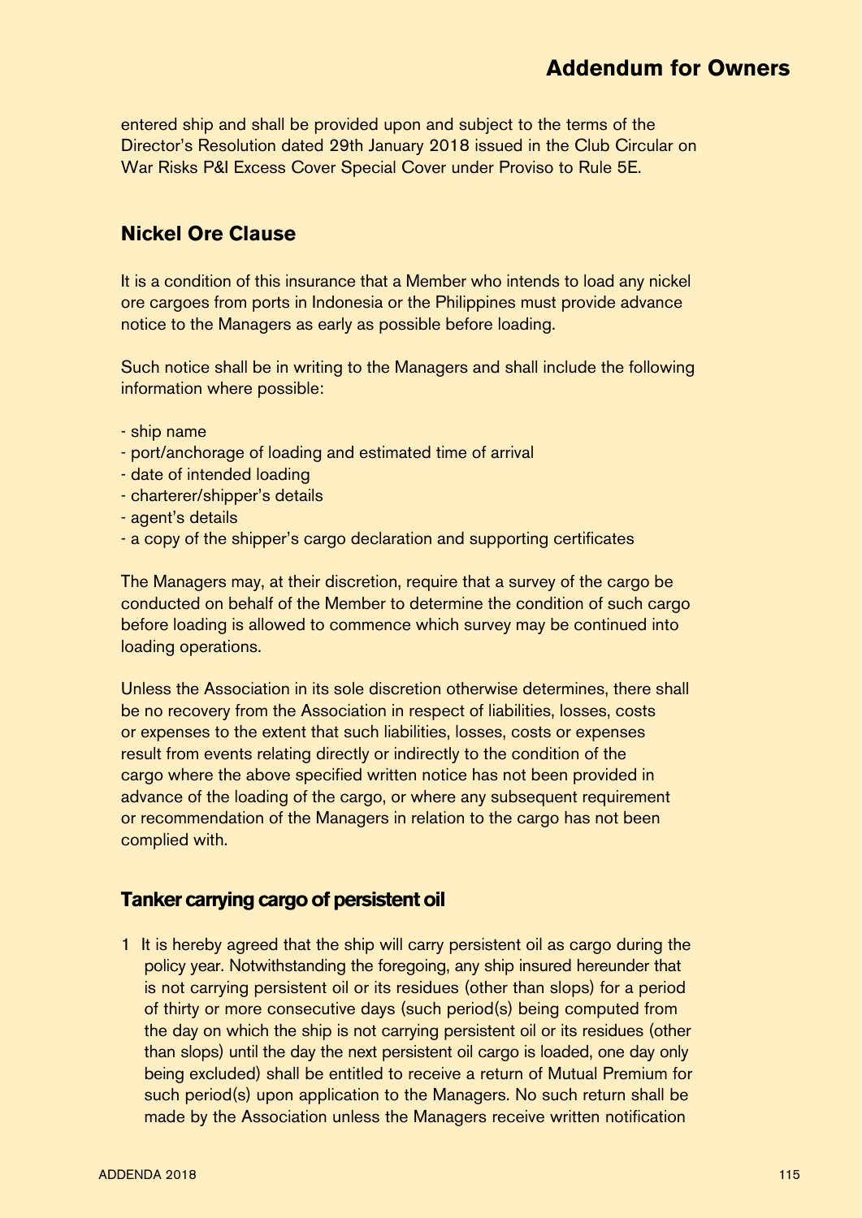entered ship and shall be provided upon and subject to the terms of the Director's Resolution dated 29th January 2018 issued in the Club Circular on War Risks P&I Excess Cover Special Cover under Proviso to Rule 5E.

## Nickel Ore Clause

It is a condition of this insurance that a Member who intends to load any nickel ore cargoes from ports in Indonesia or the Philippines must provide advance notice to the Managers as early as possible before loading.

Such notice shall be in writing to the Managers and shall include the following information where possible:

- ship name
- port/anchorage of loading and estimated time of arrival
- date of intended loading
- charterer/shipper's details
- agent's details
- a copy of the shipper's cargo declaration and supporting certificates

The Managers may, at their discretion, require that a survey of the cargo be conducted on behalf of the Member to determine the condition of such cargo before loading is allowed to commence which survey may be continued into loading operations.

Unless the Association in its sole discretion otherwise determines, there shall be no recovery from the Association in respect of liabilities, losses, costs or expenses to the extent that such liabilities, losses, costs or expenses result from events relating directly or indirectly to the condition of the cargo where the above specified written notice has not been provided in advance of the loading of the cargo, or where any subsequent requirement or recommendation of the Managers in relation to the cargo has not been complied with.

## Tanker carrying cargo of persistent oil

1 It is hereby agreed that the ship will carry persistent oil as cargo during the policy year. Notwithstanding the foregoing, any ship insured hereunder that is not carrying persistent oil or its residues (other than slops) for a period of thirty or more consecutive days (such period(s) being computed from the day on which the ship is not carrying persistent oil or its residues (other than slops) until the day the next persistent oil cargo is loaded, one day only being excluded) shall be entitled to receive a return of Mutual Premium for such period(s) upon application to the Managers. No such return shall be made by the Association unless the Managers receive written notification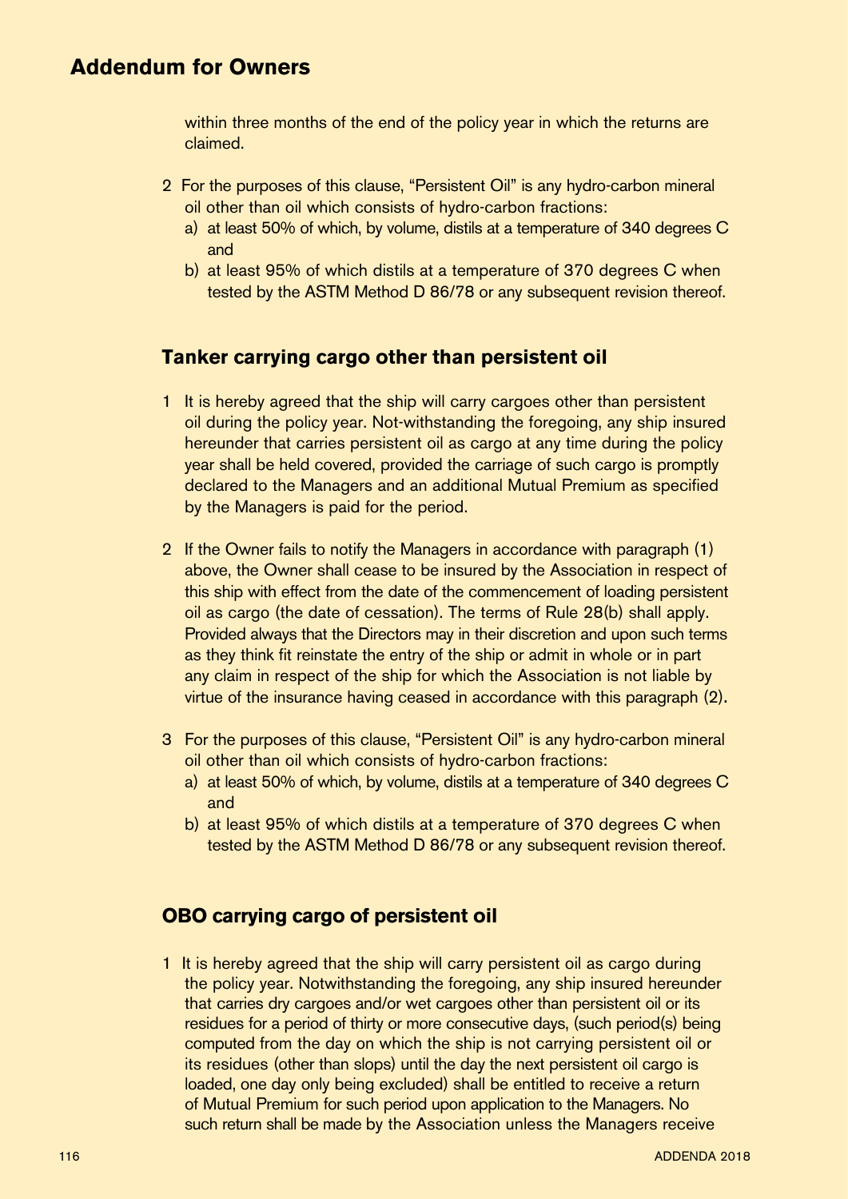within three months of the end of the policy year in which the returns are claimed.

2 For the purposes of this clause, “Persistent Oil” is any hydro-carbon mineral oil other than oil which consists of hydro-carbon fractions:
   a) at least 50% of which, by volume, distils at a temperature of 340 degrees C and
   b) at least 95% of which distils at a temperature of 370 degrees C when tested by the ASTM Method D 86/78 or any subsequent revision thereof.

## Tanker carrying cargo other than persistent oil

1 It is hereby agreed that the ship will carry cargoes other than persistent oil during the policy year. Not-withstanding the foregoing, any ship insured hereunder that carries persistent oil as cargo at any time during the policy year shall be held covered, provided the carriage of such cargo is promptly declared to the Managers and an additional Mutual Premium as specified by the Managers is paid for the period.

2 If the Owner fails to notify the Managers in accordance with paragraph (1) above, the Owner shall cease to be insured by the Association in respect of this ship with effect from the date of the commencement of loading persistent oil as cargo (the date of cessation). The terms of Rule 28(b) shall apply. Provided always that the Directors may in their discretion and upon such terms as they think fit reinstate the entry of the ship or admit in whole or in part any claim in respect of the ship for which the Association is not liable by virtue of the insurance having ceased in accordance with this paragraph (2).

3 For the purposes of this clause, “Persistent Oil” is any hydro-carbon mineral oil other than oil which consists of hydro-carbon fractions:
   a) at least 50% of which, by volume, distils at a temperature of 340 degrees C and
   b) at least 95% of which distils at a temperature of 370 degrees C when tested by the ASTM Method D 86/78 or any subsequent revision thereof.

## OBO carrying cargo of persistent oil

1 It is hereby agreed that the ship will carry persistent oil as cargo during the policy year. Notwithstanding the foregoing, any ship insured hereunder that carries dry cargoes and/or wet cargoes other than persistent oil or its residues for a period of thirty or more consecutive days, (such period(s) being computed from the day on which the ship is not carrying persistent oil or its residues (other than slops) until the day the next persistent oil cargo is loaded, one day only being excluded) shall be entitled to receive a return of Mutual Premium for such period upon application to the Managers. No such return shall be made by the Association unless the Managers receive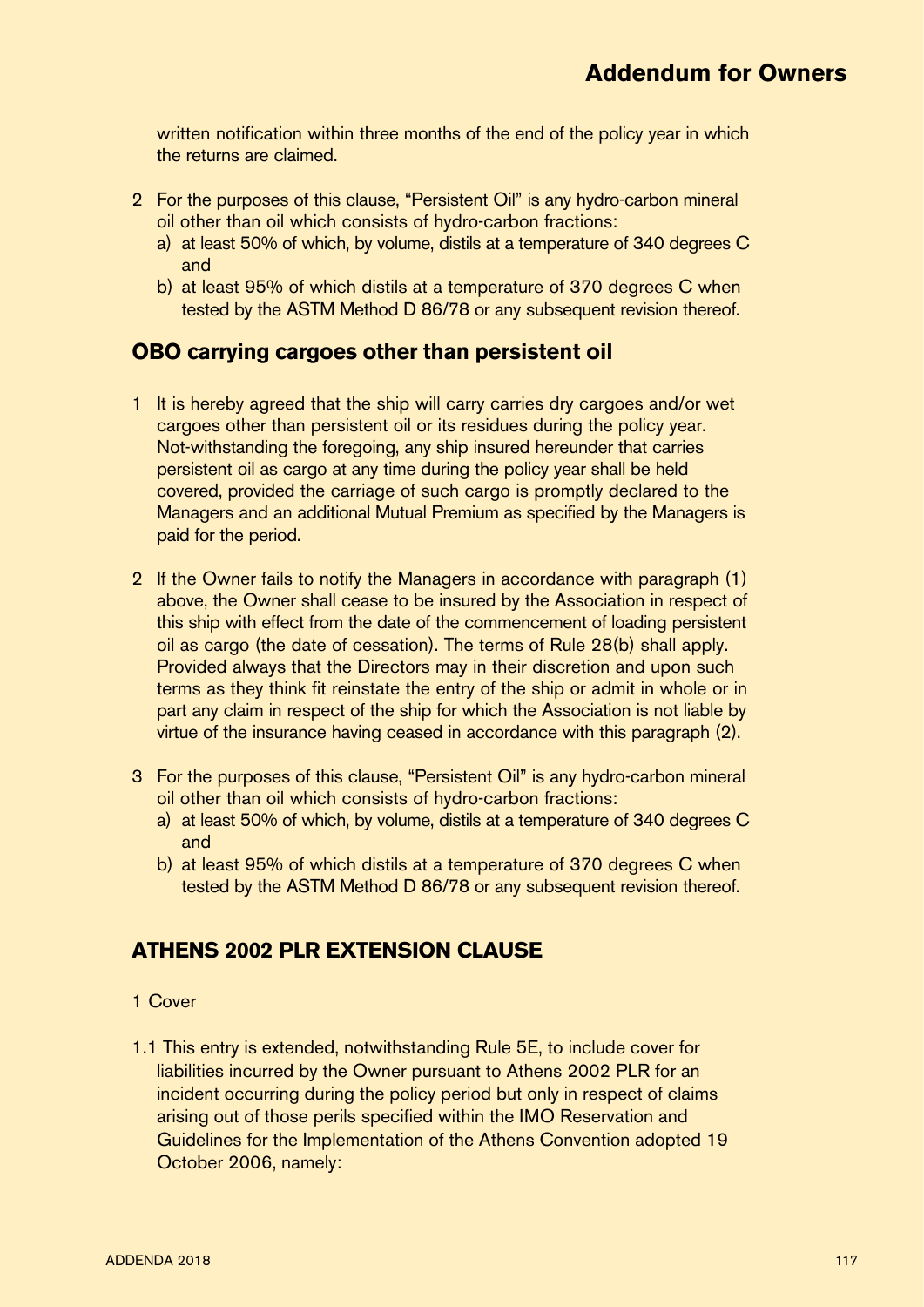written notification within three months of the end of the policy year in which the returns are claimed.

2 For the purposes of this clause, "Persistent Oil" is any hydro-carbon mineral oil other than oil which consists of hydro-carbon fractions:
   a) at least 50% of which, by volume, distils at a temperature of 340 degrees C and
   b) at least 95% of which distils at a temperature of 370 degrees C when tested by the ASTM Method D 86/78 or any subsequent revision thereof.

## OBO carrying cargoes other than persistent oil

1 It is hereby agreed that the ship will carry carries dry cargoes and/or wet cargoes other than persistent oil or its residues during the policy year. Not-withstanding the foregoing, any ship insured hereunder that carries persistent oil as cargo at any time during the policy year shall be held covered, provided the carriage of such cargo is promptly declared to the Managers and an additional Mutual Premium as specified by the Managers is paid for the period.

2 If the Owner fails to notify the Managers in accordance with paragraph (1) above, the Owner shall cease to be insured by the Association in respect of this ship with effect from the date of the commencement of loading persistent oil as cargo (the date of cessation). The terms of Rule 28(b) shall apply. Provided always that the Directors may in their discretion and upon such terms as they think fit reinstate the entry of the ship or admit in whole or in part any claim in respect of the ship for which the Association is not liable by virtue of the insurance having ceased in accordance with this paragraph (2).

3 For the purposes of this clause, "Persistent Oil" is any hydro-carbon mineral oil other than oil which consists of hydro-carbon fractions:
   a) at least 50% of which, by volume, distils at a temperature of 340 degrees C and
   b) at least 95% of which distils at a temperature of 370 degrees C when tested by the ASTM Method D 86/78 or any subsequent revision thereof.

## ATHENS 2002 PLR EXTENSION CLAUSE

1 Cover

1.1 This entry is extended, notwithstanding Rule 5E, to include cover for liabilities incurred by the Owner pursuant to Athens 2002 PLR for an incident occurring during the policy period but only in respect of claims arising out of those perils specified within the IMO Reservation and Guidelines for the Implementation of the Athens Convention adopted 19 October 2006, namely: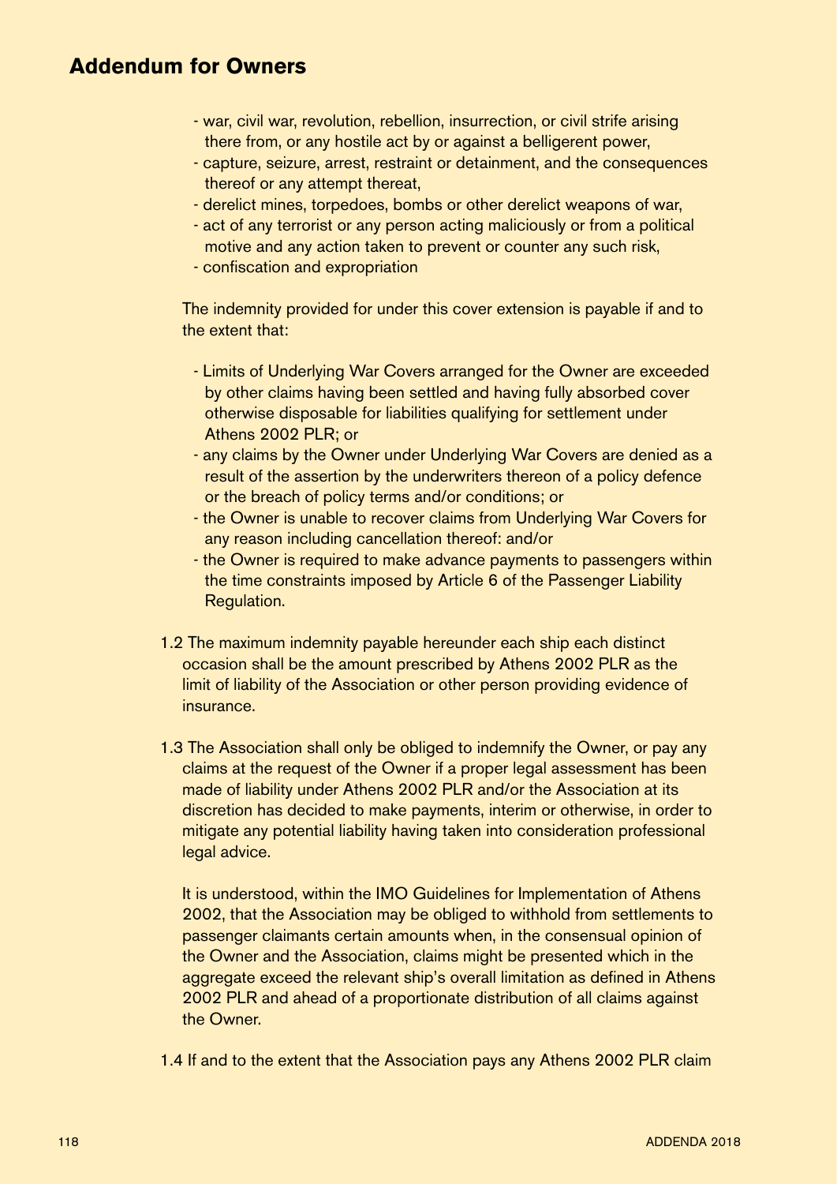- war, civil war, revolution, rebellion, insurrection, or civil strife arising there from, or any hostile act by or against a belligerent power,
- capture, seizure, arrest, restraint or detainment, and the consequences thereof or any attempt thereat,
- derelict mines, torpedoes, bombs or other derelict weapons of war,
- act of any terrorist or any person acting maliciously or from a political motive and any action taken to prevent or counter any such risk,
- confiscation and expropriation

The indemnity provided for under this cover extension is payable if and to the extent that:

- Limits of Underlying War Covers arranged for the Owner are exceeded by other claims having been settled and having fully absorbed cover otherwise disposable for liabilities qualifying for settlement under Athens 2002 PLR; or
- any claims by the Owner under Underlying War Covers are denied as a result of the assertion by the underwriters thereon of a policy defence or the breach of policy terms and/or conditions; or
- the Owner is unable to recover claims from Underlying War Covers for any reason including cancellation thereof: and/or
- the Owner is required to make advance payments to passengers within the time constraints imposed by Article 6 of the Passenger Liability Regulation.

1.2 The maximum indemnity payable hereunder each ship each distinct occasion shall be the amount prescribed by Athens 2002 PLR as the limit of liability of the Association or other person providing evidence of insurance.

1.3 The Association shall only be obliged to indemnify the Owner, or pay any claims at the request of the Owner if a proper legal assessment has been made of liability under Athens 2002 PLR and/or the Association at its discretion has decided to make payments, interim or otherwise, in order to mitigate any potential liability having taken into consideration professional legal advice.

It is understood, within the IMO Guidelines for Implementation of Athens 2002, that the Association may be obliged to withhold from settlements to passenger claimants certain amounts when, in the consensual opinion of the Owner and the Association, claims might be presented which in the aggregate exceed the relevant ship's overall limitation as defined in Athens 2002 PLR and ahead of a proportionate distribution of all claims against the Owner.

1.4 If and to the extent that the Association pays any Athens 2002 PLR claim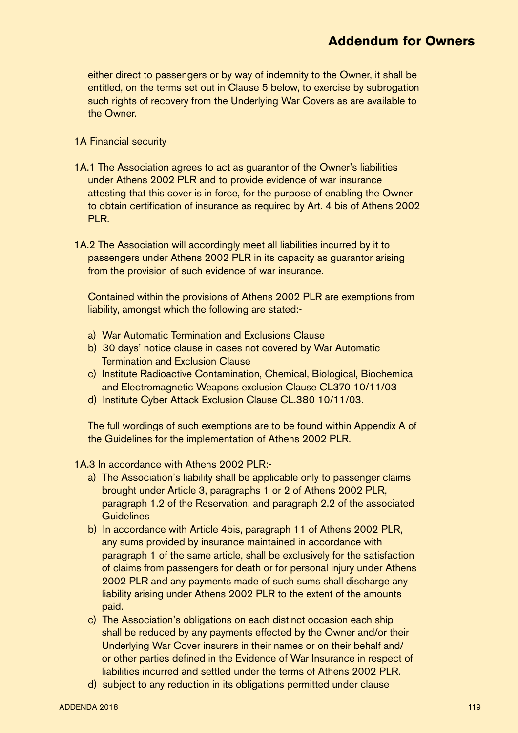either direct to passengers or by way of indemnity to the Owner, it shall be entitled, on the terms set out in Clause 5 below, to exercise by subrogation such rights of recovery from the Underlying War Covers as are available to the Owner.

1A Financial security

1A.1 The Association agrees to act as guarantor of the Owner's liabilities under Athens 2002 PLR and to provide evidence of war insurance attesting that this cover is in force, for the purpose of enabling the Owner to obtain certification of insurance as required by Art. 4 bis of Athens 2002 PLR.

1A.2 The Association will accordingly meet all liabilities incurred by it to passengers under Athens 2002 PLR in its capacity as guarantor arising from the provision of such evidence of war insurance.

Contained within the provisions of Athens 2002 PLR are exemptions from liability, amongst which the following are stated:-

a) War Automatic Termination and Exclusions Clause
b) 30 days' notice clause in cases not covered by War Automatic Termination and Exclusion Clause
c) Institute Radioactive Contamination, Chemical, Biological, Biochemical and Electromagnetic Weapons exclusion Clause CL370 10/11/03
d) Institute Cyber Attack Exclusion Clause CL.380 10/11/03.

The full wordings of such exemptions are to be found within Appendix A of the Guidelines for the implementation of Athens 2002 PLR.

1A.3 In accordance with Athens 2002 PLR:-

a) The Association's liability shall be applicable only to passenger claims brought under Article 3, paragraphs 1 or 2 of Athens 2002 PLR, paragraph 1.2 of the Reservation, and paragraph 2.2 of the associated Guidelines
b) In accordance with Article 4bis, paragraph 11 of Athens 2002 PLR, any sums provided by insurance maintained in accordance with paragraph 1 of the same article, shall be exclusively for the satisfaction of claims from passengers for death or for personal injury under Athens 2002 PLR and any payments made of such sums shall discharge any liability arising under Athens 2002 PLR to the extent of the amounts paid.
c) The Association's obligations on each distinct occasion each ship shall be reduced by any payments effected by the Owner and/or their Underlying War Cover insurers in their names or on their behalf and/or other parties defined in the Evidence of War Insurance in respect of liabilities incurred and settled under the terms of Athens 2002 PLR.
d) subject to any reduction in its obligations permitted under clause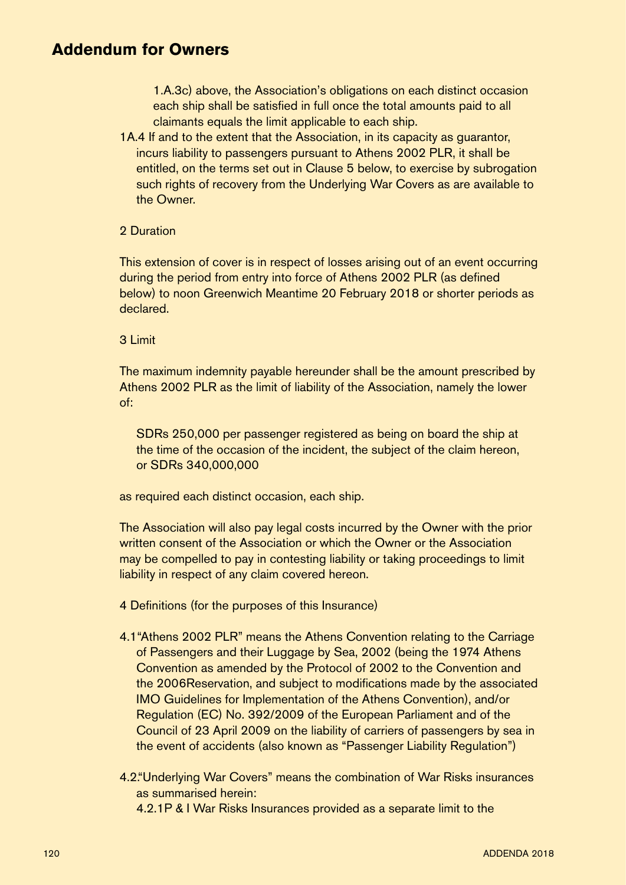# Addendum for Owners

1.A.3c) above, the Association's obligations on each distinct occasion each ship shall be satisfied in full once the total amounts paid to all claimants equals the limit applicable to each ship.

1A.4 If and to the extent that the Association, in its capacity as guarantor, incurs liability to passengers pursuant to Athens 2002 PLR, it shall be entitled, on the terms set out in Clause 5 below, to exercise by subrogation such rights of recovery from the Underlying War Covers as are available to the Owner.

2 Duration

This extension of cover is in respect of losses arising out of an event occurring during the period from entry into force of Athens 2002 PLR (as defined below) to noon Greenwich Meantime 20 February 2018 or shorter periods as declared.

3 Limit

The maximum indemnity payable hereunder shall be the amount prescribed by Athens 2002 PLR as the limit of liability of the Association, namely the lower of:

SDRs 250,000 per passenger registered as being on board the ship at the time of the occasion of the incident, the subject of the claim hereon, or SDRs 340,000,000

as required each distinct occasion, each ship.

The Association will also pay legal costs incurred by the Owner with the prior written consent of the Association or which the Owner or the Association may be compelled to pay in contesting liability or taking proceedings to limit liability in respect of any claim covered hereon.

4 Definitions (for the purposes of this Insurance)

4.1"Athens 2002 PLR" means the Athens Convention relating to the Carriage of Passengers and their Luggage by Sea, 2002 (being the 1974 Athens Convention as amended by the Protocol of 2002 to the Convention and the 2006Reservation, and subject to modifications made by the associated IMO Guidelines for Implementation of the Athens Convention), and/or Regulation (EC) No. 392/2009 of the European Parliament and of the Council of 23 April 2009 on the liability of carriers of passengers by sea in the event of accidents (also known as "Passenger Liability Regulation")

4.2."Underlying War Covers" means the combination of War Risks insurances as summarised herein:

4.2.1P & I War Risks Insurances provided as a separate limit to the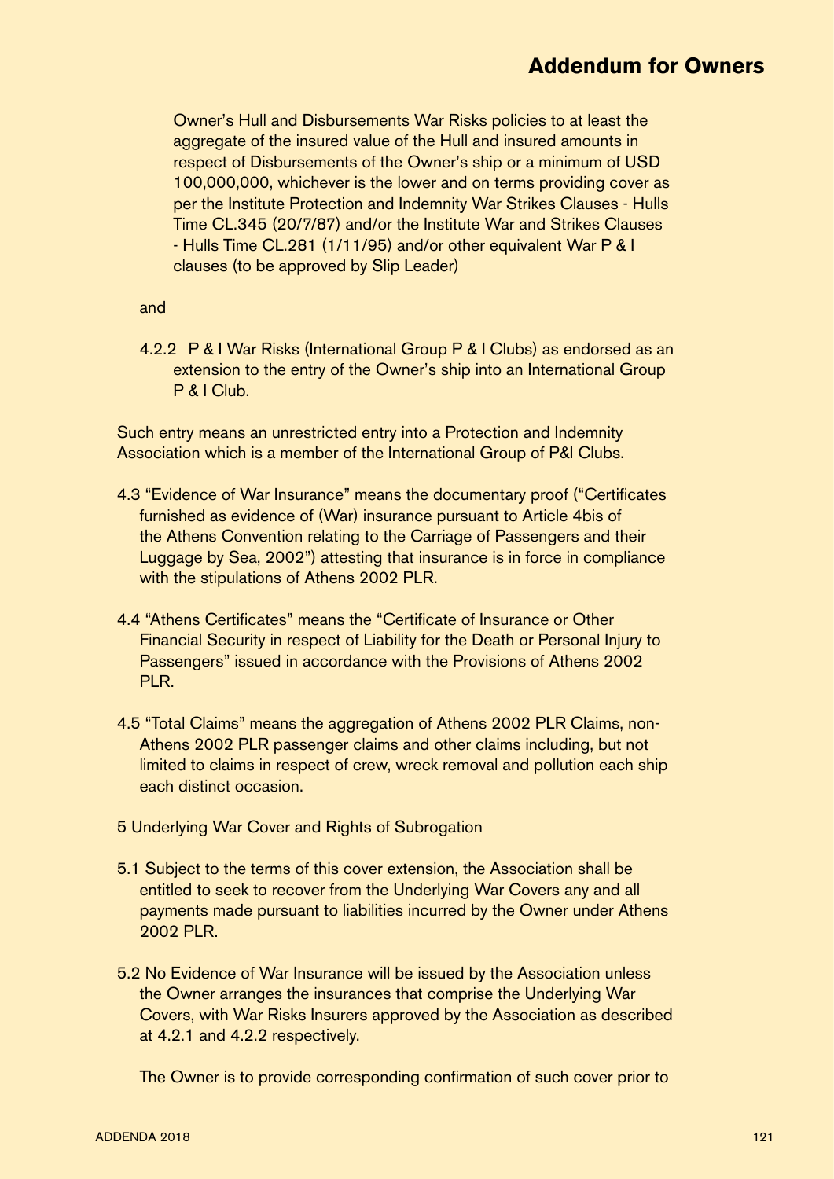Owner's Hull and Disbursements War Risks policies to at least the aggregate of the insured value of the Hull and insured amounts in respect of Disbursements of the Owner's ship or a minimum of USD 100,000,000, whichever is the lower and on terms providing cover as per the Institute Protection and Indemnity War Strikes Clauses - Hulls Time CL.345 (20/7/87) and/or the Institute War and Strikes Clauses - Hulls Time CL.281 (1/11/95) and/or other equivalent War P & I clauses (to be approved by Slip Leader)

and

4.2.2 P & I War Risks (International Group P & I Clubs) as endorsed as an extension to the entry of the Owner's ship into an International Group P & I Club.

Such entry means an unrestricted entry into a Protection and Indemnity Association which is a member of the International Group of P&I Clubs.

4.3 "Evidence of War Insurance" means the documentary proof ("Certificates furnished as evidence of (War) insurance pursuant to Article 4bis of the Athens Convention relating to the Carriage of Passengers and their Luggage by Sea, 2002") attesting that insurance is in force in compliance with the stipulations of Athens 2002 PLR.

4.4 "Athens Certificates" means the "Certificate of Insurance or Other Financial Security in respect of Liability for the Death or Personal Injury to Passengers" issued in accordance with the Provisions of Athens 2002 PLR.

4.5 "Total Claims" means the aggregation of Athens 2002 PLR Claims, non-Athens 2002 PLR passenger claims and other claims including, but not limited to claims in respect of crew, wreck removal and pollution each ship each distinct occasion.

5 Underlying War Cover and Rights of Subrogation

5.1 Subject to the terms of this cover extension, the Association shall be entitled to seek to recover from the Underlying War Covers any and all payments made pursuant to liabilities incurred by the Owner under Athens 2002 PLR.

5.2 No Evidence of War Insurance will be issued by the Association unless the Owner arranges the insurances that comprise the Underlying War Covers, with War Risks Insurers approved by the Association as described at 4.2.1 and 4.2.2 respectively.

The Owner is to provide corresponding confirmation of such cover prior to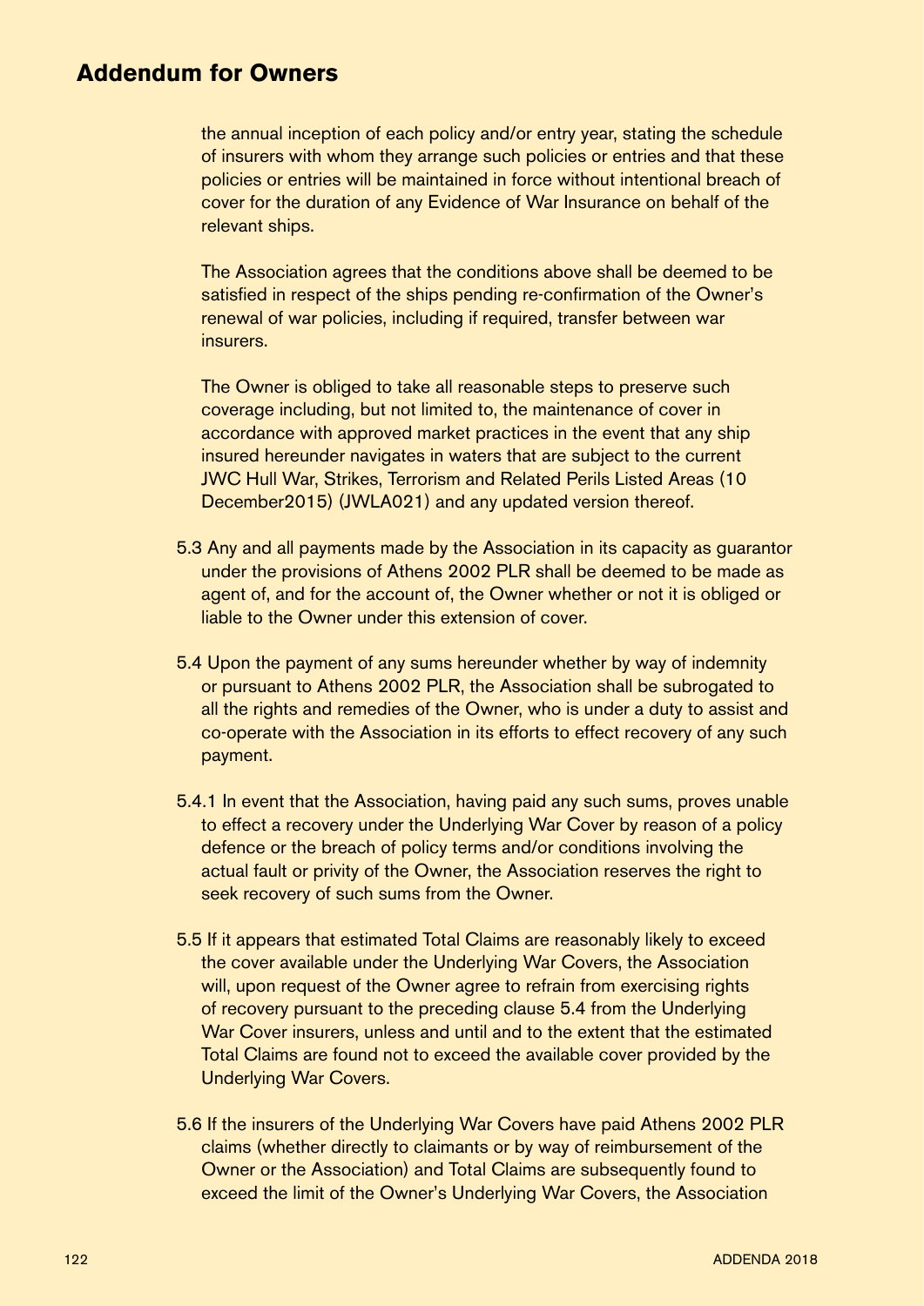## Addendum for Owners

the annual inception of each policy and/or entry year, stating the schedule of insurers with whom they arrange such policies or entries and that these policies or entries will be maintained in force without intentional breach of cover for the duration of any Evidence of War Insurance on behalf of the relevant ships.

The Association agrees that the conditions above shall be deemed to be satisfied in respect of the ships pending re-confirmation of the Owner's renewal of war policies, including if required, transfer between war insurers.

The Owner is obliged to take all reasonable steps to preserve such coverage including, but not limited to, the maintenance of cover in accordance with approved market practices in the event that any ship insured hereunder navigates in waters that are subject to the current JWC Hull War, Strikes, Terrorism and Related Perils Listed Areas (10 December2015) (JWLA021) and any updated version thereof.

5.3 Any and all payments made by the Association in its capacity as guarantor under the provisions of Athens 2002 PLR shall be deemed to be made as agent of, and for the account of, the Owner whether or not it is obliged or liable to the Owner under this extension of cover.

5.4 Upon the payment of any sums hereunder whether by way of indemnity or pursuant to Athens 2002 PLR, the Association shall be subrogated to all the rights and remedies of the Owner, who is under a duty to assist and co-operate with the Association in its efforts to effect recovery of any such payment.

5.4.1 In event that the Association, having paid any such sums, proves unable to effect a recovery under the Underlying War Cover by reason of a policy defence or the breach of policy terms and/or conditions involving the actual fault or privity of the Owner, the Association reserves the right to seek recovery of such sums from the Owner.

5.5 If it appears that estimated Total Claims are reasonably likely to exceed the cover available under the Underlying War Covers, the Association will, upon request of the Owner agree to refrain from exercising rights of recovery pursuant to the preceding clause 5.4 from the Underlying War Cover insurers, unless and until and to the extent that the estimated Total Claims are found not to exceed the available cover provided by the Underlying War Covers.

5.6 If the insurers of the Underlying War Covers have paid Athens 2002 PLR claims (whether directly to claimants or by way of reimbursement of the Owner or the Association) and Total Claims are subsequently found to exceed the limit of the Owner's Underlying War Covers, the Association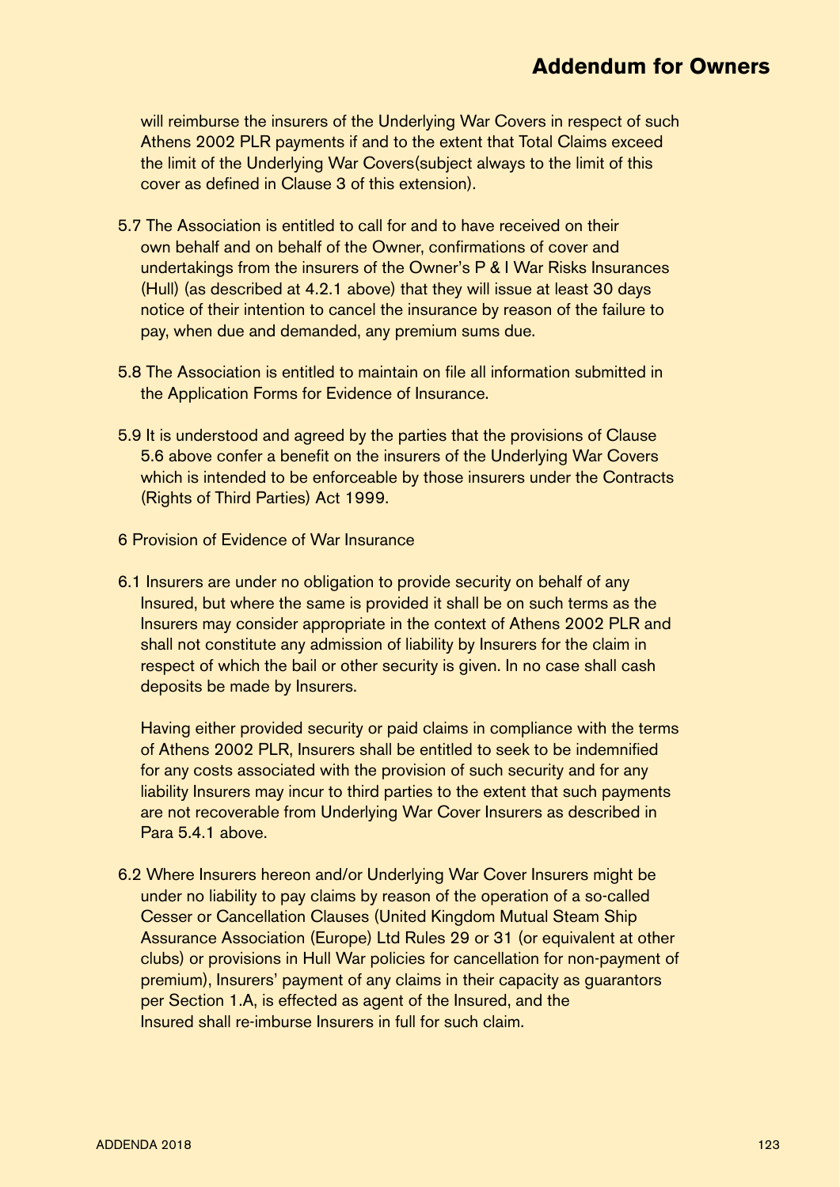will reimburse the insurers of the Underlying War Covers in respect of such Athens 2002 PLR payments if and to the extent that Total Claims exceed the limit of the Underlying War Covers(subject always to the limit of this cover as defined in Clause 3 of this extension).

5.7 The Association is entitled to call for and to have received on their own behalf and on behalf of the Owner, confirmations of cover and undertakings from the insurers of the Owner's P & I War Risks Insurances (Hull) (as described at 4.2.1 above) that they will issue at least 30 days notice of their intention to cancel the insurance by reason of the failure to pay, when due and demanded, any premium sums due.

5.8 The Association is entitled to maintain on file all information submitted in the Application Forms for Evidence of Insurance.

5.9 It is understood and agreed by the parties that the provisions of Clause 5.6 above confer a benefit on the insurers of the Underlying War Covers which is intended to be enforceable by those insurers under the Contracts (Rights of Third Parties) Act 1999.

6 Provision of Evidence of War Insurance

6.1 Insurers are under no obligation to provide security on behalf of any Insured, but where the same is provided it shall be on such terms as the Insurers may consider appropriate in the context of Athens 2002 PLR and shall not constitute any admission of liability by Insurers for the claim in respect of which the bail or other security is given. In no case shall cash deposits be made by Insurers.

Having either provided security or paid claims in compliance with the terms of Athens 2002 PLR, Insurers shall be entitled to seek to be indemnified for any costs associated with the provision of such security and for any liability Insurers may incur to third parties to the extent that such payments are not recoverable from Underlying War Cover Insurers as described in Para 5.4.1 above.

6.2 Where Insurers hereon and/or Underlying War Cover Insurers might be under no liability to pay claims by reason of the operation of a so-called Cesser or Cancellation Clauses (United Kingdom Mutual Steam Ship Assurance Association (Europe) Ltd Rules 29 or 31 (or equivalent at other clubs) or provisions in Hull War policies for cancellation for non-payment of premium), Insurers' payment of any claims in their capacity as guarantors per Section 1.A, is effected as agent of the Insured, and the Insured shall re-imburse Insurers in full for such claim.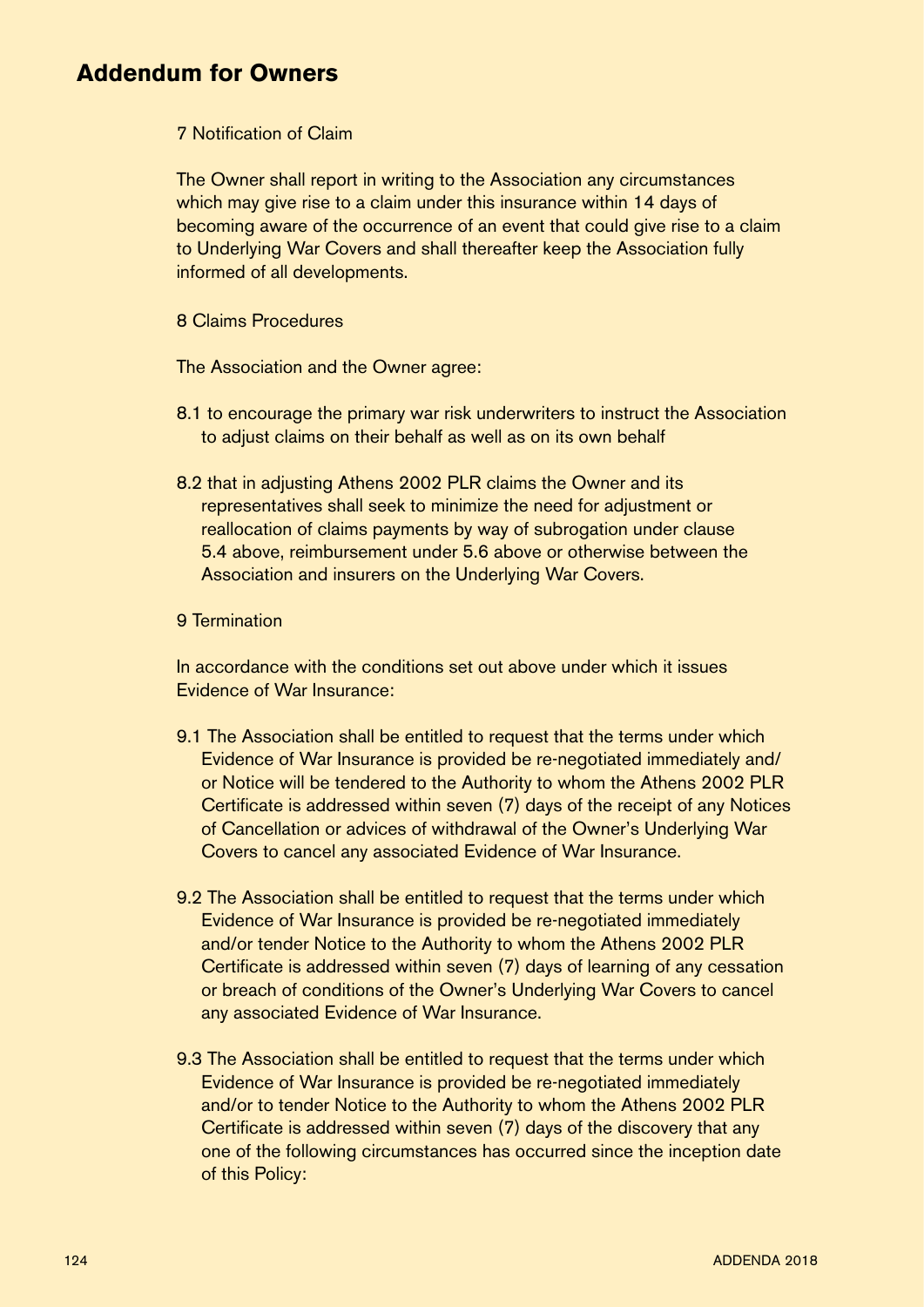## Addendum for Owners

7 Notification of Claim

The Owner shall report in writing to the Association any circumstances which may give rise to a claim under this insurance within 14 days of becoming aware of the occurrence of an event that could give rise to a claim to Underlying War Covers and shall thereafter keep the Association fully informed of all developments.

8 Claims Procedures

The Association and the Owner agree:

8.1 to encourage the primary war risk underwriters to instruct the Association to adjust claims on their behalf as well as on its own behalf

8.2 that in adjusting Athens 2002 PLR claims the Owner and its representatives shall seek to minimize the need for adjustment or reallocation of claims payments by way of subrogation under clause 5.4 above, reimbursement under 5.6 above or otherwise between the Association and insurers on the Underlying War Covers.

9 Termination

In accordance with the conditions set out above under which it issues Evidence of War Insurance:

9.1 The Association shall be entitled to request that the terms under which Evidence of War Insurance is provided be re-negotiated immediately and/or Notice will be tendered to the Authority to whom the Athens 2002 PLR Certificate is addressed within seven (7) days of the receipt of any Notices of Cancellation or advices of withdrawal of the Owner's Underlying War Covers to cancel any associated Evidence of War Insurance.

9.2 The Association shall be entitled to request that the terms under which Evidence of War Insurance is provided be re-negotiated immediately and/or tender Notice to the Authority to whom the Athens 2002 PLR Certificate is addressed within seven (7) days of learning of any cessation or breach of conditions of the Owner's Underlying War Covers to cancel any associated Evidence of War Insurance.

9.3 The Association shall be entitled to request that the terms under which Evidence of War Insurance is provided be re-negotiated immediately and/or to tender Notice to the Authority to whom the Athens 2002 PLR Certificate is addressed within seven (7) days of the discovery that any one of the following circumstances has occurred since the inception date of this Policy: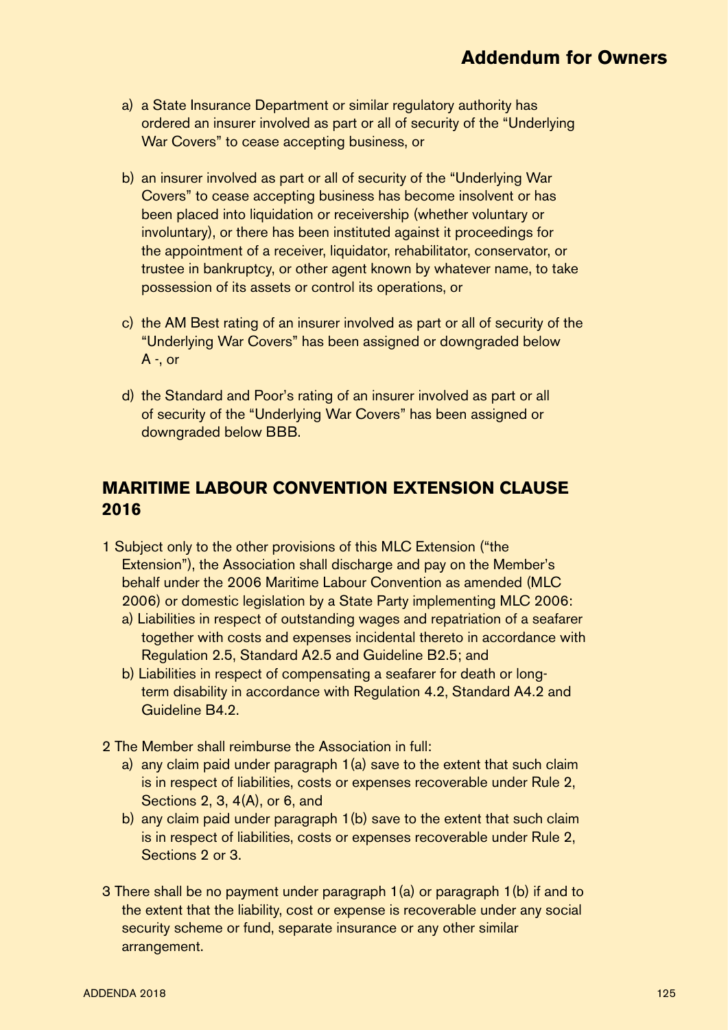a) a State Insurance Department or similar regulatory authority has ordered an insurer involved as part or all of security of the "Underlying War Covers" to cease accepting business, or

b) an insurer involved as part or all of security of the "Underlying War Covers" to cease accepting business has become insolvent or has been placed into liquidation or receivership (whether voluntary or involuntary), or there has been instituted against it proceedings for the appointment of a receiver, liquidator, rehabilitator, conservator, or trustee in bankruptcy, or other agent known by whatever name, to take possession of its assets or control its operations, or

c) the AM Best rating of an insurer involved as part or all of security of the "Underlying War Covers" has been assigned or downgraded below A -, or

d) the Standard and Poor's rating of an insurer involved as part or all of security of the "Underlying War Covers" has been assigned or downgraded below BBB.

## MARITIME LABOUR CONVENTION EXTENSION CLAUSE 2016

1 Subject only to the other provisions of this MLC Extension ("the Extension"), the Association shall discharge and pay on the Member's behalf under the 2006 Maritime Labour Convention as amended (MLC 2006) or domestic legislation by a State Party implementing MLC 2006:

a) Liabilities in respect of outstanding wages and repatriation of a seafarer together with costs and expenses incidental thereto in accordance with Regulation 2.5, Standard A2.5 and Guideline B2.5; and

b) Liabilities in respect of compensating a seafarer for death or long-term disability in accordance with Regulation 4.2, Standard A4.2 and Guideline B4.2.

2 The Member shall reimburse the Association in full:

a) any claim paid under paragraph 1(a) save to the extent that such claim is in respect of liabilities, costs or expenses recoverable under Rule 2, Sections 2, 3, 4(A), or 6, and

b) any claim paid under paragraph 1(b) save to the extent that such claim is in respect of liabilities, costs or expenses recoverable under Rule 2, Sections 2 or 3.

3 There shall be no payment under paragraph 1(a) or paragraph 1(b) if and to the extent that the liability, cost or expense is recoverable under any social security scheme or fund, separate insurance or any other similar arrangement.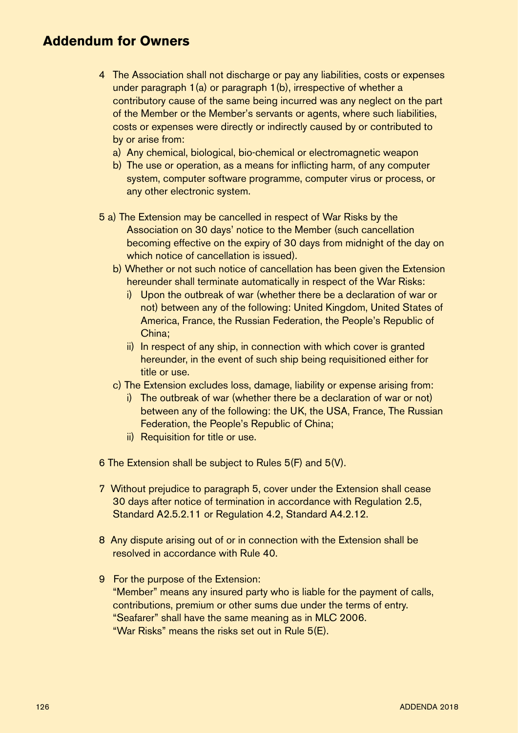## Addendum for Owners

4 The Association shall not discharge or pay any liabilities, costs or expenses under paragraph 1(a) or paragraph 1(b), irrespective of whether a contributory cause of the same being incurred was any neglect on the part of the Member or the Member's servants or agents, where such liabilities, costs or expenses were directly or indirectly caused by or contributed to by or arise from:

   a) Any chemical, biological, bio-chemical or electromagnetic weapon
   b) The use or operation, as a means for inflicting harm, of any computer system, computer software programme, computer virus or process, or any other electronic system.

5 a) The Extension may be cancelled in respect of War Risks by the Association on 30 days' notice to the Member (such cancellation becoming effective on the expiry of 30 days from midnight of the day on which notice of cancellation is issued).

   b) Whether or not such notice of cancellation has been given the Extension hereunder shall terminate automatically in respect of the War Risks:
      i) Upon the outbreak of war (whether there be a declaration of war or not) between any of the following: United Kingdom, United States of America, France, the Russian Federation, the People's Republic of China;
      ii) In respect of any ship, in connection with which cover is granted hereunder, in the event of such ship being requisitioned either for title or use.

   c) The Extension excludes loss, damage, liability or expense arising from:
      i) The outbreak of war (whether there be a declaration of war or not) between any of the following: the UK, the USA, France, The Russian Federation, the People's Republic of China;
      ii) Requisition for title or use.

6 The Extension shall be subject to Rules 5(F) and 5(V).

7 Without prejudice to paragraph 5, cover under the Extension shall cease 30 days after notice of termination in accordance with Regulation 2.5, Standard A2.5.2.11 or Regulation 4.2, Standard A4.2.12.

8 Any dispute arising out of or in connection with the Extension shall be resolved in accordance with Rule 40.

9 For the purpose of the Extension:
"Member" means any insured party who is liable for the payment of calls, contributions, premium or other sums due under the terms of entry.
"Seafarer" shall have the same meaning as in MLC 2006.
"War Risks" means the risks set out in Rule 5(E).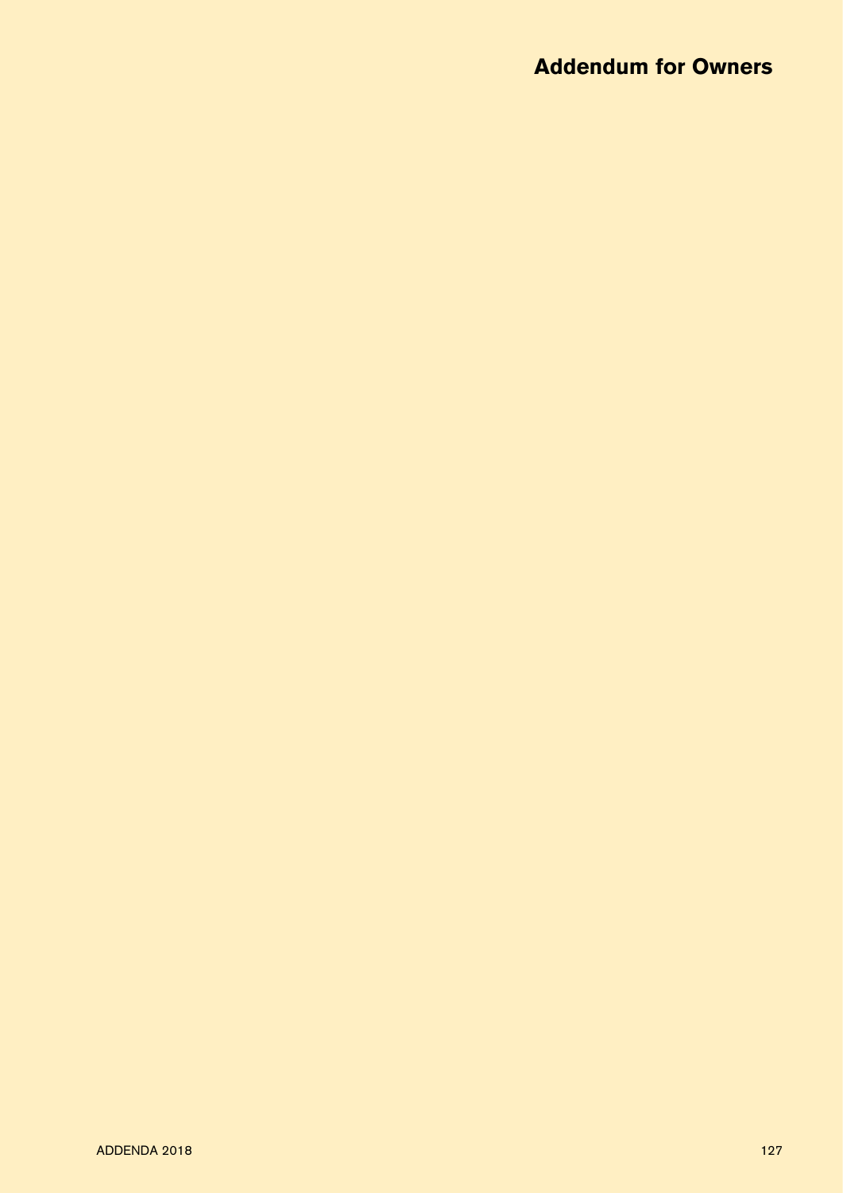# Addendum for Owners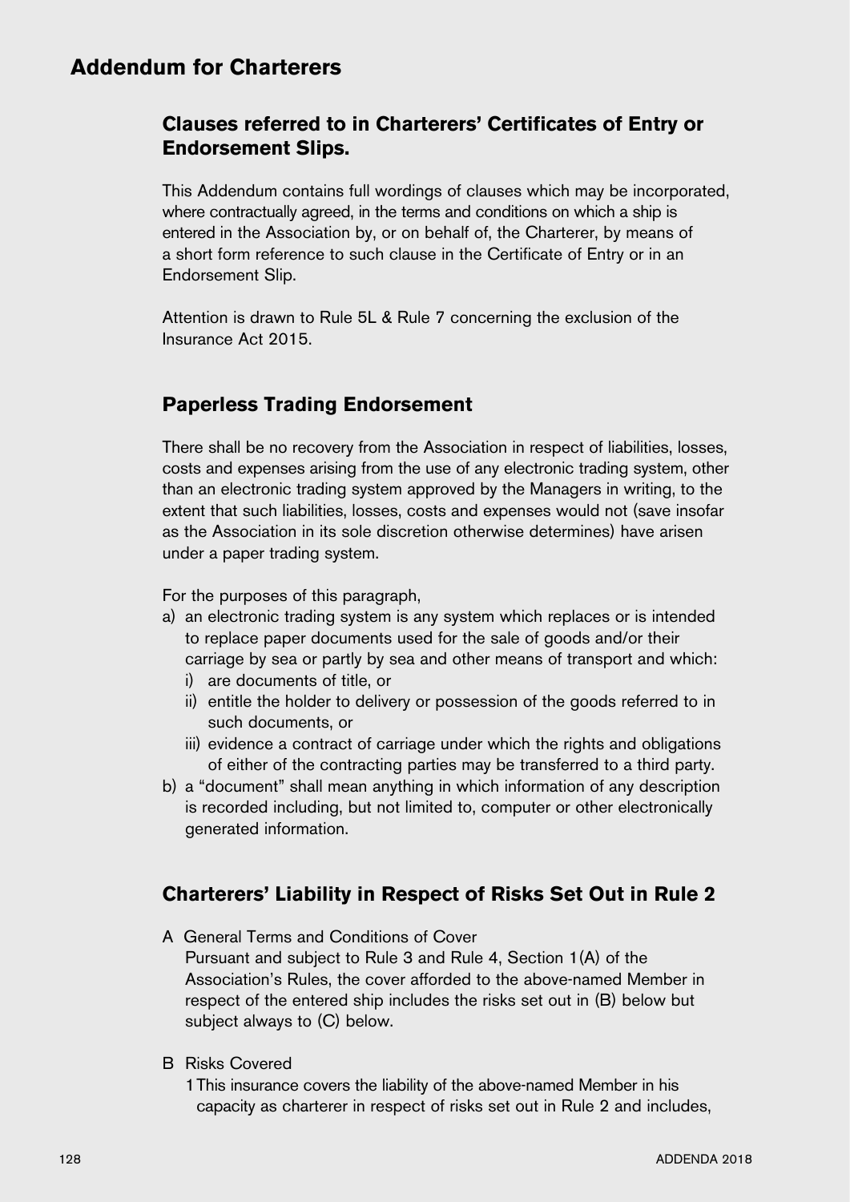# Addendum for Charterers

## Clauses referred to in Charterers' Certificates of Entry or Endorsement Slips.

This Addendum contains full wordings of clauses which may be incorporated, where contractually agreed, in the terms and conditions on which a ship is entered in the Association by, or on behalf of, the Charterer, by means of a short form reference to such clause in the Certificate of Entry or in an Endorsement Slip.

Attention is drawn to Rule 5L & Rule 7 concerning the exclusion of the Insurance Act 2015.

## Paperless Trading Endorsement

There shall be no recovery from the Association in respect of liabilities, losses, costs and expenses arising from the use of any electronic trading system, other than an electronic trading system approved by the Managers in writing, to the extent that such liabilities, losses, costs and expenses would not (save insofar as the Association in its sole discretion otherwise determines) have arisen under a paper trading system.

For the purposes of this paragraph,

a) an electronic trading system is any system which replaces or is intended to replace paper documents used for the sale of goods and/or their carriage by sea or partly by sea and other means of transport and which:
   i) are documents of title, or
   ii) entitle the holder to delivery or possession of the goods referred to in such documents, or
   iii) evidence a contract of carriage under which the rights and obligations of either of the contracting parties may be transferred to a third party.
b) a "document" shall mean anything in which information of any description is recorded including, but not limited to, computer or other electronically generated information.

## Charterers' Liability in Respect of Risks Set Out in Rule 2

A General Terms and Conditions of Cover
Pursuant and subject to Rule 3 and Rule 4, Section 1(A) of the Association's Rules, the cover afforded to the above-named Member in respect of the entered ship includes the risks set out in (B) below but subject always to (C) below.

B Risks Covered
1 This insurance covers the liability of the above-named Member in his capacity as charterer in respect of risks set out in Rule 2 and includes,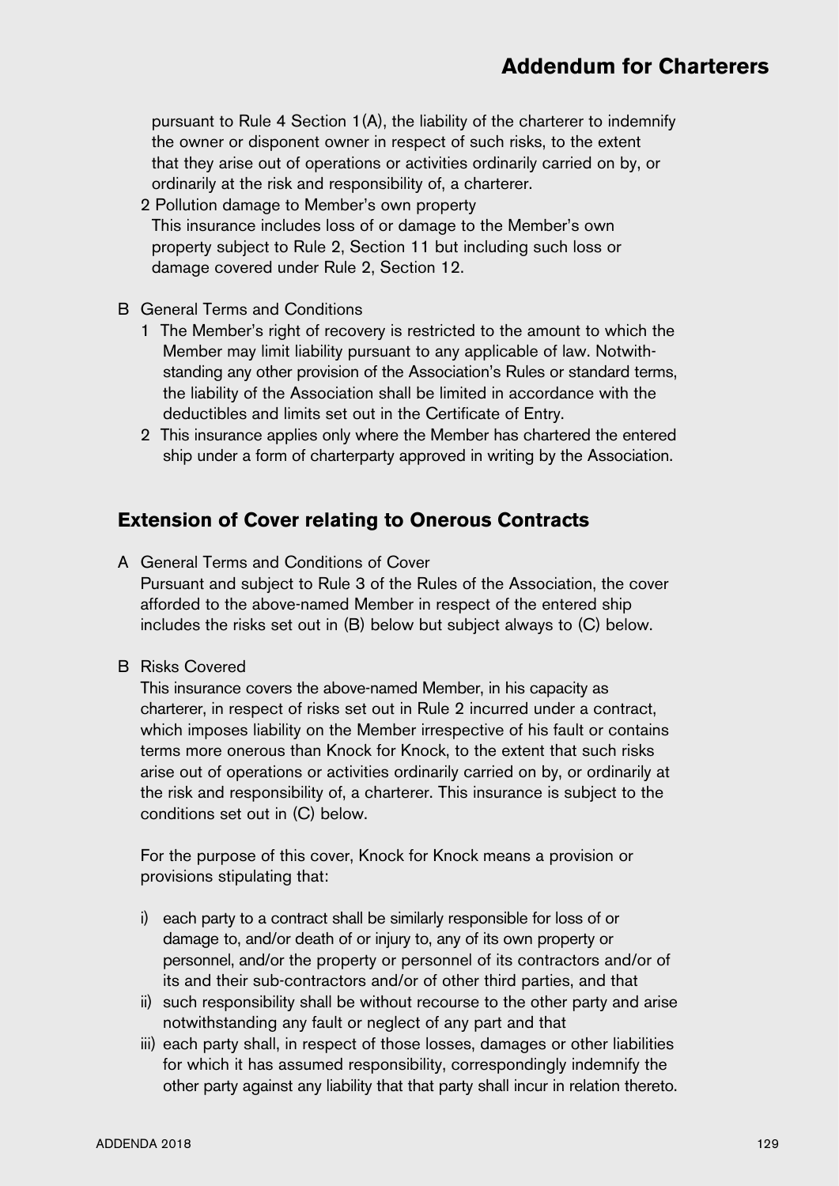pursuant to Rule 4 Section 1(A), the liability of the charterer to indemnify the owner or disponent owner in respect of such risks, to the extent that they arise out of operations or activities ordinarily carried on by, or ordinarily at the risk and responsibility of, a charterer.

2 Pollution damage to Member's own property
This insurance includes loss of or damage to the Member's own property subject to Rule 2, Section 11 but including such loss or damage covered under Rule 2, Section 12.

B General Terms and Conditions

1 The Member's right of recovery is restricted to the amount to which the Member may limit liability pursuant to any applicable of law. Notwithstanding any other provision of the Association's Rules or standard terms, the liability of the Association shall be limited in accordance with the deductibles and limits set out in the Certificate of Entry.

2 This insurance applies only where the Member has chartered the entered ship under a form of charterparty approved in writing by the Association.

## Extension of Cover relating to Onerous Contracts

A General Terms and Conditions of Cover
Pursuant and subject to Rule 3 of the Rules of the Association, the cover afforded to the above-named Member in respect of the entered ship includes the risks set out in (B) below but subject always to (C) below.

B Risks Covered
This insurance covers the above-named Member, in his capacity as charterer, in respect of risks set out in Rule 2 incurred under a contract, which imposes liability on the Member irrespective of his fault or contains terms more onerous than Knock for Knock, to the extent that such risks arise out of operations or activities ordinarily carried on by, or ordinarily at the risk and responsibility of, a charterer. This insurance is subject to the conditions set out in (C) below.

For the purpose of this cover, Knock for Knock means a provision or provisions stipulating that:

i) each party to a contract shall be similarly responsible for loss of or damage to, and/or death of or injury to, any of its own property or personnel, and/or the property or personnel of its contractors and/or of its and their sub-contractors and/or of other third parties, and that
ii) such responsibility shall be without recourse to the other party and arise notwithstanding any fault or neglect of any part and that
iii) each party shall, in respect of those losses, damages or other liabilities for which it has assumed responsibility, correspondingly indemnify the other party against any liability that that party shall incur in relation thereto.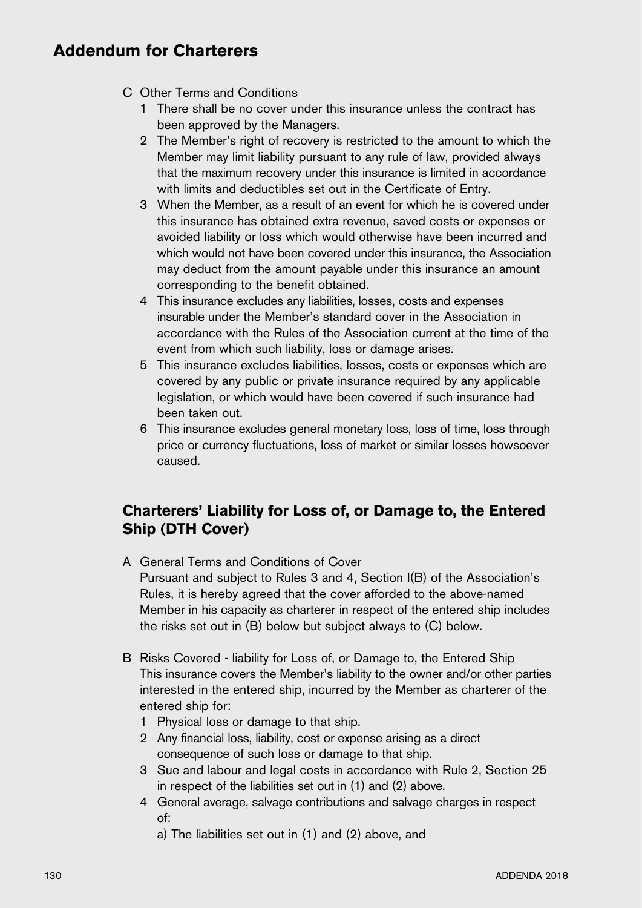## Addendum for Charterers

C Other Terms and Conditions

1 There shall be no cover under this insurance unless the contract has been approved by the Managers.
2 The Member's right of recovery is restricted to the amount to which the Member may limit liability pursuant to any rule of law, provided always that the maximum recovery under this insurance is limited in accordance with limits and deductibles set out in the Certificate of Entry.
3 When the Member, as a result of an event for which he is covered under this insurance has obtained extra revenue, saved costs or expenses or avoided liability or loss which would otherwise have been incurred and which would not have been covered under this insurance, the Association may deduct from the amount payable under this insurance an amount corresponding to the benefit obtained.
4 This insurance excludes any liabilities, losses, costs and expenses insurable under the Member's standard cover in the Association in accordance with the Rules of the Association current at the time of the event from which such liability, loss or damage arises.
5 This insurance excludes liabilities, losses, costs or expenses which are covered by any public or private insurance required by any applicable legislation, or which would have been covered if such insurance had been taken out.
6 This insurance excludes general monetary loss, loss of time, loss through price or currency fluctuations, loss of market or similar losses howsoever caused.

## Charterers' Liability for Loss of, or Damage to, the Entered Ship (DTH Cover)

A General Terms and Conditions of Cover
Pursuant and subject to Rules 3 and 4, Section I(B) of the Association's Rules, it is hereby agreed that the cover afforded to the above-named Member in his capacity as charterer in respect of the entered ship includes the risks set out in (B) below but subject always to (C) below.

B Risks Covered - liability for Loss of, or Damage to, the Entered Ship
This insurance covers the Member's liability to the owner and/or other parties interested in the entered ship, incurred by the Member as charterer of the entered ship for:

1 Physical loss or damage to that ship.
2 Any financial loss, liability, cost or expense arising as a direct consequence of such loss or damage to that ship.
3 Sue and labour and legal costs in accordance with Rule 2, Section 25 in respect of the liabilities set out in (1) and (2) above.
4 General average, salvage contributions and salvage charges in respect of:
   a) The liabilities set out in (1) and (2) above, and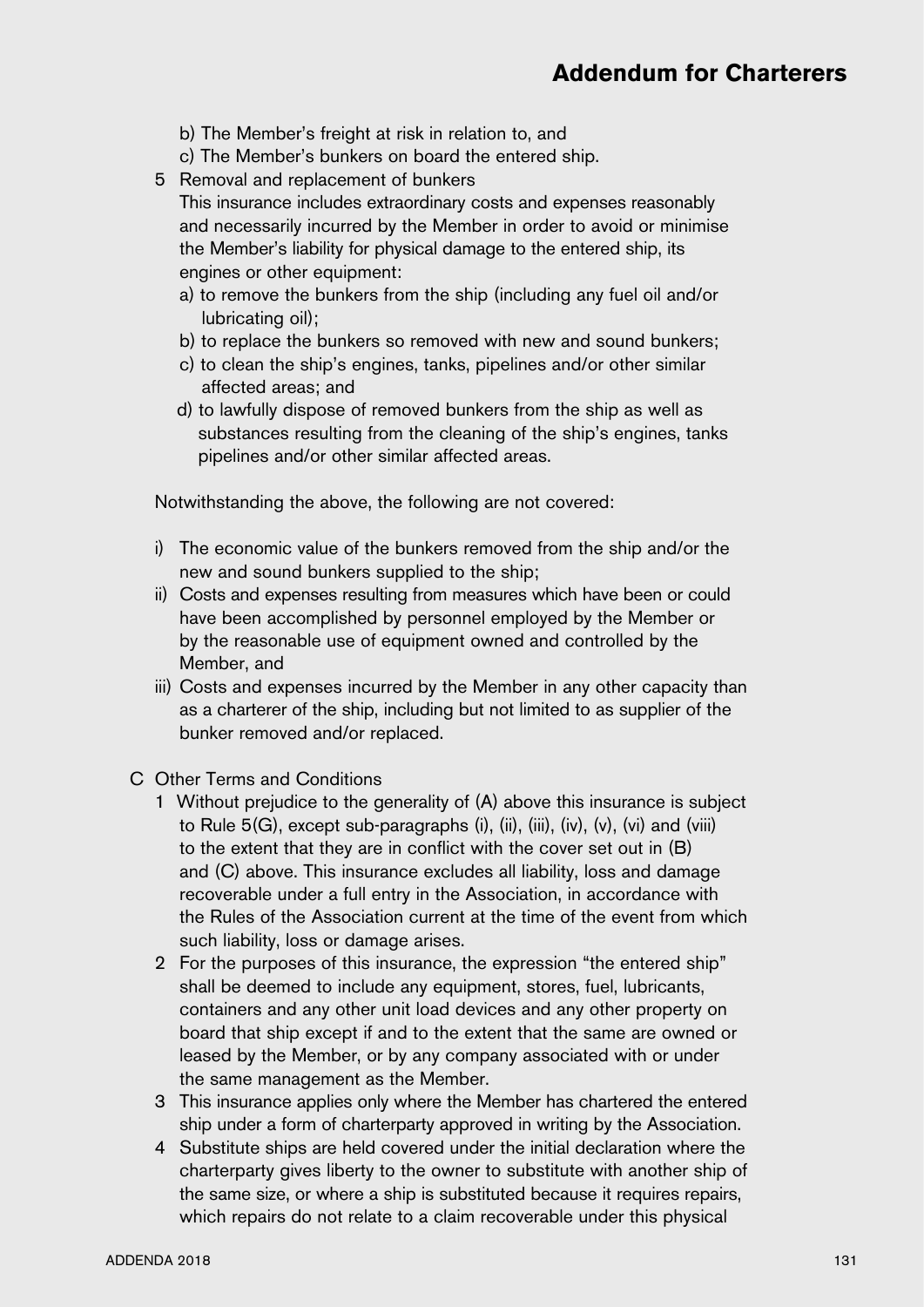b) The Member's freight at risk in relation to, and

c) The Member's bunkers on board the entered ship.

5 Removal and replacement of bunkers

This insurance includes extraordinary costs and expenses reasonably and necessarily incurred by the Member in order to avoid or minimise the Member's liability for physical damage to the entered ship, its engines or other equipment:

a) to remove the bunkers from the ship (including any fuel oil and/or lubricating oil);

b) to replace the bunkers so removed with new and sound bunkers;

c) to clean the ship's engines, tanks, pipelines and/or other similar affected areas; and

d) to lawfully dispose of removed bunkers from the ship as well as substances resulting from the cleaning of the ship's engines, tanks pipelines and/or other similar affected areas.

Notwithstanding the above, the following are not covered:

i) The economic value of the bunkers removed from the ship and/or the new and sound bunkers supplied to the ship;

ii) Costs and expenses resulting from measures which have been or could have been accomplished by personnel employed by the Member or by the reasonable use of equipment owned and controlled by the Member, and

iii) Costs and expenses incurred by the Member in any other capacity than as a charterer of the ship, including but not limited to as supplier of the bunker removed and/or replaced.

C Other Terms and Conditions

1 Without prejudice to the generality of (A) above this insurance is subject to Rule 5(G), except sub-paragraphs (i), (ii), (iii), (iv), (v), (vi) and (viii) to the extent that they are in conflict with the cover set out in (B) and (C) above. This insurance excludes all liability, loss and damage recoverable under a full entry in the Association, in accordance with the Rules of the Association current at the time of the event from which such liability, loss or damage arises.

2 For the purposes of this insurance, the expression "the entered ship" shall be deemed to include any equipment, stores, fuel, lubricants, containers and any other unit load devices and any other property on board that ship except if and to the extent that the same are owned or leased by the Member, or by any company associated with or under the same management as the Member.

3 This insurance applies only where the Member has chartered the entered ship under a form of charterparty approved in writing by the Association.

4 Substitute ships are held covered under the initial declaration where the charterparty gives liberty to the owner to substitute with another ship of the same size, or where a ship is substituted because it requires repairs, which repairs do not relate to a claim recoverable under this physical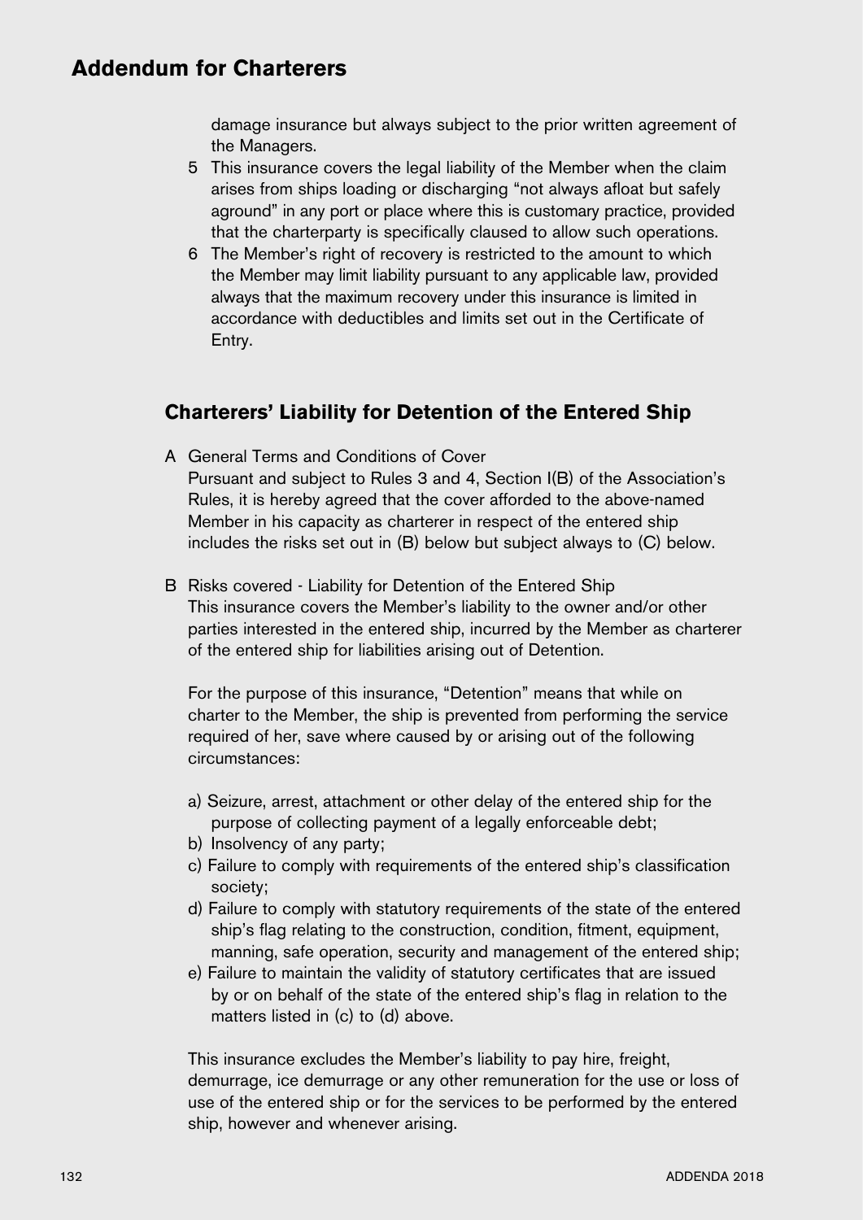# Addendum for Charterers

damage insurance but always subject to the prior written agreement of the Managers.

5 This insurance covers the legal liability of the Member when the claim arises from ships loading or discharging "not always afloat but safely aground" in any port or place where this is customary practice, provided that the charterparty is specifically claused to allow such operations.

6 The Member's right of recovery is restricted to the amount to which the Member may limit liability pursuant to any applicable law, provided always that the maximum recovery under this insurance is limited in accordance with deductibles and limits set out in the Certificate of Entry.

## Charterers' Liability for Detention of the Entered Ship

A General Terms and Conditions of Cover
Pursuant and subject to Rules 3 and 4, Section I(B) of the Association's Rules, it is hereby agreed that the cover afforded to the above-named Member in his capacity as charterer in respect of the entered ship includes the risks set out in (B) below but subject always to (C) below.

B Risks covered - Liability for Detention of the Entered Ship
This insurance covers the Member's liability to the owner and/or other parties interested in the entered ship, incurred by the Member as charterer of the entered ship for liabilities arising out of Detention.

For the purpose of this insurance, "Detention" means that while on charter to the Member, the ship is prevented from performing the service required of her, save where caused by or arising out of the following circumstances:

a) Seizure, arrest, attachment or other delay of the entered ship for the purpose of collecting payment of a legally enforceable debt;
b) Insolvency of any party;
c) Failure to comply with requirements of the entered ship's classification society;
d) Failure to comply with statutory requirements of the state of the entered ship's flag relating to the construction, condition, fitment, equipment, manning, safe operation, security and management of the entered ship;
e) Failure to maintain the validity of statutory certificates that are issued by or on behalf of the state of the entered ship's flag in relation to the matters listed in (c) to (d) above.

This insurance excludes the Member's liability to pay hire, freight, demurrage, ice demurrage or any other remuneration for the use or loss of use of the entered ship or for the services to be performed by the entered ship, however and whenever arising.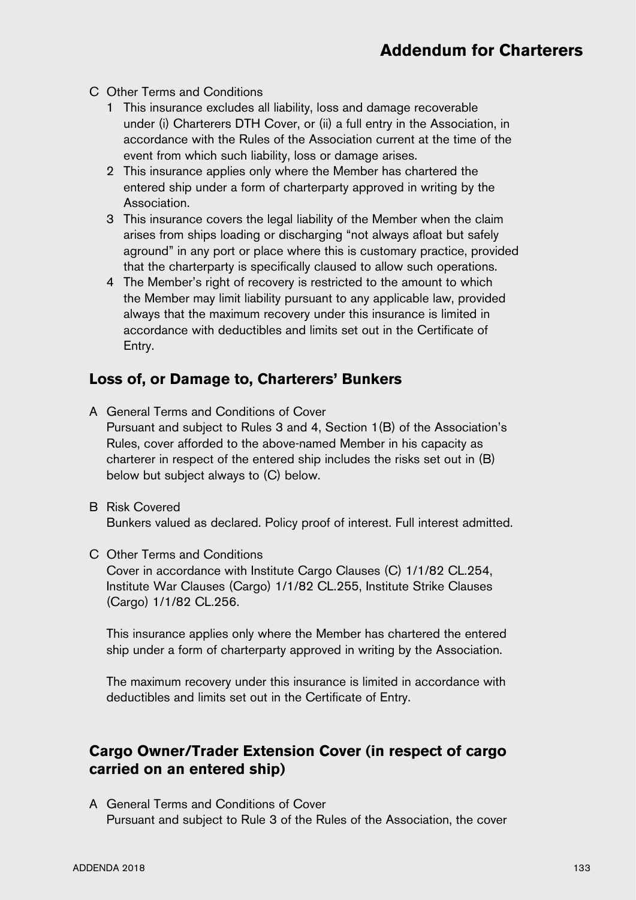C Other Terms and Conditions

1. This insurance excludes all liability, loss and damage recoverable under (i) Charterers DTH Cover, or (ii) a full entry in the Association, in accordance with the Rules of the Association current at the time of the event from which such liability, loss or damage arises.
2. This insurance applies only where the Member has chartered the entered ship under a form of charterparty approved in writing by the Association.
3. This insurance covers the legal liability of the Member when the claim arises from ships loading or discharging "not always afloat but safely aground" in any port or place where this is customary practice, provided that the charterparty is specifically claused to allow such operations.
4. The Member's right of recovery is restricted to the amount to which the Member may limit liability pursuant to any applicable law, provided always that the maximum recovery under this insurance is limited in accordance with deductibles and limits set out in the Certificate of Entry.

## Loss of, or Damage to, Charterers' Bunkers

A General Terms and Conditions of Cover

Pursuant and subject to Rules 3 and 4, Section 1(B) of the Association's Rules, cover afforded to the above-named Member in his capacity as charterer in respect of the entered ship includes the risks set out in (B) below but subject always to (C) below.

B Risk Covered

Bunkers valued as declared. Policy proof of interest. Full interest admitted.

C Other Terms and Conditions

Cover in accordance with Institute Cargo Clauses (C) 1/1/82 CL.254, Institute War Clauses (Cargo) 1/1/82 CL.255, Institute Strike Clauses (Cargo) 1/1/82 CL.256.

This insurance applies only where the Member has chartered the entered ship under a form of charterparty approved in writing by the Association.

The maximum recovery under this insurance is limited in accordance with deductibles and limits set out in the Certificate of Entry.

## Cargo Owner/Trader Extension Cover (in respect of cargo carried on an entered ship)

A General Terms and Conditions of Cover

Pursuant and subject to Rule 3 of the Rules of the Association, the cover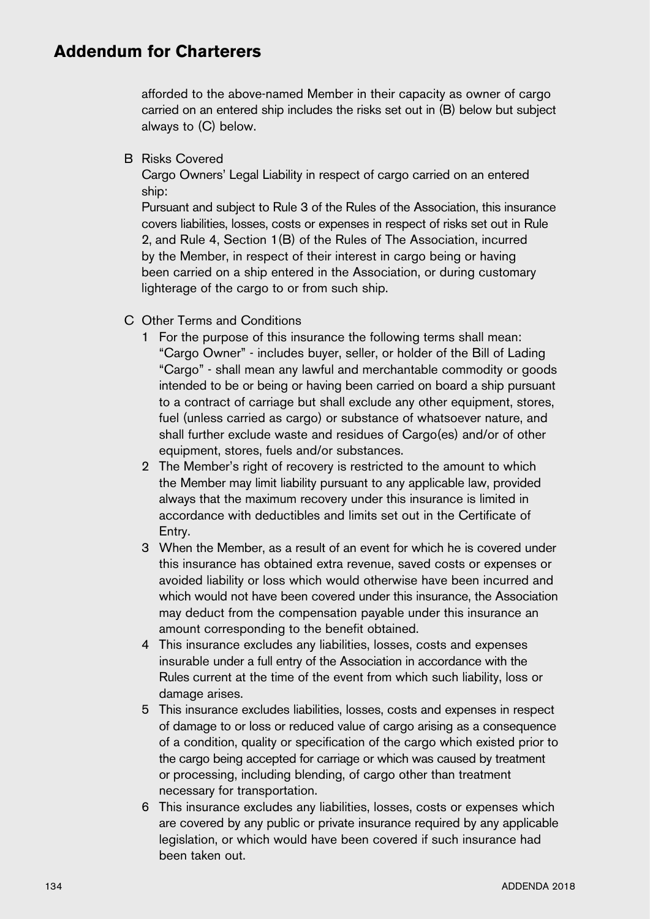afforded to the above-named Member in their capacity as owner of cargo carried on an entered ship includes the risks set out in (B) below but subject always to (C) below.

B Risks Covered

Cargo Owners' Legal Liability in respect of cargo carried on an entered ship:

Pursuant and subject to Rule 3 of the Rules of the Association, this insurance covers liabilities, losses, costs or expenses in respect of risks set out in Rule 2, and Rule 4, Section 1(B) of the Rules of The Association, incurred by the Member, in respect of their interest in cargo being or having been carried on a ship entered in the Association, or during customary lighterage of the cargo to or from such ship.

C Other Terms and Conditions

1 For the purpose of this insurance the following terms shall mean:
"Cargo Owner" - includes buyer, seller, or holder of the Bill of Lading
"Cargo" - shall mean any lawful and merchantable commodity or goods intended to be or being or having been carried on board a ship pursuant to a contract of carriage but shall exclude any other equipment, stores, fuel (unless carried as cargo) or substance of whatsoever nature, and shall further exclude waste and residues of Cargo(es) and/or of other equipment, stores, fuels and/or substances.

2 The Member's right of recovery is restricted to the amount to which the Member may limit liability pursuant to any applicable law, provided always that the maximum recovery under this insurance is limited in accordance with deductibles and limits set out in the Certificate of Entry.

3 When the Member, as a result of an event for which he is covered under this insurance has obtained extra revenue, saved costs or expenses or avoided liability or loss which would otherwise have been incurred and which would not have been covered under this insurance, the Association may deduct from the compensation payable under this insurance an amount corresponding to the benefit obtained.

4 This insurance excludes any liabilities, losses, costs and expenses insurable under a full entry of the Association in accordance with the Rules current at the time of the event from which such liability, loss or damage arises.

5 This insurance excludes liabilities, losses, costs and expenses in respect of damage to or loss or reduced value of cargo arising as a consequence of a condition, quality or specification of the cargo which existed prior to the cargo being accepted for carriage or which was caused by treatment or processing, including blending, of cargo other than treatment necessary for transportation.

6 This insurance excludes any liabilities, losses, costs or expenses which are covered by any public or private insurance required by any applicable legislation, or which would have been covered if such insurance had been taken out.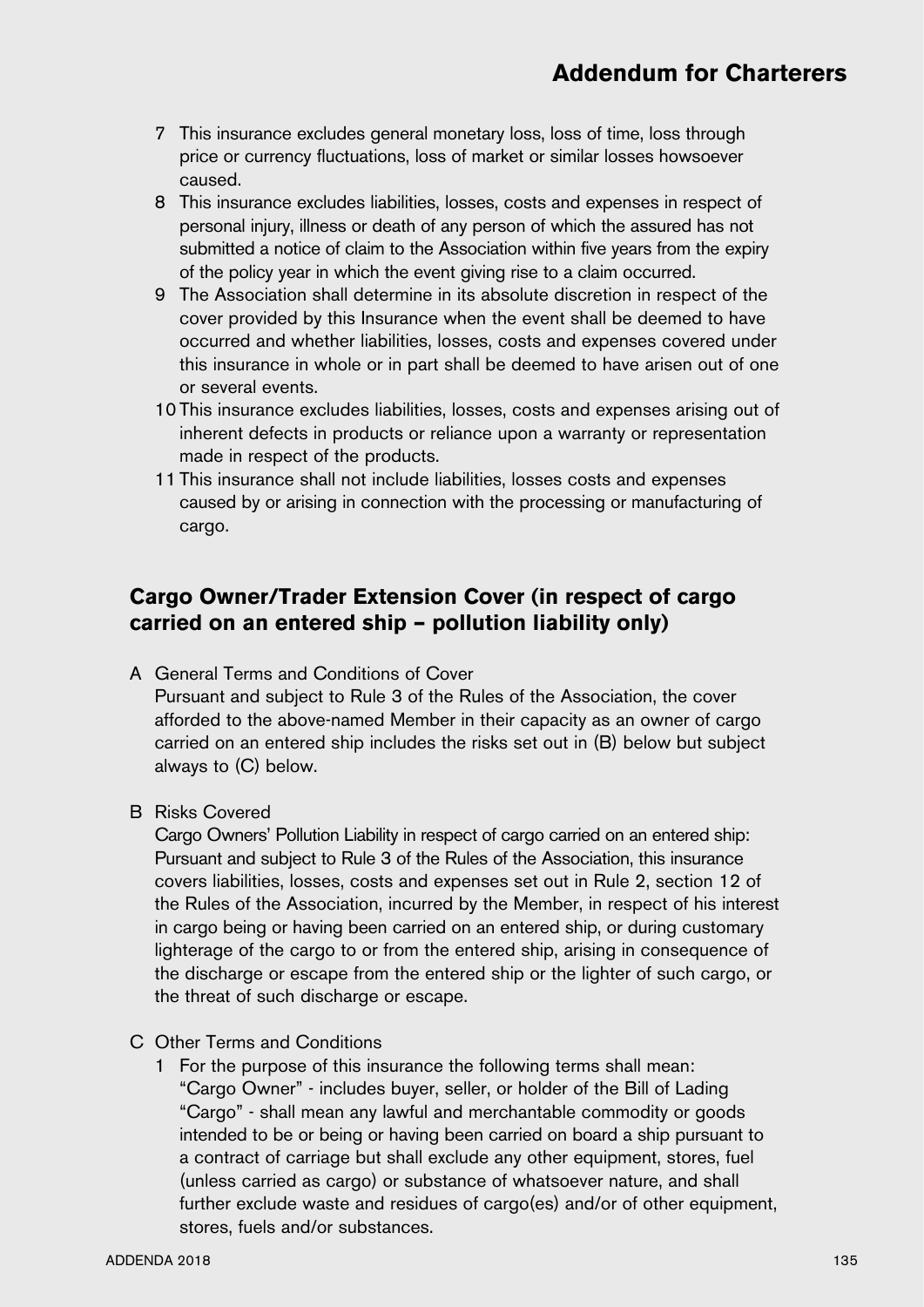7 This insurance excludes general monetary loss, loss of time, loss through price or currency fluctuations, loss of market or similar losses howsoever caused.

8 This insurance excludes liabilities, losses, costs and expenses in respect of personal injury, illness or death of any person of which the assured has not submitted a notice of claim to the Association within five years from the expiry of the policy year in which the event giving rise to a claim occurred.

9 The Association shall determine in its absolute discretion in respect of the cover provided by this Insurance when the event shall be deemed to have occurred and whether liabilities, losses, costs and expenses covered under this insurance in whole or in part shall be deemed to have arisen out of one or several events.

10 This insurance excludes liabilities, losses, costs and expenses arising out of inherent defects in products or reliance upon a warranty or representation made in respect of the products.

11 This insurance shall not include liabilities, losses costs and expenses caused by or arising in connection with the processing or manufacturing of cargo.

## Cargo Owner/Trader Extension Cover (in respect of cargo carried on an entered ship – pollution liability only)

A General Terms and Conditions of Cover

Pursuant and subject to Rule 3 of the Rules of the Association, the cover afforded to the above-named Member in their capacity as an owner of cargo carried on an entered ship includes the risks set out in (B) below but subject always to (C) below.

B Risks Covered

Cargo Owners' Pollution Liability in respect of cargo carried on an entered ship: Pursuant and subject to Rule 3 of the Rules of the Association, this insurance covers liabilities, losses, costs and expenses set out in Rule 2, section 12 of the Rules of the Association, incurred by the Member, in respect of his interest in cargo being or having been carried on an entered ship, or during customary lighterage of the cargo to or from the entered ship, arising in consequence of the discharge or escape from the entered ship or the lighter of such cargo, or the threat of such discharge or escape.

C Other Terms and Conditions

1 For the purpose of this insurance the following terms shall mean:
"Cargo Owner" - includes buyer, seller, or holder of the Bill of Lading
"Cargo" - shall mean any lawful and merchantable commodity or goods intended to be or being or having been carried on board a ship pursuant to a contract of carriage but shall exclude any other equipment, stores, fuel (unless carried as cargo) or substance of whatsoever nature, and shall further exclude waste and residues of cargo(es) and/or of other equipment, stores, fuels and/or substances.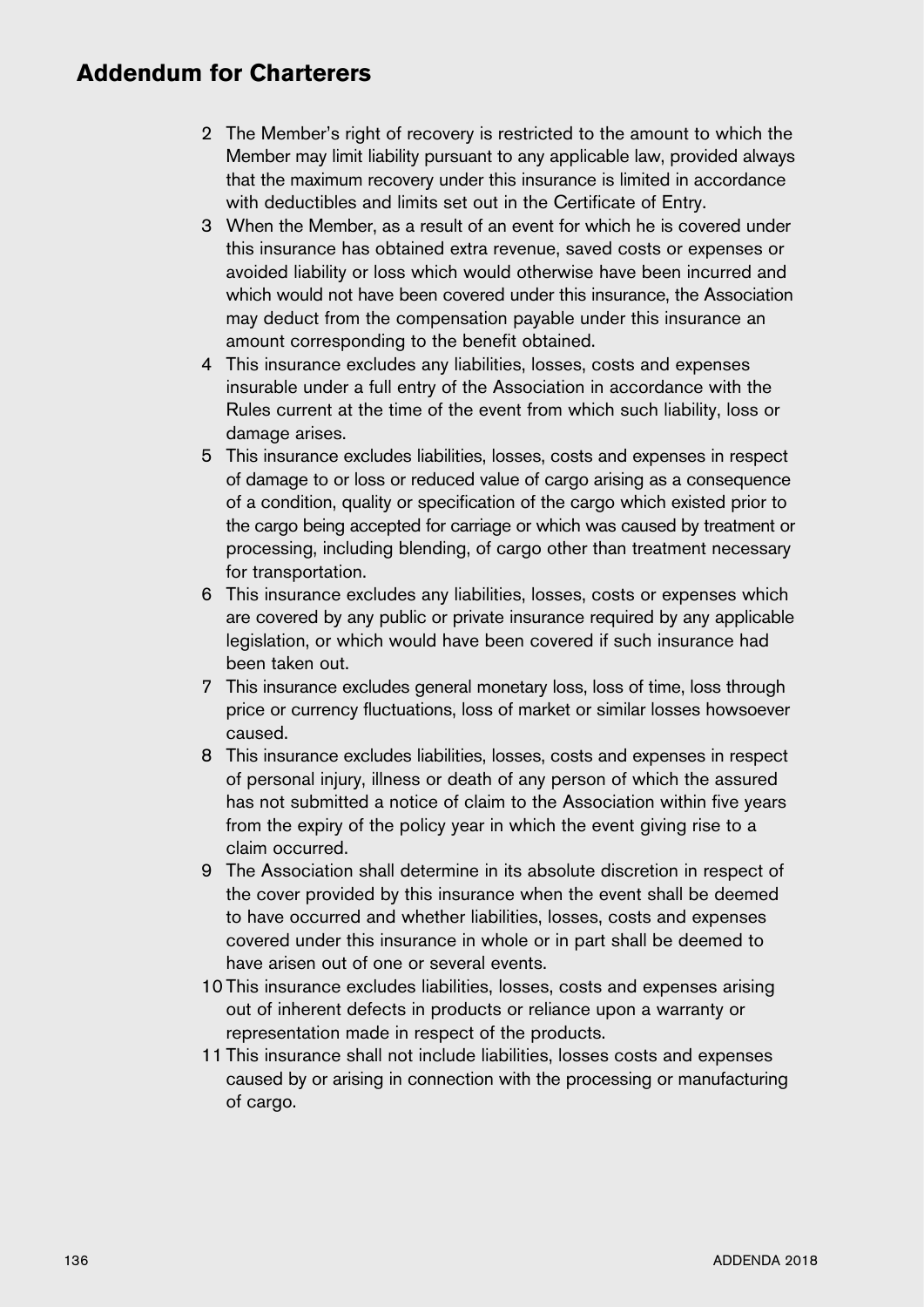## Addendum for Charterers

2 The Member's right of recovery is restricted to the amount to which the Member may limit liability pursuant to any applicable law, provided always that the maximum recovery under this insurance is limited in accordance with deductibles and limits set out in the Certificate of Entry.

3 When the Member, as a result of an event for which he is covered under this insurance has obtained extra revenue, saved costs or expenses or avoided liability or loss which would otherwise have been incurred and which would not have been covered under this insurance, the Association may deduct from the compensation payable under this insurance an amount corresponding to the benefit obtained.

4 This insurance excludes any liabilities, losses, costs and expenses insurable under a full entry of the Association in accordance with the Rules current at the time of the event from which such liability, loss or damage arises.

5 This insurance excludes liabilities, losses, costs and expenses in respect of damage to or loss or reduced value of cargo arising as a consequence of a condition, quality or specification of the cargo which existed prior to the cargo being accepted for carriage or which was caused by treatment or processing, including blending, of cargo other than treatment necessary for transportation.

6 This insurance excludes any liabilities, losses, costs or expenses which are covered by any public or private insurance required by any applicable legislation, or which would have been covered if such insurance had been taken out.

7 This insurance excludes general monetary loss, loss of time, loss through price or currency fluctuations, loss of market or similar losses howsoever caused.

8 This insurance excludes liabilities, losses, costs and expenses in respect of personal injury, illness or death of any person of which the assured has not submitted a notice of claim to the Association within five years from the expiry of the policy year in which the event giving rise to a claim occurred.

9 The Association shall determine in its absolute discretion in respect of the cover provided by this insurance when the event shall be deemed to have occurred and whether liabilities, losses, costs and expenses covered under this insurance in whole or in part shall be deemed to have arisen out of one or several events.

10 This insurance excludes liabilities, losses, costs and expenses arising out of inherent defects in products or reliance upon a warranty or representation made in respect of the products.

11 This insurance shall not include liabilities, losses costs and expenses caused by or arising in connection with the processing or manufacturing of cargo.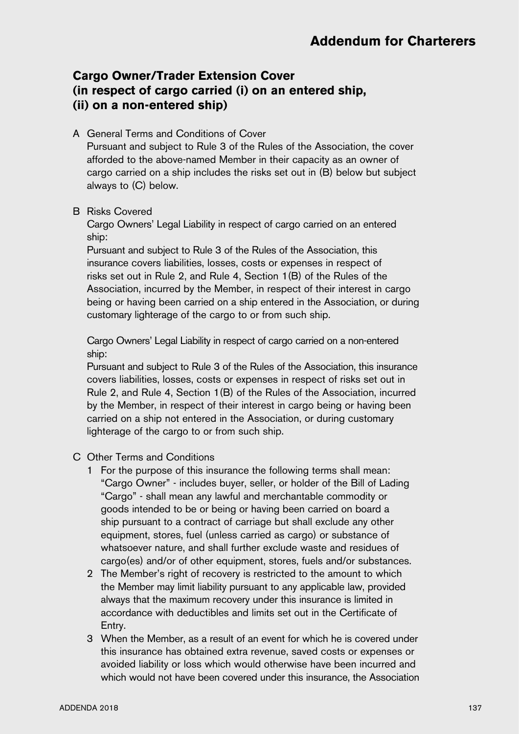# Addendum for Charterers

## Cargo Owner/Trader Extension Cover (in respect of cargo carried (i) on an entered ship, (ii) on a non-entered ship)

A General Terms and Conditions of Cover

Pursuant and subject to Rule 3 of the Rules of the Association, the cover afforded to the above-named Member in their capacity as an owner of cargo carried on a ship includes the risks set out in (B) below but subject always to (C) below.

B Risks Covered

Cargo Owners' Legal Liability in respect of cargo carried on an entered ship:

Pursuant and subject to Rule 3 of the Rules of the Association, this insurance covers liabilities, losses, costs or expenses in respect of risks set out in Rule 2, and Rule 4, Section 1(B) of the Rules of the Association, incurred by the Member, in respect of their interest in cargo being or having been carried on a ship entered in the Association, or during customary lighterage of the cargo to or from such ship.

Cargo Owners' Legal Liability in respect of cargo carried on a non-entered ship:

Pursuant and subject to Rule 3 of the Rules of the Association, this insurance covers liabilities, losses, costs or expenses in respect of risks set out in Rule 2, and Rule 4, Section 1(B) of the Rules of the Association, incurred by the Member, in respect of their interest in cargo being or having been carried on a ship not entered in the Association, or during customary lighterage of the cargo to or from such ship.

C Other Terms and Conditions

1. For the purpose of this insurance the following terms shall mean:
   "Cargo Owner" - includes buyer, seller, or holder of the Bill of Lading
   "Cargo" - shall mean any lawful and merchantable commodity or goods intended to be or being or having been carried on board a ship pursuant to a contract of carriage but shall exclude any other equipment, stores, fuel (unless carried as cargo) or substance of whatsoever nature, and shall further exclude waste and residues of cargo(es) and/or of other equipment, stores, fuels and/or substances.
2. The Member's right of recovery is restricted to the amount to which the Member may limit liability pursuant to any applicable law, provided always that the maximum recovery under this insurance is limited in accordance with deductibles and limits set out in the Certificate of Entry.
3. When the Member, as a result of an event for which he is covered under this insurance has obtained extra revenue, saved costs or expenses or avoided liability or loss which would otherwise have been incurred and which would not have been covered under this insurance, the Association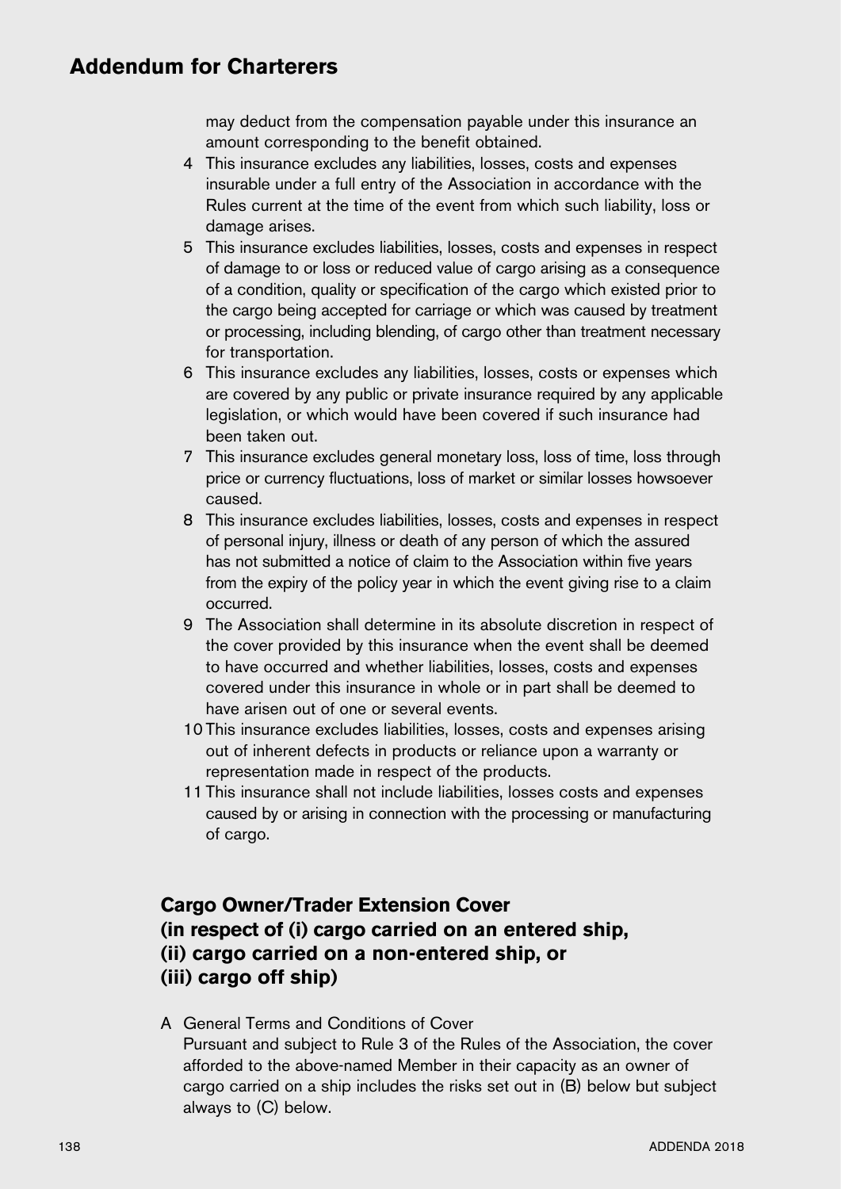may deduct from the compensation payable under this insurance an amount corresponding to the benefit obtained.

4 This insurance excludes any liabilities, losses, costs and expenses insurable under a full entry of the Association in accordance with the Rules current at the time of the event from which such liability, loss or damage arises.
5 This insurance excludes liabilities, losses, costs and expenses in respect of damage to or loss or reduced value of cargo arising as a consequence of a condition, quality or specification of the cargo which existed prior to the cargo being accepted for carriage or which was caused by treatment or processing, including blending, of cargo other than treatment necessary for transportation.
6 This insurance excludes any liabilities, losses, costs or expenses which are covered by any public or private insurance required by any applicable legislation, or which would have been covered if such insurance had been taken out.
7 This insurance excludes general monetary loss, loss of time, loss through price or currency fluctuations, loss of market or similar losses howsoever caused.
8 This insurance excludes liabilities, losses, costs and expenses in respect of personal injury, illness or death of any person of which the assured has not submitted a notice of claim to the Association within five years from the expiry of the policy year in which the event giving rise to a claim occurred.
9 The Association shall determine in its absolute discretion in respect of the cover provided by this insurance when the event shall be deemed to have occurred and whether liabilities, losses, costs and expenses covered under this insurance in whole or in part shall be deemed to have arisen out of one or several events.
10 This insurance excludes liabilities, losses, costs and expenses arising out of inherent defects in products or reliance upon a warranty or representation made in respect of the products.
11 This insurance shall not include liabilities, losses costs and expenses caused by or arising in connection with the processing or manufacturing of cargo.

## Cargo Owner/Trader Extension Cover (in respect of (i) cargo carried on an entered ship, (ii) cargo carried on a non-entered ship, or (iii) cargo off ship)

A General Terms and Conditions of Cover

Pursuant and subject to Rule 3 of the Rules of the Association, the cover afforded to the above-named Member in their capacity as an owner of cargo carried on a ship includes the risks set out in (B) below but subject always to (C) below.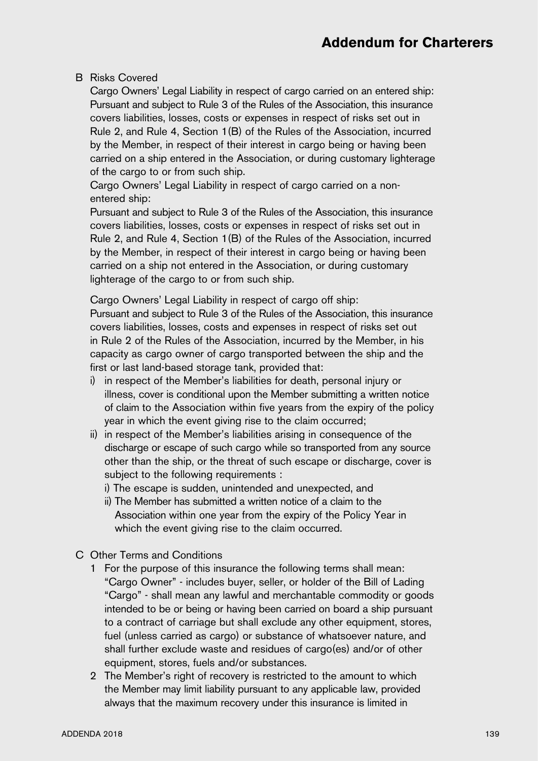B Risks Covered

Cargo Owners' Legal Liability in respect of cargo carried on an entered ship:
Pursuant and subject to Rule 3 of the Rules of the Association, this insurance covers liabilities, losses, costs or expenses in respect of risks set out in Rule 2, and Rule 4, Section 1(B) of the Rules of the Association, incurred by the Member, in respect of their interest in cargo being or having been carried on a ship entered in the Association, or during customary lighterage of the cargo to or from such ship.

Cargo Owners' Legal Liability in respect of cargo carried on a non-entered ship:
Pursuant and subject to Rule 3 of the Rules of the Association, this insurance covers liabilities, losses, costs or expenses in respect of risks set out in Rule 2, and Rule 4, Section 1(B) of the Rules of the Association, incurred by the Member, in respect of their interest in cargo being or having been carried on a ship not entered in the Association, or during customary lighterage of the cargo to or from such ship.

Cargo Owners' Legal Liability in respect of cargo off ship:
Pursuant and subject to Rule 3 of the Rules of the Association, this insurance covers liabilities, losses, costs and expenses in respect of risks set out in Rule 2 of the Rules of the Association, incurred by the Member, in his capacity as cargo owner of cargo transported between the ship and the first or last land-based storage tank, provided that:

i) in respect of the Member's liabilities for death, personal injury or illness, cover is conditional upon the Member submitting a written notice of claim to the Association within five years from the expiry of the policy year in which the event giving rise to the claim occurred;
ii) in respect of the Member's liabilities arising in consequence of the discharge or escape of such cargo while so transported from any source other than the ship, or the threat of such escape or discharge, cover is subject to the following requirements :
   i) The escape is sudden, unintended and unexpected, and
   ii) The Member has submitted a written notice of a claim to the Association within one year from the expiry of the Policy Year in which the event giving rise to the claim occurred.

C Other Terms and Conditions

1 For the purpose of this insurance the following terms shall mean:
"Cargo Owner" - includes buyer, seller, or holder of the Bill of Lading
"Cargo" - shall mean any lawful and merchantable commodity or goods intended to be or being or having been carried on board a ship pursuant to a contract of carriage but shall exclude any other equipment, stores, fuel (unless carried as cargo) or substance of whatsoever nature, and shall further exclude waste and residues of cargo(es) and/or of other equipment, stores, fuels and/or substances.

2 The Member's right of recovery is restricted to the amount to which the Member may limit liability pursuant to any applicable law, provided always that the maximum recovery under this insurance is limited in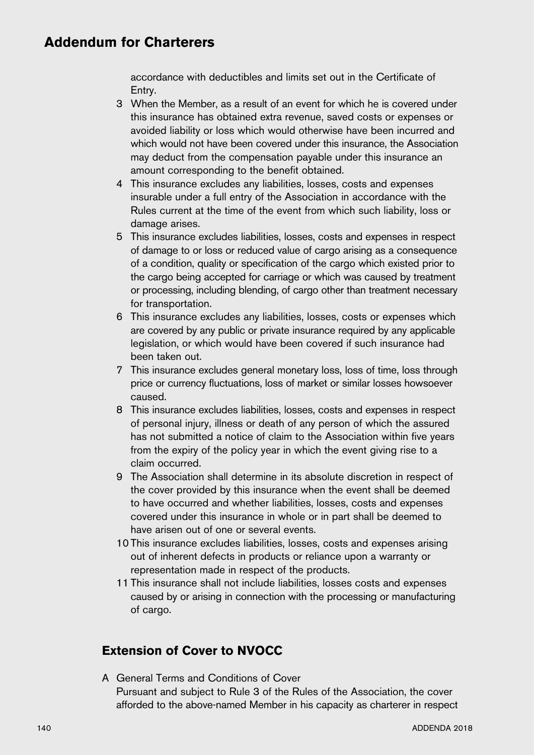accordance with deductibles and limits set out in the Certificate of Entry.

3 When the Member, as a result of an event for which he is covered under this insurance has obtained extra revenue, saved costs or expenses or avoided liability or loss which would otherwise have been incurred and which would not have been covered under this insurance, the Association may deduct from the compensation payable under this insurance an amount corresponding to the benefit obtained.

4 This insurance excludes any liabilities, losses, costs and expenses insurable under a full entry of the Association in accordance with the Rules current at the time of the event from which such liability, loss or damage arises.

5 This insurance excludes liabilities, losses, costs and expenses in respect of damage to or loss or reduced value of cargo arising as a consequence of a condition, quality or specification of the cargo which existed prior to the cargo being accepted for carriage or which was caused by treatment or processing, including blending, of cargo other than treatment necessary for transportation.

6 This insurance excludes any liabilities, losses, costs or expenses which are covered by any public or private insurance required by any applicable legislation, or which would have been covered if such insurance had been taken out.

7 This insurance excludes general monetary loss, loss of time, loss through price or currency fluctuations, loss of market or similar losses howsoever caused.

8 This insurance excludes liabilities, losses, costs and expenses in respect of personal injury, illness or death of any person of which the assured has not submitted a notice of claim to the Association within five years from the expiry of the policy year in which the event giving rise to a claim occurred.

9 The Association shall determine in its absolute discretion in respect of the cover provided by this insurance when the event shall be deemed to have occurred and whether liabilities, losses, costs and expenses covered under this insurance in whole or in part shall be deemed to have arisen out of one or several events.

10 This insurance excludes liabilities, losses, costs and expenses arising out of inherent defects in products or reliance upon a warranty or representation made in respect of the products.

11 This insurance shall not include liabilities, losses costs and expenses caused by or arising in connection with the processing or manufacturing of cargo.

## Extension of Cover to NVOCC

A General Terms and Conditions of Cover
Pursuant and subject to Rule 3 of the Rules of the Association, the cover afforded to the above-named Member in his capacity as charterer in respect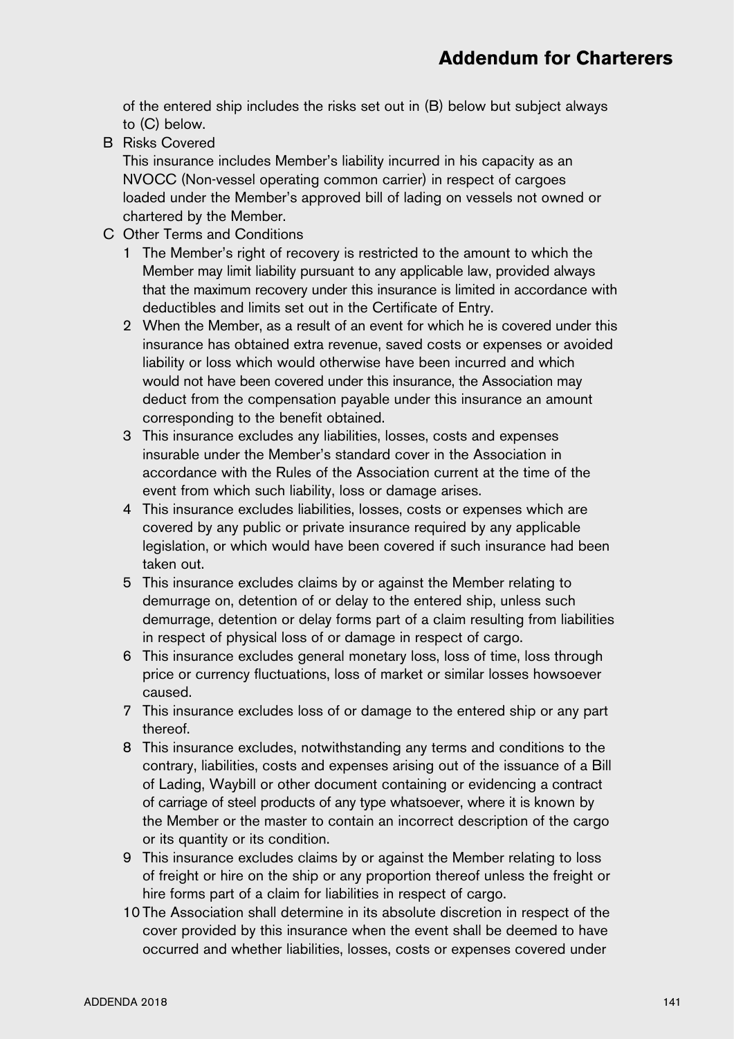of the entered ship includes the risks set out in (B) below but subject always to (C) below.

B Risks Covered

This insurance includes Member's liability incurred in his capacity as an NVOCC (Non-vessel operating common carrier) in respect of cargoes loaded under the Member's approved bill of lading on vessels not owned or chartered by the Member.

C Other Terms and Conditions

1 The Member's right of recovery is restricted to the amount to which the Member may limit liability pursuant to any applicable law, provided always that the maximum recovery under this insurance is limited in accordance with deductibles and limits set out in the Certificate of Entry.

2 When the Member, as a result of an event for which he is covered under this insurance has obtained extra revenue, saved costs or expenses or avoided liability or loss which would otherwise have been incurred and which would not have been covered under this insurance, the Association may deduct from the compensation payable under this insurance an amount corresponding to the benefit obtained.

3 This insurance excludes any liabilities, losses, costs and expenses insurable under the Member's standard cover in the Association in accordance with the Rules of the Association current at the time of the event from which such liability, loss or damage arises.

4 This insurance excludes liabilities, losses, costs or expenses which are covered by any public or private insurance required by any applicable legislation, or which would have been covered if such insurance had been taken out.

5 This insurance excludes claims by or against the Member relating to demurrage on, detention of or delay to the entered ship, unless such demurrage, detention or delay forms part of a claim resulting from liabilities in respect of physical loss of or damage in respect of cargo.

6 This insurance excludes general monetary loss, loss of time, loss through price or currency fluctuations, loss of market or similar losses howsoever caused.

7 This insurance excludes loss of or damage to the entered ship or any part thereof.

8 This insurance excludes, notwithstanding any terms and conditions to the contrary, liabilities, costs and expenses arising out of the issuance of a Bill of Lading, Waybill or other document containing or evidencing a contract of carriage of steel products of any type whatsoever, where it is known by the Member or the master to contain an incorrect description of the cargo or its quantity or its condition.

9 This insurance excludes claims by or against the Member relating to loss of freight or hire on the ship or any proportion thereof unless the freight or hire forms part of a claim for liabilities in respect of cargo.

10 The Association shall determine in its absolute discretion in respect of the cover provided by this insurance when the event shall be deemed to have occurred and whether liabilities, losses, costs or expenses covered under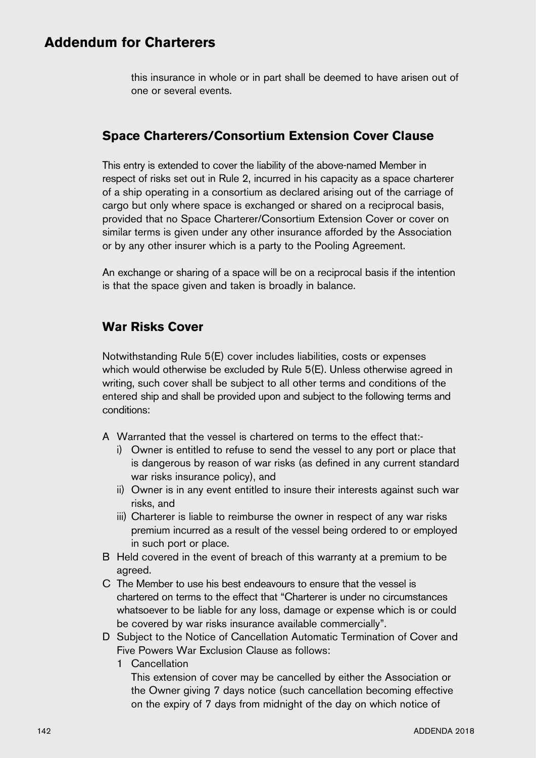this insurance in whole or in part shall be deemed to have arisen out of one or several events.

## Space Charterers/Consortium Extension Cover Clause

This entry is extended to cover the liability of the above-named Member in respect of risks set out in Rule 2, incurred in his capacity as a space charterer of a ship operating in a consortium as declared arising out of the carriage of cargo but only where space is exchanged or shared on a reciprocal basis, provided that no Space Charterer/Consortium Extension Cover or cover on similar terms is given under any other insurance afforded by the Association or by any other insurer which is a party to the Pooling Agreement.

An exchange or sharing of a space will be on a reciprocal basis if the intention is that the space given and taken is broadly in balance.

## War Risks Cover

Notwithstanding Rule 5(E) cover includes liabilities, costs or expenses which would otherwise be excluded by Rule 5(E). Unless otherwise agreed in writing, such cover shall be subject to all other terms and conditions of the entered ship and shall be provided upon and subject to the following terms and conditions:

- A Warranted that the vessel is chartered on terms to the effect that:-
  - i) Owner is entitled to refuse to send the vessel to any port or place that is dangerous by reason of war risks (as defined in any current standard war risks insurance policy), and
  - ii) Owner is in any event entitled to insure their interests against such war risks, and
  - iii) Charterer is liable to reimburse the owner in respect of any war risks premium incurred as a result of the vessel being ordered to or employed in such port or place.
- B Held covered in the event of breach of this warranty at a premium to be agreed.
- C The Member to use his best endeavours to ensure that the vessel is chartered on terms to the effect that "Charterer is under no circumstances whatsoever to be liable for any loss, damage or expense which is or could be covered by war risks insurance available commercially".
- D Subject to the Notice of Cancellation Automatic Termination of Cover and Five Powers War Exclusion Clause as follows:
  1 Cancellation
  This extension of cover may be cancelled by either the Association or the Owner giving 7 days notice (such cancellation becoming effective on the expiry of 7 days from midnight of the day on which notice of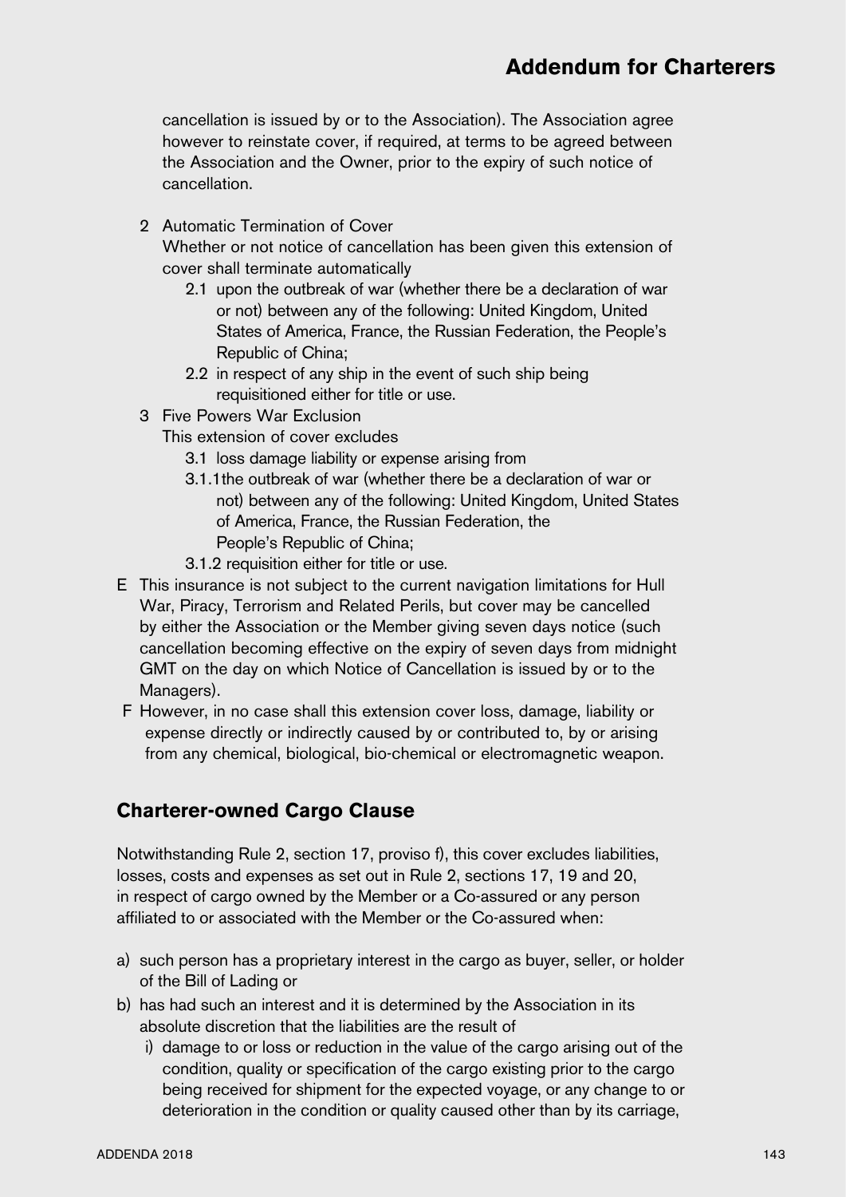cancellation is issued by or to the Association). The Association agree however to reinstate cover, if required, at terms to be agreed between the Association and the Owner, prior to the expiry of such notice of cancellation.

2 Automatic Termination of Cover
  Whether or not notice of cancellation has been given this extension of cover shall terminate automatically
  - 2.1 upon the outbreak of war (whether there be a declaration of war or not) between any of the following: United Kingdom, United States of America, France, the Russian Federation, the People's Republic of China;
  - 2.2 in respect of any ship in the event of such ship being requisitioned either for title or use.

3 Five Powers War Exclusion
  This extension of cover excludes
  - 3.1 loss damage liability or expense arising from
  - 3.1.1 the outbreak of war (whether there be a declaration of war or not) between any of the following: United Kingdom, United States of America, France, the Russian Federation, the People's Republic of China;
  - 3.1.2 requisition either for title or use.

E This insurance is not subject to the current navigation limitations for Hull War, Piracy, Terrorism and Related Perils, but cover may be cancelled by either the Association or the Member giving seven days notice (such cancellation becoming effective on the expiry of seven days from midnight GMT on the day on which Notice of Cancellation is issued by or to the Managers).

F However, in no case shall this extension cover loss, damage, liability or expense directly or indirectly caused by or contributed to, by or arising from any chemical, biological, bio-chemical or electromagnetic weapon.

## Charterer-owned Cargo Clause

Notwithstanding Rule 2, section 17, proviso f), this cover excludes liabilities, losses, costs and expenses as set out in Rule 2, sections 17, 19 and 20, in respect of cargo owned by the Member or a Co-assured or any person affiliated to or associated with the Member or the Co-assured when:

a) such person has a proprietary interest in the cargo as buyer, seller, or holder of the Bill of Lading or
b) has had such an interest and it is determined by the Association in its absolute discretion that the liabilities are the result of
   i) damage to or loss or reduction in the value of the cargo arising out of the condition, quality or specification of the cargo existing prior to the cargo being received for shipment for the expected voyage, or any change to or deterioration in the condition or quality caused other than by its carriage,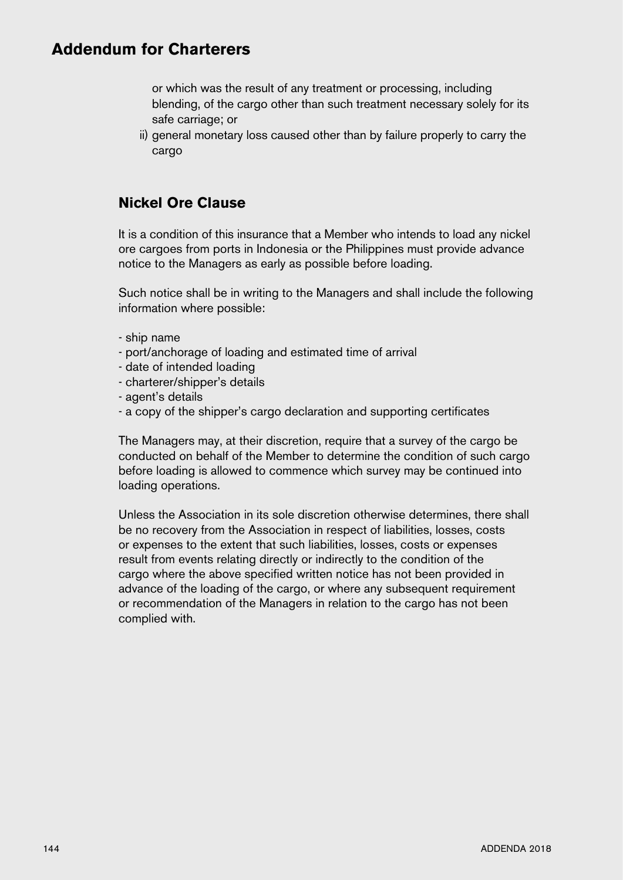or which was the result of any treatment or processing, including blending, of the cargo other than such treatment necessary solely for its safe carriage; or

ii) general monetary loss caused other than by failure properly to carry the cargo

## Nickel Ore Clause

It is a condition of this insurance that a Member who intends to load any nickel ore cargoes from ports in Indonesia or the Philippines must provide advance notice to the Managers as early as possible before loading.

Such notice shall be in writing to the Managers and shall include the following information where possible:

- ship name
- port/anchorage of loading and estimated time of arrival
- date of intended loading
- charterer/shipper's details
- agent's details
- a copy of the shipper's cargo declaration and supporting certificates

The Managers may, at their discretion, require that a survey of the cargo be conducted on behalf of the Member to determine the condition of such cargo before loading is allowed to commence which survey may be continued into loading operations.

Unless the Association in its sole discretion otherwise determines, there shall be no recovery from the Association in respect of liabilities, losses, costs or expenses to the extent that such liabilities, losses, costs or expenses result from events relating directly or indirectly to the condition of the cargo where the above specified written notice has not been provided in advance of the loading of the cargo, or where any subsequent requirement or recommendation of the Managers in relation to the cargo has not been complied with.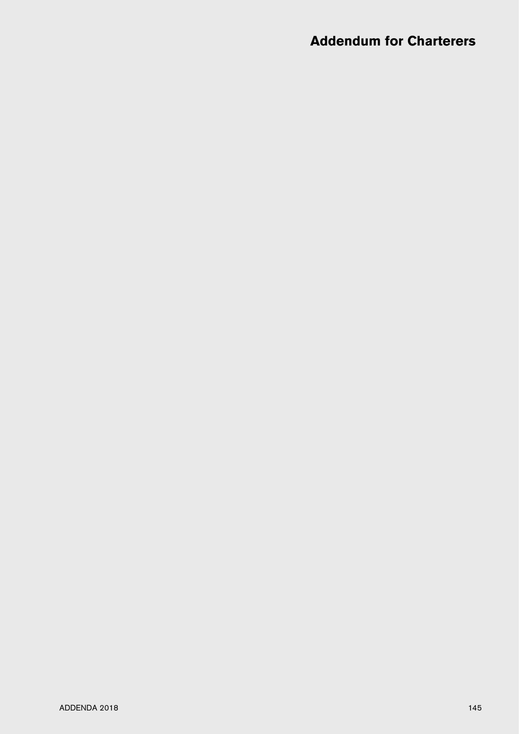# Addendum for Charterers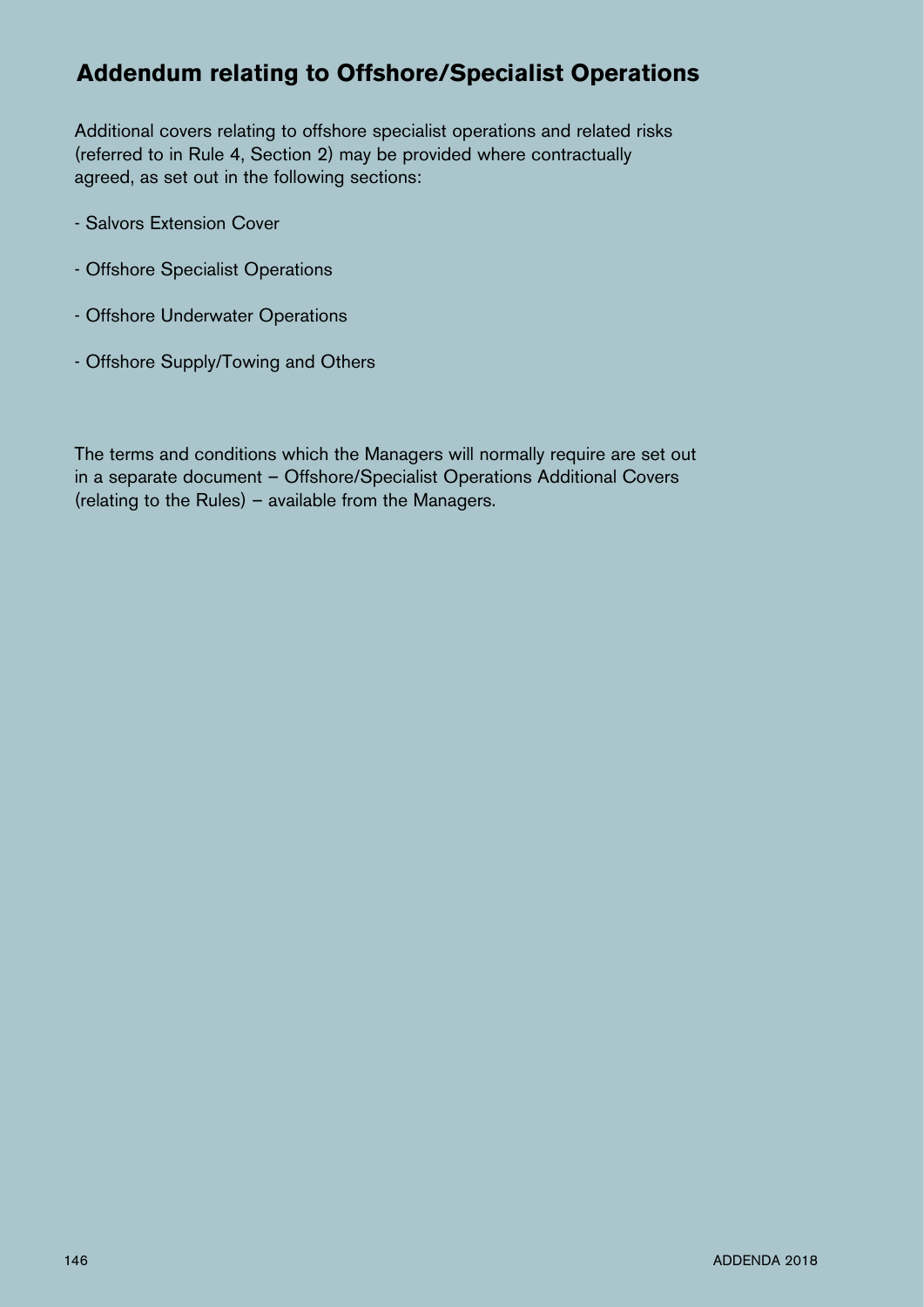# Addendum relating to Offshore/Specialist Operations

Additional covers relating to offshore specialist operations and related risks (referred to in Rule 4, Section 2) may be provided where contractually agreed, as set out in the following sections:

- Salvors Extension Cover
- Offshore Specialist Operations
- Offshore Underwater Operations
- Offshore Supply/Towing and Others

The terms and conditions which the Managers will normally require are set out in a separate document – Offshore/Specialist Operations Additional Covers (relating to the Rules) – available from the Managers.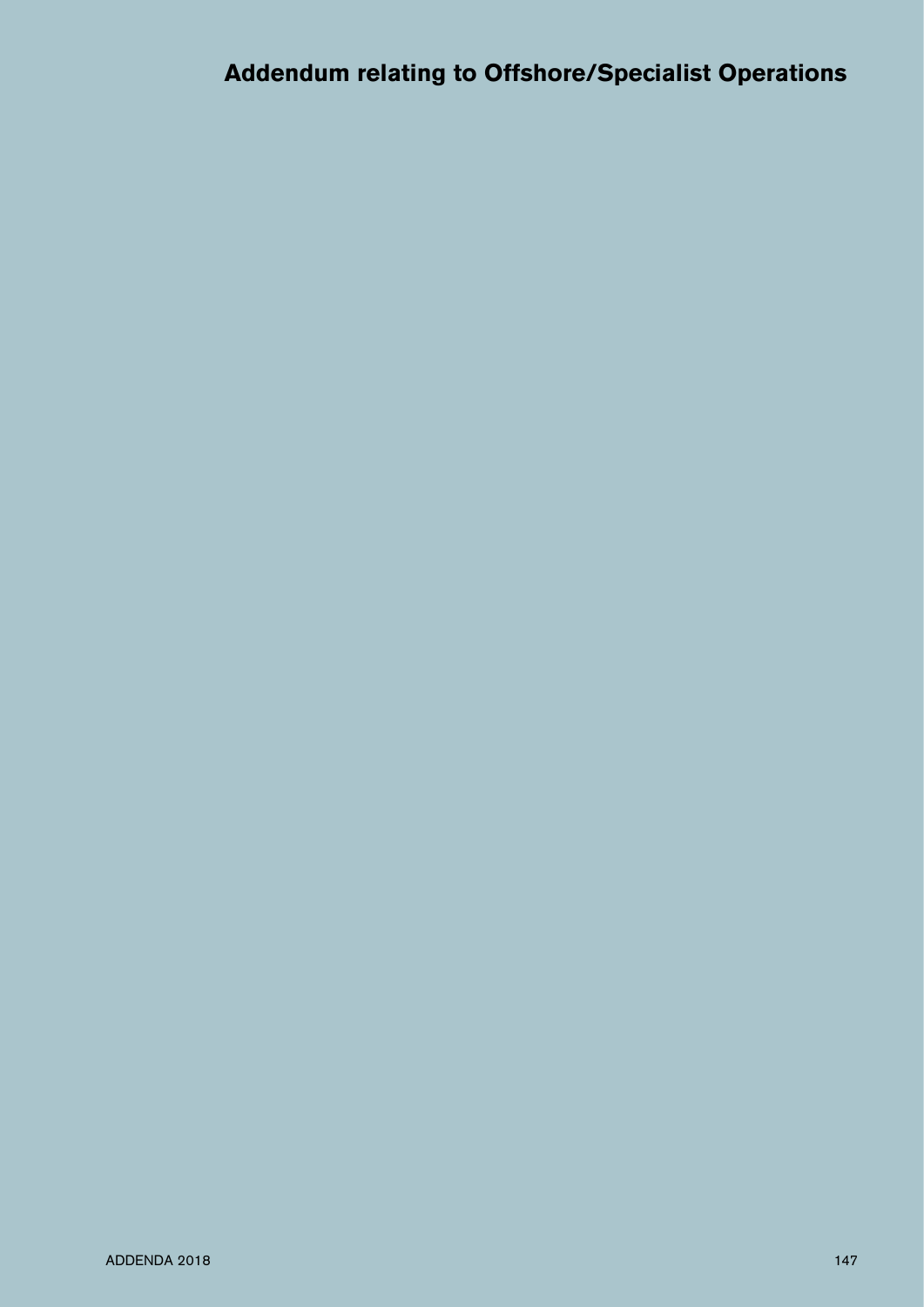# Addendum relating to Offshore/Specialist Operations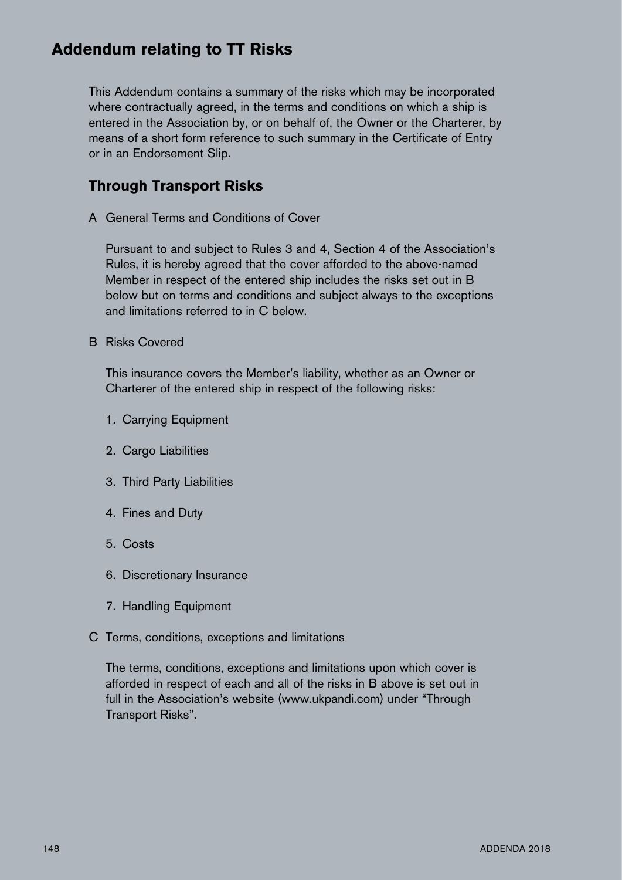# Addendum relating to TT Risks

This Addendum contains a summary of the risks which may be incorporated where contractually agreed, in the terms and conditions on which a ship is entered in the Association by, or on behalf of, the Owner or the Charterer, by means of a short form reference to such summary in the Certificate of Entry or in an Endorsement Slip.

## Through Transport Risks

A General Terms and Conditions of Cover

Pursuant to and subject to Rules 3 and 4, Section 4 of the Association's Rules, it is hereby agreed that the cover afforded to the above-named Member in respect of the entered ship includes the risks set out in B below but on terms and conditions and subject always to the exceptions and limitations referred to in C below.

B Risks Covered

This insurance covers the Member's liability, whether as an Owner or Charterer of the entered ship in respect of the following risks:

1. Carrying Equipment
2. Cargo Liabilities
3. Third Party Liabilities
4. Fines and Duty
5. Costs
6. Discretionary Insurance
7. Handling Equipment

C Terms, conditions, exceptions and limitations

The terms, conditions, exceptions and limitations upon which cover is afforded in respect of each and all of the risks in B above is set out in full in the Association's website (www.ukpandi.com) under "Through Transport Risks".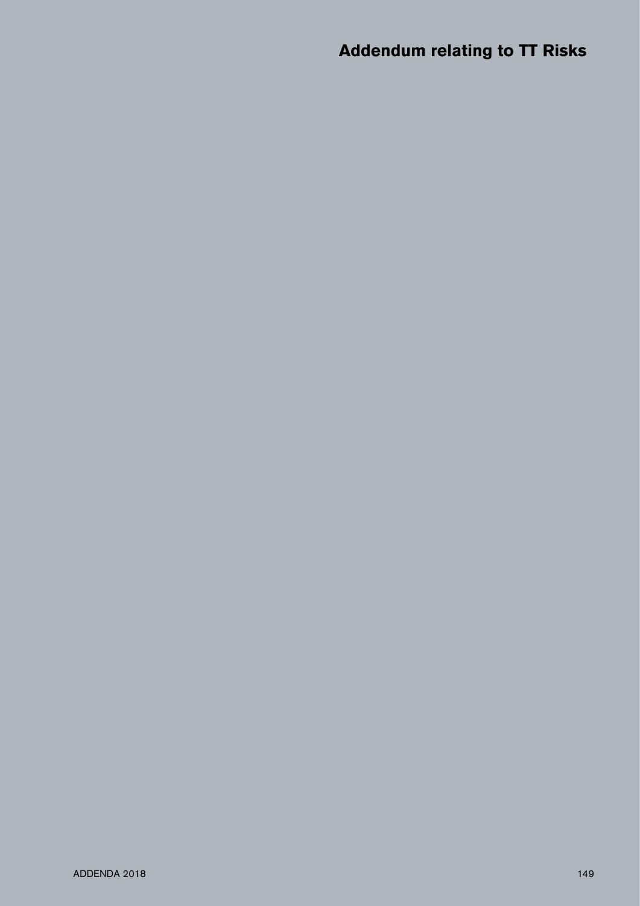# Addendum relating to TT Risks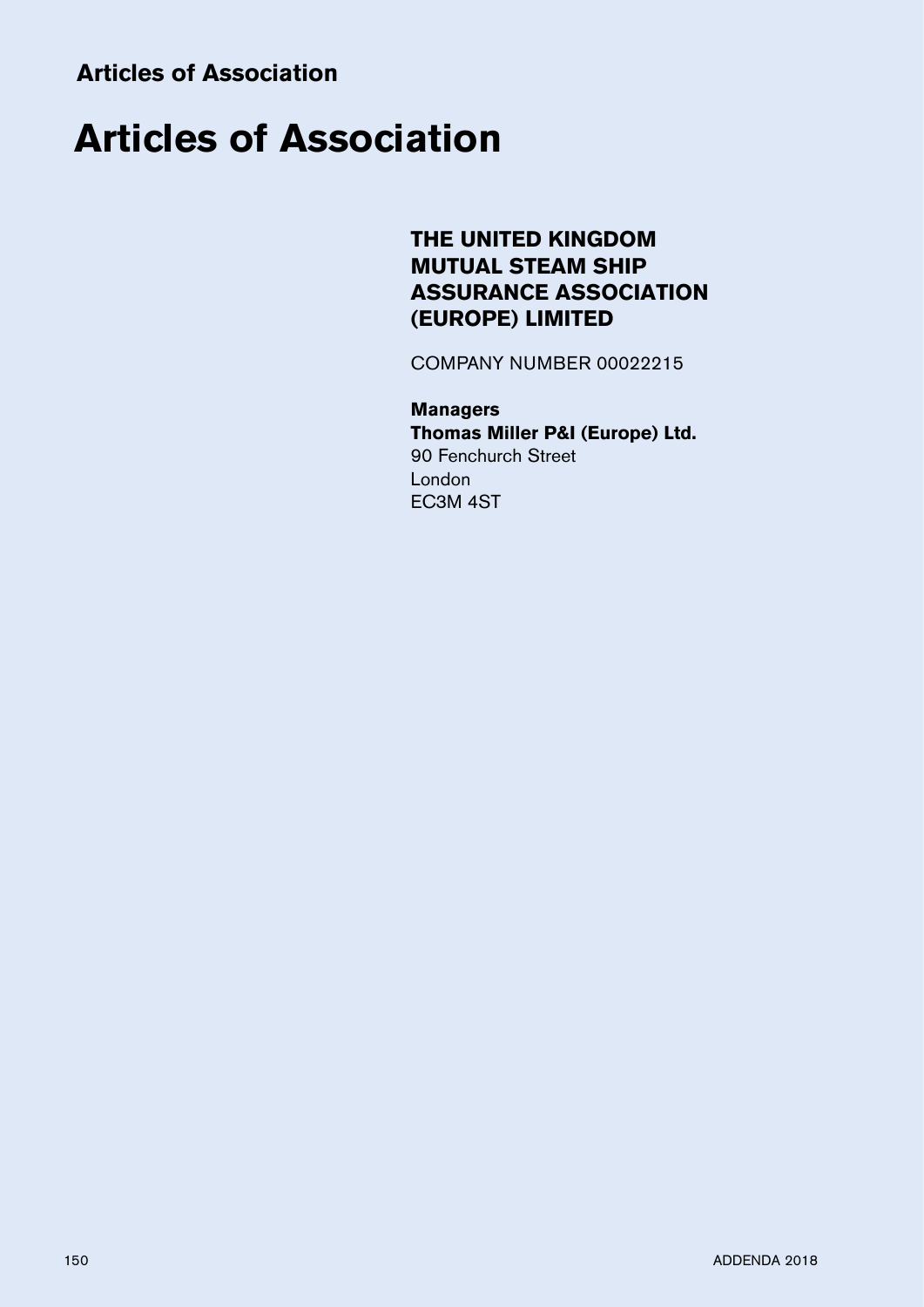# Articles of Association

**THE UNITED KINGDOM MUTUAL STEAM SHIP ASSURANCE ASSOCIATION (EUROPE) LIMITED**

COMPANY NUMBER 00022215

**Managers**
**Thomas Miller P&I (Europe) Ltd.**
90 Fenchurch Street
London
EC3M 4ST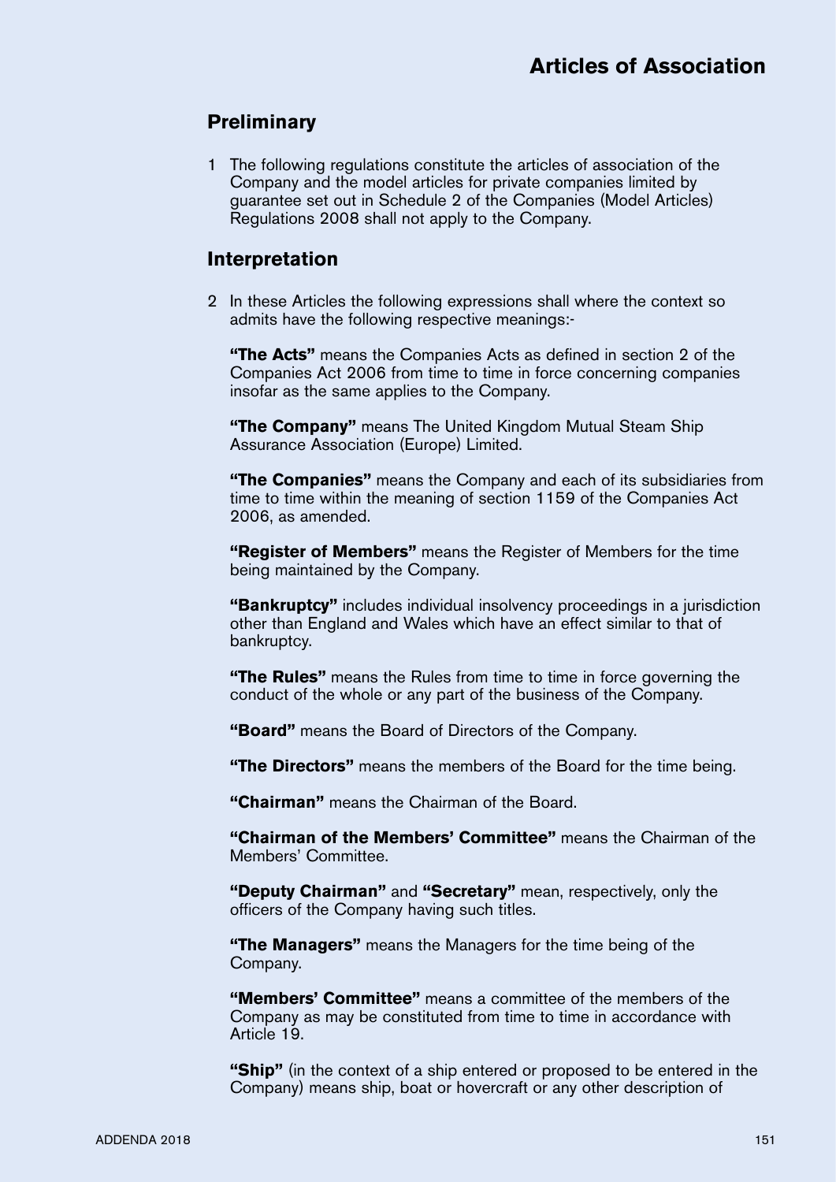# Articles of Association

## Preliminary

1 The following regulations constitute the articles of association of the Company and the model articles for private companies limited by guarantee set out in Schedule 2 of the Companies (Model Articles) Regulations 2008 shall not apply to the Company.

## Interpretation

2 In these Articles the following expressions shall where the context so admits have the following respective meanings:-

**"The Acts"** means the Companies Acts as defined in section 2 of the Companies Act 2006 from time to time in force concerning companies insofar as the same applies to the Company.

**"The Company"** means The United Kingdom Mutual Steam Ship Assurance Association (Europe) Limited.

**"The Companies"** means the Company and each of its subsidiaries from time to time within the meaning of section 1159 of the Companies Act 2006, as amended.

**"Register of Members"** means the Register of Members for the time being maintained by the Company.

**"Bankruptcy"** includes individual insolvency proceedings in a jurisdiction other than England and Wales which have an effect similar to that of bankruptcy.

**"The Rules"** means the Rules from time to time in force governing the conduct of the whole or any part of the business of the Company.

**"Board"** means the Board of Directors of the Company.

**"The Directors"** means the members of the Board for the time being.

**"Chairman"** means the Chairman of the Board.

**"Chairman of the Members' Committee"** means the Chairman of the Members' Committee.

**"Deputy Chairman"** and **"Secretary"** mean, respectively, only the officers of the Company having such titles.

**"The Managers"** means the Managers for the time being of the Company.

**"Members' Committee"** means a committee of the members of the Company as may be constituted from time to time in accordance with Article 19.

**"Ship"** (in the context of a ship entered or proposed to be entered in the Company) means ship, boat or hovercraft or any other description of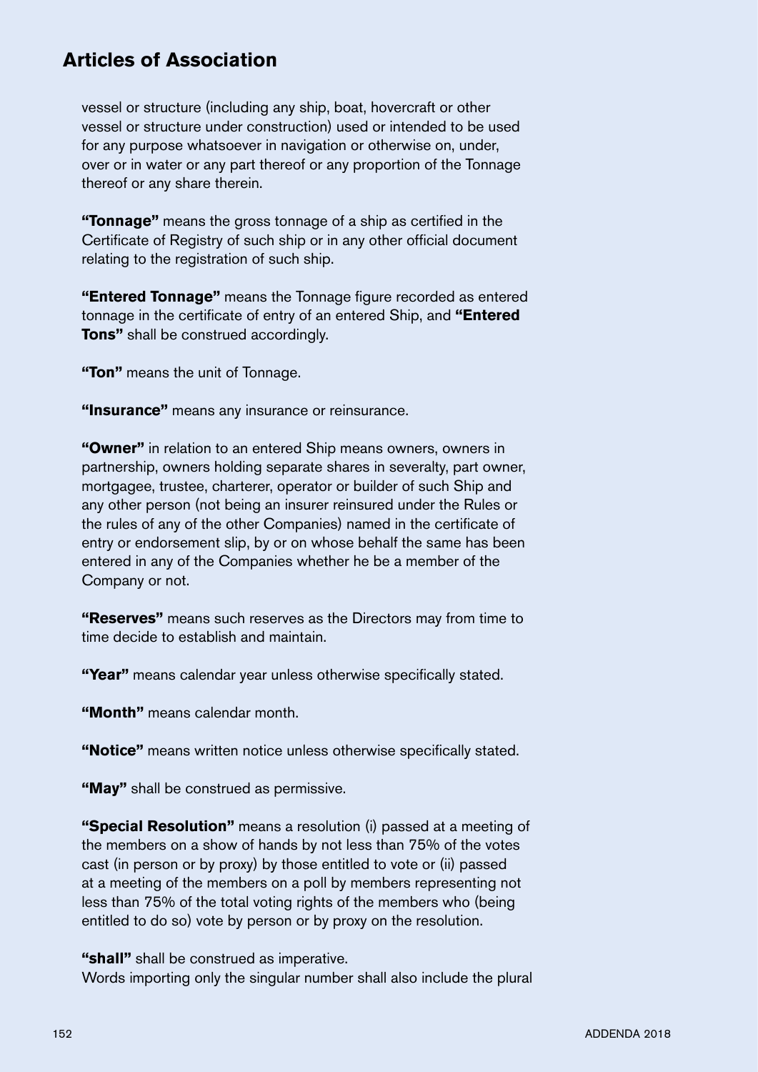## Articles of Association

vessel or structure (including any ship, boat, hovercraft or other vessel or structure under construction) used or intended to be used for any purpose whatsoever in navigation or otherwise on, under, over or in water or any part thereof or any proportion of the Tonnage thereof or any share therein.

**"Tonnage"** means the gross tonnage of a ship as certified in the Certificate of Registry of such ship or in any other official document relating to the registration of such ship.

**"Entered Tonnage"** means the Tonnage figure recorded as entered tonnage in the certificate of entry of an entered Ship, and **"Entered Tons"** shall be construed accordingly.

**"Ton"** means the unit of Tonnage.

**"Insurance"** means any insurance or reinsurance.

**"Owner"** in relation to an entered Ship means owners, owners in partnership, owners holding separate shares in severalty, part owner, mortgagee, trustee, charterer, operator or builder of such Ship and any other person (not being an insurer reinsured under the Rules or the rules of any of the other Companies) named in the certificate of entry or endorsement slip, by or on whose behalf the same has been entered in any of the Companies whether he be a member of the Company or not.

**"Reserves"** means such reserves as the Directors may from time to time decide to establish and maintain.

**"Year"** means calendar year unless otherwise specifically stated.

**"Month"** means calendar month.

**"Notice"** means written notice unless otherwise specifically stated.

**"May"** shall be construed as permissive.

**"Special Resolution"** means a resolution (i) passed at a meeting of the members on a show of hands by not less than 75% of the votes cast (in person or by proxy) by those entitled to vote or (ii) passed at a meeting of the members on a poll by members representing not less than 75% of the total voting rights of the members who (being entitled to do so) vote by person or by proxy on the resolution.

**"shall"** shall be construed as imperative.
Words importing only the singular number shall also include the plural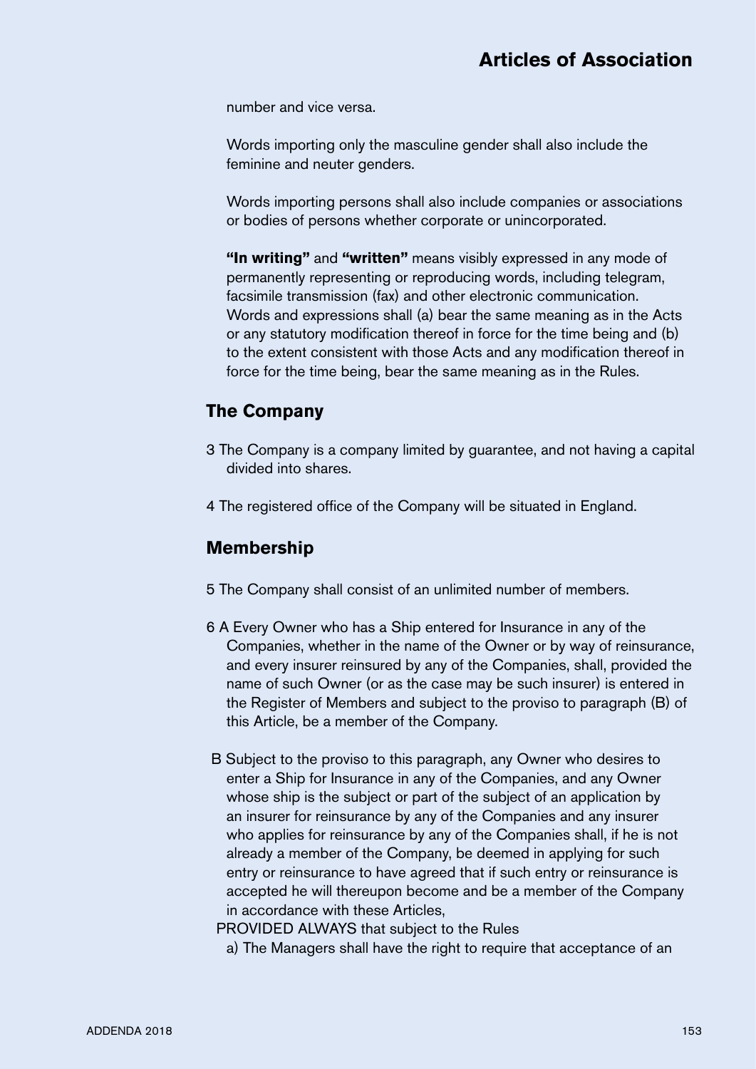number and vice versa.

Words importing only the masculine gender shall also include the feminine and neuter genders.

Words importing persons shall also include companies or associations or bodies of persons whether corporate or unincorporated.

**"In writing"** and **"written"** means visibly expressed in any mode of permanently representing or reproducing words, including telegram, facsimile transmission (fax) and other electronic communication. Words and expressions shall (a) bear the same meaning as in the Acts or any statutory modification thereof in force for the time being and (b) to the extent consistent with those Acts and any modification thereof in force for the time being, bear the same meaning as in the Rules.

## The Company

3 The Company is a company limited by guarantee, and not having a capital divided into shares.

4 The registered office of the Company will be situated in England.

## Membership

5 The Company shall consist of an unlimited number of members.

6 A Every Owner who has a Ship entered for Insurance in any of the Companies, whether in the name of the Owner or by way of reinsurance, and every insurer reinsured by any of the Companies, shall, provided the name of such Owner (or as the case may be such insurer) is entered in the Register of Members and subject to the proviso to paragraph (B) of this Article, be a member of the Company.

B Subject to the proviso to this paragraph, any Owner who desires to enter a Ship for Insurance in any of the Companies, and any Owner whose ship is the subject or part of the subject of an application by an insurer for reinsurance by any of the Companies and any insurer who applies for reinsurance by any of the Companies shall, if he is not already a member of the Company, be deemed in applying for such entry or reinsurance to have agreed that if such entry or reinsurance is accepted he will thereupon become and be a member of the Company in accordance with these Articles,

PROVIDED ALWAYS that subject to the Rules

a) The Managers shall have the right to require that acceptance of an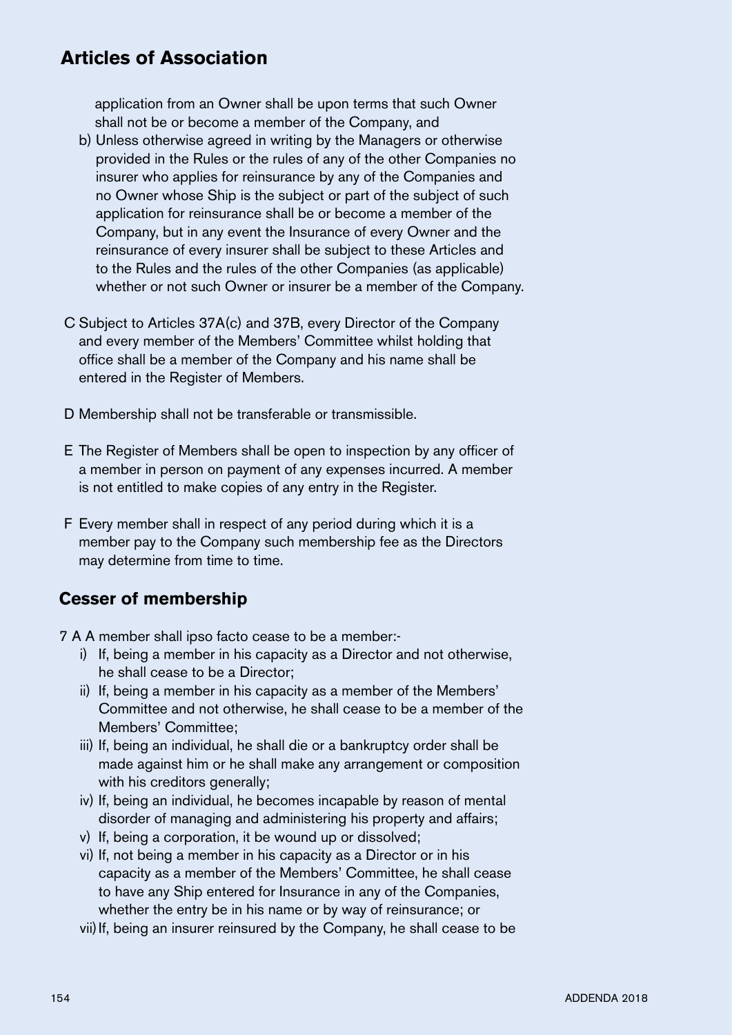application from an Owner shall be upon terms that such Owner shall not be or become a member of the Company, and

b) Unless otherwise agreed in writing by the Managers or otherwise provided in the Rules or the rules of any of the other Companies no insurer who applies for reinsurance by any of the Companies and no Owner whose Ship is the subject or part of the subject of such application for reinsurance shall be or become a member of the Company, but in any event the Insurance of every Owner and the reinsurance of every insurer shall be subject to these Articles and to the Rules and the rules of the other Companies (as applicable) whether or not such Owner or insurer be a member of the Company.

C Subject to Articles 37A(c) and 37B, every Director of the Company and every member of the Members' Committee whilst holding that office shall be a member of the Company and his name shall be entered in the Register of Members.

D Membership shall not be transferable or transmissible.

E The Register of Members shall be open to inspection by any officer of a member in person on payment of any expenses incurred. A member is not entitled to make copies of any entry in the Register.

F Every member shall in respect of any period during which it is a member pay to the Company such membership fee as the Directors may determine from time to time.

## Cesser of membership

7 A A member shall ipso facto cease to be a member:-

i) If, being a member in his capacity as a Director and not otherwise, he shall cease to be a Director;

ii) If, being a member in his capacity as a member of the Members' Committee and not otherwise, he shall cease to be a member of the Members' Committee;

iii) If, being an individual, he shall die or a bankruptcy order shall be made against him or he shall make any arrangement or composition with his creditors generally;

iv) If, being an individual, he becomes incapable by reason of mental disorder of managing and administering his property and affairs;

v) If, being a corporation, it be wound up or dissolved;

vi) If, not being a member in his capacity as a Director or in his capacity as a member of the Members' Committee, he shall cease to have any Ship entered for Insurance in any of the Companies, whether the entry be in his name or by way of reinsurance; or

vii) If, being an insurer reinsured by the Company, he shall cease to be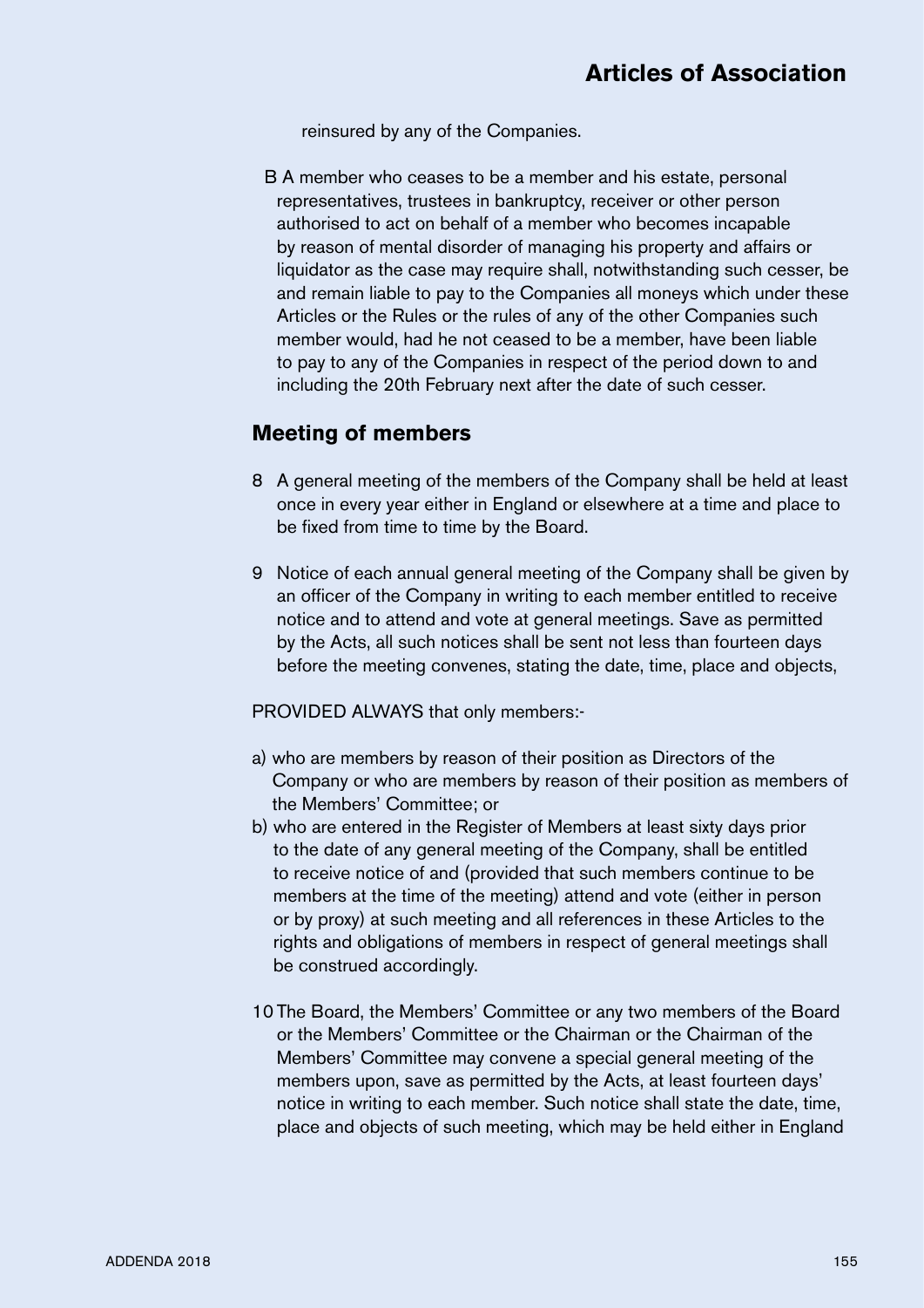reinsured by any of the Companies.

B A member who ceases to be a member and his estate, personal representatives, trustees in bankruptcy, receiver or other person authorised to act on behalf of a member who becomes incapable by reason of mental disorder of managing his property and affairs or liquidator as the case may require shall, notwithstanding such cesser, be and remain liable to pay to the Companies all moneys which under these Articles or the Rules or the rules of any of the other Companies such member would, had he not ceased to be a member, have been liable to pay to any of the Companies in respect of the period down to and including the 20th February next after the date of such cesser.

## Meeting of members

8 A general meeting of the members of the Company shall be held at least once in every year either in England or elsewhere at a time and place to be fixed from time to time by the Board.

9 Notice of each annual general meeting of the Company shall be given by an officer of the Company in writing to each member entitled to receive notice and to attend and vote at general meetings. Save as permitted by the Acts, all such notices shall be sent not less than fourteen days before the meeting convenes, stating the date, time, place and objects,

PROVIDED ALWAYS that only members:-

a) who are members by reason of their position as Directors of the Company or who are members by reason of their position as members of the Members' Committee; or
b) who are entered in the Register of Members at least sixty days prior to the date of any general meeting of the Company, shall be entitled to receive notice of and (provided that such members continue to be members at the time of the meeting) attend and vote (either in person or by proxy) at such meeting and all references in these Articles to the rights and obligations of members in respect of general meetings shall be construed accordingly.

10 The Board, the Members' Committee or any two members of the Board or the Members' Committee or the Chairman or the Chairman of the Members' Committee may convene a special general meeting of the members upon, save as permitted by the Acts, at least fourteen days' notice in writing to each member. Such notice shall state the date, time, place and objects of such meeting, which may be held either in England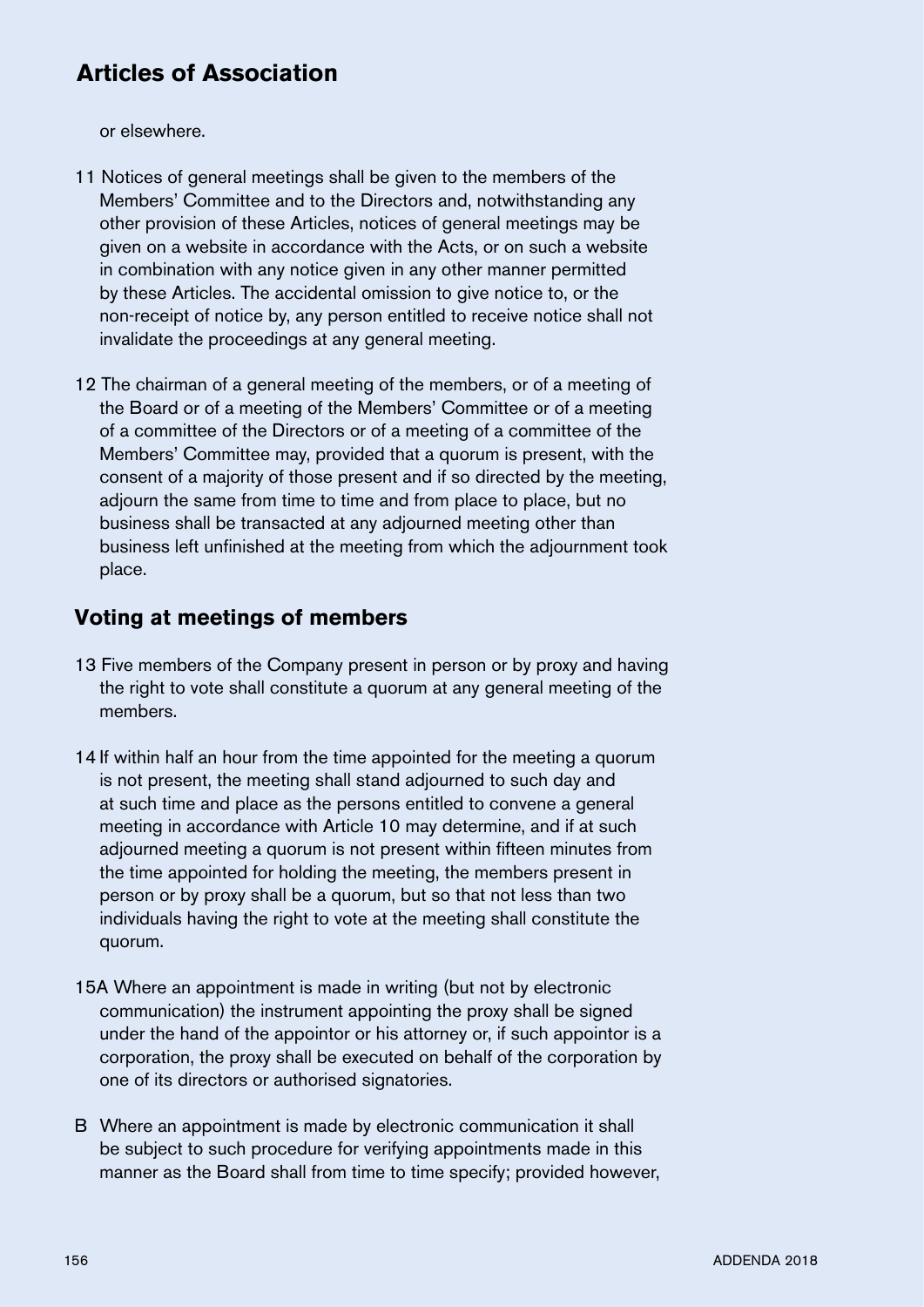or elsewhere.

11 Notices of general meetings shall be given to the members of the Members' Committee and to the Directors and, notwithstanding any other provision of these Articles, notices of general meetings may be given on a website in accordance with the Acts, or on such a website in combination with any notice given in any other manner permitted by these Articles. The accidental omission to give notice to, or the non-receipt of notice by, any person entitled to receive notice shall not invalidate the proceedings at any general meeting.

12 The chairman of a general meeting of the members, or of a meeting of the Board or of a meeting of the Members' Committee or of a meeting of a committee of the Directors or of a meeting of a committee of the Members' Committee may, provided that a quorum is present, with the consent of a majority of those present and if so directed by the meeting, adjourn the same from time to time and from place to place, but no business shall be transacted at any adjourned meeting other than business left unfinished at the meeting from which the adjournment took place.

## Voting at meetings of members

13 Five members of the Company present in person or by proxy and having the right to vote shall constitute a quorum at any general meeting of the members.

14 If within half an hour from the time appointed for the meeting a quorum is not present, the meeting shall stand adjourned to such day and at such time and place as the persons entitled to convene a general meeting in accordance with Article 10 may determine, and if at such adjourned meeting a quorum is not present within fifteen minutes from the time appointed for holding the meeting, the members present in person or by proxy shall be a quorum, but so that not less than two individuals having the right to vote at the meeting shall constitute the quorum.

15A Where an appointment is made in writing (but not by electronic communication) the instrument appointing the proxy shall be signed under the hand of the appointor or his attorney or, if such appointor is a corporation, the proxy shall be executed on behalf of the corporation by one of its directors or authorised signatories.

B Where an appointment is made by electronic communication it shall be subject to such procedure for verifying appointments made in this manner as the Board shall from time to time specify; provided however,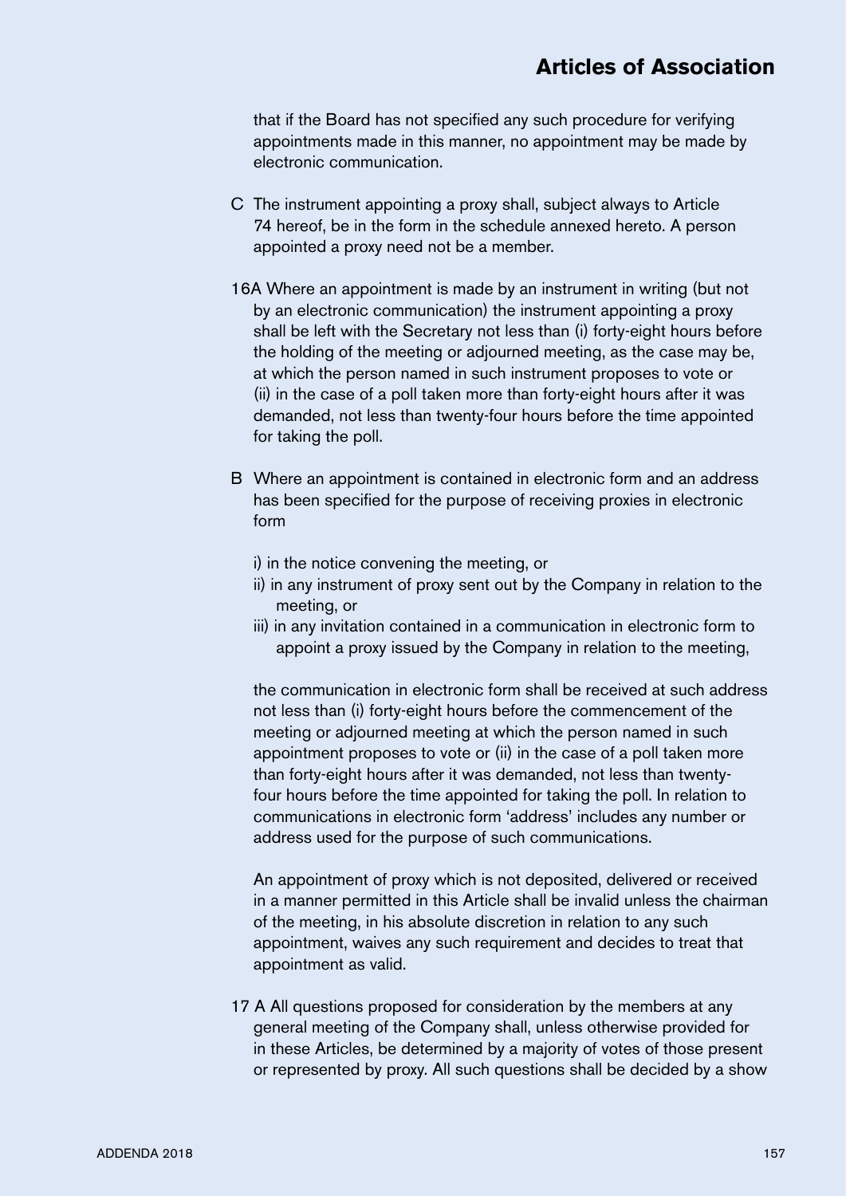that if the Board has not specified any such procedure for verifying appointments made in this manner, no appointment may be made by electronic communication.

C The instrument appointing a proxy shall, subject always to Article 74 hereof, be in the form in the schedule annexed hereto. A person appointed a proxy need not be a member.

16A Where an appointment is made by an instrument in writing (but not by an electronic communication) the instrument appointing a proxy shall be left with the Secretary not less than (i) forty-eight hours before the holding of the meeting or adjourned meeting, as the case may be, at which the person named in such instrument proposes to vote or (ii) in the case of a poll taken more than forty-eight hours after it was demanded, not less than twenty-four hours before the time appointed for taking the poll.

B Where an appointment is contained in electronic form and an address has been specified for the purpose of receiving proxies in electronic form

i) in the notice convening the meeting, or
ii) in any instrument of proxy sent out by the Company in relation to the meeting, or
iii) in any invitation contained in a communication in electronic form to appoint a proxy issued by the Company in relation to the meeting,

the communication in electronic form shall be received at such address not less than (i) forty-eight hours before the commencement of the meeting or adjourned meeting at which the person named in such appointment proposes to vote or (ii) in the case of a poll taken more than forty-eight hours after it was demanded, not less than twenty-four hours before the time appointed for taking the poll. In relation to communications in electronic form 'address' includes any number or address used for the purpose of such communications.

An appointment of proxy which is not deposited, delivered or received in a manner permitted in this Article shall be invalid unless the chairman of the meeting, in his absolute discretion in relation to any such appointment, waives any such requirement and decides to treat that appointment as valid.

17 A All questions proposed for consideration by the members at any general meeting of the Company shall, unless otherwise provided for in these Articles, be determined by a majority of votes of those present or represented by proxy. All such questions shall be decided by a show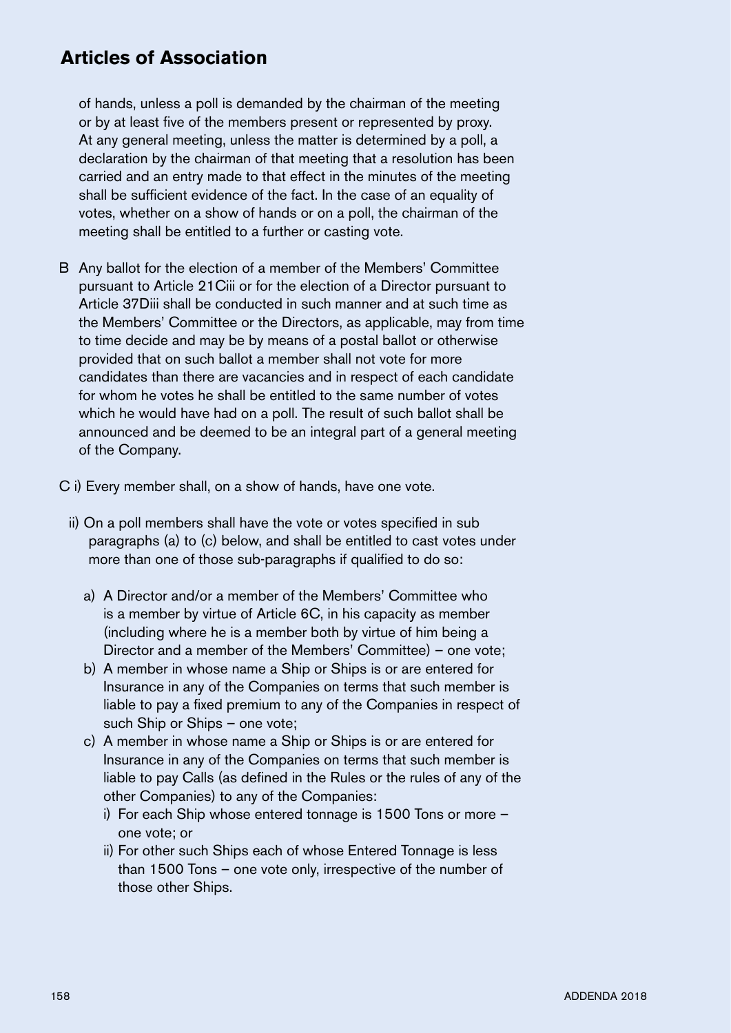of hands, unless a poll is demanded by the chairman of the meeting or by at least five of the members present or represented by proxy. At any general meeting, unless the matter is determined by a poll, a declaration by the chairman of that meeting that a resolution has been carried and an entry made to that effect in the minutes of the meeting shall be sufficient evidence of the fact. In the case of an equality of votes, whether on a show of hands or on a poll, the chairman of the meeting shall be entitled to a further or casting vote.

B Any ballot for the election of a member of the Members' Committee pursuant to Article 21Ciii or for the election of a Director pursuant to Article 37Diii shall be conducted in such manner and at such time as the Members' Committee or the Directors, as applicable, may from time to time decide and may be by means of a postal ballot or otherwise provided that on such ballot a member shall not vote for more candidates than there are vacancies and in respect of each candidate for whom he votes he shall be entitled to the same number of votes which he would have had on a poll. The result of such ballot shall be announced and be deemed to be an integral part of a general meeting of the Company.

C i) Every member shall, on a show of hands, have one vote.

ii) On a poll members shall have the vote or votes specified in sub paragraphs (a) to (c) below, and shall be entitled to cast votes under more than one of those sub-paragraphs if qualified to do so:

a) A Director and/or a member of the Members' Committee who is a member by virtue of Article 6C, in his capacity as member (including where he is a member both by virtue of him being a Director and a member of the Members' Committee) – one vote;

b) A member in whose name a Ship or Ships is or are entered for Insurance in any of the Companies on terms that such member is liable to pay a fixed premium to any of the Companies in respect of such Ship or Ships – one vote;

c) A member in whose name a Ship or Ships is or are entered for Insurance in any of the Companies on terms that such member is liable to pay Calls (as defined in the Rules or the rules of any of the other Companies) to any of the Companies:

i) For each Ship whose entered tonnage is 1500 Tons or more – one vote; or

ii) For other such Ships each of whose Entered Tonnage is less than 1500 Tons – one vote only, irrespective of the number of those other Ships.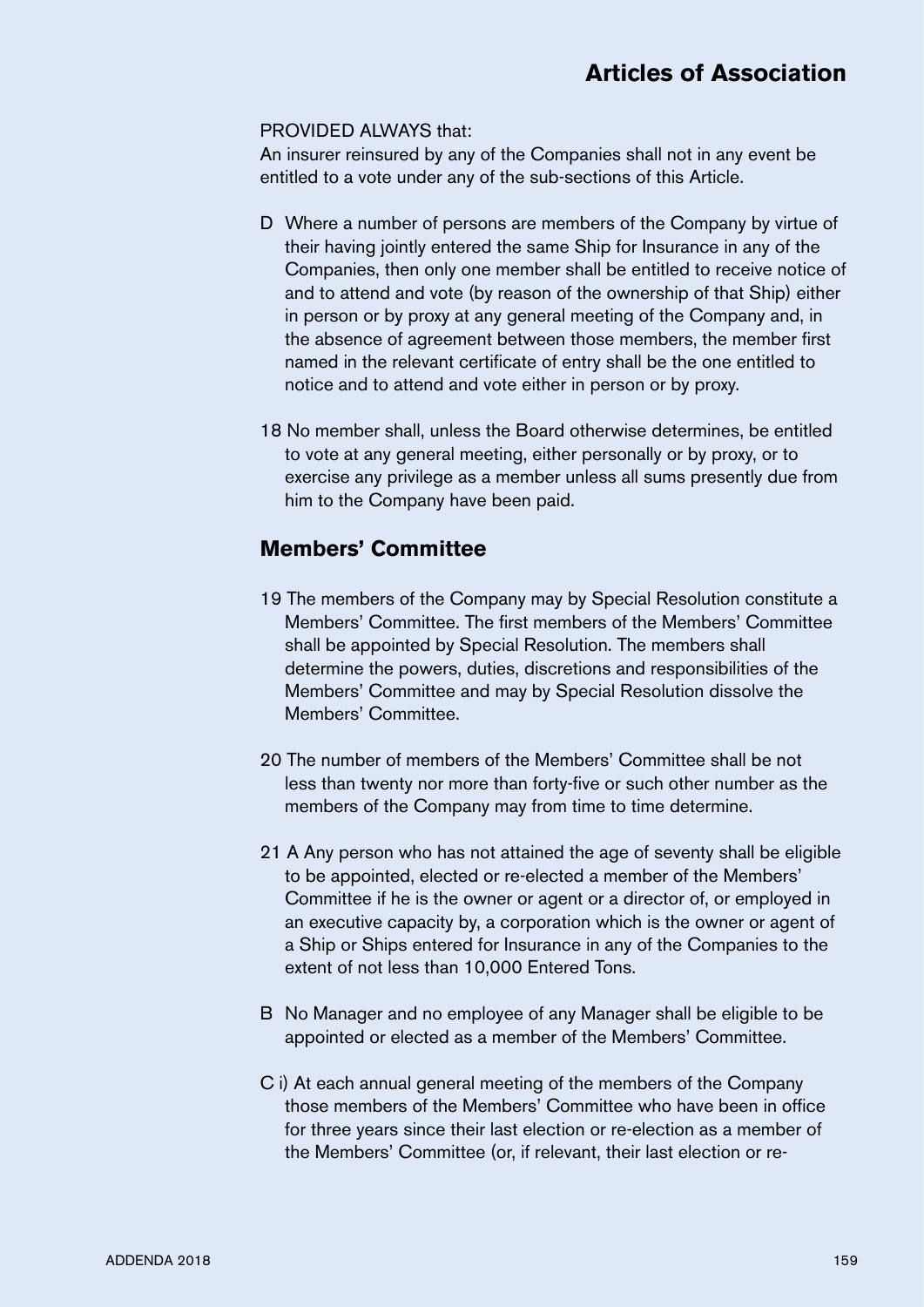PROVIDED ALWAYS that:
An insurer reinsured by any of the Companies shall not in any event be entitled to a vote under any of the sub-sections of this Article.

D Where a number of persons are members of the Company by virtue of their having jointly entered the same Ship for Insurance in any of the Companies, then only one member shall be entitled to receive notice of and to attend and vote (by reason of the ownership of that Ship) either in person or by proxy at any general meeting of the Company and, in the absence of agreement between those members, the member first named in the relevant certificate of entry shall be the one entitled to notice and to attend and vote either in person or by proxy.

18 No member shall, unless the Board otherwise determines, be entitled to vote at any general meeting, either personally or by proxy, or to exercise any privilege as a member unless all sums presently due from him to the Company have been paid.

## Members' Committee

19 The members of the Company may by Special Resolution constitute a Members' Committee. The first members of the Members' Committee shall be appointed by Special Resolution. The members shall determine the powers, duties, discretions and responsibilities of the Members' Committee and may by Special Resolution dissolve the Members' Committee.

20 The number of members of the Members' Committee shall be not less than twenty nor more than forty-five or such other number as the members of the Company may from time to time determine.

21 A Any person who has not attained the age of seventy shall be eligible to be appointed, elected or re-elected a member of the Members' Committee if he is the owner or agent or a director of, or employed in an executive capacity by, a corporation which is the owner or agent of a Ship or Ships entered for Insurance in any of the Companies to the extent of not less than 10,000 Entered Tons.

B No Manager and no employee of any Manager shall be eligible to be appointed or elected as a member of the Members' Committee.

C i) At each annual general meeting of the members of the Company those members of the Members' Committee who have been in office for three years since their last election or re-election as a member of the Members' Committee (or, if relevant, their last election or re-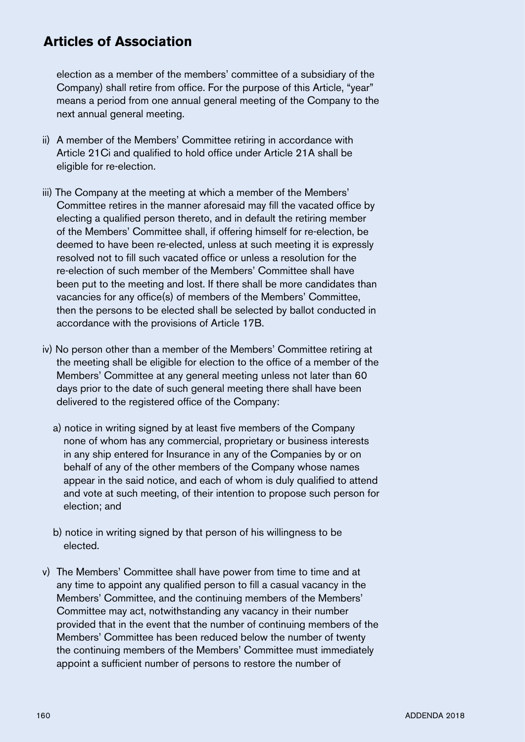election as a member of the members' committee of a subsidiary of the Company) shall retire from office. For the purpose of this Article, "year" means a period from one annual general meeting of the Company to the next annual general meeting.

ii) A member of the Members' Committee retiring in accordance with Article 21Ci and qualified to hold office under Article 21A shall be eligible for re-election.

iii) The Company at the meeting at which a member of the Members' Committee retires in the manner aforesaid may fill the vacated office by electing a qualified person thereto, and in default the retiring member of the Members' Committee shall, if offering himself for re-election, be deemed to have been re-elected, unless at such meeting it is expressly resolved not to fill such vacated office or unless a resolution for the re-election of such member of the Members' Committee shall have been put to the meeting and lost. If there shall be more candidates than vacancies for any office(s) of members of the Members' Committee, then the persons to be elected shall be selected by ballot conducted in accordance with the provisions of Article 17B.

iv) No person other than a member of the Members' Committee retiring at the meeting shall be eligible for election to the office of a member of the Members' Committee at any general meeting unless not later than 60 days prior to the date of such general meeting there shall have been delivered to the registered office of the Company:

   a) notice in writing signed by at least five members of the Company none of whom has any commercial, proprietary or business interests in any ship entered for Insurance in any of the Companies by or on behalf of any of the other members of the Company whose names appear in the said notice, and each of whom is duly qualified to attend and vote at such meeting, of their intention to propose such person for election; and

   b) notice in writing signed by that person of his willingness to be elected.

v) The Members' Committee shall have power from time to time and at any time to appoint any qualified person to fill a casual vacancy in the Members' Committee, and the continuing members of the Members' Committee may act, notwithstanding any vacancy in their number provided that in the event that the number of continuing members of the Members' Committee has been reduced below the number of twenty the continuing members of the Members' Committee must immediately appoint a sufficient number of persons to restore the number of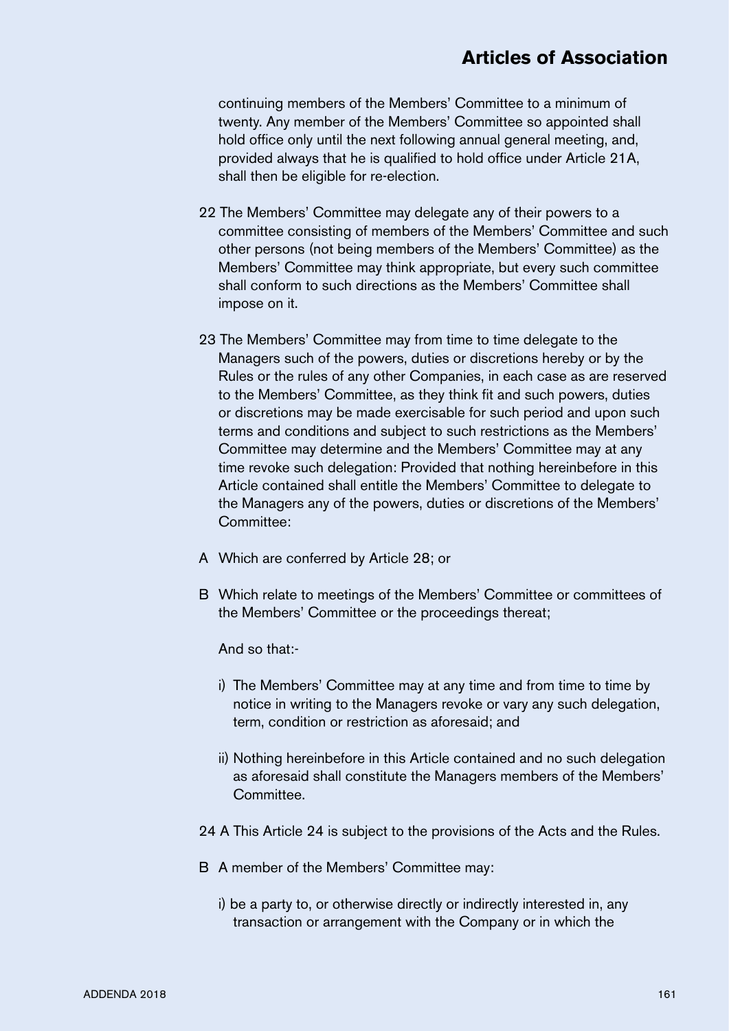continuing members of the Members' Committee to a minimum of twenty. Any member of the Members' Committee so appointed shall hold office only until the next following annual general meeting, and, provided always that he is qualified to hold office under Article 21A, shall then be eligible for re-election.

22 The Members' Committee may delegate any of their powers to a committee consisting of members of the Members' Committee and such other persons (not being members of the Members' Committee) as the Members' Committee may think appropriate, but every such committee shall conform to such directions as the Members' Committee shall impose on it.

23 The Members' Committee may from time to time delegate to the Managers such of the powers, duties or discretions hereby or by the Rules or the rules of any other Companies, in each case as are reserved to the Members' Committee, as they think fit and such powers, duties or discretions may be made exercisable for such period and upon such terms and conditions and subject to such restrictions as the Members' Committee may determine and the Members' Committee may at any time revoke such delegation: Provided that nothing hereinbefore in this Article contained shall entitle the Members' Committee to delegate to the Managers any of the powers, duties or discretions of the Members' Committee:

A Which are conferred by Article 28; or

B Which relate to meetings of the Members' Committee or committees of the Members' Committee or the proceedings thereat;

And so that:-

i) The Members' Committee may at any time and from time to time by notice in writing to the Managers revoke or vary any such delegation, term, condition or restriction as aforesaid; and

ii) Nothing hereinbefore in this Article contained and no such delegation as aforesaid shall constitute the Managers members of the Members' Committee.

24 A This Article 24 is subject to the provisions of the Acts and the Rules.

B A member of the Members' Committee may:

i) be a party to, or otherwise directly or indirectly interested in, any transaction or arrangement with the Company or in which the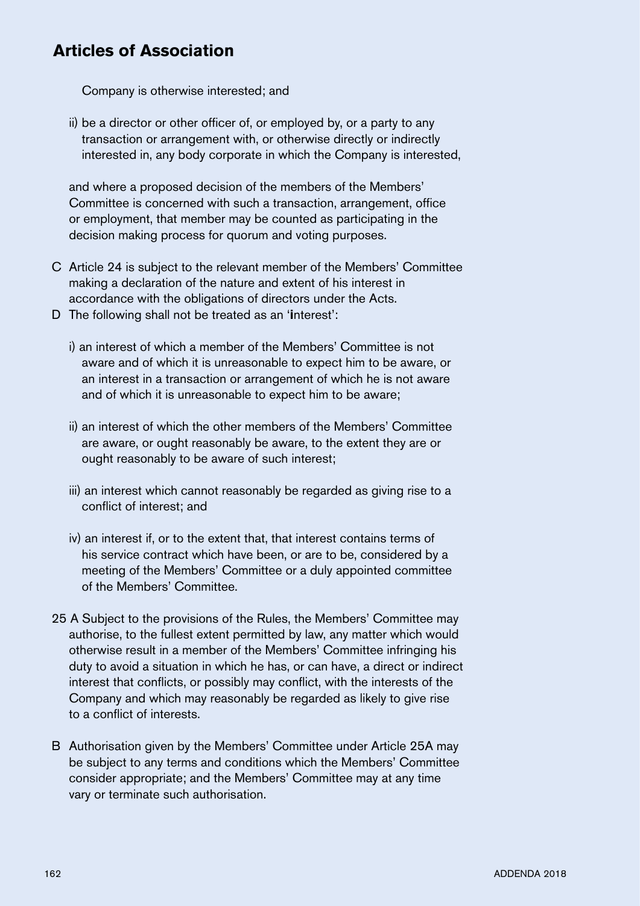## Articles of Association

Company is otherwise interested; and

ii) be a director or other officer of, or employed by, or a party to any transaction or arrangement with, or otherwise directly or indirectly interested in, any body corporate in which the Company is interested,

and where a proposed decision of the members of the Members' Committee is concerned with such a transaction, arrangement, office or employment, that member may be counted as participating in the decision making process for quorum and voting purposes.

C Article 24 is subject to the relevant member of the Members' Committee making a declaration of the nature and extent of his interest in accordance with the obligations of directors under the Acts.

D The following shall not be treated as an 'interest':

i) an interest of which a member of the Members' Committee is not aware and of which it is unreasonable to expect him to be aware, or an interest in a transaction or arrangement of which he is not aware and of which it is unreasonable to expect him to be aware;

ii) an interest of which the other members of the Members' Committee are aware, or ought reasonably be aware, to the extent they are or ought reasonably to be aware of such interest;

iii) an interest which cannot reasonably be regarded as giving rise to a conflict of interest; and

iv) an interest if, or to the extent that, that interest contains terms of his service contract which have been, or are to be, considered by a meeting of the Members' Committee or a duly appointed committee of the Members' Committee.

25 A Subject to the provisions of the Rules, the Members' Committee may authorise, to the fullest extent permitted by law, any matter which would otherwise result in a member of the Members' Committee infringing his duty to avoid a situation in which he has, or can have, a direct or indirect interest that conflicts, or possibly may conflict, with the interests of the Company and which may reasonably be regarded as likely to give rise to a conflict of interests.

B Authorisation given by the Members' Committee under Article 25A may be subject to any terms and conditions which the Members' Committee consider appropriate; and the Members' Committee may at any time vary or terminate such authorisation.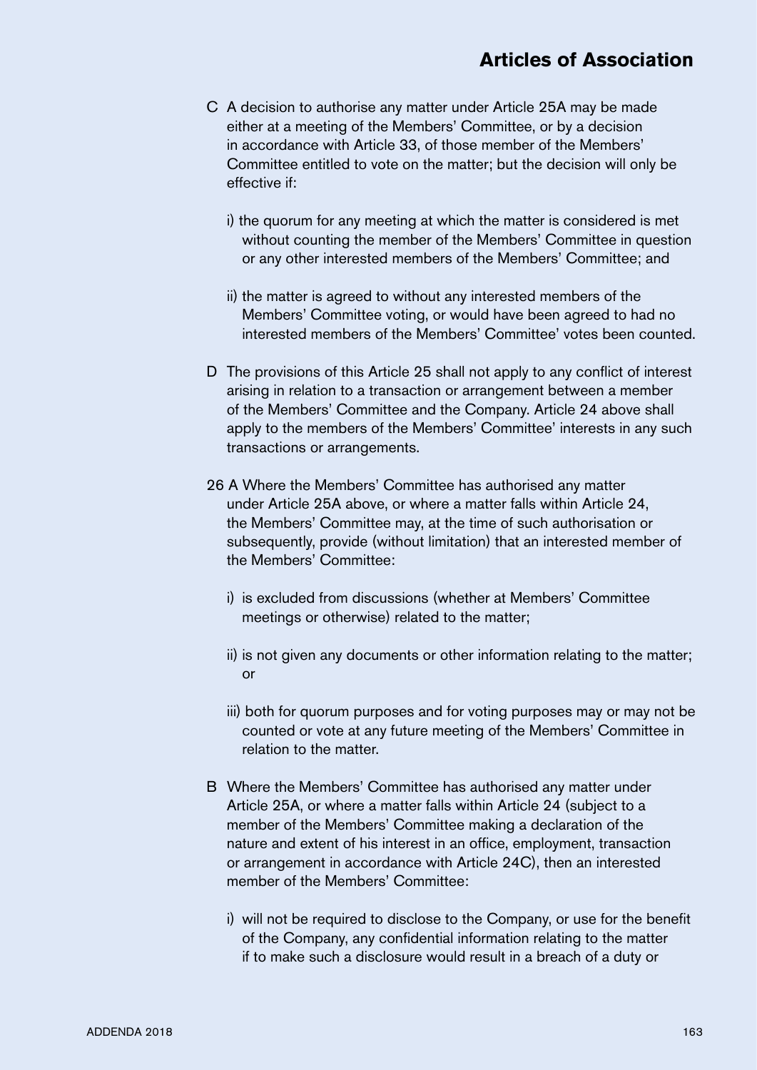C A decision to authorise any matter under Article 25A may be made either at a meeting of the Members' Committee, or by a decision in accordance with Article 33, of those member of the Members' Committee entitled to vote on the matter; but the decision will only be effective if:

i) the quorum for any meeting at which the matter is considered is met without counting the member of the Members' Committee in question or any other interested members of the Members' Committee; and

ii) the matter is agreed to without any interested members of the Members' Committee voting, or would have been agreed to had no interested members of the Members' Committee' votes been counted.

D The provisions of this Article 25 shall not apply to any conflict of interest arising in relation to a transaction or arrangement between a member of the Members' Committee and the Company. Article 24 above shall apply to the members of the Members' Committee' interests in any such transactions or arrangements.

26 A Where the Members' Committee has authorised any matter under Article 25A above, or where a matter falls within Article 24, the Members' Committee may, at the time of such authorisation or subsequently, provide (without limitation) that an interested member of the Members' Committee:

i) is excluded from discussions (whether at Members' Committee meetings or otherwise) related to the matter;

ii) is not given any documents or other information relating to the matter; or

iii) both for quorum purposes and for voting purposes may or may not be counted or vote at any future meeting of the Members' Committee in relation to the matter.

B Where the Members' Committee has authorised any matter under Article 25A, or where a matter falls within Article 24 (subject to a member of the Members' Committee making a declaration of the nature and extent of his interest in an office, employment, transaction or arrangement in accordance with Article 24C), then an interested member of the Members' Committee:

i) will not be required to disclose to the Company, or use for the benefit of the Company, any confidential information relating to the matter if to make such a disclosure would result in a breach of a duty or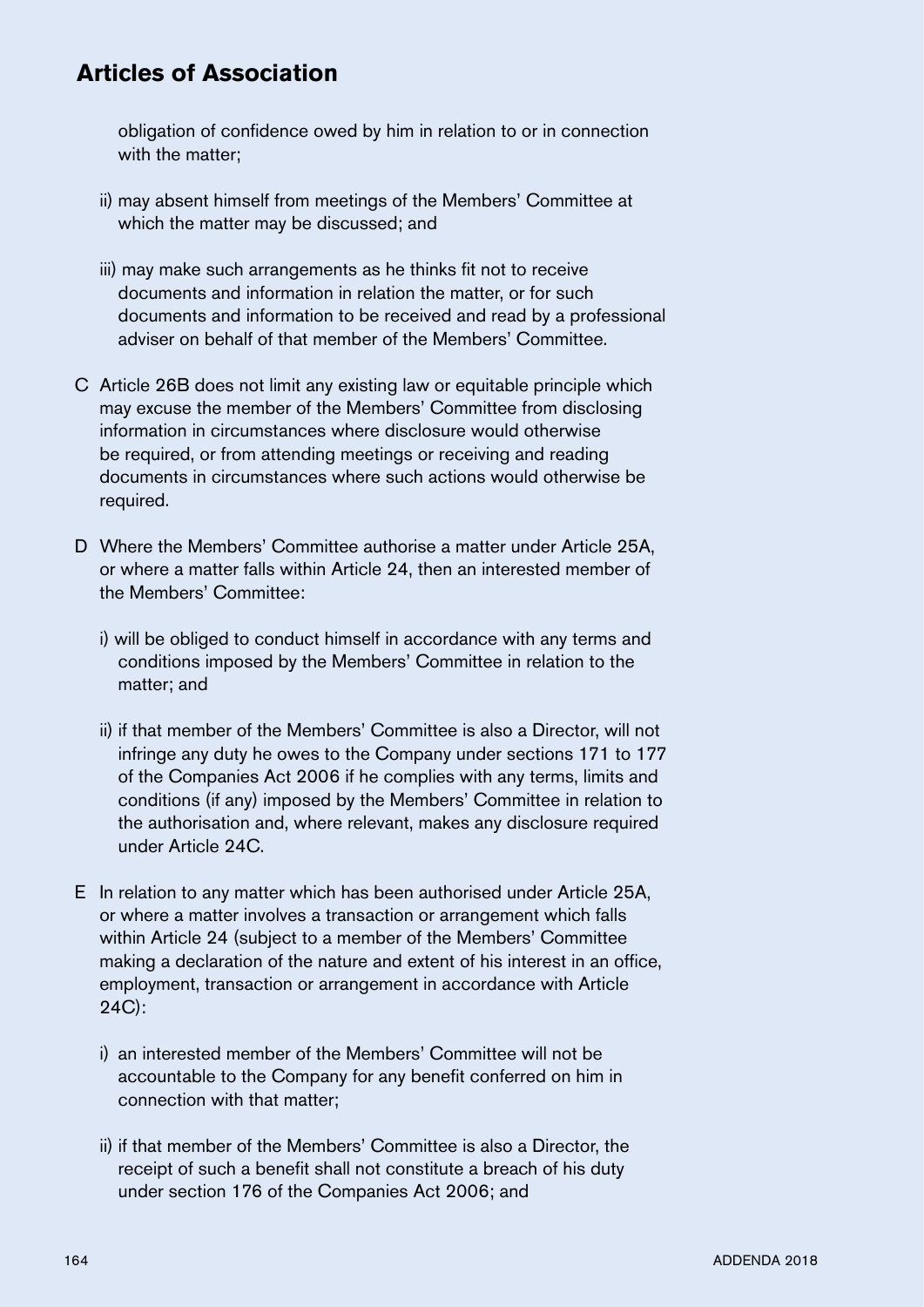obligation of confidence owed by him in relation to or in connection with the matter;

ii) may absent himself from meetings of the Members' Committee at which the matter may be discussed; and

iii) may make such arrangements as he thinks fit not to receive documents and information in relation the matter, or for such documents and information to be received and read by a professional adviser on behalf of that member of the Members' Committee.

C Article 26B does not limit any existing law or equitable principle which may excuse the member of the Members' Committee from disclosing information in circumstances where disclosure would otherwise be required, or from attending meetings or receiving and reading documents in circumstances where such actions would otherwise be required.

D Where the Members' Committee authorise a matter under Article 25A, or where a matter falls within Article 24, then an interested member of the Members' Committee:

i) will be obliged to conduct himself in accordance with any terms and conditions imposed by the Members' Committee in relation to the matter; and

ii) if that member of the Members' Committee is also a Director, will not infringe any duty he owes to the Company under sections 171 to 177 of the Companies Act 2006 if he complies with any terms, limits and conditions (if any) imposed by the Members' Committee in relation to the authorisation and, where relevant, makes any disclosure required under Article 24C.

E In relation to any matter which has been authorised under Article 25A, or where a matter involves a transaction or arrangement which falls within Article 24 (subject to a member of the Members' Committee making a declaration of the nature and extent of his interest in an office, employment, transaction or arrangement in accordance with Article 24C):

i) an interested member of the Members' Committee will not be accountable to the Company for any benefit conferred on him in connection with that matter;

ii) if that member of the Members' Committee is also a Director, the receipt of such a benefit shall not constitute a breach of his duty under section 176 of the Companies Act 2006; and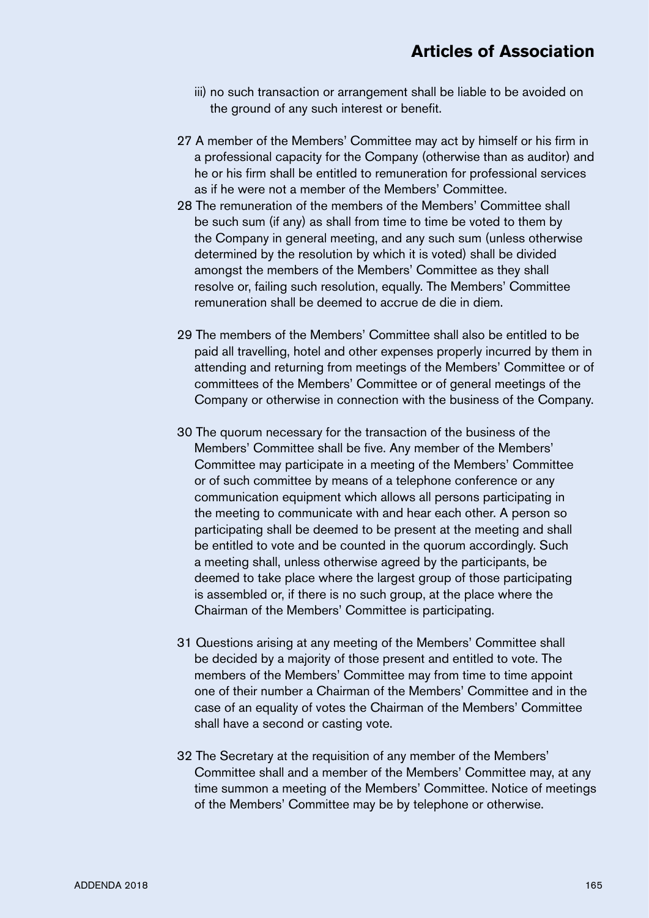iii) no such transaction or arrangement shall be liable to be avoided on the ground of any such interest or benefit.

27 A member of the Members' Committee may act by himself or his firm in a professional capacity for the Company (otherwise than as auditor) and he or his firm shall be entitled to remuneration for professional services as if he were not a member of the Members' Committee.

28 The remuneration of the members of the Members' Committee shall be such sum (if any) as shall from time to time be voted to them by the Company in general meeting, and any such sum (unless otherwise determined by the resolution by which it is voted) shall be divided amongst the members of the Members' Committee as they shall resolve or, failing such resolution, equally. The Members' Committee remuneration shall be deemed to accrue de die in diem.

29 The members of the Members' Committee shall also be entitled to be paid all travelling, hotel and other expenses properly incurred by them in attending and returning from meetings of the Members' Committee or of committees of the Members' Committee or of general meetings of the Company or otherwise in connection with the business of the Company.

30 The quorum necessary for the transaction of the business of the Members' Committee shall be five. Any member of the Members' Committee may participate in a meeting of the Members' Committee or of such committee by means of a telephone conference or any communication equipment which allows all persons participating in the meeting to communicate with and hear each other. A person so participating shall be deemed to be present at the meeting and shall be entitled to vote and be counted in the quorum accordingly. Such a meeting shall, unless otherwise agreed by the participants, be deemed to take place where the largest group of those participating is assembled or, if there is no such group, at the place where the Chairman of the Members' Committee is participating.

31 Questions arising at any meeting of the Members' Committee shall be decided by a majority of those present and entitled to vote. The members of the Members' Committee may from time to time appoint one of their number a Chairman of the Members' Committee and in the case of an equality of votes the Chairman of the Members' Committee shall have a second or casting vote.

32 The Secretary at the requisition of any member of the Members' Committee shall and a member of the Members' Committee may, at any time summon a meeting of the Members' Committee. Notice of meetings of the Members' Committee may be by telephone or otherwise.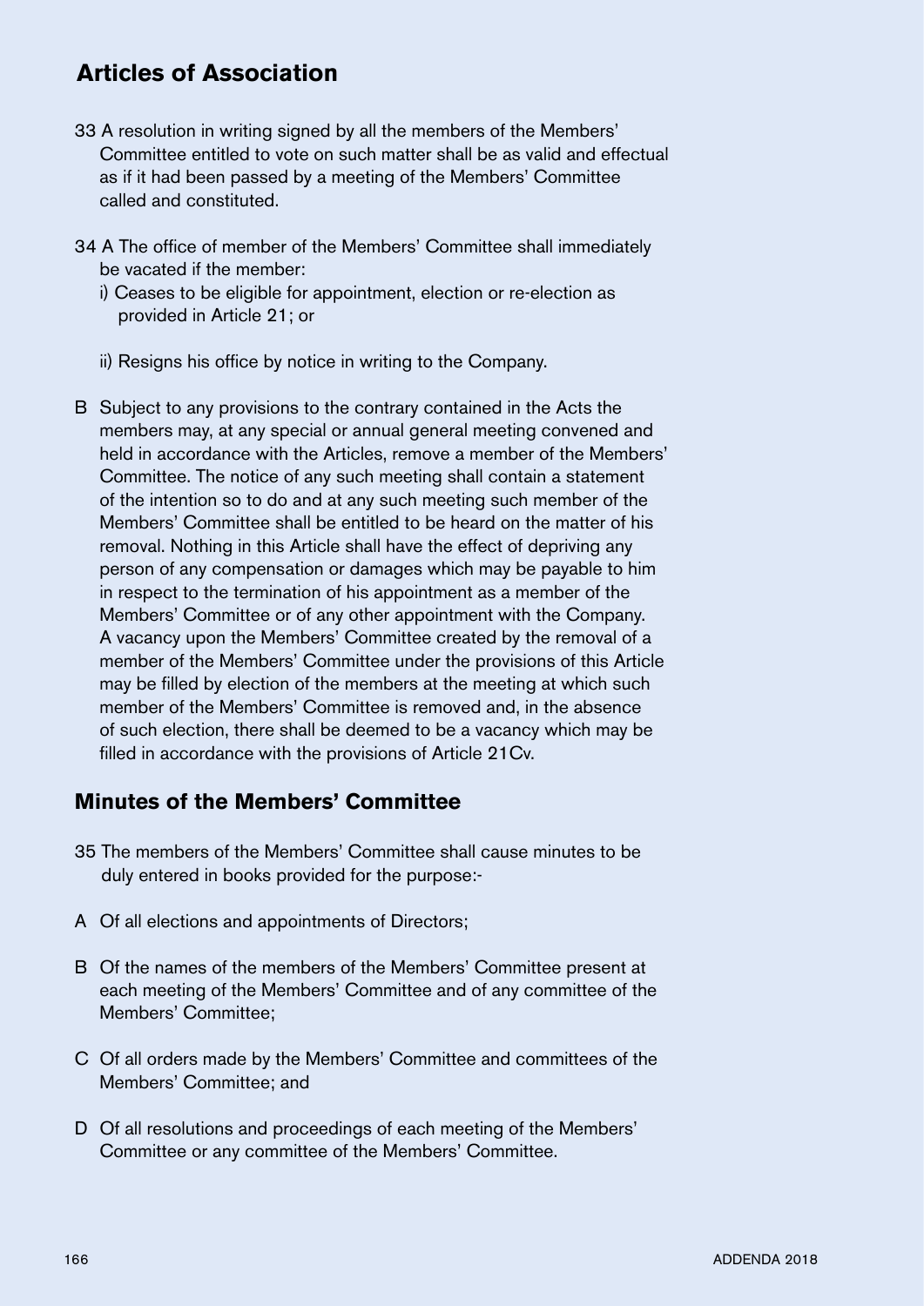# Articles of Association

33 A resolution in writing signed by all the members of the Members' Committee entitled to vote on such matter shall be as valid and effectual as if it had been passed by a meeting of the Members' Committee called and constituted.

34 A The office of member of the Members' Committee shall immediately be vacated if the member:

i) Ceases to be eligible for appointment, election or re-election as provided in Article 21; or

ii) Resigns his office by notice in writing to the Company.

B Subject to any provisions to the contrary contained in the Acts the members may, at any special or annual general meeting convened and held in accordance with the Articles, remove a member of the Members' Committee. The notice of any such meeting shall contain a statement of the intention so to do and at any such meeting such member of the Members' Committee shall be entitled to be heard on the matter of his removal. Nothing in this Article shall have the effect of depriving any person of any compensation or damages which may be payable to him in respect to the termination of his appointment as a member of the Members' Committee or of any other appointment with the Company. A vacancy upon the Members' Committee created by the removal of a member of the Members' Committee under the provisions of this Article may be filled by election of the members at the meeting at which such member of the Members' Committee is removed and, in the absence of such election, there shall be deemed to be a vacancy which may be filled in accordance with the provisions of Article 21Cv.

## Minutes of the Members' Committee

35 The members of the Members' Committee shall cause minutes to be duly entered in books provided for the purpose:-

A Of all elections and appointments of Directors;

B Of the names of the members of the Members' Committee present at each meeting of the Members' Committee and of any committee of the Members' Committee;

C Of all orders made by the Members' Committee and committees of the Members' Committee; and

D Of all resolutions and proceedings of each meeting of the Members' Committee or any committee of the Members' Committee.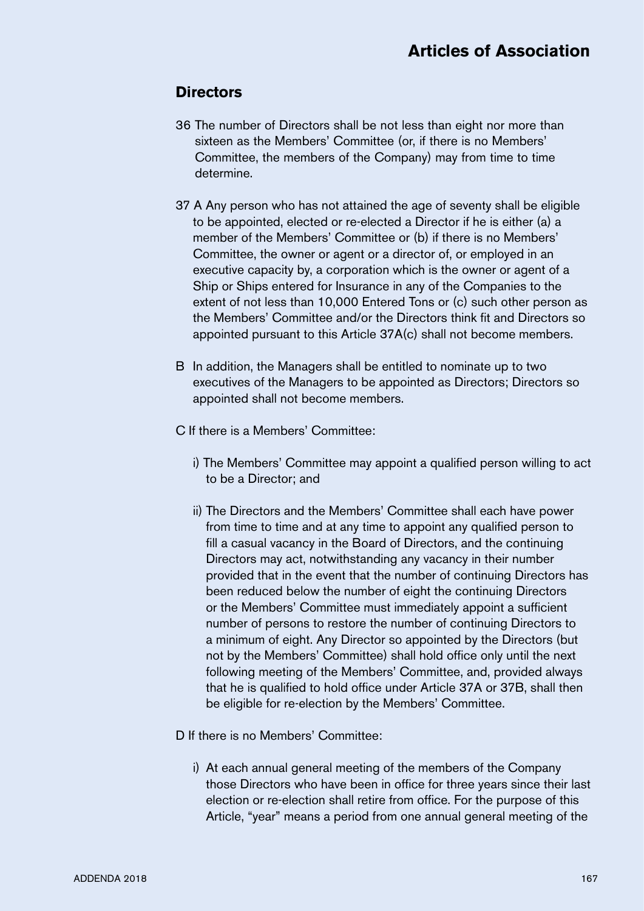## Directors

36 The number of Directors shall be not less than eight nor more than sixteen as the Members' Committee (or, if there is no Members' Committee, the members of the Company) may from time to time determine.

37 A Any person who has not attained the age of seventy shall be eligible to be appointed, elected or re-elected a Director if he is either (a) a member of the Members' Committee or (b) if there is no Members' Committee, the owner or agent or a director of, or employed in an executive capacity by, a corporation which is the owner or agent of a Ship or Ships entered for Insurance in any of the Companies to the extent of not less than 10,000 Entered Tons or (c) such other person as the Members' Committee and/or the Directors think fit and Directors so appointed pursuant to this Article 37A(c) shall not become members.

B In addition, the Managers shall be entitled to nominate up to two executives of the Managers to be appointed as Directors; Directors so appointed shall not become members.

C If there is a Members' Committee:

i) The Members' Committee may appoint a qualified person willing to act to be a Director; and

ii) The Directors and the Members' Committee shall each have power from time to time and at any time to appoint any qualified person to fill a casual vacancy in the Board of Directors, and the continuing Directors may act, notwithstanding any vacancy in their number provided that in the event that the number of continuing Directors has been reduced below the number of eight the continuing Directors or the Members' Committee must immediately appoint a sufficient number of persons to restore the number of continuing Directors to a minimum of eight. Any Director so appointed by the Directors (but not by the Members' Committee) shall hold office only until the next following meeting of the Members' Committee, and, provided always that he is qualified to hold office under Article 37A or 37B, shall then be eligible for re-election by the Members' Committee.

D If there is no Members' Committee:

i) At each annual general meeting of the members of the Company those Directors who have been in office for three years since their last election or re-election shall retire from office. For the purpose of this Article, "year" means a period from one annual general meeting of the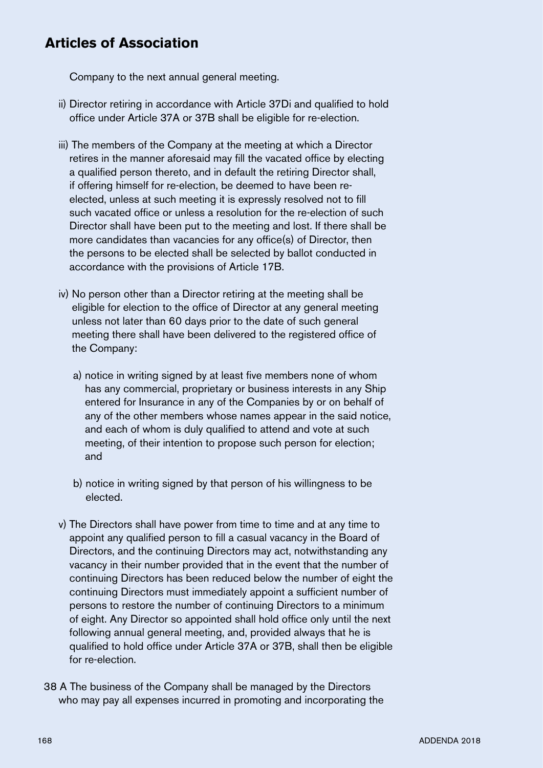# Articles of Association

Company to the next annual general meeting.

ii) Director retiring in accordance with Article 37Di and qualified to hold office under Article 37A or 37B shall be eligible for re-election.

iii) The members of the Company at the meeting at which a Director retires in the manner aforesaid may fill the vacated office by electing a qualified person thereto, and in default the retiring Director shall, if offering himself for re-election, be deemed to have been re-elected, unless at such meeting it is expressly resolved not to fill such vacated office or unless a resolution for the re-election of such Director shall have been put to the meeting and lost. If there shall be more candidates than vacancies for any office(s) of Director, then the persons to be elected shall be selected by ballot conducted in accordance with the provisions of Article 17B.

iv) No person other than a Director retiring at the meeting shall be eligible for election to the office of Director at any general meeting unless not later than 60 days prior to the date of such general meeting there shall have been delivered to the registered office of the Company:

a) notice in writing signed by at least five members none of whom has any commercial, proprietary or business interests in any Ship entered for Insurance in any of the Companies by or on behalf of any of the other members whose names appear in the said notice, and each of whom is duly qualified to attend and vote at such meeting, of their intention to propose such person for election; and

b) notice in writing signed by that person of his willingness to be elected.

v) The Directors shall have power from time to time and at any time to appoint any qualified person to fill a casual vacancy in the Board of Directors, and the continuing Directors may act, notwithstanding any vacancy in their number provided that in the event that the number of continuing Directors has been reduced below the number of eight the continuing Directors must immediately appoint a sufficient number of persons to restore the number of continuing Directors to a minimum of eight. Any Director so appointed shall hold office only until the next following annual general meeting, and, provided always that he is qualified to hold office under Article 37A or 37B, shall then be eligible for re-election.

38 A The business of the Company shall be managed by the Directors who may pay all expenses incurred in promoting and incorporating the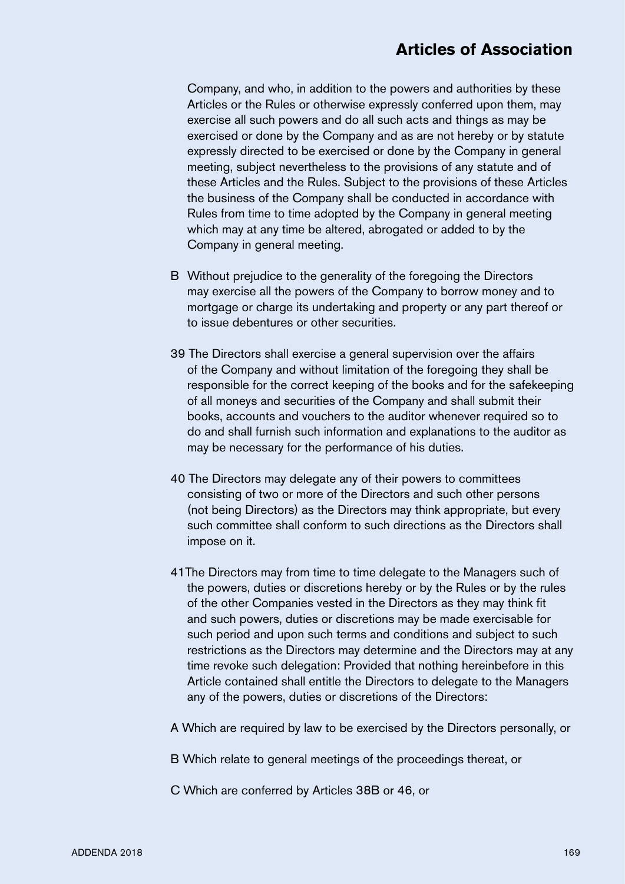Company, and who, in addition to the powers and authorities by these Articles or the Rules or otherwise expressly conferred upon them, may exercise all such powers and do all such acts and things as may be exercised or done by the Company and as are not hereby or by statute expressly directed to be exercised or done by the Company in general meeting, subject nevertheless to the provisions of any statute and of these Articles and the Rules. Subject to the provisions of these Articles the business of the Company shall be conducted in accordance with Rules from time to time adopted by the Company in general meeting which may at any time be altered, abrogated or added to by the Company in general meeting.

B Without prejudice to the generality of the foregoing the Directors may exercise all the powers of the Company to borrow money and to mortgage or charge its undertaking and property or any part thereof or to issue debentures or other securities.

39 The Directors shall exercise a general supervision over the affairs of the Company and without limitation of the foregoing they shall be responsible for the correct keeping of the books and for the safekeeping of all moneys and securities of the Company and shall submit their books, accounts and vouchers to the auditor whenever required so to do and shall furnish such information and explanations to the auditor as may be necessary for the performance of his duties.

40 The Directors may delegate any of their powers to committees consisting of two or more of the Directors and such other persons (not being Directors) as the Directors may think appropriate, but every such committee shall conform to such directions as the Directors shall impose on it.

41 The Directors may from time to time delegate to the Managers such of the powers, duties or discretions hereby or by the Rules or by the rules of the other Companies vested in the Directors as they may think fit and such powers, duties or discretions may be made exercisable for such period and upon such terms and conditions and subject to such restrictions as the Directors may determine and the Directors may at any time revoke such delegation: Provided that nothing hereinbefore in this Article contained shall entitle the Directors to delegate to the Managers any of the powers, duties or discretions of the Directors:

A Which are required by law to be exercised by the Directors personally, or

B Which relate to general meetings of the proceedings thereat, or

C Which are conferred by Articles 38B or 46, or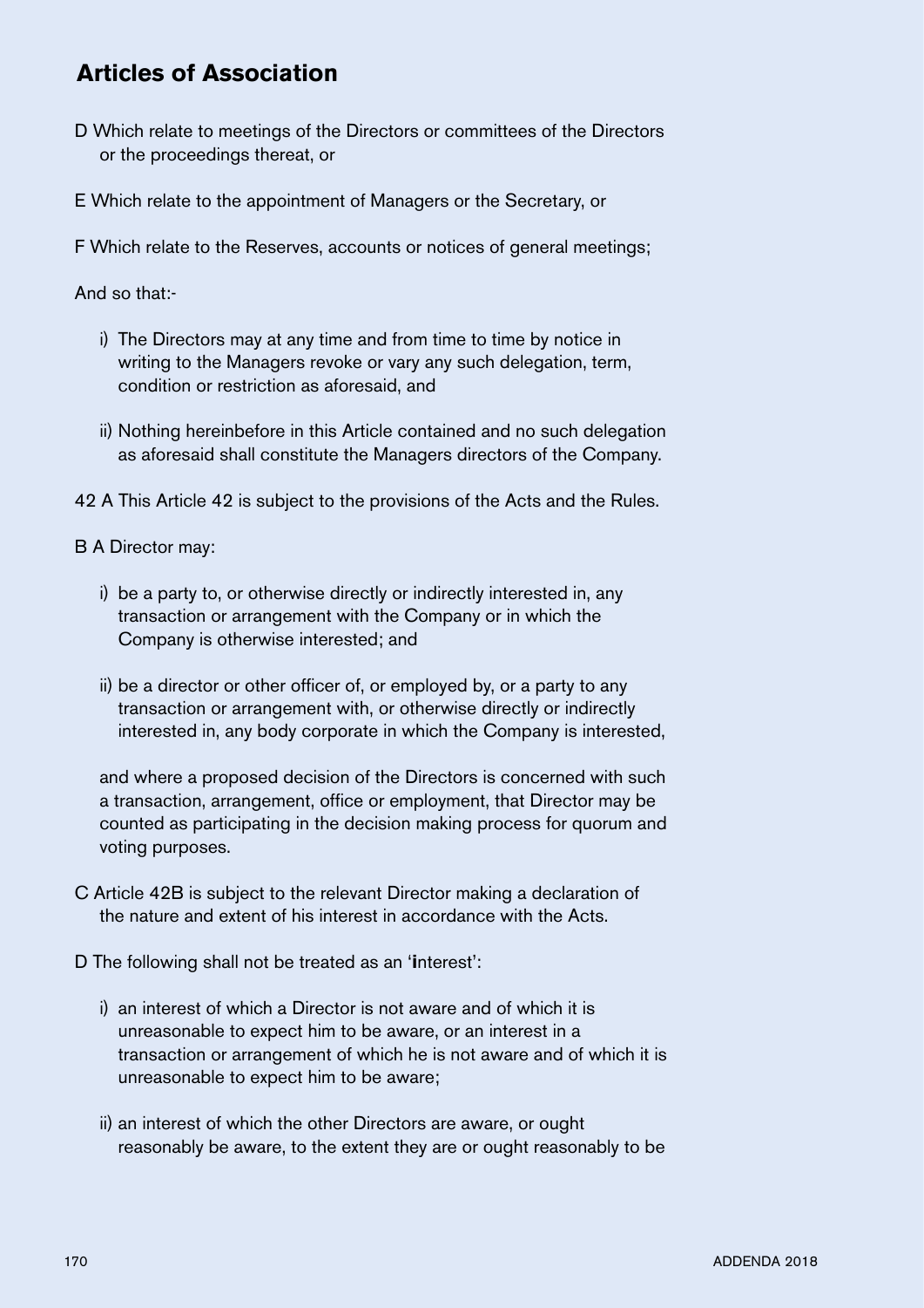## Articles of Association

D Which relate to meetings of the Directors or committees of the Directors or the proceedings thereat, or

E Which relate to the appointment of Managers or the Secretary, or

F Which relate to the Reserves, accounts or notices of general meetings;

And so that:-

- i) The Directors may at any time and from time to time by notice in writing to the Managers revoke or vary any such delegation, term, condition or restriction as aforesaid, and
- ii) Nothing hereinbefore in this Article contained and no such delegation as aforesaid shall constitute the Managers directors of the Company.

42 A This Article 42 is subject to the provisions of the Acts and the Rules.

B A Director may:

- i) be a party to, or otherwise directly or indirectly interested in, any transaction or arrangement with the Company or in which the Company is otherwise interested; and
- ii) be a director or other officer of, or employed by, or a party to any transaction or arrangement with, or otherwise directly or indirectly interested in, any body corporate in which the Company is interested,

and where a proposed decision of the Directors is concerned with such a transaction, arrangement, office or employment, that Director may be counted as participating in the decision making process for quorum and voting purposes.

C Article 42B is subject to the relevant Director making a declaration of the nature and extent of his interest in accordance with the Acts.

D The following shall not be treated as an '**i**nterest':

- i) an interest of which a Director is not aware and of which it is unreasonable to expect him to be aware, or an interest in a transaction or arrangement of which he is not aware and of which it is unreasonable to expect him to be aware;
- ii) an interest of which the other Directors are aware, or ought reasonably be aware, to the extent they are or ought reasonably to be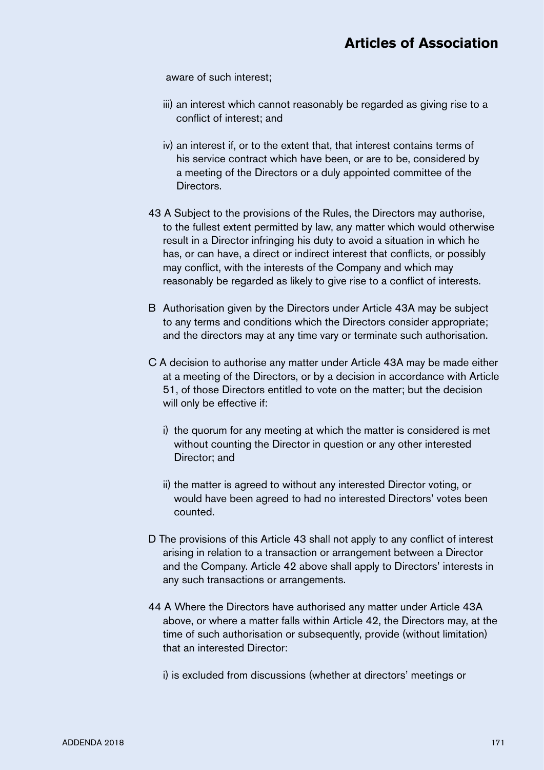aware of such interest;

iii) an interest which cannot reasonably be regarded as giving rise to a conflict of interest; and

iv) an interest if, or to the extent that, that interest contains terms of his service contract which have been, or are to be, considered by a meeting of the Directors or a duly appointed committee of the Directors.

43 A Subject to the provisions of the Rules, the Directors may authorise, to the fullest extent permitted by law, any matter which would otherwise result in a Director infringing his duty to avoid a situation in which he has, or can have, a direct or indirect interest that conflicts, or possibly may conflict, with the interests of the Company and which may reasonably be regarded as likely to give rise to a conflict of interests.

B Authorisation given by the Directors under Article 43A may be subject to any terms and conditions which the Directors consider appropriate; and the directors may at any time vary or terminate such authorisation.

C A decision to authorise any matter under Article 43A may be made either at a meeting of the Directors, or by a decision in accordance with Article 51, of those Directors entitled to vote on the matter; but the decision will only be effective if:

i) the quorum for any meeting at which the matter is considered is met without counting the Director in question or any other interested Director; and

ii) the matter is agreed to without any interested Director voting, or would have been agreed to had no interested Directors' votes been counted.

D The provisions of this Article 43 shall not apply to any conflict of interest arising in relation to a transaction or arrangement between a Director and the Company. Article 42 above shall apply to Directors' interests in any such transactions or arrangements.

44 A Where the Directors have authorised any matter under Article 43A above, or where a matter falls within Article 42, the Directors may, at the time of such authorisation or subsequently, provide (without limitation) that an interested Director:

i) is excluded from discussions (whether at directors' meetings or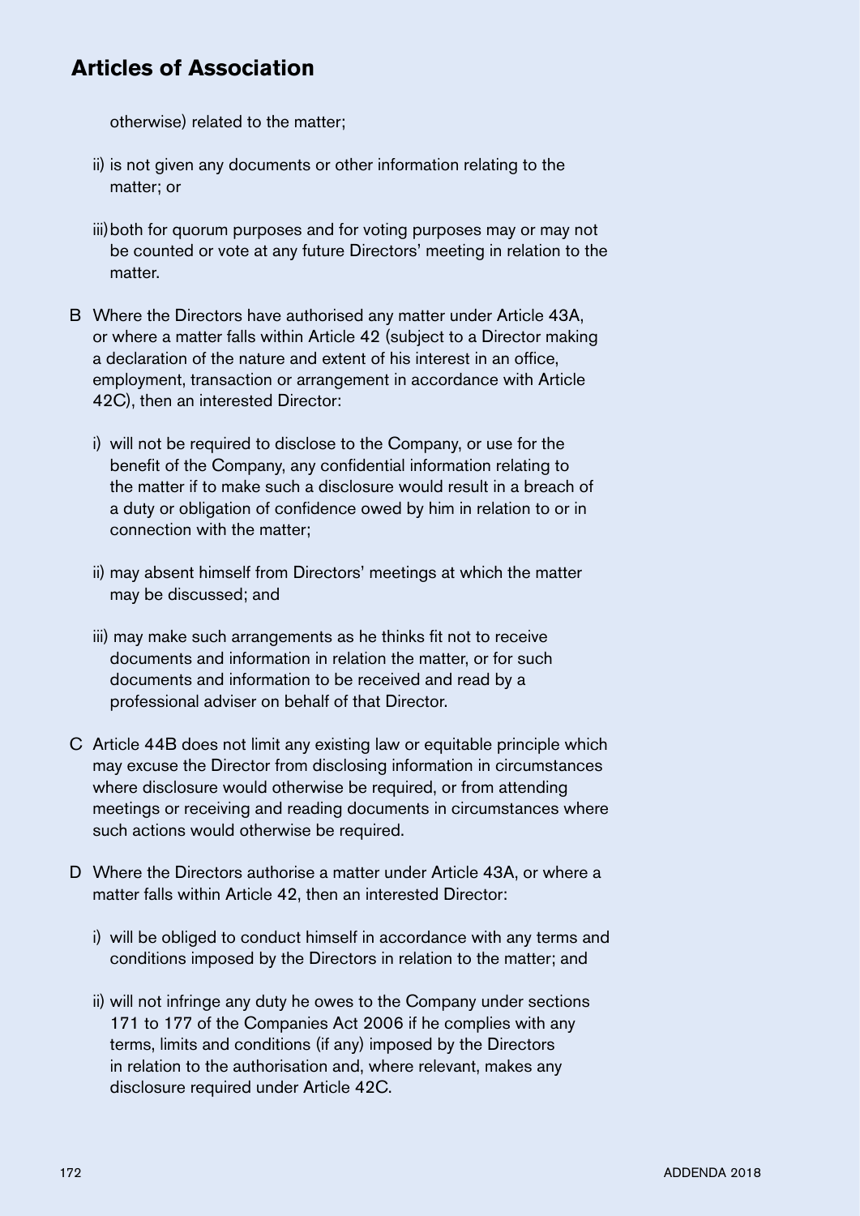otherwise) related to the matter;

ii) is not given any documents or other information relating to the matter; or

iii) both for quorum purposes and for voting purposes may or may not be counted or vote at any future Directors' meeting in relation to the matter.

B Where the Directors have authorised any matter under Article 43A, or where a matter falls within Article 42 (subject to a Director making a declaration of the nature and extent of his interest in an office, employment, transaction or arrangement in accordance with Article 42C), then an interested Director:

i) will not be required to disclose to the Company, or use for the benefit of the Company, any confidential information relating to the matter if to make such a disclosure would result in a breach of a duty or obligation of confidence owed by him in relation to or in connection with the matter;

ii) may absent himself from Directors' meetings at which the matter may be discussed; and

iii) may make such arrangements as he thinks fit not to receive documents and information in relation the matter, or for such documents and information to be received and read by a professional adviser on behalf of that Director.

C Article 44B does not limit any existing law or equitable principle which may excuse the Director from disclosing information in circumstances where disclosure would otherwise be required, or from attending meetings or receiving and reading documents in circumstances where such actions would otherwise be required.

D Where the Directors authorise a matter under Article 43A, or where a matter falls within Article 42, then an interested Director:

i) will be obliged to conduct himself in accordance with any terms and conditions imposed by the Directors in relation to the matter; and

ii) will not infringe any duty he owes to the Company under sections 171 to 177 of the Companies Act 2006 if he complies with any terms, limits and conditions (if any) imposed by the Directors in relation to the authorisation and, where relevant, makes any disclosure required under Article 42C.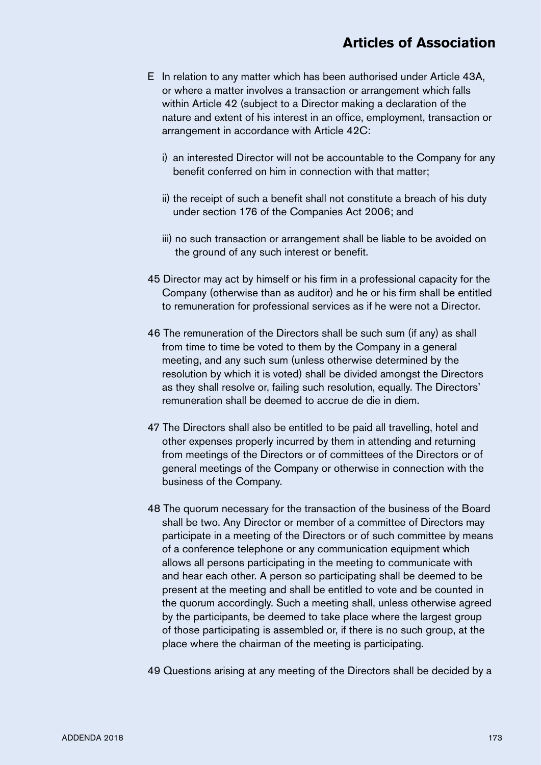E In relation to any matter which has been authorised under Article 43A, or where a matter involves a transaction or arrangement which falls within Article 42 (subject to a Director making a declaration of the nature and extent of his interest in an office, employment, transaction or arrangement in accordance with Article 42C:

i) an interested Director will not be accountable to the Company for any benefit conferred on him in connection with that matter;

ii) the receipt of such a benefit shall not constitute a breach of his duty under section 176 of the Companies Act 2006; and

iii) no such transaction or arrangement shall be liable to be avoided on the ground of any such interest or benefit.

45 Director may act by himself or his firm in a professional capacity for the Company (otherwise than as auditor) and he or his firm shall be entitled to remuneration for professional services as if he were not a Director.

46 The remuneration of the Directors shall be such sum (if any) as shall from time to time be voted to them by the Company in a general meeting, and any such sum (unless otherwise determined by the resolution by which it is voted) shall be divided amongst the Directors as they shall resolve or, failing such resolution, equally. The Directors' remuneration shall be deemed to accrue de die in diem.

47 The Directors shall also be entitled to be paid all travelling, hotel and other expenses properly incurred by them in attending and returning from meetings of the Directors or of committees of the Directors or of general meetings of the Company or otherwise in connection with the business of the Company.

48 The quorum necessary for the transaction of the business of the Board shall be two. Any Director or member of a committee of Directors may participate in a meeting of the Directors or of such committee by means of a conference telephone or any communication equipment which allows all persons participating in the meeting to communicate with and hear each other. A person so participating shall be deemed to be present at the meeting and shall be entitled to vote and be counted in the quorum accordingly. Such a meeting shall, unless otherwise agreed by the participants, be deemed to take place where the largest group of those participating is assembled or, if there is no such group, at the place where the chairman of the meeting is participating.

49 Questions arising at any meeting of the Directors shall be decided by a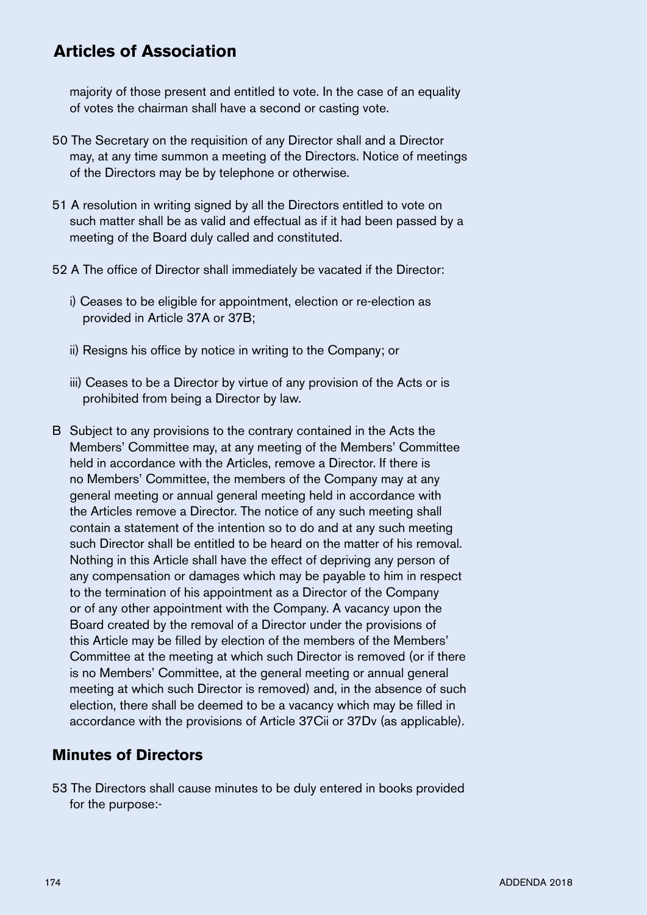majority of those present and entitled to vote. In the case of an equality of votes the chairman shall have a second or casting vote.

50 The Secretary on the requisition of any Director shall and a Director may, at any time summon a meeting of the Directors. Notice of meetings of the Directors may be by telephone or otherwise.

51 A resolution in writing signed by all the Directors entitled to vote on such matter shall be as valid and effectual as if it had been passed by a meeting of the Board duly called and constituted.

52 A The office of Director shall immediately be vacated if the Director:

i) Ceases to be eligible for appointment, election or re-election as provided in Article 37A or 37B;

ii) Resigns his office by notice in writing to the Company; or

iii) Ceases to be a Director by virtue of any provision of the Acts or is prohibited from being a Director by law.

B Subject to any provisions to the contrary contained in the Acts the Members' Committee may, at any meeting of the Members' Committee held in accordance with the Articles, remove a Director. If there is no Members' Committee, the members of the Company may at any general meeting or annual general meeting held in accordance with the Articles remove a Director. The notice of any such meeting shall contain a statement of the intention so to do and at any such meeting such Director shall be entitled to be heard on the matter of his removal. Nothing in this Article shall have the effect of depriving any person of any compensation or damages which may be payable to him in respect to the termination of his appointment as a Director of the Company or of any other appointment with the Company. A vacancy upon the Board created by the removal of a Director under the provisions of this Article may be filled by election of the members of the Members' Committee at the meeting at which such Director is removed (or if there is no Members' Committee, at the general meeting or annual general meeting at which such Director is removed) and, in the absence of such election, there shall be deemed to be a vacancy which may be filled in accordance with the provisions of Article 37Cii or 37Dv (as applicable).

## Minutes of Directors

53 The Directors shall cause minutes to be duly entered in books provided for the purpose:-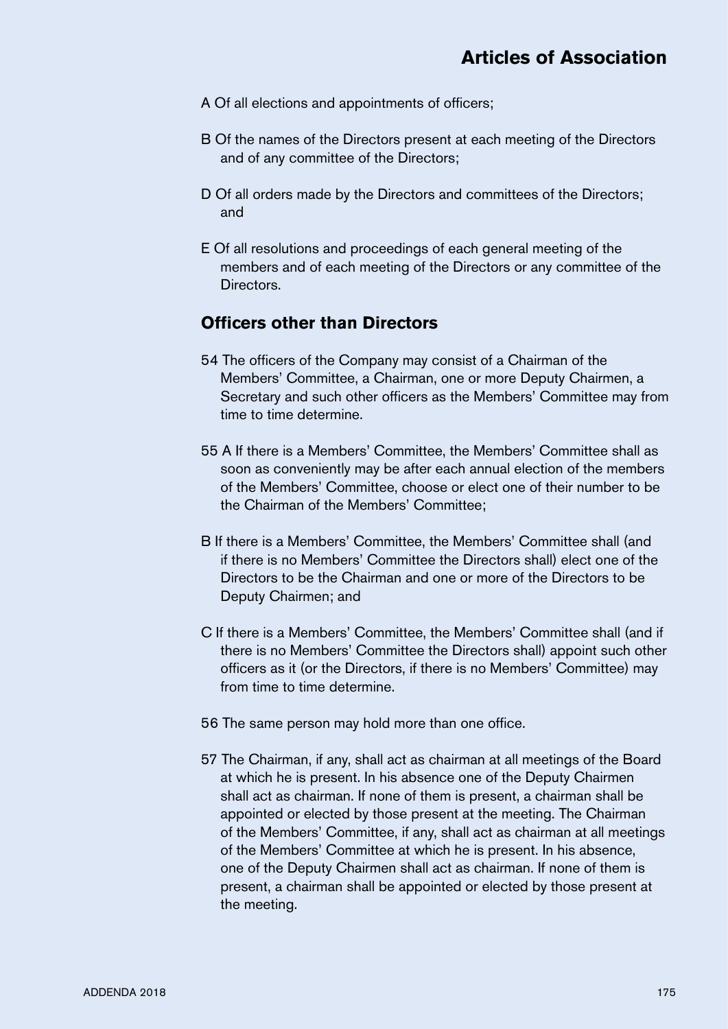A Of all elections and appointments of officers;

B Of the names of the Directors present at each meeting of the Directors and of any committee of the Directors;

D Of all orders made by the Directors and committees of the Directors; and

E Of all resolutions and proceedings of each general meeting of the members and of each meeting of the Directors or any committee of the Directors.

## Officers other than Directors

54 The officers of the Company may consist of a Chairman of the Members' Committee, a Chairman, one or more Deputy Chairmen, a Secretary and such other officers as the Members' Committee may from time to time determine.

55 A If there is a Members' Committee, the Members' Committee shall as soon as conveniently may be after each annual election of the members of the Members' Committee, choose or elect one of their number to be the Chairman of the Members' Committee;

B If there is a Members' Committee, the Members' Committee shall (and if there is no Members' Committee the Directors shall) elect one of the Directors to be the Chairman and one or more of the Directors to be Deputy Chairmen; and

C If there is a Members' Committee, the Members' Committee shall (and if there is no Members' Committee the Directors shall) appoint such other officers as it (or the Directors, if there is no Members' Committee) may from time to time determine.

56 The same person may hold more than one office.

57 The Chairman, if any, shall act as chairman at all meetings of the Board at which he is present. In his absence one of the Deputy Chairmen shall act as chairman. If none of them is present, a chairman shall be appointed or elected by those present at the meeting. The Chairman of the Members' Committee, if any, shall act as chairman at all meetings of the Members' Committee at which he is present. In his absence, one of the Deputy Chairmen shall act as chairman. If none of them is present, a chairman shall be appointed or elected by those present at the meeting.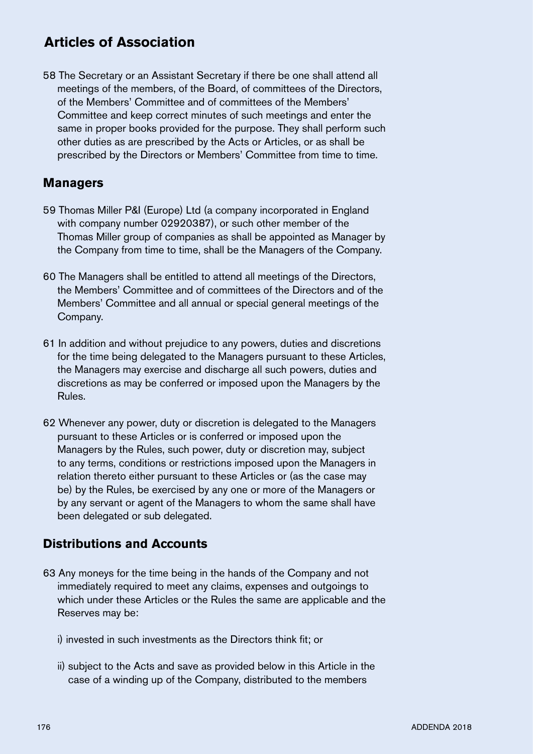## Articles of Association

58 The Secretary or an Assistant Secretary if there be one shall attend all meetings of the members, of the Board, of committees of the Directors, of the Members' Committee and of committees of the Members' Committee and keep correct minutes of such meetings and enter the same in proper books provided for the purpose. They shall perform such other duties as are prescribed by the Acts or Articles, or as shall be prescribed by the Directors or Members' Committee from time to time.

### Managers

59 Thomas Miller P&I (Europe) Ltd (a company incorporated in England with company number 02920387), or such other member of the Thomas Miller group of companies as shall be appointed as Manager by the Company from time to time, shall be the Managers of the Company.

60 The Managers shall be entitled to attend all meetings of the Directors, the Members' Committee and of committees of the Directors and of the Members' Committee and all annual or special general meetings of the Company.

61 In addition and without prejudice to any powers, duties and discretions for the time being delegated to the Managers pursuant to these Articles, the Managers may exercise and discharge all such powers, duties and discretions as may be conferred or imposed upon the Managers by the Rules.

62 Whenever any power, duty or discretion is delegated to the Managers pursuant to these Articles or is conferred or imposed upon the Managers by the Rules, such power, duty or discretion may, subject to any terms, conditions or restrictions imposed upon the Managers in relation thereto either pursuant to these Articles or (as the case may be) by the Rules, be exercised by any one or more of the Managers or by any servant or agent of the Managers to whom the same shall have been delegated or sub delegated.

### Distributions and Accounts

63 Any moneys for the time being in the hands of the Company and not immediately required to meet any claims, expenses and outgoings to which under these Articles or the Rules the same are applicable and the Reserves may be:

i) invested in such investments as the Directors think fit; or

ii) subject to the Acts and save as provided below in this Article in the case of a winding up of the Company, distributed to the members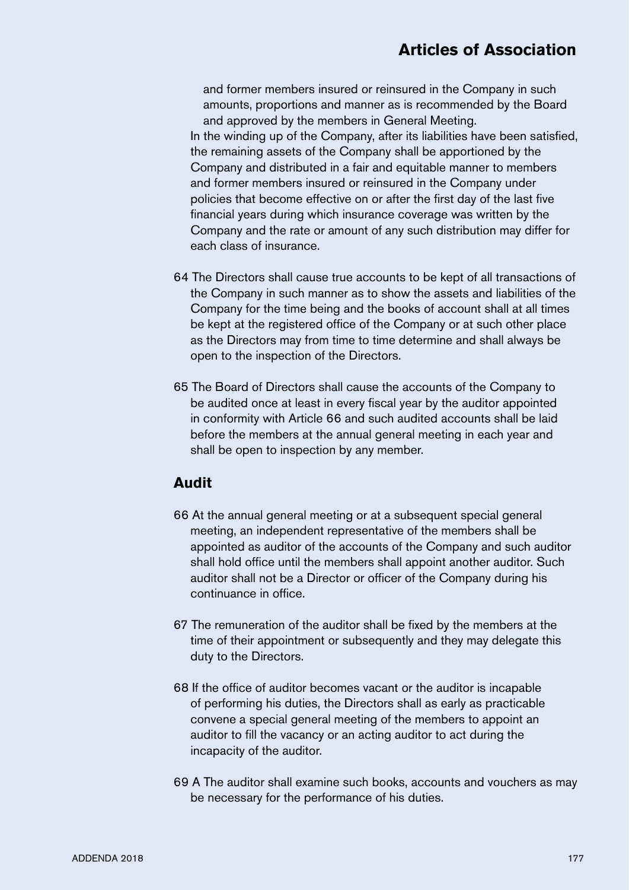and former members insured or reinsured in the Company in such amounts, proportions and manner as is recommended by the Board and approved by the members in General Meeting.

In the winding up of the Company, after its liabilities have been satisfied, the remaining assets of the Company shall be apportioned by the Company and distributed in a fair and equitable manner to members and former members insured or reinsured in the Company under policies that become effective on or after the first day of the last five financial years during which insurance coverage was written by the Company and the rate or amount of any such distribution may differ for each class of insurance.

64 The Directors shall cause true accounts to be kept of all transactions of the Company in such manner as to show the assets and liabilities of the Company for the time being and the books of account shall at all times be kept at the registered office of the Company or at such other place as the Directors may from time to time determine and shall always be open to the inspection of the Directors.

65 The Board of Directors shall cause the accounts of the Company to be audited once at least in every fiscal year by the auditor appointed in conformity with Article 66 and such audited accounts shall be laid before the members at the annual general meeting in each year and shall be open to inspection by any member.

## Audit

66 At the annual general meeting or at a subsequent special general meeting, an independent representative of the members shall be appointed as auditor of the accounts of the Company and such auditor shall hold office until the members shall appoint another auditor. Such auditor shall not be a Director or officer of the Company during his continuance in office.

67 The remuneration of the auditor shall be fixed by the members at the time of their appointment or subsequently and they may delegate this duty to the Directors.

68 If the office of auditor becomes vacant or the auditor is incapable of performing his duties, the Directors shall as early as practicable convene a special general meeting of the members to appoint an auditor to fill the vacancy or an acting auditor to act during the incapacity of the auditor.

69 A The auditor shall examine such books, accounts and vouchers as may be necessary for the performance of his duties.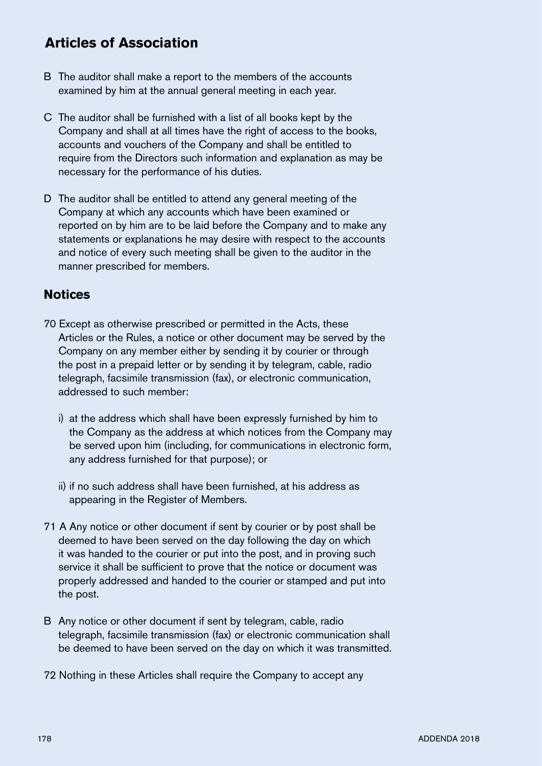## Articles of Association

B The auditor shall make a report to the members of the accounts examined by him at the annual general meeting in each year.

C The auditor shall be furnished with a list of all books kept by the Company and shall at all times have the right of access to the books, accounts and vouchers of the Company and shall be entitled to require from the Directors such information and explanation as may be necessary for the performance of his duties.

D The auditor shall be entitled to attend any general meeting of the Company at which any accounts which have been examined or reported on by him are to be laid before the Company and to make any statements or explanations he may desire with respect to the accounts and notice of every such meeting shall be given to the auditor in the manner prescribed for members.

## Notices

70 Except as otherwise prescribed or permitted in the Acts, these Articles or the Rules, a notice or other document may be served by the Company on any member either by sending it by courier or through the post in a prepaid letter or by sending it by telegram, cable, radio telegraph, facsimile transmission (fax), or electronic communication, addressed to such member:

i) at the address which shall have been expressly furnished by him to the Company as the address at which notices from the Company may be served upon him (including, for communications in electronic form, any address furnished for that purpose); or

ii) if no such address shall have been furnished, at his address as appearing in the Register of Members.

71 A Any notice or other document if sent by courier or by post shall be deemed to have been served on the day following the day on which it was handed to the courier or put into the post, and in proving such service it shall be sufficient to prove that the notice or document was properly addressed and handed to the courier or stamped and put into the post.

B Any notice or other document if sent by telegram, cable, radio telegraph, facsimile transmission (fax) or electronic communication shall be deemed to have been served on the day on which it was transmitted.

72 Nothing in these Articles shall require the Company to accept any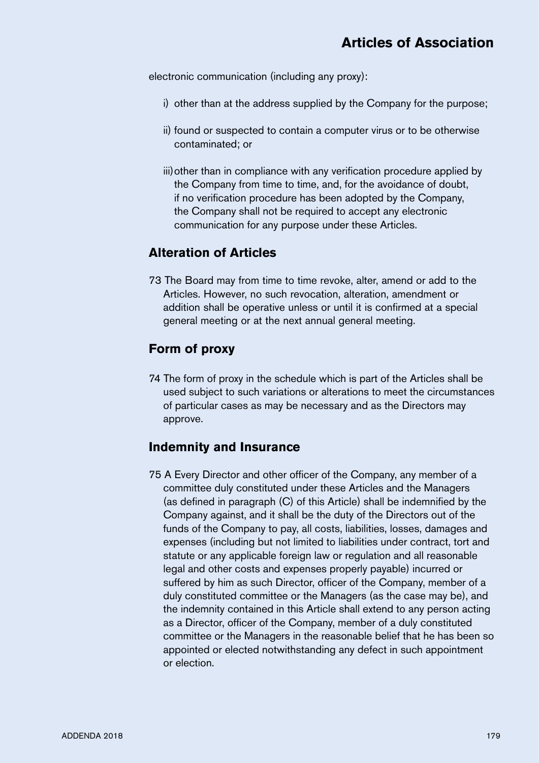electronic communication (including any proxy):

i) other than at the address supplied by the Company for the purpose;

ii) found or suspected to contain a computer virus or to be otherwise contaminated; or

iii) other than in compliance with any verification procedure applied by the Company from time to time, and, for the avoidance of doubt, if no verification procedure has been adopted by the Company, the Company shall not be required to accept any electronic communication for any purpose under these Articles.

## Alteration of Articles

73 The Board may from time to time revoke, alter, amend or add to the Articles. However, no such revocation, alteration, amendment or addition shall be operative unless or until it is confirmed at a special general meeting or at the next annual general meeting.

## Form of proxy

74 The form of proxy in the schedule which is part of the Articles shall be used subject to such variations or alterations to meet the circumstances of particular cases as may be necessary and as the Directors may approve.

## Indemnity and Insurance

75 A Every Director and other officer of the Company, any member of a committee duly constituted under these Articles and the Managers (as defined in paragraph (C) of this Article) shall be indemnified by the Company against, and it shall be the duty of the Directors out of the funds of the Company to pay, all costs, liabilities, losses, damages and expenses (including but not limited to liabilities under contract, tort and statute or any applicable foreign law or regulation and all reasonable legal and other costs and expenses properly payable) incurred or suffered by him as such Director, officer of the Company, member of a duly constituted committee or the Managers (as the case may be), and the indemnity contained in this Article shall extend to any person acting as a Director, officer of the Company, member of a duly constituted committee or the Managers in the reasonable belief that he has been so appointed or elected notwithstanding any defect in such appointment or election.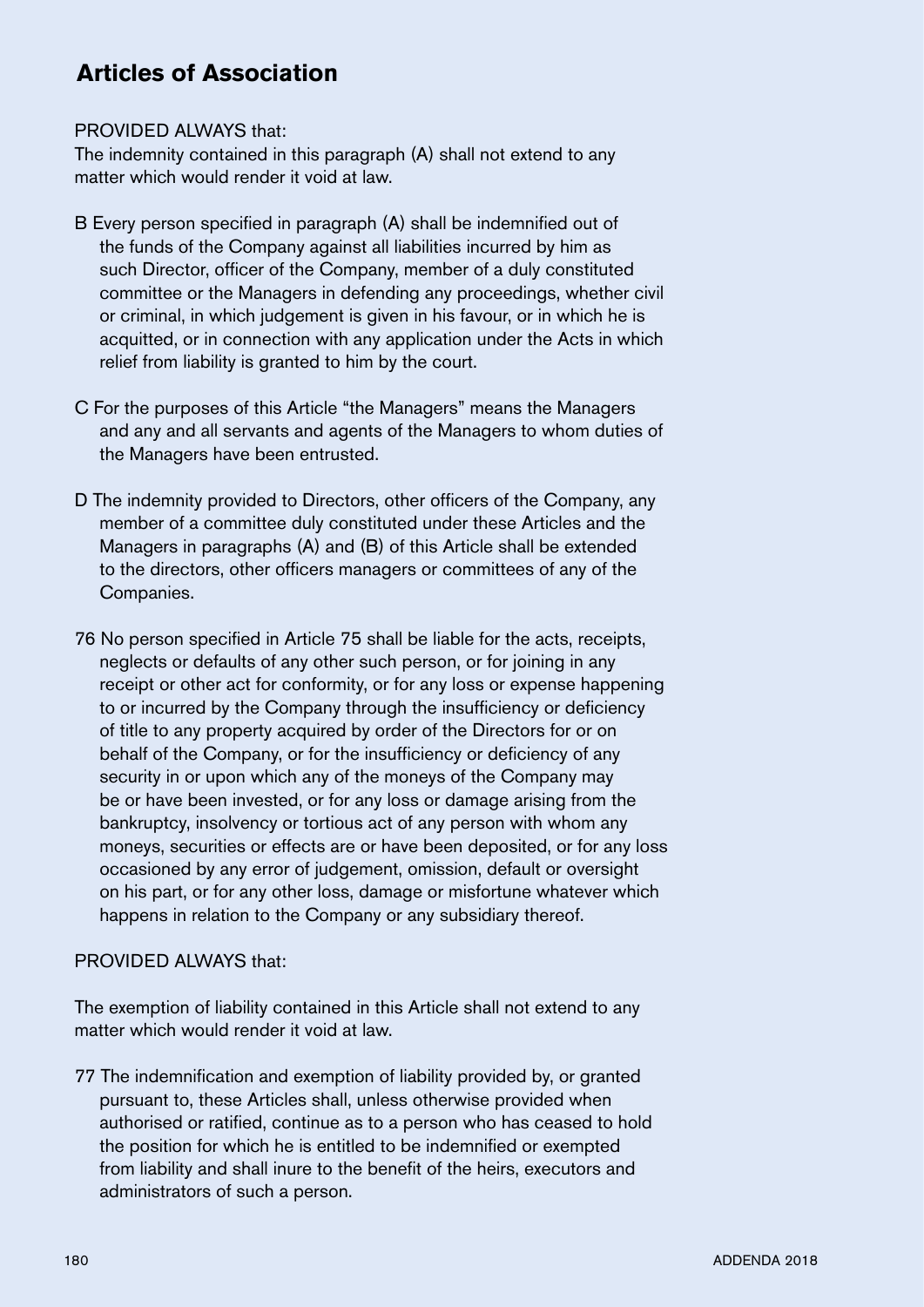## Articles of Association

PROVIDED ALWAYS that:
The indemnity contained in this paragraph (A) shall not extend to any matter which would render it void at law.

B Every person specified in paragraph (A) shall be indemnified out of the funds of the Company against all liabilities incurred by him as such Director, officer of the Company, member of a duly constituted committee or the Managers in defending any proceedings, whether civil or criminal, in which judgement is given in his favour, or in which he is acquitted, or in connection with any application under the Acts in which relief from liability is granted to him by the court.

C For the purposes of this Article "the Managers" means the Managers and any and all servants and agents of the Managers to whom duties of the Managers have been entrusted.

D The indemnity provided to Directors, other officers of the Company, any member of a committee duly constituted under these Articles and the Managers in paragraphs (A) and (B) of this Article shall be extended to the directors, other officers managers or committees of any of the Companies.

76 No person specified in Article 75 shall be liable for the acts, receipts, neglects or defaults of any other such person, or for joining in any receipt or other act for conformity, or for any loss or expense happening to or incurred by the Company through the insufficiency or deficiency of title to any property acquired by order of the Directors for or on behalf of the Company, or for the insufficiency or deficiency of any security in or upon which any of the moneys of the Company may be or have been invested, or for any loss or damage arising from the bankruptcy, insolvency or tortious act of any person with whom any moneys, securities or effects are or have been deposited, or for any loss occasioned by any error of judgement, omission, default or oversight on his part, or for any other loss, damage or misfortune whatever which happens in relation to the Company or any subsidiary thereof.

PROVIDED ALWAYS that:

The exemption of liability contained in this Article shall not extend to any matter which would render it void at law.

77 The indemnification and exemption of liability provided by, or granted pursuant to, these Articles shall, unless otherwise provided when authorised or ratified, continue as to a person who has ceased to hold the position for which he is entitled to be indemnified or exempted from liability and shall inure to the benefit of the heirs, executors and administrators of such a person.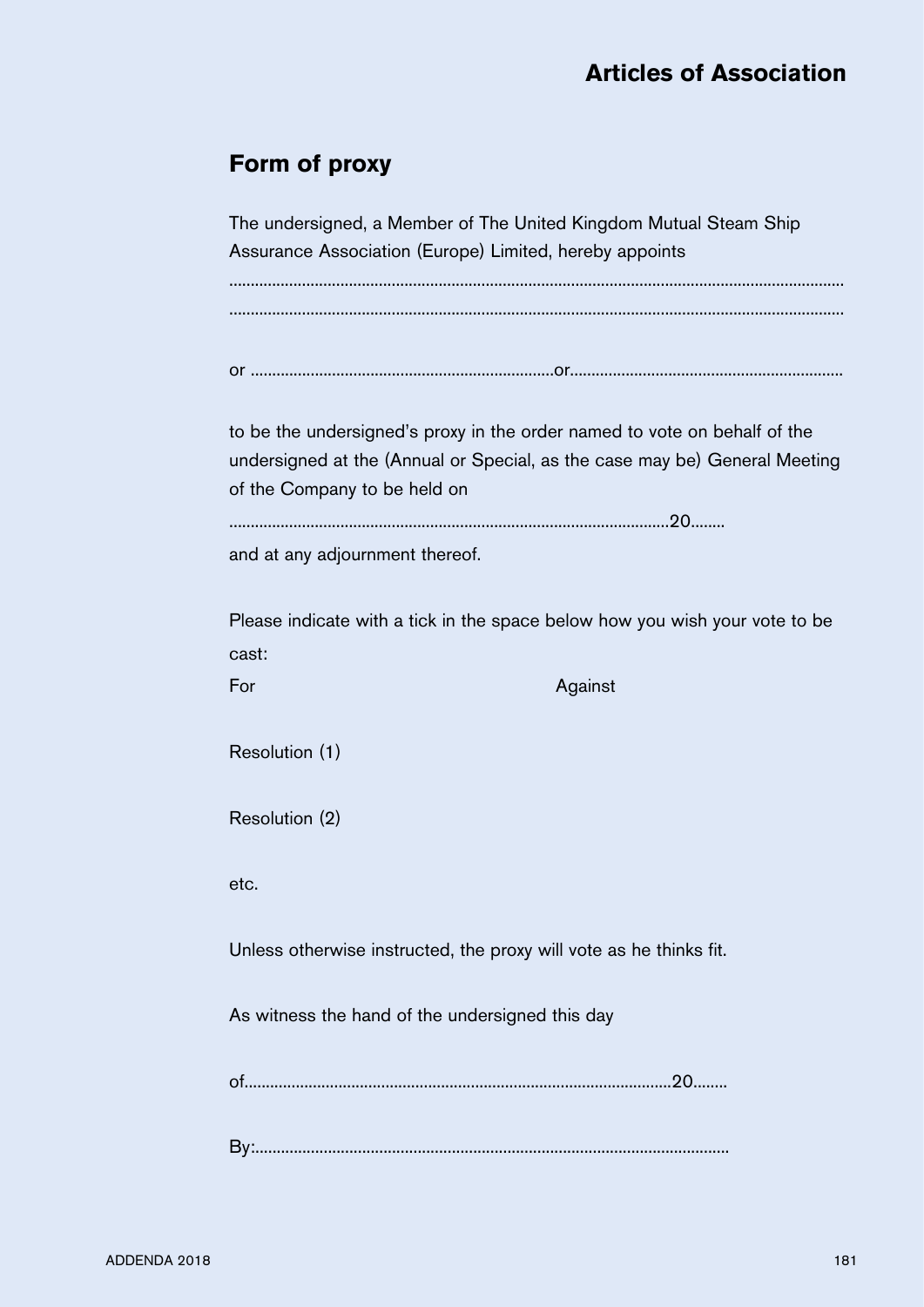## Form of proxy

The undersigned, a Member of The United Kingdom Mutual Steam Ship Assurance Association (Europe) Limited, hereby appoints

.................................................................................................................................................

.................................................................................................................................................

or ......................................................................or..............................................................

to be the undersigned's proxy in the order named to vote on behalf of the undersigned at the (Annual or Special, as the case may be) General Meeting of the Company to be held on

.....................................................................................................20........

and at any adjournment thereof.

Please indicate with a tick in the space below how you wish your vote to be cast:

For Against

Resolution (1)

Resolution (2)

etc.

Unless otherwise instructed, the proxy will vote as he thinks fit.

As witness the hand of the undersigned this day

of..................................................................................................20........

By:.............................................................................................................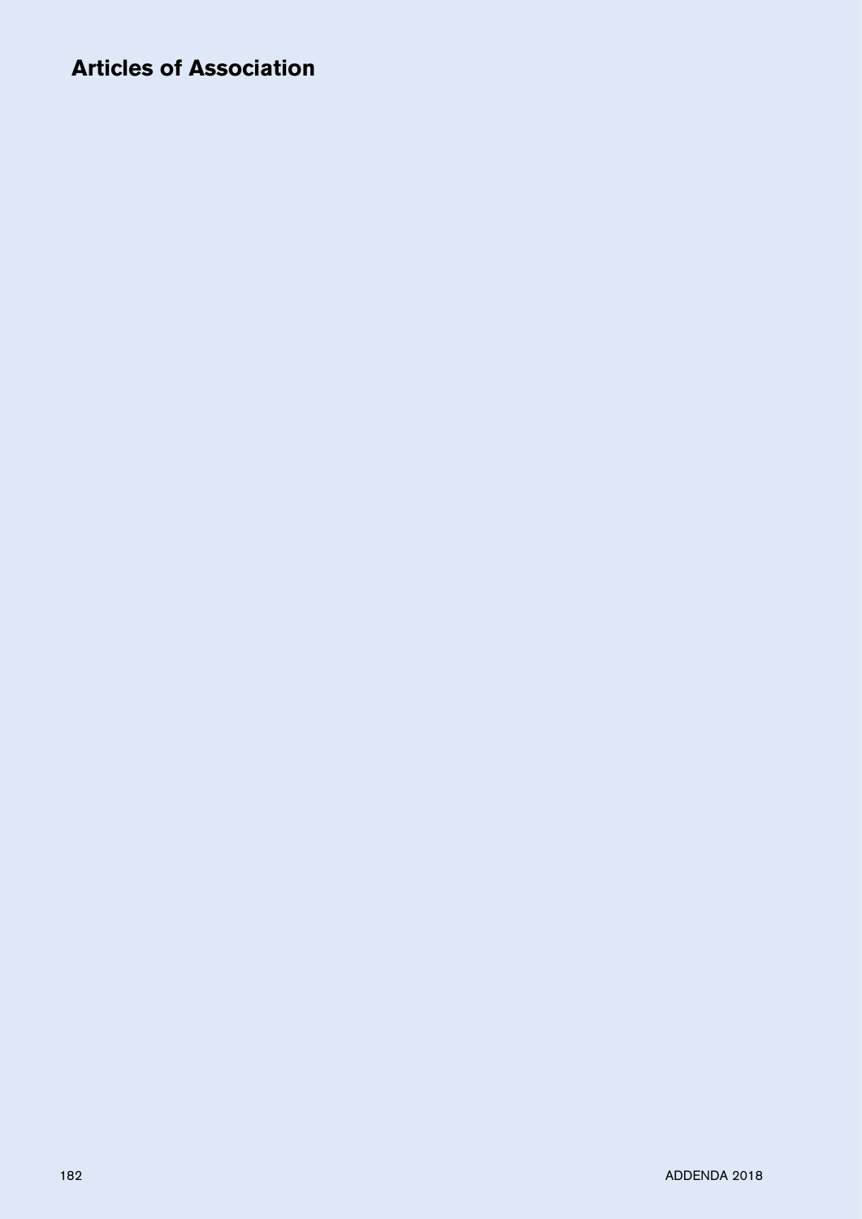# Articles of Association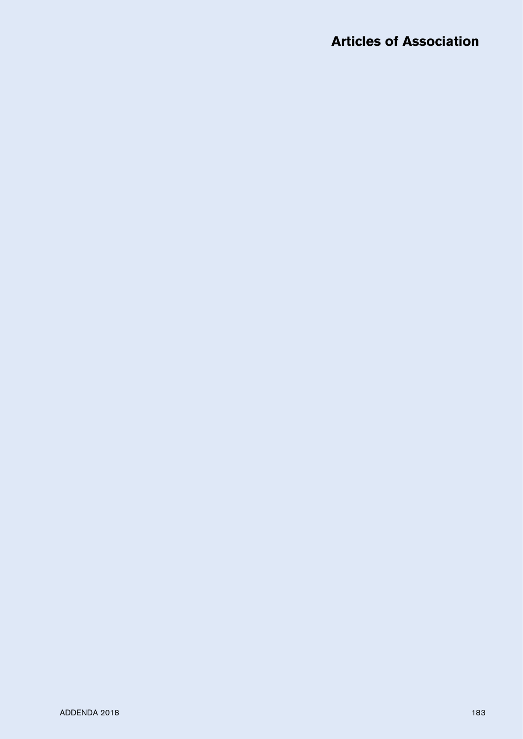# Articles of Association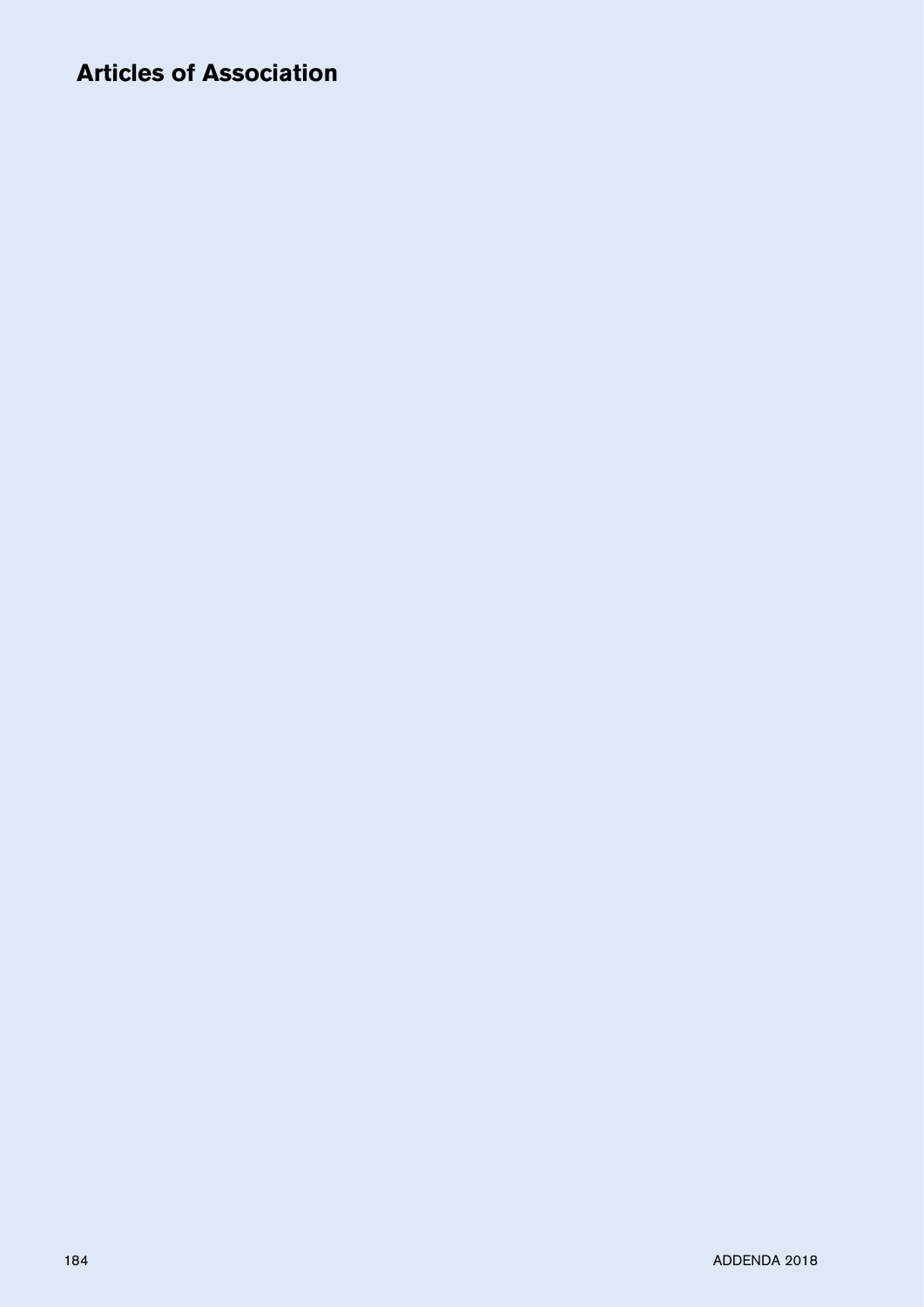# Articles of Association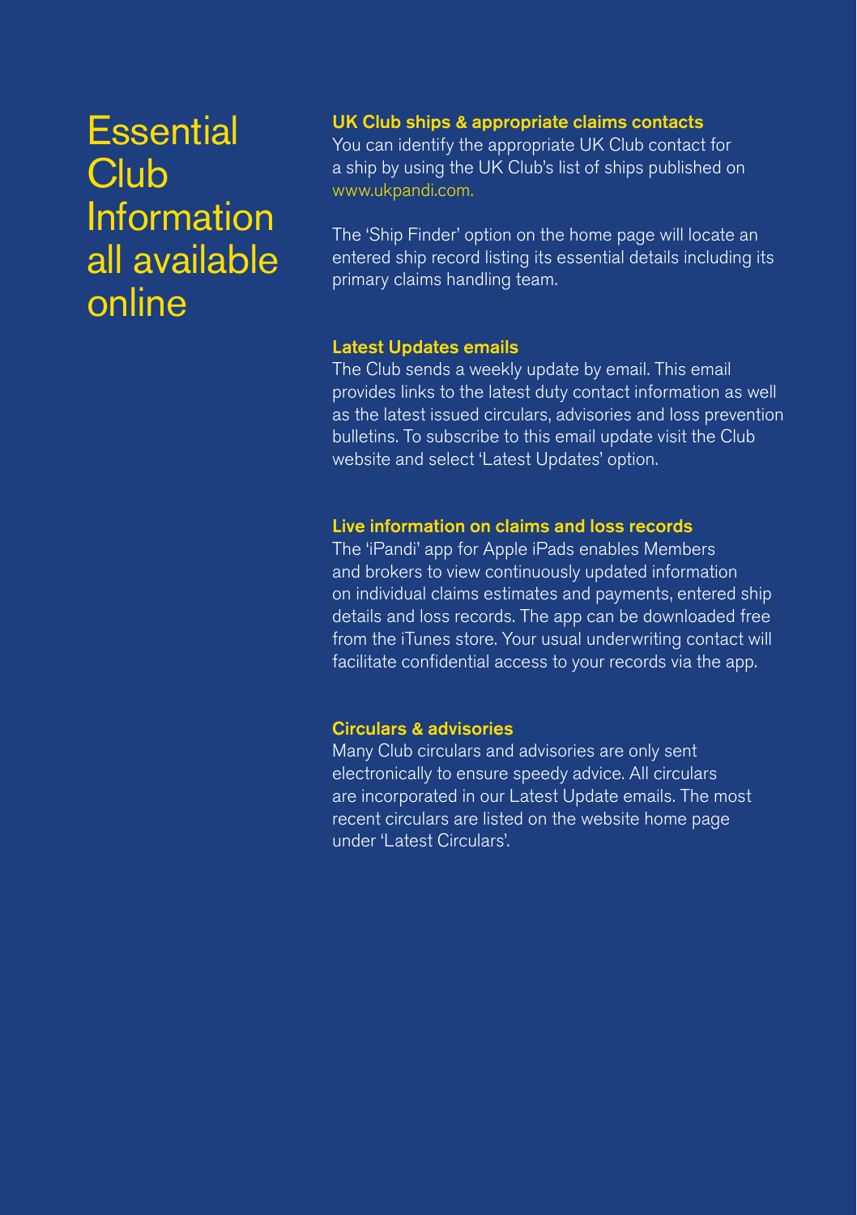# Essential Club Information all available online

## UK Club ships & appropriate claims contacts

You can identify the appropriate UK Club contact for a ship by using the UK Club's list of ships published on www.ukpandi.com.

The 'Ship Finder' option on the home page will locate an entered ship record listing its essential details including its primary claims handling team.

## Latest Updates emails

The Club sends a weekly update by email. This email provides links to the latest duty contact information as well as the latest issued circulars, advisories and loss prevention bulletins. To subscribe to this email update visit the Club website and select 'Latest Updates' option.

## Live information on claims and loss records

The 'iPandi' app for Apple iPads enables Members and brokers to view continuously updated information on individual claims estimates and payments, entered ship details and loss records. The app can be downloaded free from the iTunes store. Your usual underwriting contact will facilitate confidential access to your records via the app.

## Circulars & advisories

Many Club circulars and advisories are only sent electronically to ensure speedy advice. All circulars are incorporated in our Latest Update emails. The most recent circulars are listed on the website home page under 'Latest Circulars'.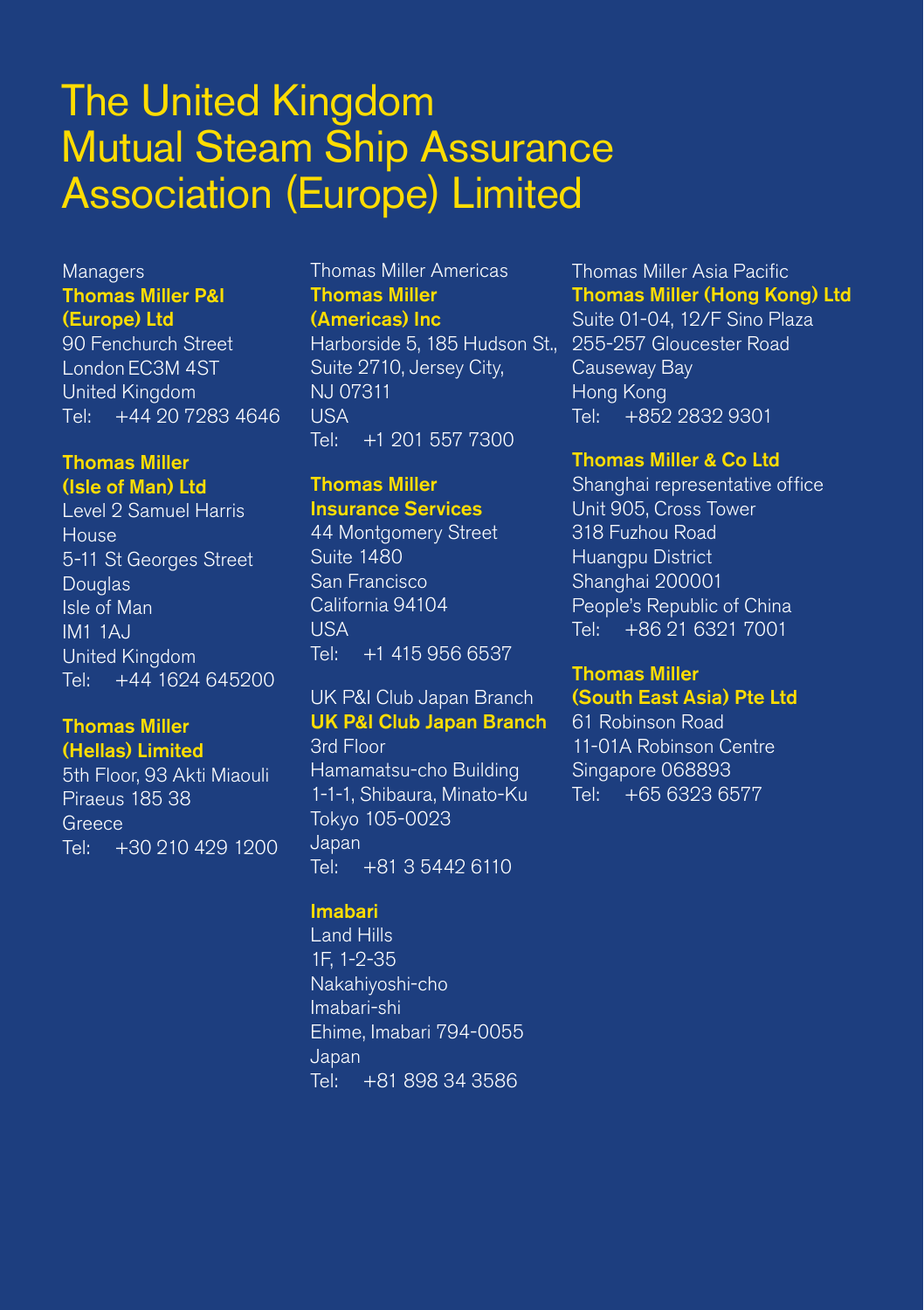# The United Kingdom Mutual Steam Ship Assurance Association (Europe) Limited

Managers

**Thomas Miller P&I (Europe) Ltd**
90 Fenchurch Street
London EC3M 4ST
United Kingdom
Tel: +44 20 7283 4646

**Thomas Miller (Isle of Man) Ltd**
Level 2 Samuel Harris House
5-11 St Georges Street
Douglas
Isle of Man
IM1 1AJ
United Kingdom
Tel: +44 1624 645200

**Thomas Miller (Hellas) Limited**
5th Floor, 93 Akti Miaouli
Piraeus 185 38
Greece
Tel: +30 210 429 1200

Thomas Miller Americas

**Thomas Miller (Americas) Inc**
Harborside 5, 185 Hudson St., Suite 2710, Jersey City, NJ 07311
USA
Tel: +1 201 557 7300

**Thomas Miller Insurance Services**
44 Montgomery Street
Suite 1480
San Francisco
California 94104
USA
Tel: +1 415 956 6537

UK P&I Club Japan Branch

**UK P&I Club Japan Branch**
3rd Floor
Hamamatsu-cho Building
1-1-1, Shibaura, Minato-Ku
Tokyo 105-0023
Japan
Tel: +81 3 5442 6110

**Imabari**
Land Hills
1F, 1-2-35
Nakahiyoshi-cho
Imabari-shi
Ehime, Imabari 794-0055
Japan
Tel: +81 898 34 3586

Thomas Miller Asia Pacific

**Thomas Miller (Hong Kong) Ltd**
Suite 01-04, 12/F Sino Plaza
255-257 Gloucester Road
Causeway Bay
Hong Kong
Tel: +852 2832 9301

**Thomas Miller & Co Ltd**
Shanghai representative office
Unit 905, Cross Tower
318 Fuzhou Road
Huangpu District
Shanghai 200001
People's Republic of China
Tel: +86 21 6321 7001

**Thomas Miller (South East Asia) Pte Ltd**
61 Robinson Road
11-01A Robinson Centre
Singapore 068893
Tel: +65 6323 6577